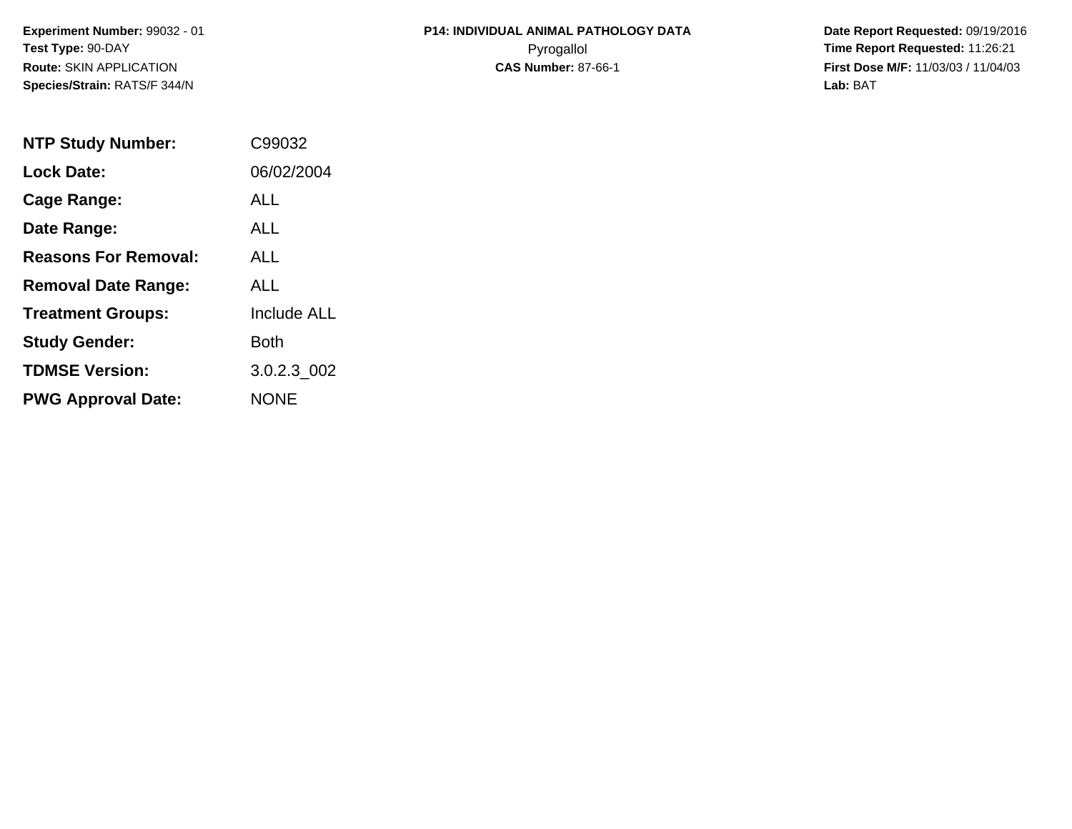**Experiment Number:** 99032 - 01
**Test Type:** 90-DAY
**Route:** SKIN APPLICATION
**Species/Strain:** RATS/F 344/N

**P14: INDIVIDUAL ANIMAL PATHOLOGY DATA**
Pyrogallol
**CAS Number:** 87-66-1

**Date Report Requested:** 09/19/2016
**Time Report Requested:** 11:26:21
**First Dose M/F:** 11/03/03 / 11/04/03
**Lab:** BAT

| | |
|---|---|
| **NTP Study Number:** | C99032 |
| **Lock Date:** | 06/02/2004 |
| **Cage Range:** | ALL |
| **Date Range:** | ALL |
| **Reasons For Removal:** | ALL |
| **Removal Date Range:** | ALL |
| **Treatment Groups:** | Include ALL |
| **Study Gender:** | Both |
| **TDMSE Version:** | 3.0.2.3_002 |
| **PWG Approval Date:** | NONE |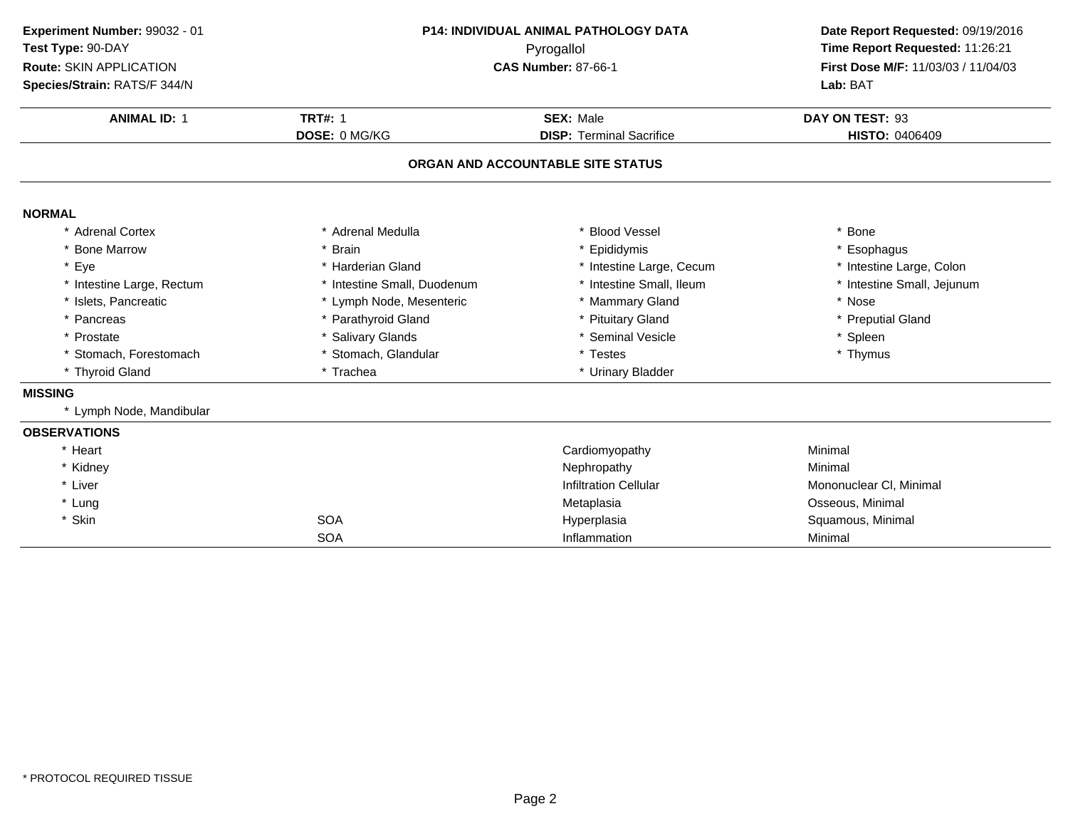**Experiment Number:** 99032 - 01
**Test Type:** 90-DAY
**Route:** SKIN APPLICATION
**Species/Strain:** RATS/F 344/N

**P14: INDIVIDUAL ANIMAL PATHOLOGY DATA**
Pyrogallol
**CAS Number:** 87-66-1

**Date Report Requested:** 09/19/2016
**Time Report Requested:** 11:26:21
**First Dose M/F:** 11/03/03 / 11/04/03
**Lab:** BAT

| **ANIMAL ID:** 1 | **TRT#:** 1 | **SEX:** Male | **DAY ON TEST:** 93 |
|---|---|---|---|
| | **DOSE:** 0 MG/KG | **DISP:** Terminal Sacrifice | **HISTO:** 0406409 |

## ORGAN AND ACCOUNTABLE SITE STATUS

### NORMAL

| | | | |
|---|---|---|---|
| * Adrenal Cortex | * Adrenal Medulla | * Blood Vessel | * Bone |
| * Bone Marrow | * Brain | * Epididymis | * Esophagus |
| * Eye | * Harderian Gland | * Intestine Large, Cecum | * Intestine Large, Colon |
| * Intestine Large, Rectum | * Intestine Small, Duodenum | * Intestine Small, Ileum | * Intestine Small, Jejunum |
| * Islets, Pancreatic | * Lymph Node, Mesenteric | * Mammary Gland | * Nose |
| * Pancreas | * Parathyroid Gland | * Pituitary Gland | * Preputial Gland |
| * Prostate | * Salivary Glands | * Seminal Vesicle | * Spleen |
| * Stomach, Forestomach | * Stomach, Glandular | * Testes | * Thymus |
| * Thyroid Gland | * Trachea | * Urinary Bladder | |

### MISSING

* Lymph Node, Mandibular

### OBSERVATIONS

| | | | |
|---|---|---|---|
| * Heart | | Cardiomyopathy | Minimal |
| * Kidney | | Nephropathy | Minimal |
| * Liver | | Infiltration Cellular | Mononuclear Cl, Minimal |
| * Lung | | Metaplasia | Osseous, Minimal |
| * Skin | SOA | Hyperplasia | Squamous, Minimal |
| | SOA | Inflammation | Minimal |

* PROTOCOL REQUIRED TISSUE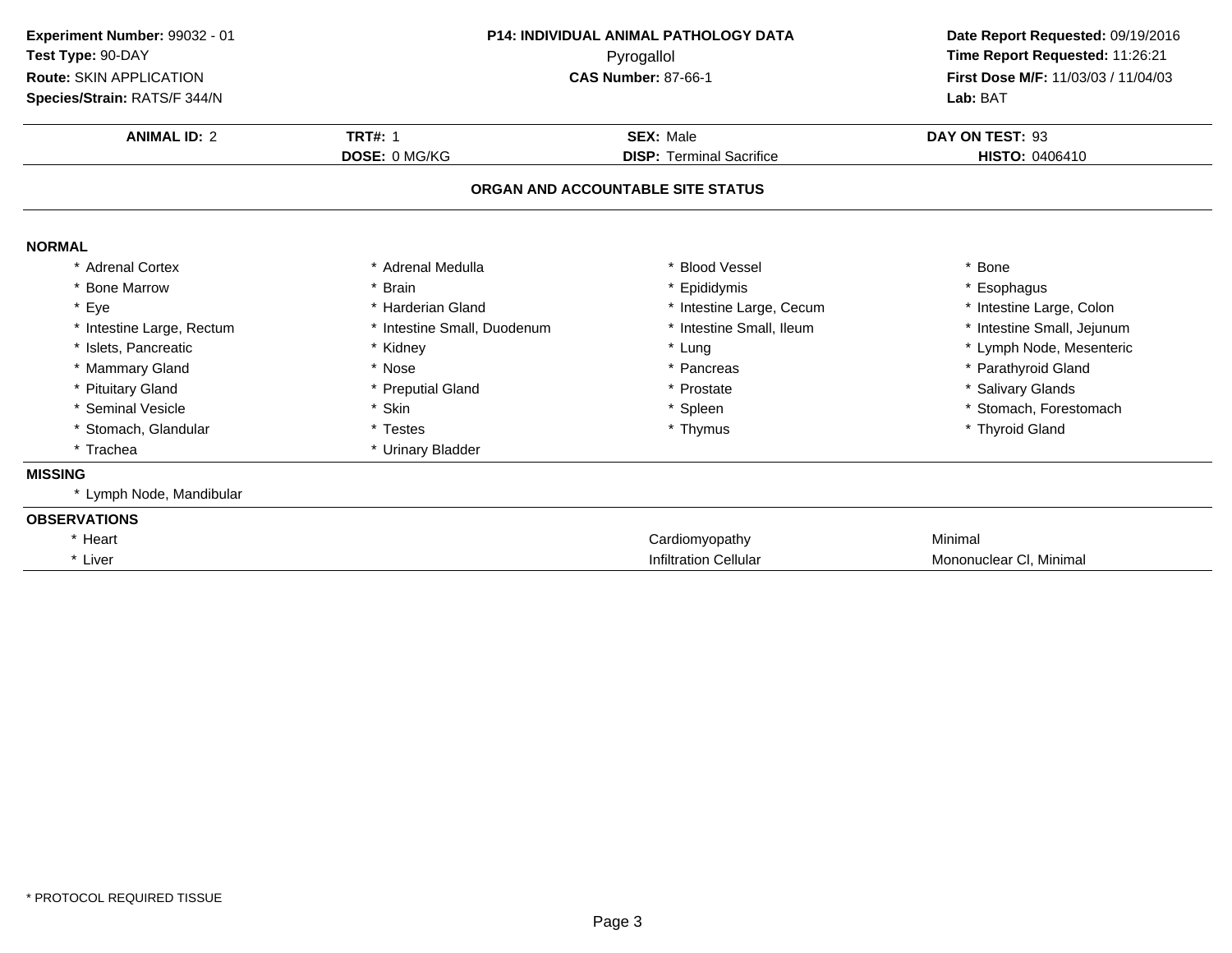**Experiment Number:** 99032 - 01
**Test Type:** 90-DAY
**Route:** SKIN APPLICATION
**Species/Strain:** RATS/F 344/N

**P14: INDIVIDUAL ANIMAL PATHOLOGY DATA**
Pyrogallol
**CAS Number:** 87-66-1

**Date Report Requested:** 09/19/2016
**Time Report Requested:** 11:26:21
**First Dose M/F:** 11/03/03 / 11/04/03
**Lab:** BAT

| **ANIMAL ID:** 2 | **TRT#:** 1 | **SEX:** Male | **DAY ON TEST:** 93 |
|---|---|---|---|
| | **DOSE:** 0 MG/KG | **DISP:** Terminal Sacrifice | **HISTO:** 0406410 |

## ORGAN AND ACCOUNTABLE SITE STATUS

**NORMAL**

| | | | |
|---|---|---|---|
| * Adrenal Cortex | * Adrenal Medulla | * Blood Vessel | * Bone |
| * Bone Marrow | * Brain | * Epididymis | * Esophagus |
| * Eye | * Harderian Gland | * Intestine Large, Cecum | * Intestine Large, Colon |
| * Intestine Large, Rectum | * Intestine Small, Duodenum | * Intestine Small, Ileum | * Intestine Small, Jejunum |
| * Islets, Pancreatic | * Kidney | * Lung | * Lymph Node, Mesenteric |
| * Mammary Gland | * Nose | * Pancreas | * Parathyroid Gland |
| * Pituitary Gland | * Preputial Gland | * Prostate | * Salivary Glands |
| * Seminal Vesicle | * Skin | * Spleen | * Stomach, Forestomach |
| * Stomach, Glandular | * Testes | * Thymus | * Thyroid Gland |
| * Trachea | * Urinary Bladder | | |

**MISSING**

* Lymph Node, Mandibular

**OBSERVATIONS**

| | | |
|---|---|---|
| * Heart | Cardiomyopathy | Minimal |
| * Liver | Infiltration Cellular | Mononuclear Cl, Minimal |

* PROTOCOL REQUIRED TISSUE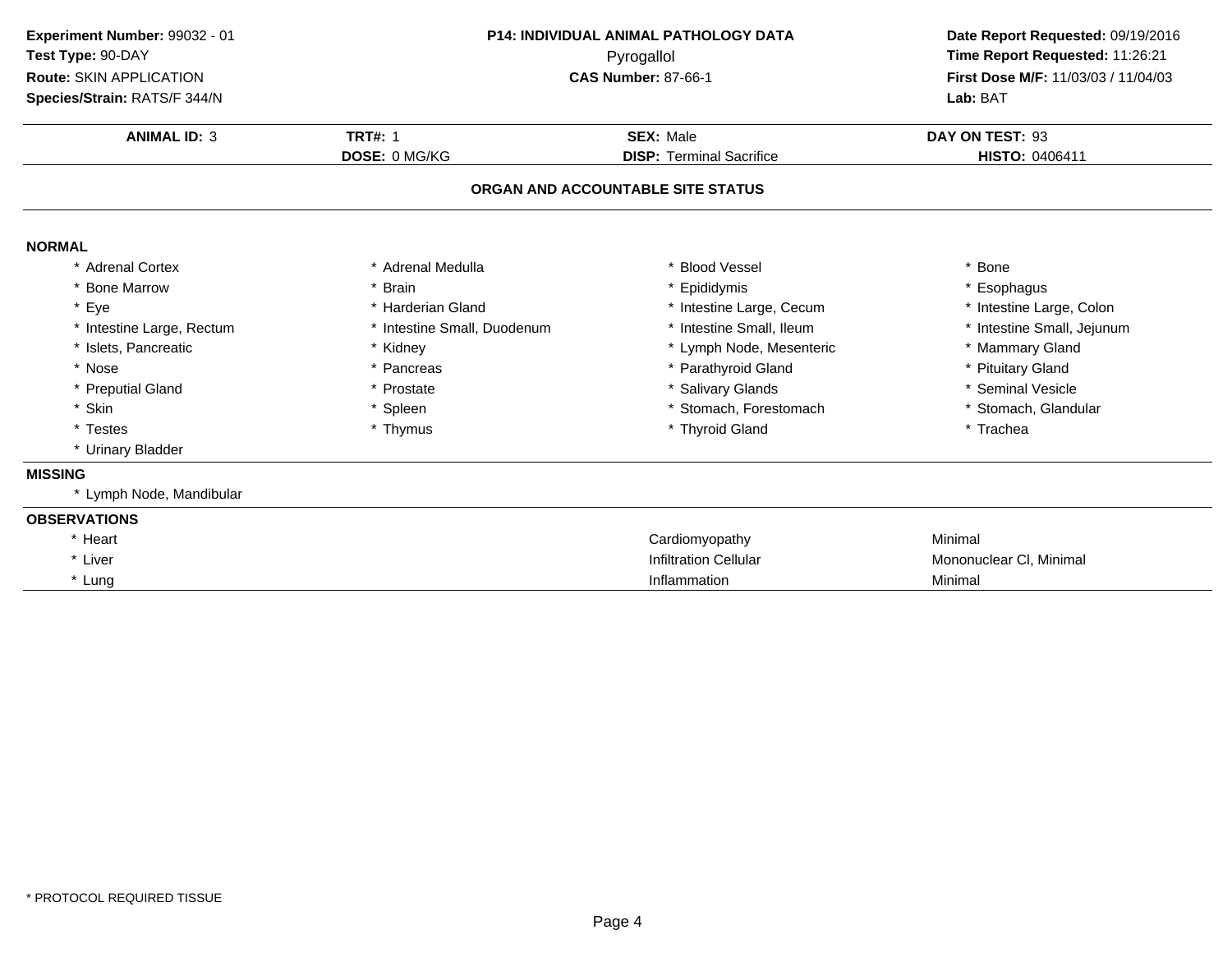**Experiment Number:** 99032 - 01
**Test Type:** 90-DAY
**Route:** SKIN APPLICATION
**Species/Strain:** RATS/F 344/N

**P14: INDIVIDUAL ANIMAL PATHOLOGY DATA**
Pyrogallol
**CAS Number:** 87-66-1

**Date Report Requested:** 09/19/2016
**Time Report Requested:** 11:26:21
**First Dose M/F:** 11/03/03 / 11/04/03
**Lab:** BAT

| **ANIMAL ID:** 3 | **TRT#:** 1 | **SEX:** Male | **DAY ON TEST:** 93 |
|---|---|---|---|
| | **DOSE:** 0 MG/KG | **DISP:** Terminal Sacrifice | **HISTO:** 0406411 |

## ORGAN AND ACCOUNTABLE SITE STATUS

### NORMAL

| | | | |
|---|---|---|---|
| * Adrenal Cortex | * Adrenal Medulla | * Blood Vessel | * Bone |
| * Bone Marrow | * Brain | * Epididymis | * Esophagus |
| * Eye | * Harderian Gland | * Intestine Large, Cecum | * Intestine Large, Colon |
| * Intestine Large, Rectum | * Intestine Small, Duodenum | * Intestine Small, Ileum | * Intestine Small, Jejunum |
| * Islets, Pancreatic | * Kidney | * Lymph Node, Mesenteric | * Mammary Gland |
| * Nose | * Pancreas | * Parathyroid Gland | * Pituitary Gland |
| * Preputial Gland | * Prostate | * Salivary Glands | * Seminal Vesicle |
| * Skin | * Spleen | * Stomach, Forestomach | * Stomach, Glandular |
| * Testes | * Thymus | * Thyroid Gland | * Trachea |
| * Urinary Bladder | | | |

### MISSING

* Lymph Node, Mandibular

### OBSERVATIONS

| | | |
|---|---|---|
| * Heart | Cardiomyopathy | Minimal |
| * Liver | Infiltration Cellular | Mononuclear Cl, Minimal |
| * Lung | Inflammation | Minimal |

* PROTOCOL REQUIRED TISSUE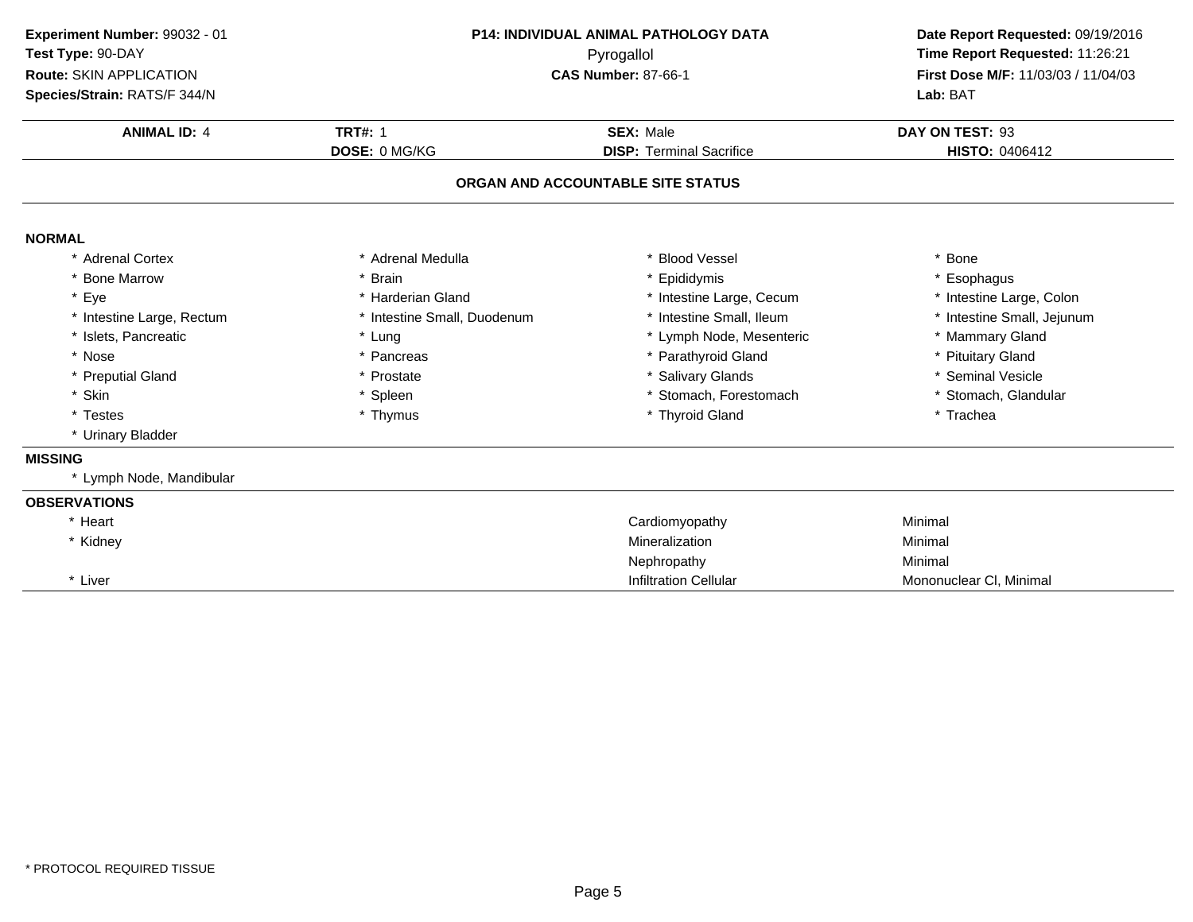**Experiment Number:** 99032 - 01
**Test Type:** 90-DAY
**Route:** SKIN APPLICATION
**Species/Strain:** RATS/F 344/N

**P14: INDIVIDUAL ANIMAL PATHOLOGY DATA**
Pyrogallol
**CAS Number:** 87-66-1

**Date Report Requested:** 09/19/2016
**Time Report Requested:** 11:26:21
**First Dose M/F:** 11/03/03 / 11/04/03
**Lab:** BAT

| **ANIMAL ID:** 4 | **TRT#:** 1 | **SEX:** Male | **DAY ON TEST:** 93 |
|---|---|---|---|
| | **DOSE:** 0 MG/KG | **DISP:** Terminal Sacrifice | **HISTO:** 0406412 |

## ORGAN AND ACCOUNTABLE SITE STATUS

### NORMAL

| | | | |
|---|---|---|---|
| * Adrenal Cortex | * Adrenal Medulla | * Blood Vessel | * Bone |
| * Bone Marrow | * Brain | * Epididymis | * Esophagus |
| * Eye | * Harderian Gland | * Intestine Large, Cecum | * Intestine Large, Colon |
| * Intestine Large, Rectum | * Intestine Small, Duodenum | * Intestine Small, Ileum | * Intestine Small, Jejunum |
| * Islets, Pancreatic | * Lung | * Lymph Node, Mesenteric | * Mammary Gland |
| * Nose | * Pancreas | * Parathyroid Gland | * Pituitary Gland |
| * Preputial Gland | * Prostate | * Salivary Glands | * Seminal Vesicle |
| * Skin | * Spleen | * Stomach, Forestomach | * Stomach, Glandular |
| * Testes | * Thymus | * Thyroid Gland | * Trachea |
| * Urinary Bladder | | | |

### MISSING

* Lymph Node, Mandibular

### OBSERVATIONS

| Organ | Observation | Severity |
|---|---|---|
| * Heart | Cardiomyopathy | Minimal |
| * Kidney | Mineralization | Minimal |
| | Nephropathy | Minimal |
| * Liver | Infiltration Cellular | Mononuclear Cl, Minimal |

* PROTOCOL REQUIRED TISSUE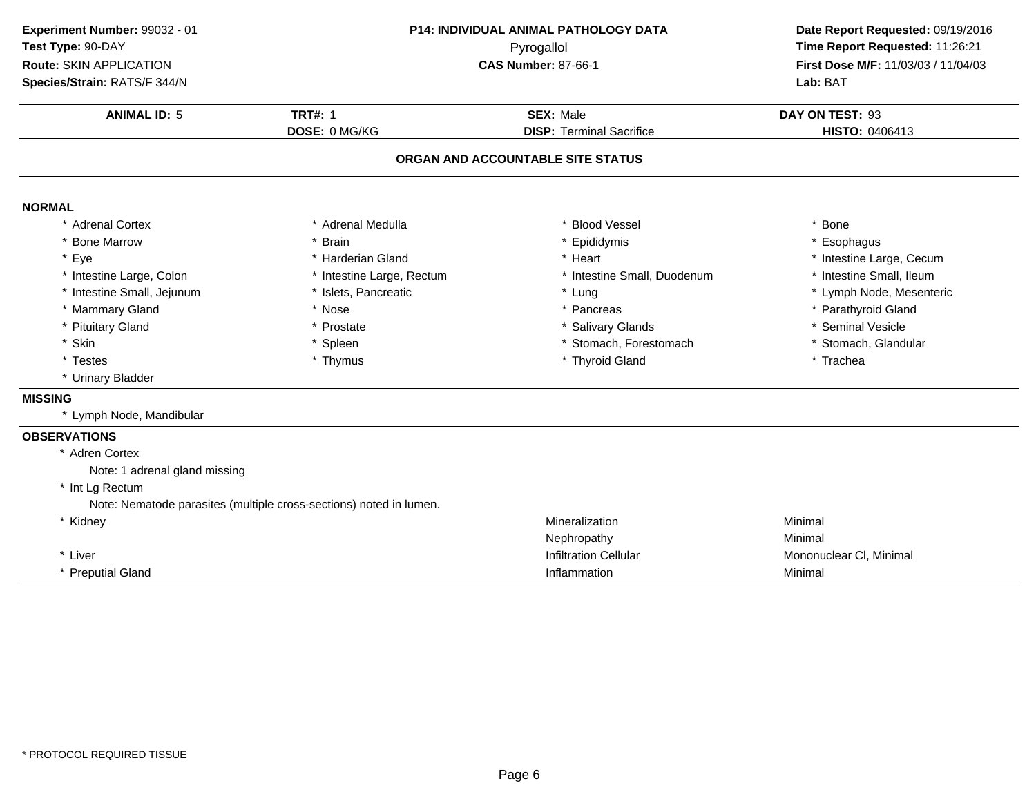**Experiment Number:** 99032 - 01
**Test Type:** 90-DAY
**Route:** SKIN APPLICATION
**Species/Strain:** RATS/F 344/N

**P14: INDIVIDUAL ANIMAL PATHOLOGY DATA**
Pyrogallol
**CAS Number:** 87-66-1

**Date Report Requested:** 09/19/2016
**Time Report Requested:** 11:26:21
**First Dose M/F:** 11/03/03 / 11/04/03
**Lab:** BAT

| **ANIMAL ID:** 5 | **TRT#:** 1 | **SEX:** Male | **DAY ON TEST:** 93 |
|---|---|---|---|
| | **DOSE:** 0 MG/KG | **DISP:** Terminal Sacrifice | **HISTO:** 0406413 |

## ORGAN AND ACCOUNTABLE SITE STATUS

### NORMAL

| | | | |
|---|---|---|---|
| * Adrenal Cortex | * Adrenal Medulla | * Blood Vessel | * Bone |
| * Bone Marrow | * Brain | * Epididymis | * Esophagus |
| * Eye | * Harderian Gland | * Heart | * Intestine Large, Cecum |
| * Intestine Large, Colon | * Intestine Large, Rectum | * Intestine Small, Duodenum | * Intestine Small, Ileum |
| * Intestine Small, Jejunum | * Islets, Pancreatic | * Lung | * Lymph Node, Mesenteric |
| * Mammary Gland | * Nose | * Pancreas | * Parathyroid Gland |
| * Pituitary Gland | * Prostate | * Salivary Glands | * Seminal Vesicle |
| * Skin | * Spleen | * Stomach, Forestomach | * Stomach, Glandular |
| * Testes | * Thymus | * Thyroid Gland | * Trachea |
| * Urinary Bladder | | | |

### MISSING

* Lymph Node, Mandibular

### OBSERVATIONS

* Adren Cortex
  Note: 1 adrenal gland missing
* Int Lg Rectum
  Note: Nematode parasites (multiple cross-sections) noted in lumen.

| Organ | Observation | Severity |
|---|---|---|
| * Kidney | Mineralization | Minimal |
| | Nephropathy | Minimal |
| * Liver | Infiltration Cellular | Mononuclear Cl, Minimal |
| * Preputial Gland | Inflammation | Minimal |

* PROTOCOL REQUIRED TISSUE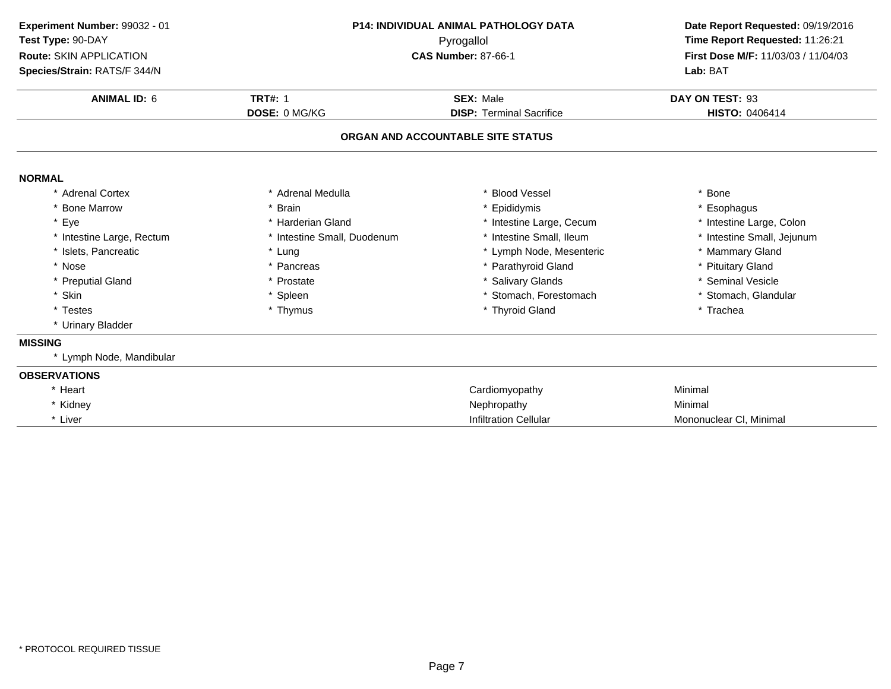**Experiment Number:** 99032 - 01
**Test Type:** 90-DAY
**Route:** SKIN APPLICATION
**Species/Strain:** RATS/F 344/N

**P14: INDIVIDUAL ANIMAL PATHOLOGY DATA**
Pyrogallol
**CAS Number:** 87-66-1

**Date Report Requested:** 09/19/2016
**Time Report Requested:** 11:26:21
**First Dose M/F:** 11/03/03 / 11/04/03
**Lab:** BAT

| **ANIMAL ID:** 6 | **TRT#:** 1 | **SEX:** Male | **DAY ON TEST:** 93 |
|---|---|---|---|
| | **DOSE:** 0 MG/KG | **DISP:** Terminal Sacrifice | **HISTO:** 0406414 |

## ORGAN AND ACCOUNTABLE SITE STATUS

**NORMAL**

| | | | |
|---|---|---|---|
| * Adrenal Cortex | * Adrenal Medulla | * Blood Vessel | * Bone |
| * Bone Marrow | * Brain | * Epididymis | * Esophagus |
| * Eye | * Harderian Gland | * Intestine Large, Cecum | * Intestine Large, Colon |
| * Intestine Large, Rectum | * Intestine Small, Duodenum | * Intestine Small, Ileum | * Intestine Small, Jejunum |
| * Islets, Pancreatic | * Lung | * Lymph Node, Mesenteric | * Mammary Gland |
| * Nose | * Pancreas | * Parathyroid Gland | * Pituitary Gland |
| * Preputial Gland | * Prostate | * Salivary Glands | * Seminal Vesicle |
| * Skin | * Spleen | * Stomach, Forestomach | * Stomach, Glandular |
| * Testes | * Thymus | * Thyroid Gland | * Trachea |
| * Urinary Bladder | | | |

**MISSING**

* Lymph Node, Mandibular

**OBSERVATIONS**

| | | |
|---|---|---|
| * Heart | Cardiomyopathy | Minimal |
| * Kidney | Nephropathy | Minimal |
| * Liver | Infiltration Cellular | Mononuclear Cl, Minimal |

* PROTOCOL REQUIRED TISSUE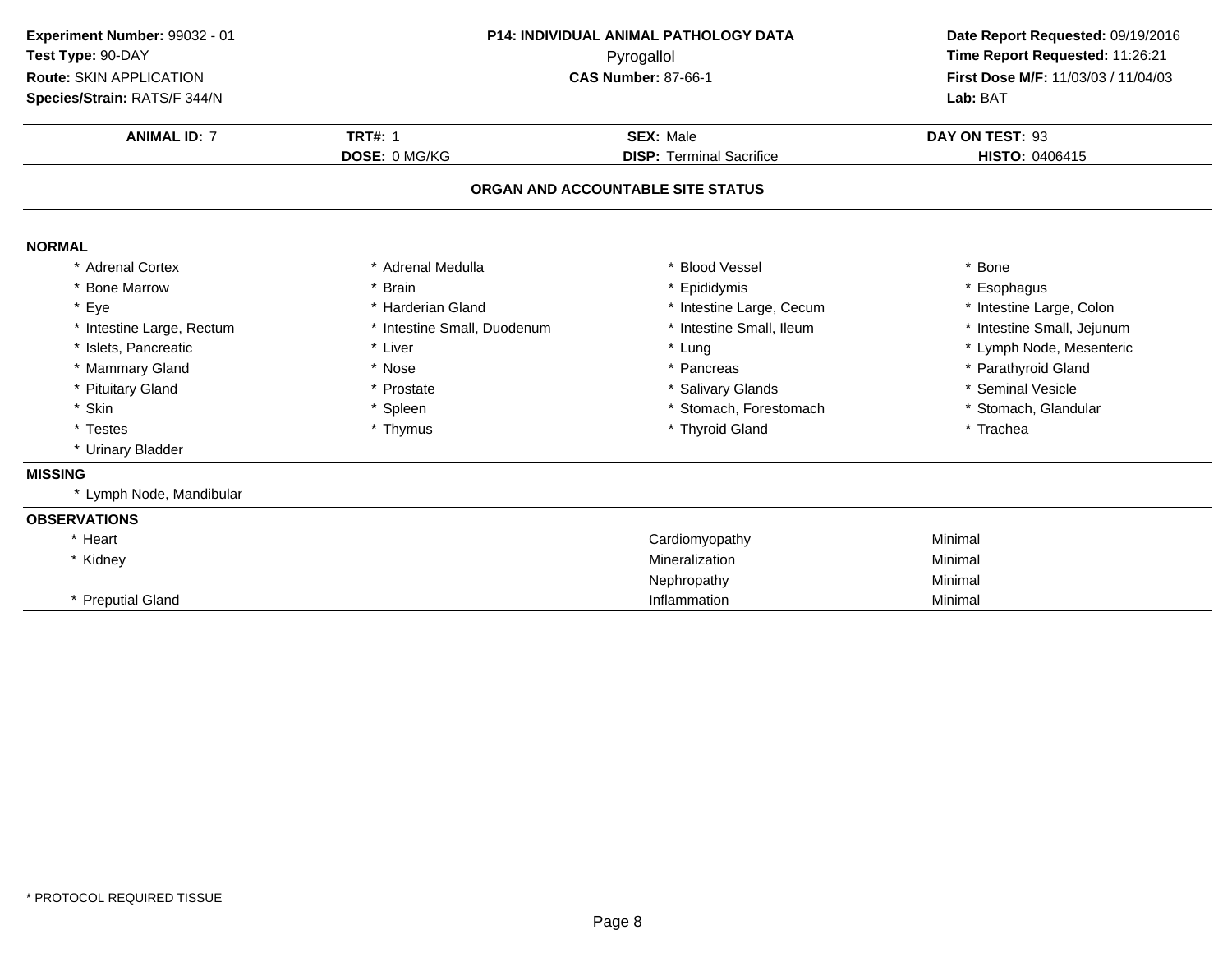**Experiment Number:** 99032 - 01
**Test Type:** 90-DAY
**Route:** SKIN APPLICATION
**Species/Strain:** RATS/F 344/N

**P14: INDIVIDUAL ANIMAL PATHOLOGY DATA**
Pyrogallol
**CAS Number:** 87-66-1

**Date Report Requested:** 09/19/2016
**Time Report Requested:** 11:26:21
**First Dose M/F:** 11/03/03 / 11/04/03
**Lab:** BAT

| **ANIMAL ID:** 7 | **TRT#:** 1 | **SEX:** Male | **DAY ON TEST:** 93 |
|---|---|---|---|
| | **DOSE:** 0 MG/KG | **DISP:** Terminal Sacrifice | **HISTO:** 0406415 |

## ORGAN AND ACCOUNTABLE SITE STATUS

**NORMAL**

| | | | |
|---|---|---|---|
| * Adrenal Cortex | * Adrenal Medulla | * Blood Vessel | * Bone |
| * Bone Marrow | * Brain | * Epididymis | * Esophagus |
| * Eye | * Harderian Gland | * Intestine Large, Cecum | * Intestine Large, Colon |
| * Intestine Large, Rectum | * Intestine Small, Duodenum | * Intestine Small, Ileum | * Intestine Small, Jejunum |
| * Islets, Pancreatic | * Liver | * Lung | * Lymph Node, Mesenteric |
| * Mammary Gland | * Nose | * Pancreas | * Parathyroid Gland |
| * Pituitary Gland | * Prostate | * Salivary Glands | * Seminal Vesicle |
| * Skin | * Spleen | * Stomach, Forestomach | * Stomach, Glandular |
| * Testes | * Thymus | * Thyroid Gland | * Trachea |
| * Urinary Bladder | | | |

**MISSING**

* Lymph Node, Mandibular

**OBSERVATIONS**

| Organ | Observation | Severity |
|---|---|---|
| * Heart | Cardiomyopathy | Minimal |
| * Kidney | Mineralization | Minimal |
| | Nephropathy | Minimal |
| * Preputial Gland | Inflammation | Minimal |

* PROTOCOL REQUIRED TISSUE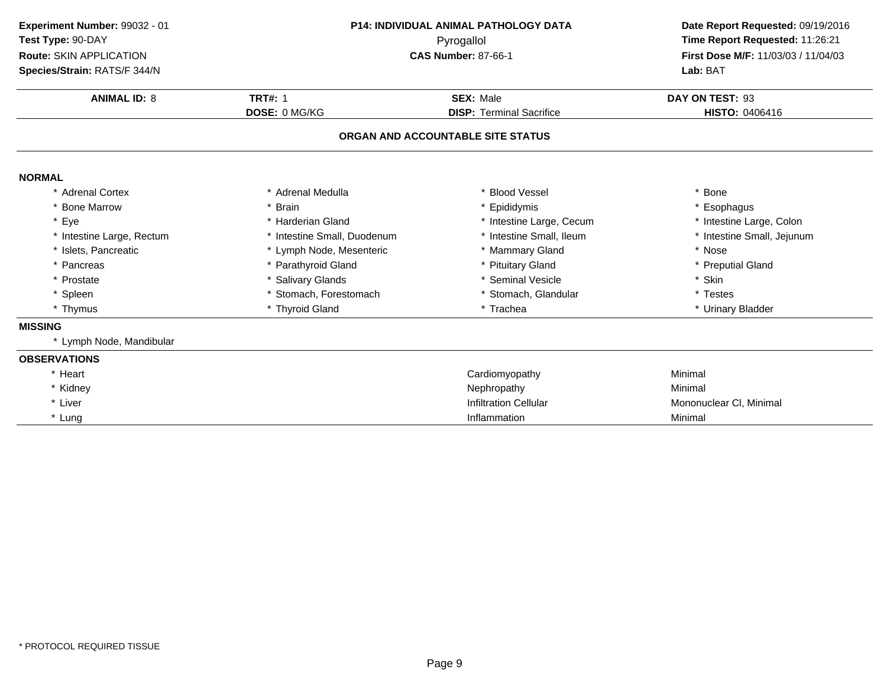**Experiment Number:** 99032 - 01
**Test Type:** 90-DAY
**Route:** SKIN APPLICATION
**Species/Strain:** RATS/F 344/N

**P14: INDIVIDUAL ANIMAL PATHOLOGY DATA**
Pyrogallol
**CAS Number:** 87-66-1

**Date Report Requested:** 09/19/2016
**Time Report Requested:** 11:26:21
**First Dose M/F:** 11/03/03 / 11/04/03
**Lab:** BAT

| **ANIMAL ID:** 8 | **TRT#:** 1 | **SEX:** Male | **DAY ON TEST:** 93 |
|---|---|---|---|
| | **DOSE:** 0 MG/KG | **DISP:** Terminal Sacrifice | **HISTO:** 0406416 |

## ORGAN AND ACCOUNTABLE SITE STATUS

**NORMAL**

| | | | |
|---|---|---|---|
| * Adrenal Cortex | * Adrenal Medulla | * Blood Vessel | * Bone |
| * Bone Marrow | * Brain | * Epididymis | * Esophagus |
| * Eye | * Harderian Gland | * Intestine Large, Cecum | * Intestine Large, Colon |
| * Intestine Large, Rectum | * Intestine Small, Duodenum | * Intestine Small, Ileum | * Intestine Small, Jejunum |
| * Islets, Pancreatic | * Lymph Node, Mesenteric | * Mammary Gland | * Nose |
| * Pancreas | * Parathyroid Gland | * Pituitary Gland | * Preputial Gland |
| * Prostate | * Salivary Glands | * Seminal Vesicle | * Skin |
| * Spleen | * Stomach, Forestomach | * Stomach, Glandular | * Testes |
| * Thymus | * Thyroid Gland | * Trachea | * Urinary Bladder |

**MISSING**

* Lymph Node, Mandibular

**OBSERVATIONS**

| | | |
|---|---|---|
| * Heart | Cardiomyopathy | Minimal |
| * Kidney | Nephropathy | Minimal |
| * Liver | Infiltration Cellular | Mononuclear Cl, Minimal |
| * Lung | Inflammation | Minimal |

* PROTOCOL REQUIRED TISSUE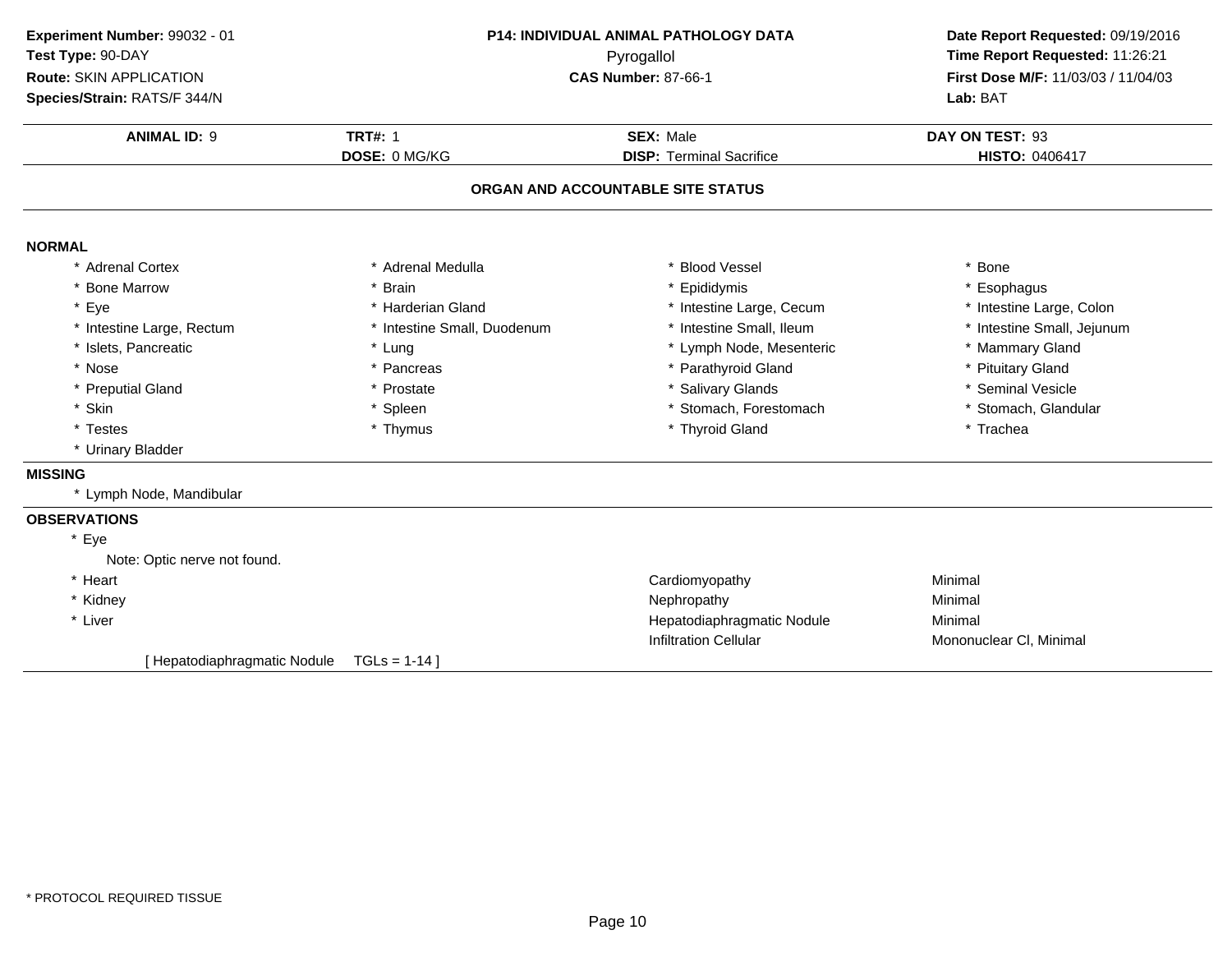**Experiment Number:** 99032 - 01
**Test Type:** 90-DAY
**Route:** SKIN APPLICATION
**Species/Strain:** RATS/F 344/N

**P14: INDIVIDUAL ANIMAL PATHOLOGY DATA**
Pyrogallol
**CAS Number:** 87-66-1

**Date Report Requested:** 09/19/2016
**Time Report Requested:** 11:26:21
**First Dose M/F:** 11/03/03 / 11/04/03
**Lab:** BAT

| **ANIMAL ID:** 9 | **TRT#:** 1 | **SEX:** Male | **DAY ON TEST:** 93 |
|---|---|---|---|
| | **DOSE:** 0 MG/KG | **DISP:** Terminal Sacrifice | **HISTO:** 0406417 |

## ORGAN AND ACCOUNTABLE SITE STATUS

### NORMAL

| | | | |
|---|---|---|---|
| * Adrenal Cortex | * Adrenal Medulla | * Blood Vessel | * Bone |
| * Bone Marrow | * Brain | * Epididymis | * Esophagus |
| * Eye | * Harderian Gland | * Intestine Large, Cecum | * Intestine Large, Colon |
| * Intestine Large, Rectum | * Intestine Small, Duodenum | * Intestine Small, Ileum | * Intestine Small, Jejunum |
| * Islets, Pancreatic | * Lung | * Lymph Node, Mesenteric | * Mammary Gland |
| * Nose | * Pancreas | * Parathyroid Gland | * Pituitary Gland |
| * Preputial Gland | * Prostate | * Salivary Glands | * Seminal Vesicle |
| * Skin | * Spleen | * Stomach, Forestomach | * Stomach, Glandular |
| * Testes | * Thymus | * Thyroid Gland | * Trachea |
| * Urinary Bladder | | | |

### MISSING

* Lymph Node, Mandibular

### OBSERVATIONS

| | | |
|---|---|---|
| * Eye | | |
| Note: Optic nerve not found. | | |
| * Heart | Cardiomyopathy | Minimal |
| * Kidney | Nephropathy | Minimal |
| * Liver | Hepatodiaphragmatic Nodule | Minimal |
| | Infiltration Cellular | Mononuclear Cl, Minimal |
| [ Hepatodiaphragmatic Nodule TGLs = 1-14 ] | | |

\* PROTOCOL REQUIRED TISSUE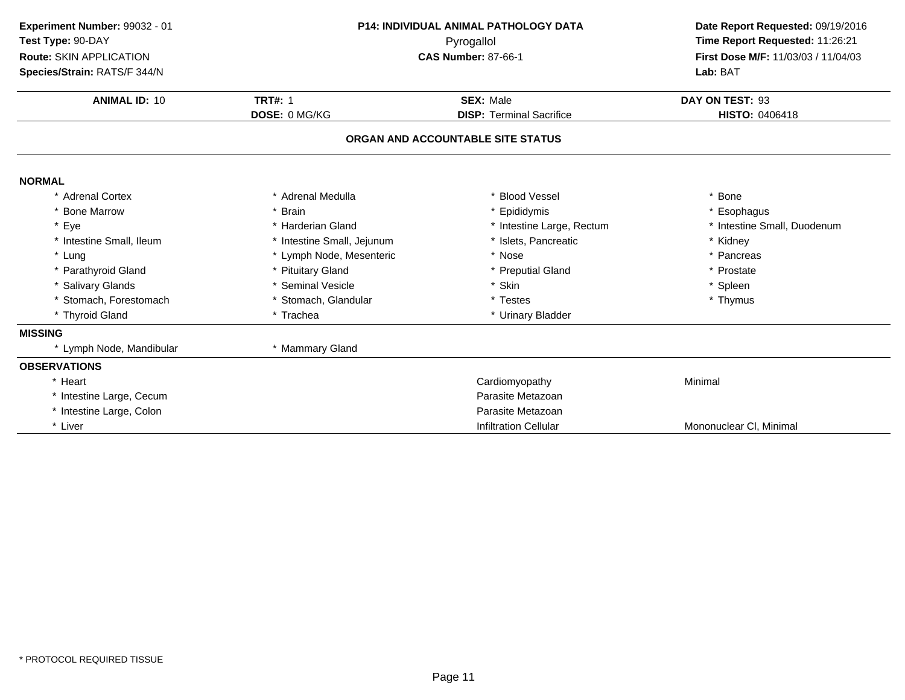**Experiment Number:** 99032 - 01
**Test Type:** 90-DAY
**Route:** SKIN APPLICATION
**Species/Strain:** RATS/F 344/N

**P14: INDIVIDUAL ANIMAL PATHOLOGY DATA**
Pyrogallol
**CAS Number:** 87-66-1

**Date Report Requested:** 09/19/2016
**Time Report Requested:** 11:26:21
**First Dose M/F:** 11/03/03 / 11/04/03
**Lab:** BAT

| **ANIMAL ID:** 10 | **TRT#:** 1 | **SEX:** Male | **DAY ON TEST:** 93 |
|---|---|---|---|
| | **DOSE:** 0 MG/KG | **DISP:** Terminal Sacrifice | **HISTO:** 0406418 |

## ORGAN AND ACCOUNTABLE SITE STATUS

### NORMAL

| | | | |
|---|---|---|---|
| * Adrenal Cortex | * Adrenal Medulla | * Blood Vessel | * Bone |
| * Bone Marrow | * Brain | * Epididymis | * Esophagus |
| * Eye | * Harderian Gland | * Intestine Large, Rectum | * Intestine Small, Duodenum |
| * Intestine Small, Ileum | * Intestine Small, Jejunum | * Islets, Pancreatic | * Kidney |
| * Lung | * Lymph Node, Mesenteric | * Nose | * Pancreas |
| * Parathyroid Gland | * Pituitary Gland | * Preputial Gland | * Prostate |
| * Salivary Glands | * Seminal Vesicle | * Skin | * Spleen |
| * Stomach, Forestomach | * Stomach, Glandular | * Testes | * Thymus |
| * Thyroid Gland | * Trachea | * Urinary Bladder | |

### MISSING

| | |
|---|---|
| * Lymph Node, Mandibular | * Mammary Gland |

### OBSERVATIONS

| | | |
|---|---|---|
| * Heart | Cardiomyopathy | Minimal |
| * Intestine Large, Cecum | Parasite Metazoan | |
| * Intestine Large, Colon | Parasite Metazoan | |
| * Liver | Infiltration Cellular | Mononuclear Cl, Minimal |

* PROTOCOL REQUIRED TISSUE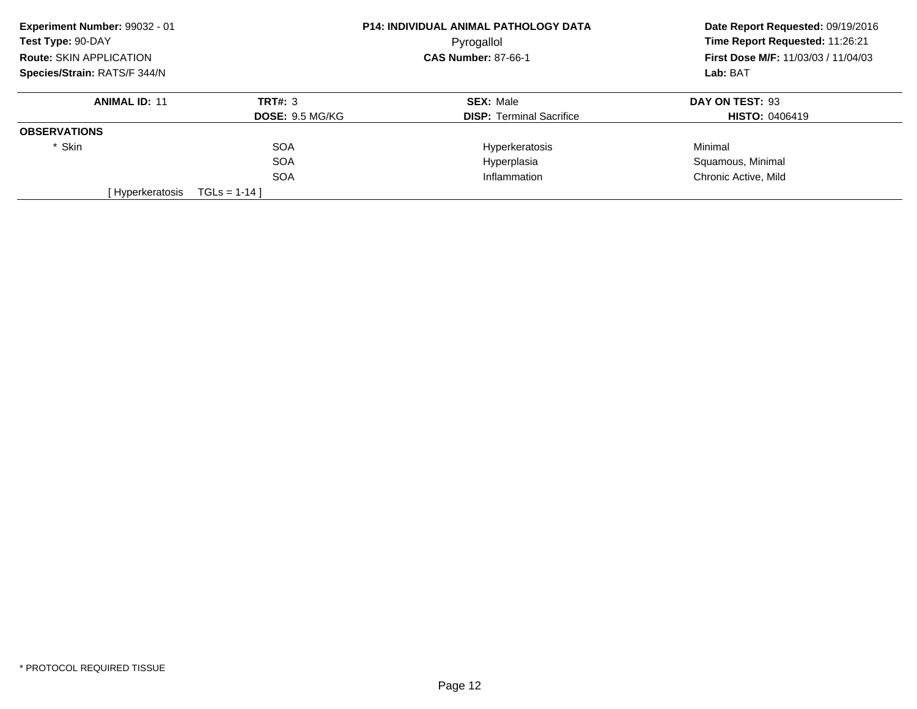**Experiment Number:** 99032 - 01
**Test Type:** 90-DAY
**Route:** SKIN APPLICATION
**Species/Strain:** RATS/F 344/N

**P14: INDIVIDUAL ANIMAL PATHOLOGY DATA**
Pyrogallol
**CAS Number:** 87-66-1

**Date Report Requested:** 09/19/2016
**Time Report Requested:** 11:26:21
**First Dose M/F:** 11/03/03 / 11/04/03
**Lab:** BAT

| **ANIMAL ID:** 11 | **TRT#:** 3 | **SEX:** Male | **DAY ON TEST:** 93 |
|---|---|---|---|
| | **DOSE:** 9.5 MG/KG | **DISP:** Terminal Sacrifice | **HISTO:** 0406419 |
| **OBSERVATIONS** | | | |
| * Skin | SOA | Hyperkeratosis | Minimal |
| | SOA | Hyperplasia | Squamous, Minimal |
| | SOA | Inflammation | Chronic Active, Mild |
| [ Hyperkeratosis | TGLs = 1-14 ] | | |

* PROTOCOL REQUIRED TISSUE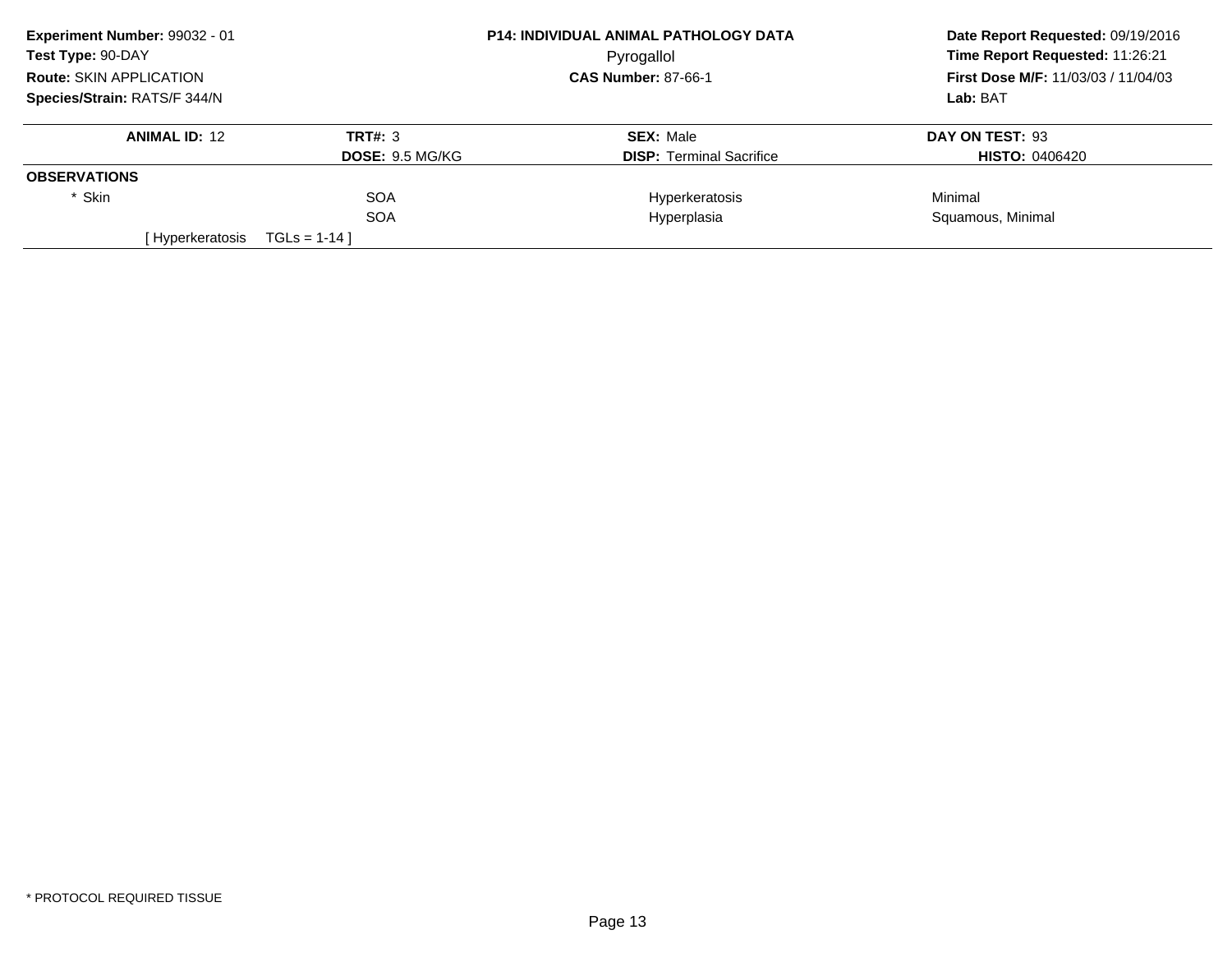**Experiment Number:** 99032 - 01
**Test Type:** 90-DAY
**Route:** SKIN APPLICATION
**Species/Strain:** RATS/F 344/N

**P14: INDIVIDUAL ANIMAL PATHOLOGY DATA**
Pyrogallol
**CAS Number:** 87-66-1

**Date Report Requested:** 09/19/2016
**Time Report Requested:** 11:26:21
**First Dose M/F:** 11/03/03 / 11/04/03
**Lab:** BAT

| **ANIMAL ID:** 12 | **TRT#:** 3 | **SEX:** Male | **DAY ON TEST:** 93 |
|---|---|---|---|
| | **DOSE:** 9.5 MG/KG | **DISP:** Terminal Sacrifice | **HISTO:** 0406420 |
| **OBSERVATIONS** | | | |
| * Skin | SOA | Hyperkeratosis | Minimal |
| | SOA | Hyperplasia | Squamous, Minimal |
| [ Hyperkeratosis | TGLs = 1-14 ] | | |

* PROTOCOL REQUIRED TISSUE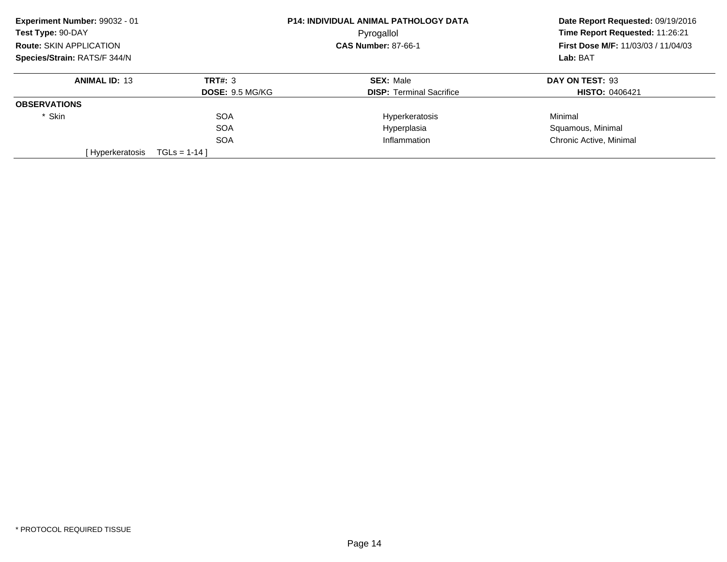**Experiment Number:** 99032 - 01
**Test Type:** 90-DAY
**Route:** SKIN APPLICATION
**Species/Strain:** RATS/F 344/N

**P14: INDIVIDUAL ANIMAL PATHOLOGY DATA**
Pyrogallol
**CAS Number:** 87-66-1

**Date Report Requested:** 09/19/2016
**Time Report Requested:** 11:26:21
**First Dose M/F:** 11/03/03 / 11/04/03
**Lab:** BAT

| **ANIMAL ID:** 13 | **TRT#:** 3 | **SEX:** Male | **DAY ON TEST:** 93 |
|---|---|---|---|
| | **DOSE:** 9.5 MG/KG | **DISP:** Terminal Sacrifice | **HISTO:** 0406421 |
| **OBSERVATIONS** | | | |
| * Skin | SOA | Hyperkeratosis | Minimal |
| | SOA | Hyperplasia | Squamous, Minimal |
| | SOA | Inflammation | Chronic Active, Minimal |
| [ Hyperkeratosis | TGLs = 1-14 ] | | |

* PROTOCOL REQUIRED TISSUE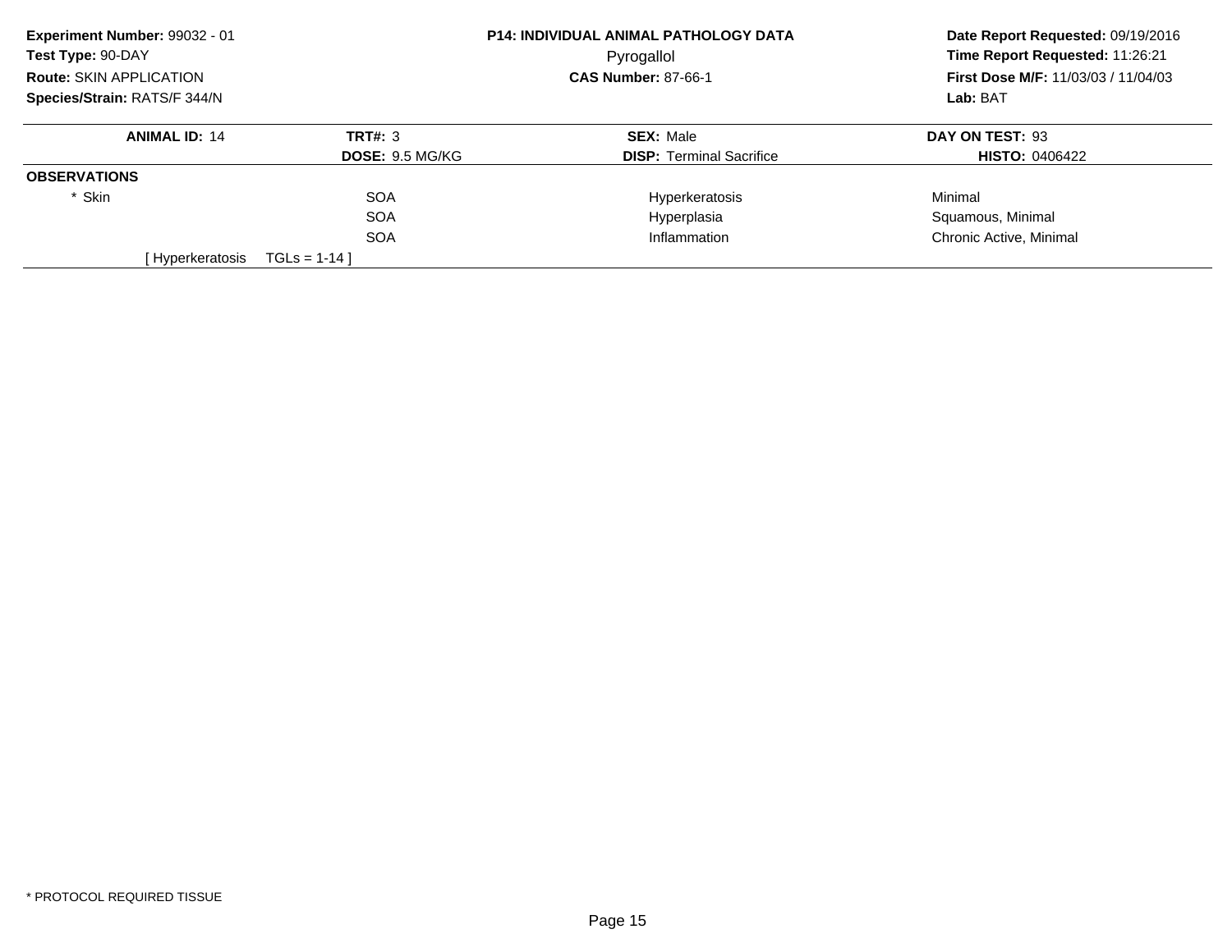**Experiment Number:** 99032 - 01
**Test Type:** 90-DAY
**Route:** SKIN APPLICATION
**Species/Strain:** RATS/F 344/N

**P14: INDIVIDUAL ANIMAL PATHOLOGY DATA**
Pyrogallol
**CAS Number:** 87-66-1

**Date Report Requested:** 09/19/2016
**Time Report Requested:** 11:26:21
**First Dose M/F:** 11/03/03 / 11/04/03
**Lab:** BAT

| **ANIMAL ID:** 14 | **TRT#:** 3 | **SEX:** Male | **DAY ON TEST:** 93 |
|---|---|---|---|
| | **DOSE:** 9.5 MG/KG | **DISP:** Terminal Sacrifice | **HISTO:** 0406422 |
| **OBSERVATIONS** | | | |
| * Skin | SOA | Hyperkeratosis | Minimal |
| | SOA | Hyperplasia | Squamous, Minimal |
| | SOA | Inflammation | Chronic Active, Minimal |
| [ Hyperkeratosis | TGLs = 1-14 ] | | |

* PROTOCOL REQUIRED TISSUE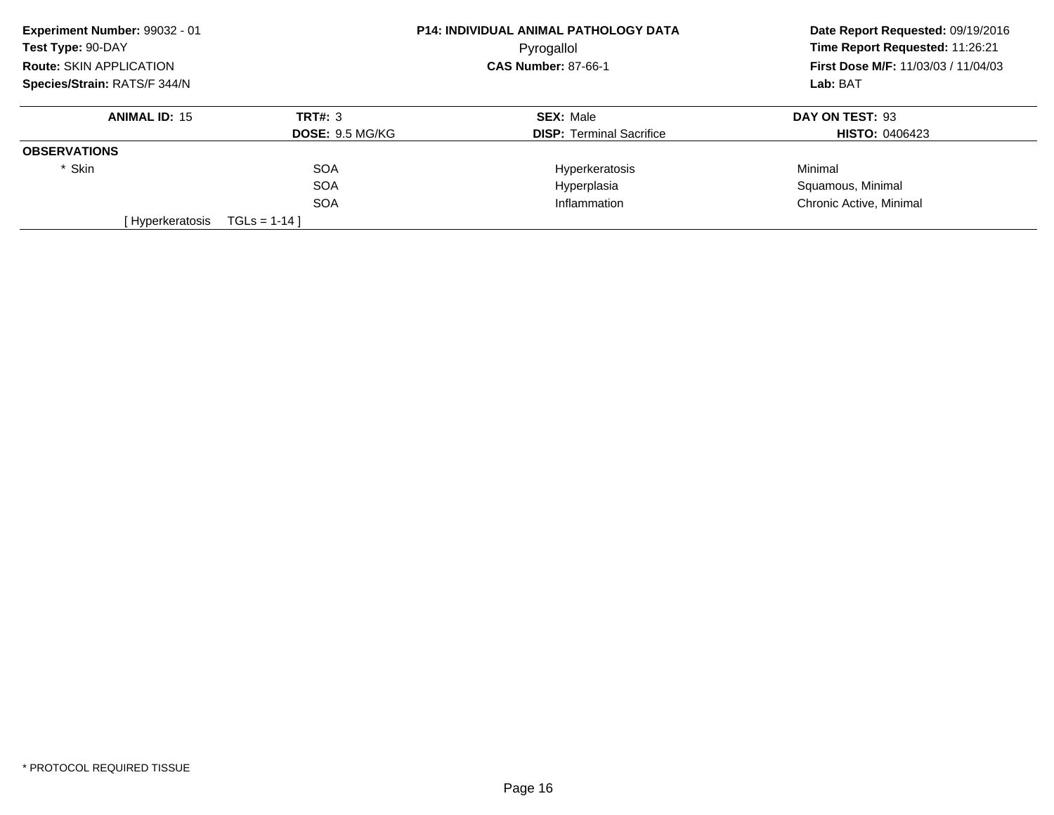**Experiment Number:** 99032 - 01
**Test Type:** 90-DAY
**Route:** SKIN APPLICATION
**Species/Strain:** RATS/F 344/N

**P14: INDIVIDUAL ANIMAL PATHOLOGY DATA**
Pyrogallol
**CAS Number:** 87-66-1

**Date Report Requested:** 09/19/2016
**Time Report Requested:** 11:26:21
**First Dose M/F:** 11/03/03 / 11/04/03
**Lab:** BAT

| **ANIMAL ID:** 15 | **TRT#:** 3 | **SEX:** Male | **DAY ON TEST:** 93 |
|---|---|---|---|
| | **DOSE:** 9.5 MG/KG | **DISP:** Terminal Sacrifice | **HISTO:** 0406423 |
| **OBSERVATIONS** | | | |
| * Skin | SOA | Hyperkeratosis | Minimal |
| | SOA | Hyperplasia | Squamous, Minimal |
| | SOA | Inflammation | Chronic Active, Minimal |
| [ Hyperkeratosis | TGLs = 1-14 ] | | |

* PROTOCOL REQUIRED TISSUE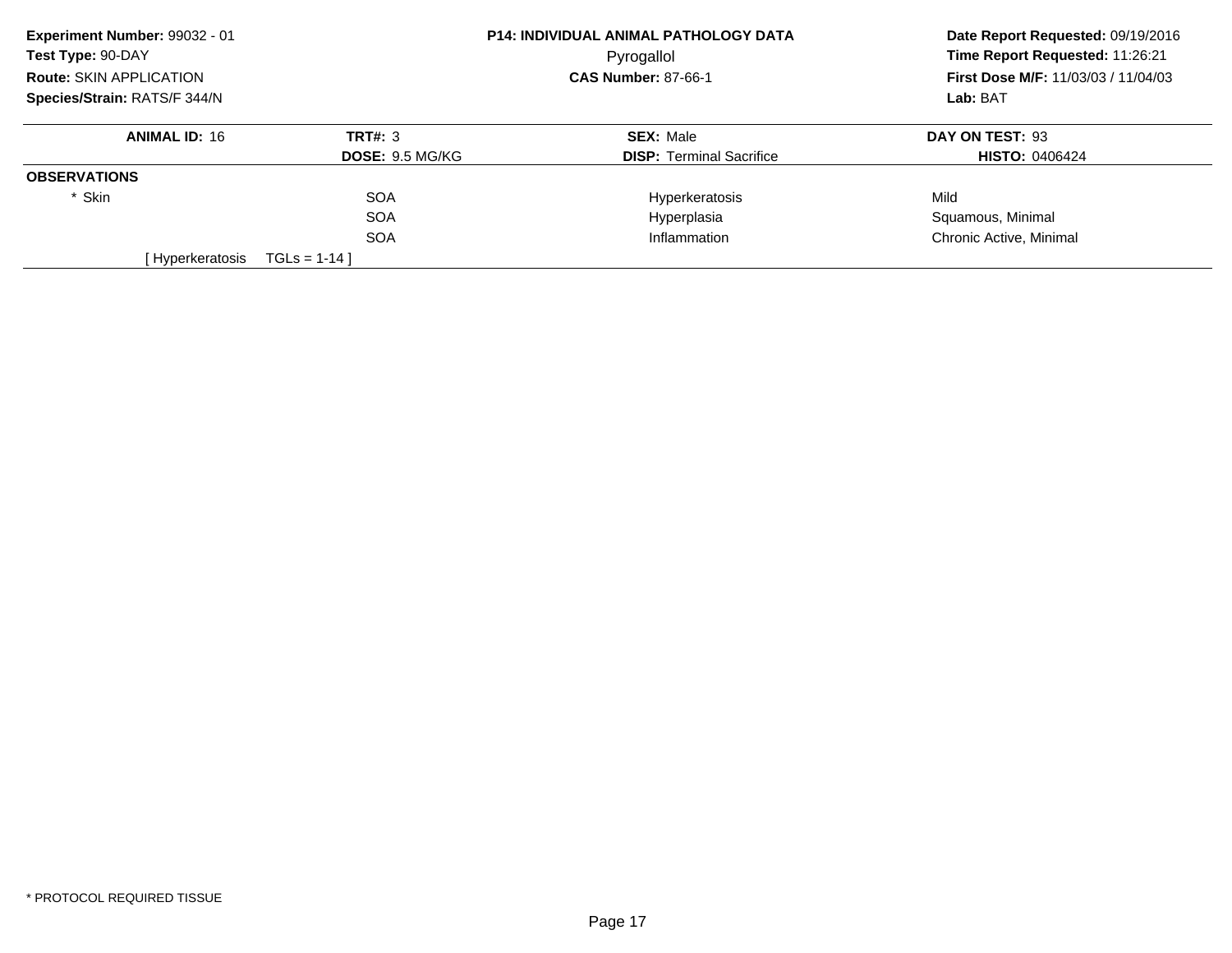**Experiment Number:** 99032 - 01
**Test Type:** 90-DAY
**Route:** SKIN APPLICATION
**Species/Strain:** RATS/F 344/N

**P14: INDIVIDUAL ANIMAL PATHOLOGY DATA**
Pyrogallol
**CAS Number:** 87-66-1

**Date Report Requested:** 09/19/2016
**Time Report Requested:** 11:26:21
**First Dose M/F:** 11/03/03 / 11/04/03
**Lab:** BAT

| **ANIMAL ID:** 16 | **TRT#:** 3 | **SEX:** Male | **DAY ON TEST:** 93 |
|---|---|---|---|
| | **DOSE:** 9.5 MG/KG | **DISP:** Terminal Sacrifice | **HISTO:** 0406424 |
| **OBSERVATIONS** | | | |
| * Skin | SOA | Hyperkeratosis | Mild |
| | SOA | Hyperplasia | Squamous, Minimal |
| | SOA | Inflammation | Chronic Active, Minimal |
| [ Hyperkeratosis | TGLs = 1-14 ] | | |

* PROTOCOL REQUIRED TISSUE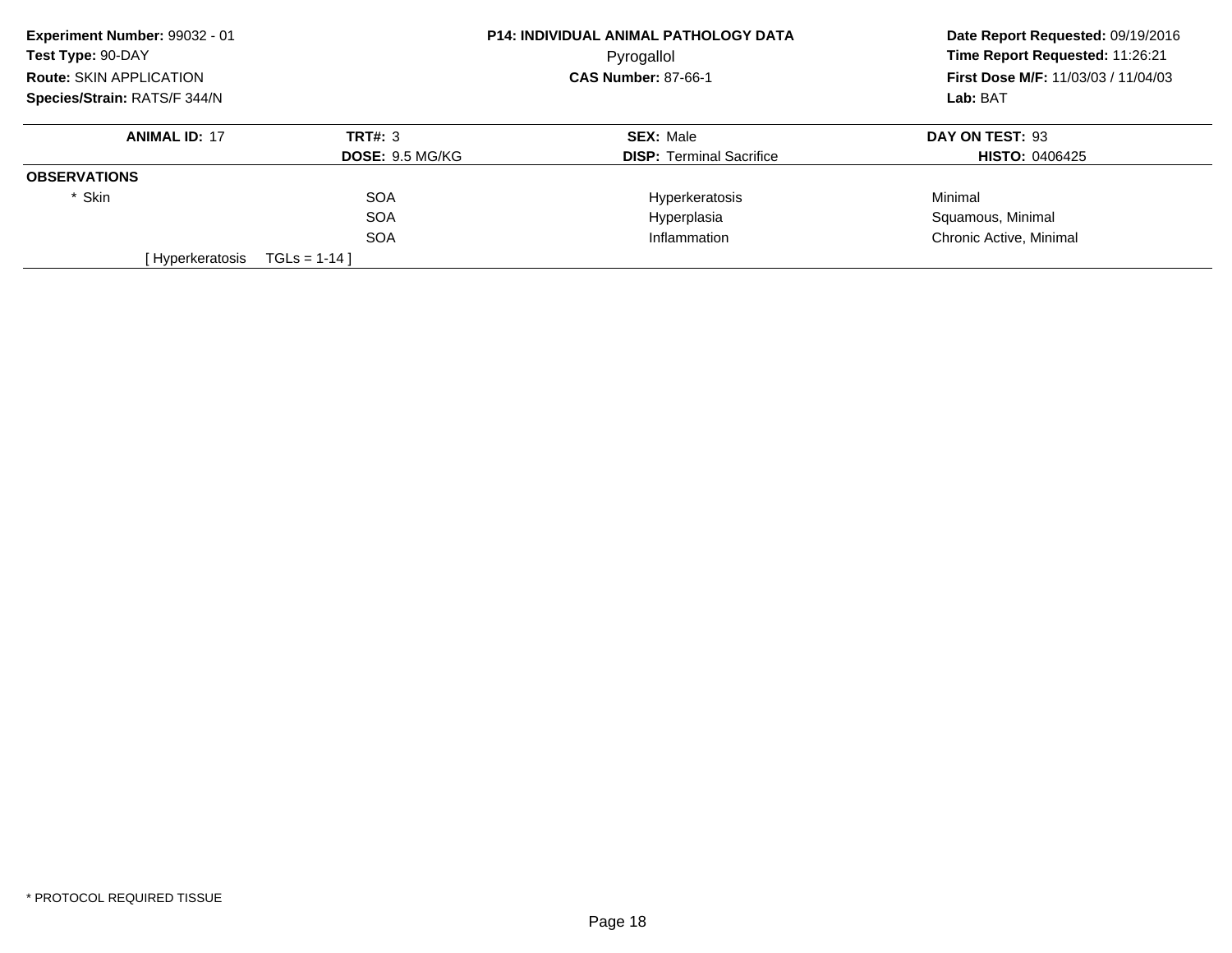**Experiment Number:** 99032 - 01
**Test Type:** 90-DAY
**Route:** SKIN APPLICATION
**Species/Strain:** RATS/F 344/N

**P14: INDIVIDUAL ANIMAL PATHOLOGY DATA**
Pyrogallol
**CAS Number:** 87-66-1

**Date Report Requested:** 09/19/2016
**Time Report Requested:** 11:26:21
**First Dose M/F:** 11/03/03 / 11/04/03
**Lab:** BAT

| **ANIMAL ID:** 17 | **TRT#:** 3 | **SEX:** Male | **DAY ON TEST:** 93 |
|---|---|---|---|
| | **DOSE:** 9.5 MG/KG | **DISP:** Terminal Sacrifice | **HISTO:** 0406425 |
| **OBSERVATIONS** | | | |
| * Skin | SOA | Hyperkeratosis | Minimal |
| | SOA | Hyperplasia | Squamous, Minimal |
| | SOA | Inflammation | Chronic Active, Minimal |
| [ Hyperkeratosis | TGLs = 1-14 ] | | |

* PROTOCOL REQUIRED TISSUE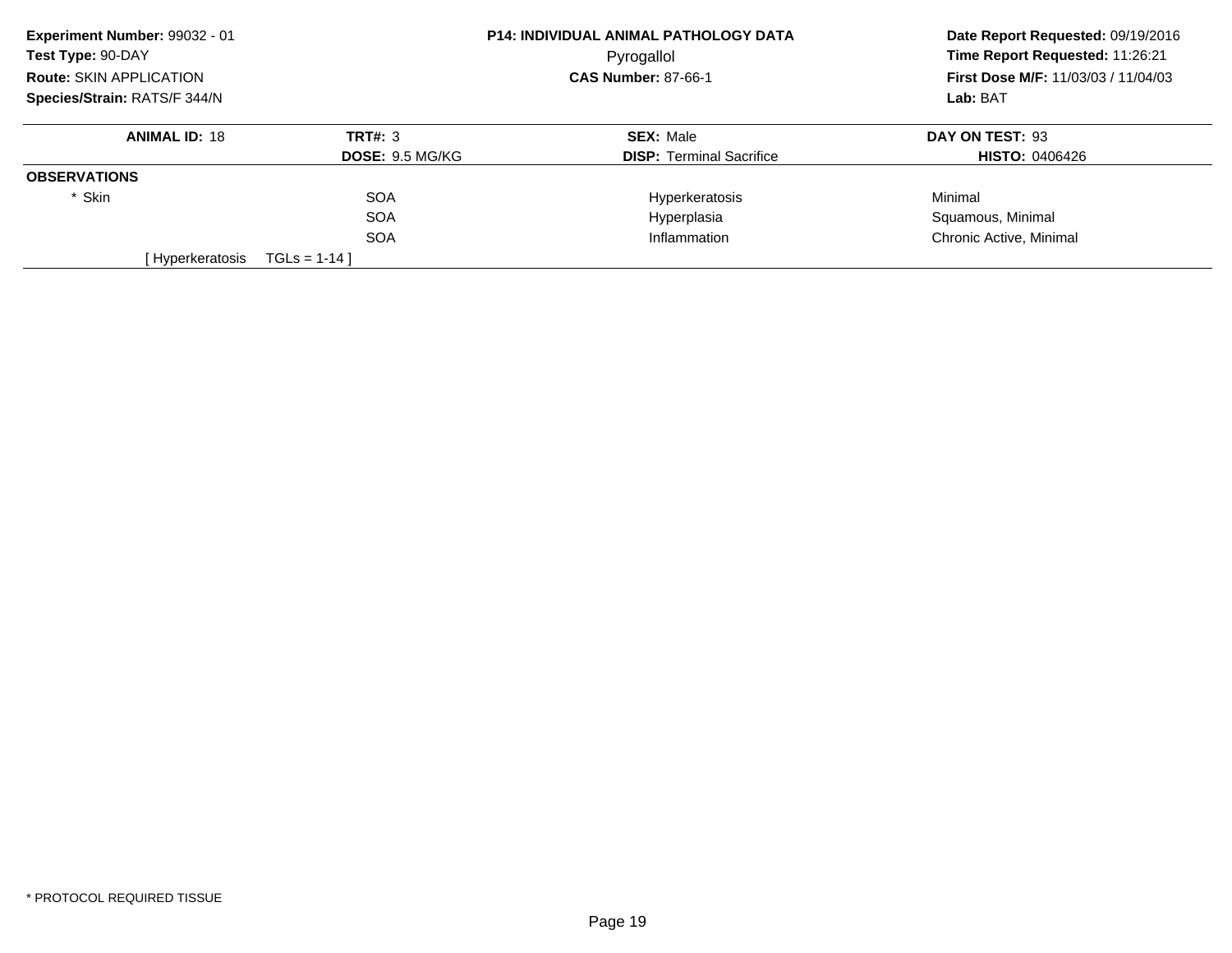**Experiment Number:** 99032 - 01
**Test Type:** 90-DAY
**Route:** SKIN APPLICATION
**Species/Strain:** RATS/F 344/N

**P14: INDIVIDUAL ANIMAL PATHOLOGY DATA**
Pyrogallol
**CAS Number:** 87-66-1

**Date Report Requested:** 09/19/2016
**Time Report Requested:** 11:26:21
**First Dose M/F:** 11/03/03 / 11/04/03
**Lab:** BAT

| **ANIMAL ID:** 18 | **TRT#:** 3 | **SEX:** Male | **DAY ON TEST:** 93 |
|---|---|---|---|
| | **DOSE:** 9.5 MG/KG | **DISP:** Terminal Sacrifice | **HISTO:** 0406426 |
| **OBSERVATIONS** | | | |
| * Skin | SOA | Hyperkeratosis | Minimal |
| | SOA | Hyperplasia | Squamous, Minimal |
| | SOA | Inflammation | Chronic Active, Minimal |
| [ Hyperkeratosis | TGLs = 1-14 ] | | |

* PROTOCOL REQUIRED TISSUE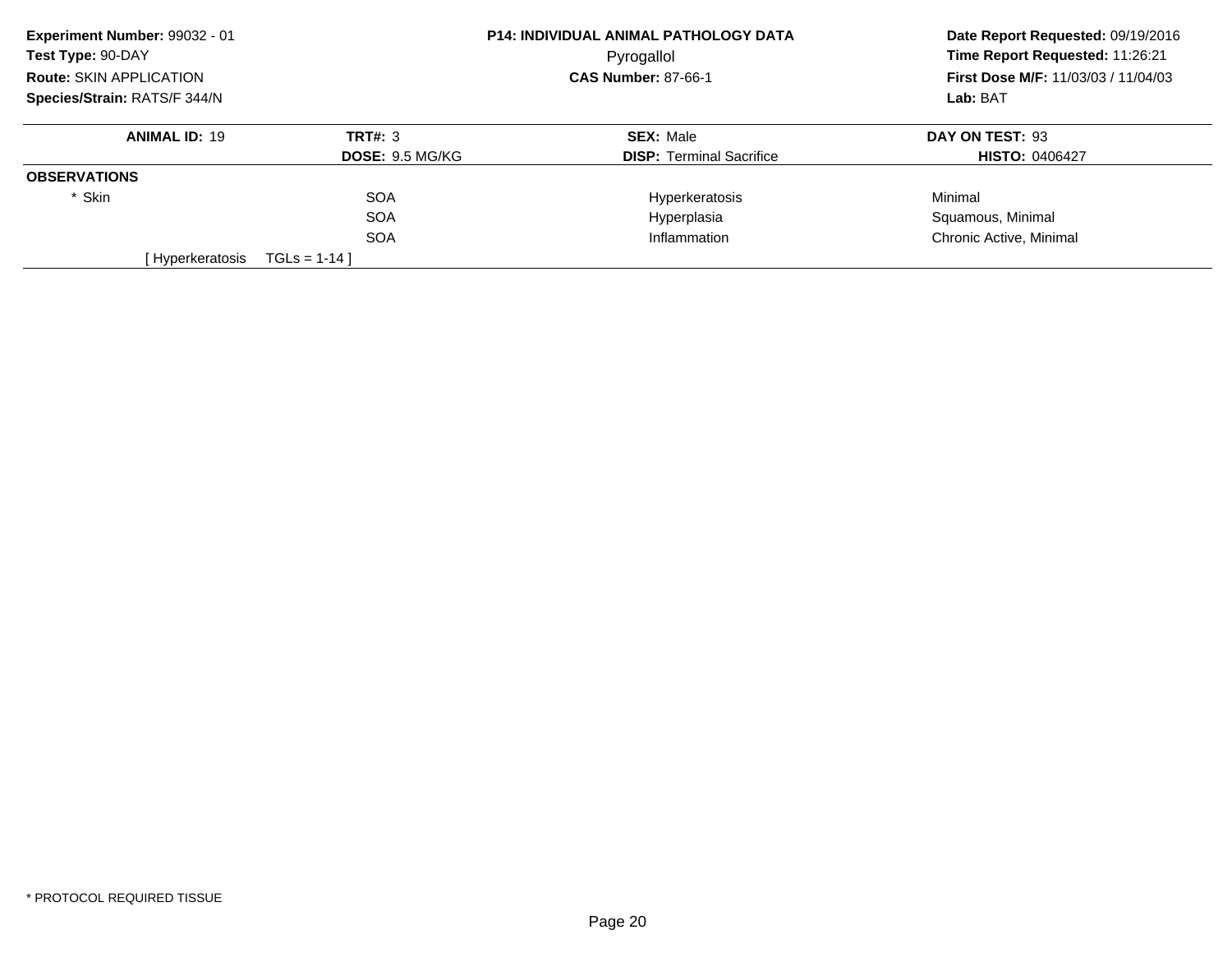**Experiment Number:** 99032 - 01
**Test Type:** 90-DAY
**Route:** SKIN APPLICATION
**Species/Strain:** RATS/F 344/N

**P14: INDIVIDUAL ANIMAL PATHOLOGY DATA**
Pyrogallol
**CAS Number:** 87-66-1

**Date Report Requested:** 09/19/2016
**Time Report Requested:** 11:26:21
**First Dose M/F:** 11/03/03 / 11/04/03
**Lab:** BAT

| **ANIMAL ID:** 19 | **TRT#:** 3 | **SEX:** Male | **DAY ON TEST:** 93 |
|---|---|---|---|
| | **DOSE:** 9.5 MG/KG | **DISP:** Terminal Sacrifice | **HISTO:** 0406427 |
| **OBSERVATIONS** | | | |
| * Skin | SOA | Hyperkeratosis | Minimal |
| | SOA | Hyperplasia | Squamous, Minimal |
| | SOA | Inflammation | Chronic Active, Minimal |
| [ Hyperkeratosis | TGLs = 1-14 ] | | |

* PROTOCOL REQUIRED TISSUE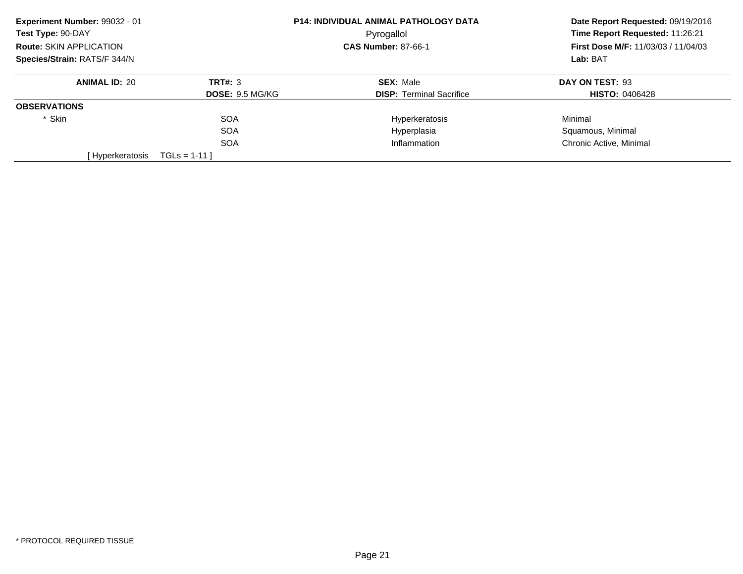**Experiment Number:** 99032 - 01
**Test Type:** 90-DAY
**Route:** SKIN APPLICATION
**Species/Strain:** RATS/F 344/N

**P14: INDIVIDUAL ANIMAL PATHOLOGY DATA**
Pyrogallol
**CAS Number:** 87-66-1

**Date Report Requested:** 09/19/2016
**Time Report Requested:** 11:26:21
**First Dose M/F:** 11/03/03 / 11/04/03
**Lab:** BAT

| **ANIMAL ID:** 20 | **TRT#:** 3 | **SEX:** Male | **DAY ON TEST:** 93 |
|---|---|---|---|
| | **DOSE:** 9.5 MG/KG | **DISP:** Terminal Sacrifice | **HISTO:** 0406428 |
| **OBSERVATIONS** | | | |
| * Skin | SOA | Hyperkeratosis | Minimal |
| | SOA | Hyperplasia | Squamous, Minimal |
| | SOA | Inflammation | Chronic Active, Minimal |
| [ Hyperkeratosis | TGLs = 1-11 ] | | |

* PROTOCOL REQUIRED TISSUE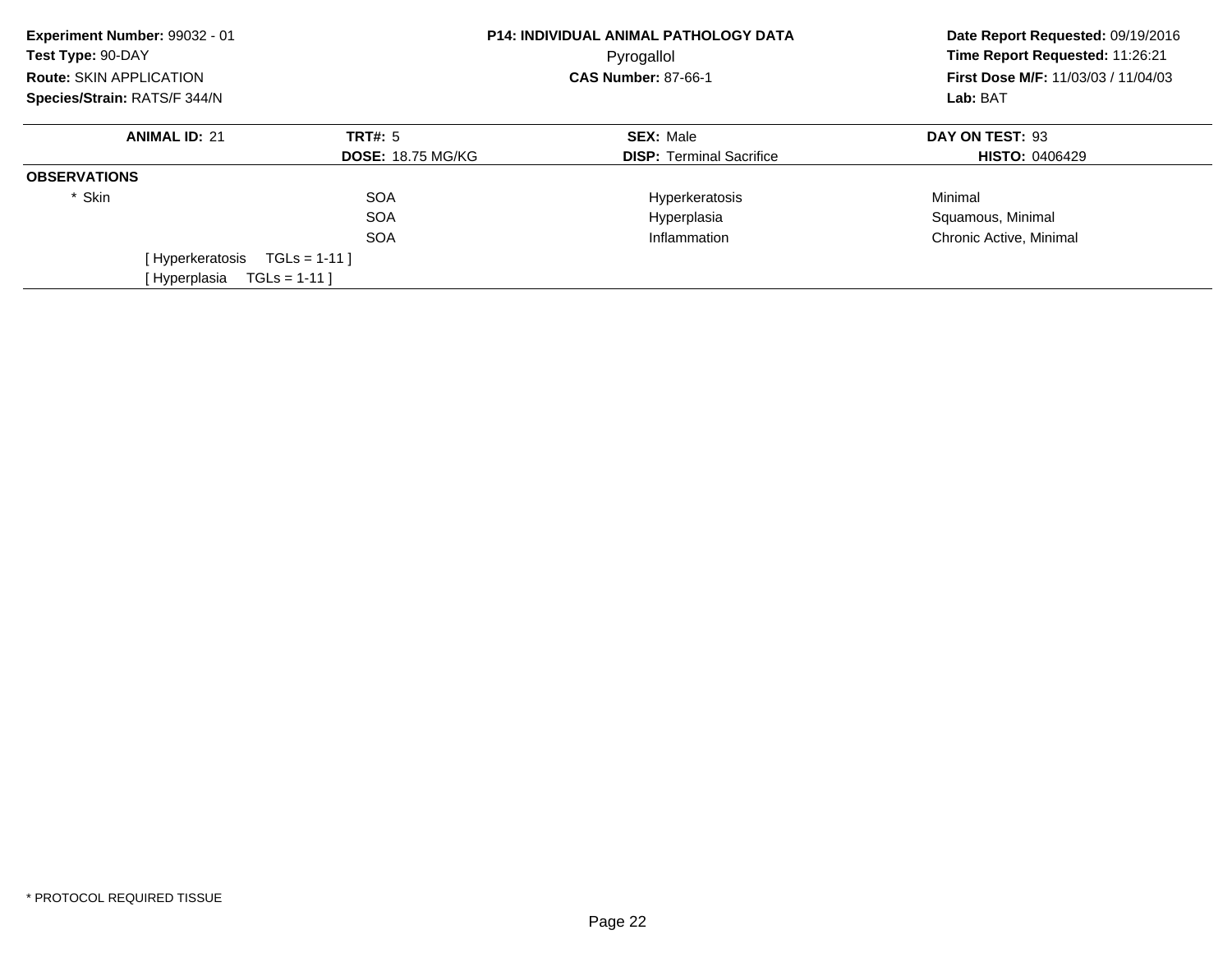**Experiment Number:** 99032 - 01
**Test Type:** 90-DAY
**Route:** SKIN APPLICATION
**Species/Strain:** RATS/F 344/N

**P14: INDIVIDUAL ANIMAL PATHOLOGY DATA**
Pyrogallol
**CAS Number:** 87-66-1

**Date Report Requested:** 09/19/2016
**Time Report Requested:** 11:26:21
**First Dose M/F:** 11/03/03 / 11/04/03
**Lab:** BAT

| **ANIMAL ID:** 21 | **TRT#:** 5 | **SEX:** Male | **DAY ON TEST:** 93 |
|---|---|---|---|
| | **DOSE:** 18.75 MG/KG | **DISP:** Terminal Sacrifice | **HISTO:** 0406429 |

**OBSERVATIONS**

| | | | |
|---|---|---|---|
| * Skin | SOA | Hyperkeratosis | Minimal |
| | SOA | Hyperplasia | Squamous, Minimal |
| | SOA | Inflammation | Chronic Active, Minimal |

[ Hyperkeratosis TGLs = 1-11 ]
[ Hyperplasia TGLs = 1-11 ]

* PROTOCOL REQUIRED TISSUE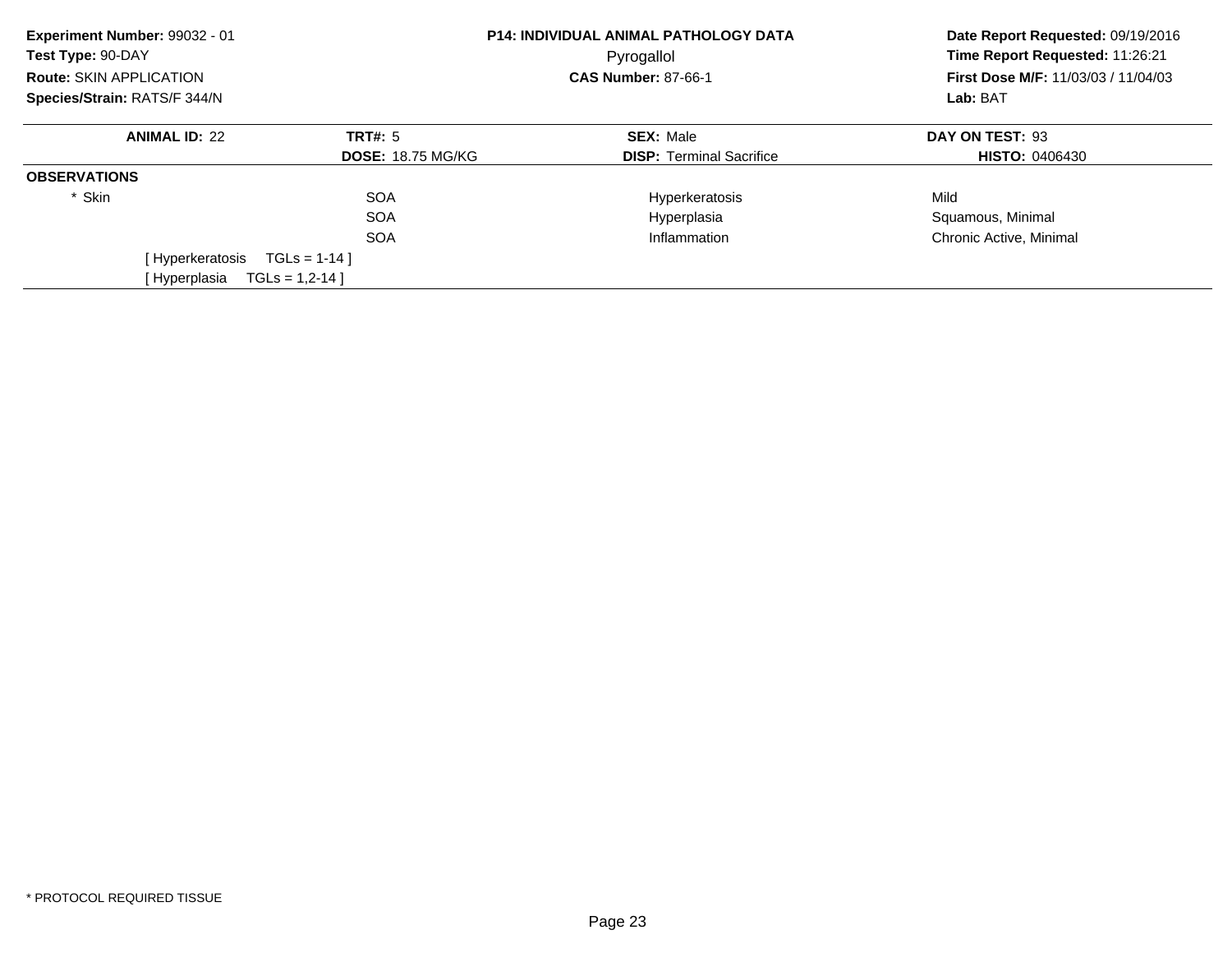**Experiment Number:** 99032 - 01
**Test Type:** 90-DAY
**Route:** SKIN APPLICATION
**Species/Strain:** RATS/F 344/N

**P14: INDIVIDUAL ANIMAL PATHOLOGY DATA**
Pyrogallol
**CAS Number:** 87-66-1

**Date Report Requested:** 09/19/2016
**Time Report Requested:** 11:26:21
**First Dose M/F:** 11/03/03 / 11/04/03
**Lab:** BAT

| **ANIMAL ID:** 22 | **TRT#:** 5 | **SEX:** Male | **DAY ON TEST:** 93 |
|---|---|---|---|
| | **DOSE:** 18.75 MG/KG | **DISP:** Terminal Sacrifice | **HISTO:** 0406430 |
| **OBSERVATIONS** | | | |
| * Skin | SOA | Hyperkeratosis | Mild |
| | SOA | Hyperplasia | Squamous, Minimal |
| | SOA | Inflammation | Chronic Active, Minimal |
| [ Hyperkeratosis TGLs = 1-14 ] | | | |
| [ Hyperplasia TGLs = 1,2-14 ] | | | |

* PROTOCOL REQUIRED TISSUE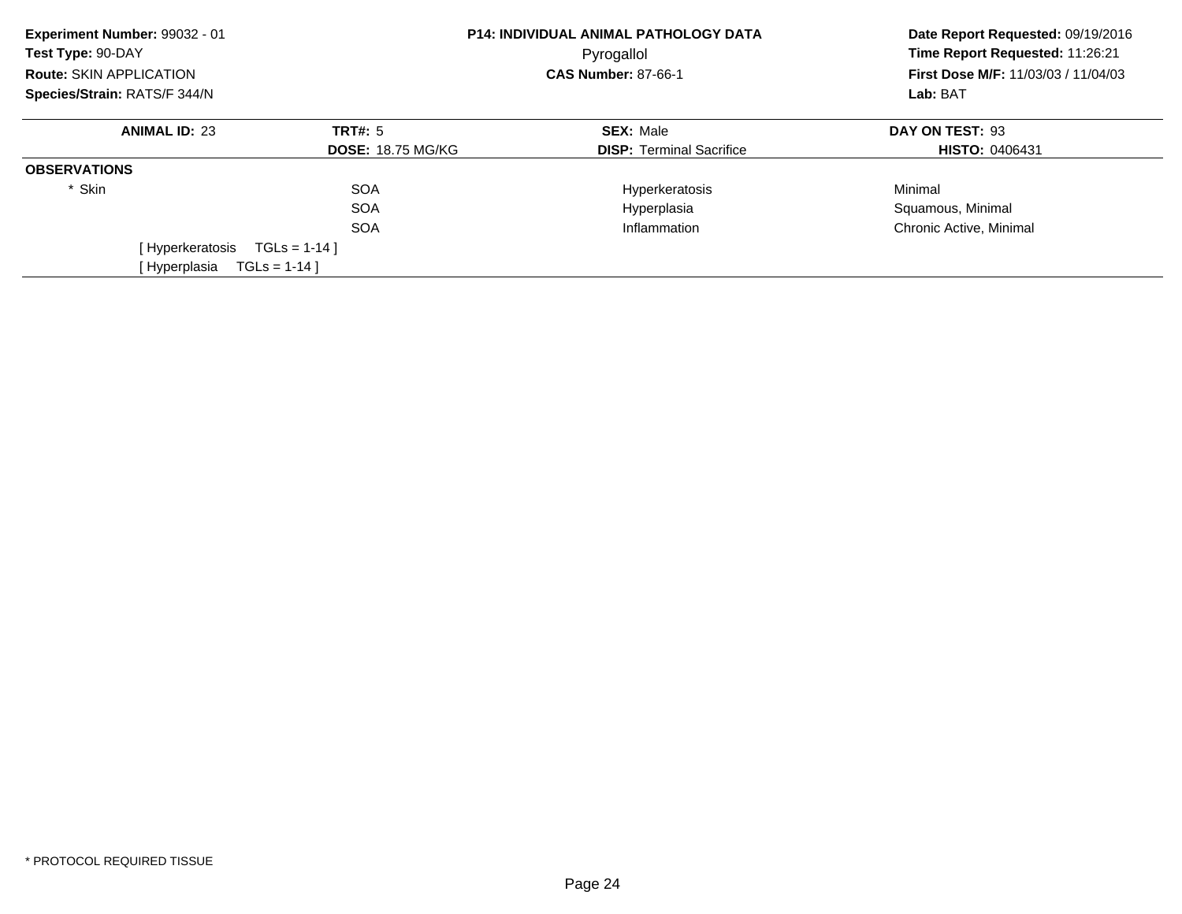**Experiment Number:** 99032 - 01
**Test Type:** 90-DAY
**Route:** SKIN APPLICATION
**Species/Strain:** RATS/F 344/N

**P14: INDIVIDUAL ANIMAL PATHOLOGY DATA**
Pyrogallol
**CAS Number:** 87-66-1

**Date Report Requested:** 09/19/2016
**Time Report Requested:** 11:26:21
**First Dose M/F:** 11/03/03 / 11/04/03
**Lab:** BAT

| ANIMAL ID: 23 | TRT#: 5 | SEX: Male | DAY ON TEST: 93 |
|---|---|---|---|
| | DOSE: 18.75 MG/KG | DISP: Terminal Sacrifice | HISTO: 0406431 |
| **OBSERVATIONS** | | | |
| * Skin | SOA | Hyperkeratosis | Minimal |
| | SOA | Hyperplasia | Squamous, Minimal |
| | SOA | Inflammation | Chronic Active, Minimal |
| [ Hyperkeratosis TGLs = 1-14 ] | | | |
| [ Hyperplasia TGLs = 1-14 ] | | | |

* PROTOCOL REQUIRED TISSUE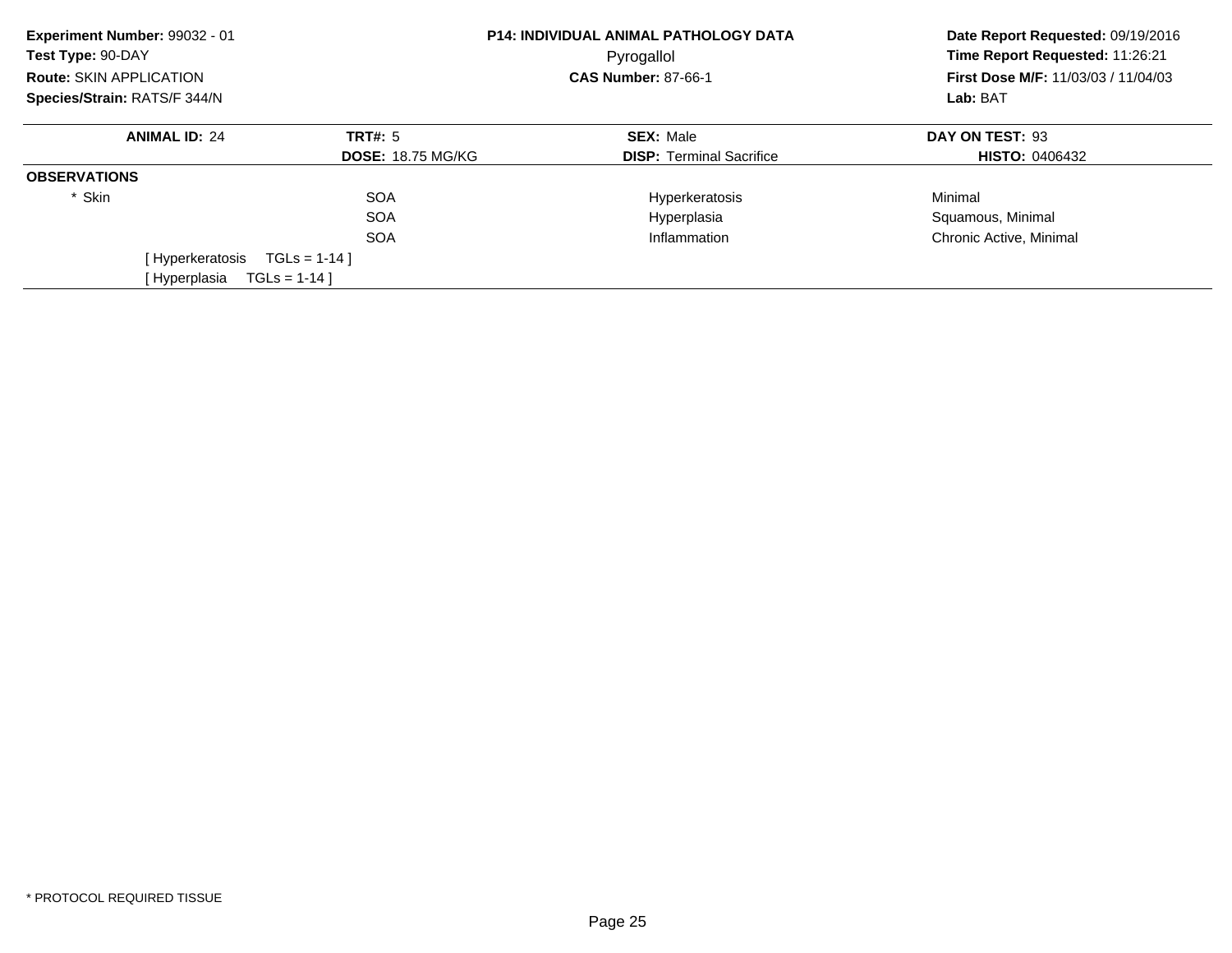**Experiment Number:** 99032 - 01
**Test Type:** 90-DAY
**Route:** SKIN APPLICATION
**Species/Strain:** RATS/F 344/N

**P14: INDIVIDUAL ANIMAL PATHOLOGY DATA**
Pyrogallol
**CAS Number:** 87-66-1

**Date Report Requested:** 09/19/2016
**Time Report Requested:** 11:26:21
**First Dose M/F:** 11/03/03 / 11/04/03
**Lab:** BAT

| **ANIMAL ID:** 24 | **TRT#:** 5 | **SEX:** Male | **DAY ON TEST:** 93 |
|---|---|---|---|
| | **DOSE:** 18.75 MG/KG | **DISP:** Terminal Sacrifice | **HISTO:** 0406432 |
| **OBSERVATIONS** | | | |
| * Skin | SOA | Hyperkeratosis | Minimal |
| | SOA | Hyperplasia | Squamous, Minimal |
| | SOA | Inflammation | Chronic Active, Minimal |
| [ Hyperkeratosis TGLs = 1-14 ] | | | |
| [ Hyperplasia TGLs = 1-14 ] | | | |

* PROTOCOL REQUIRED TISSUE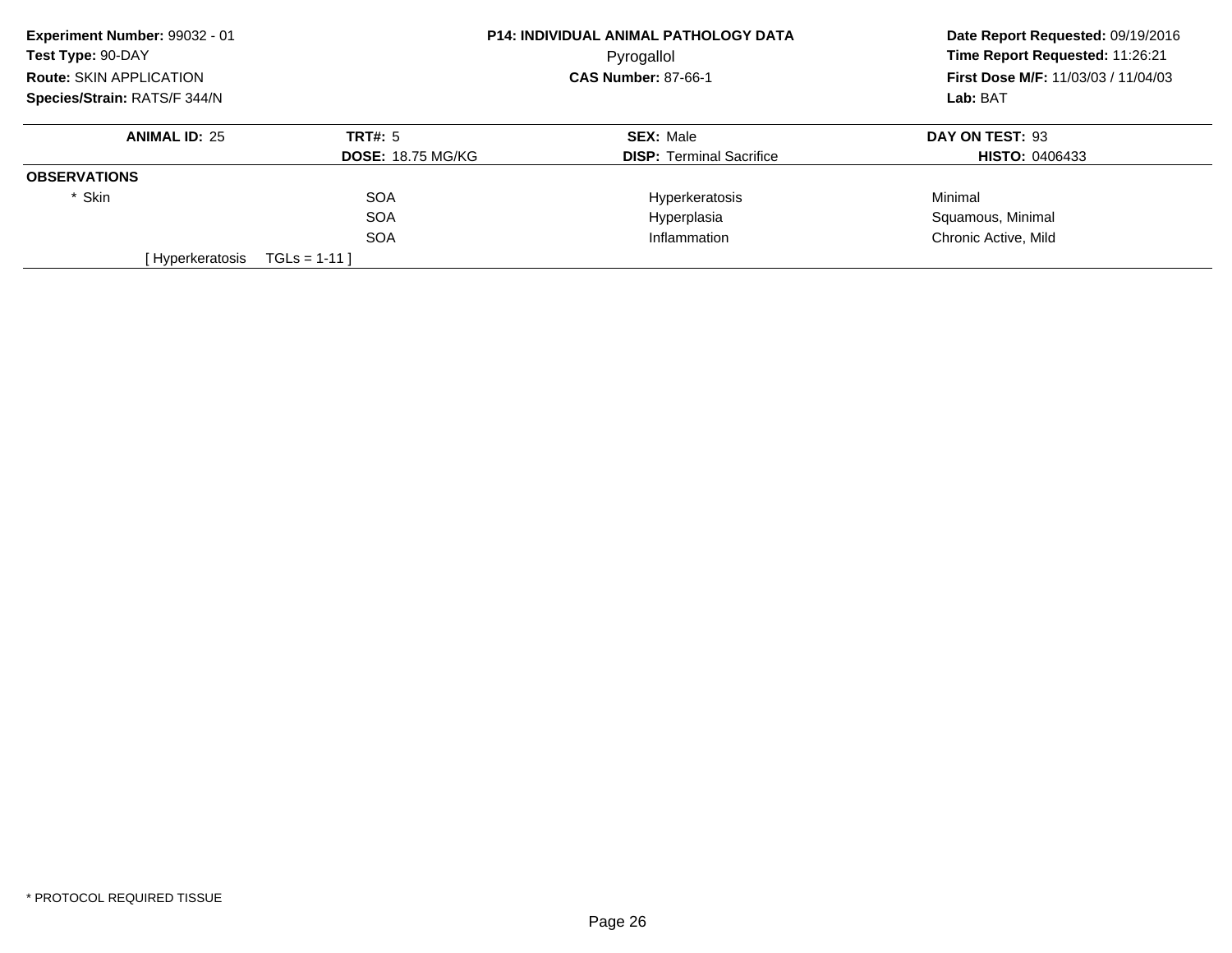**Experiment Number:** 99032 - 01
**Test Type:** 90-DAY
**Route:** SKIN APPLICATION
**Species/Strain:** RATS/F 344/N

**P14: INDIVIDUAL ANIMAL PATHOLOGY DATA**
Pyrogallol
**CAS Number:** 87-66-1

**Date Report Requested:** 09/19/2016
**Time Report Requested:** 11:26:21
**First Dose M/F:** 11/03/03 / 11/04/03
**Lab:** BAT

| **ANIMAL ID:** 25 | **TRT#:** 5 | **SEX:** Male | **DAY ON TEST:** 93 |
|---|---|---|---|
| | **DOSE:** 18.75 MG/KG | **DISP:** Terminal Sacrifice | **HISTO:** 0406433 |
| **OBSERVATIONS** | | | |
| * Skin | SOA | Hyperkeratosis | Minimal |
| | SOA | Hyperplasia | Squamous, Minimal |
| | SOA | Inflammation | Chronic Active, Mild |
| [ Hyperkeratosis | TGLs = 1-11 ] | | |

* PROTOCOL REQUIRED TISSUE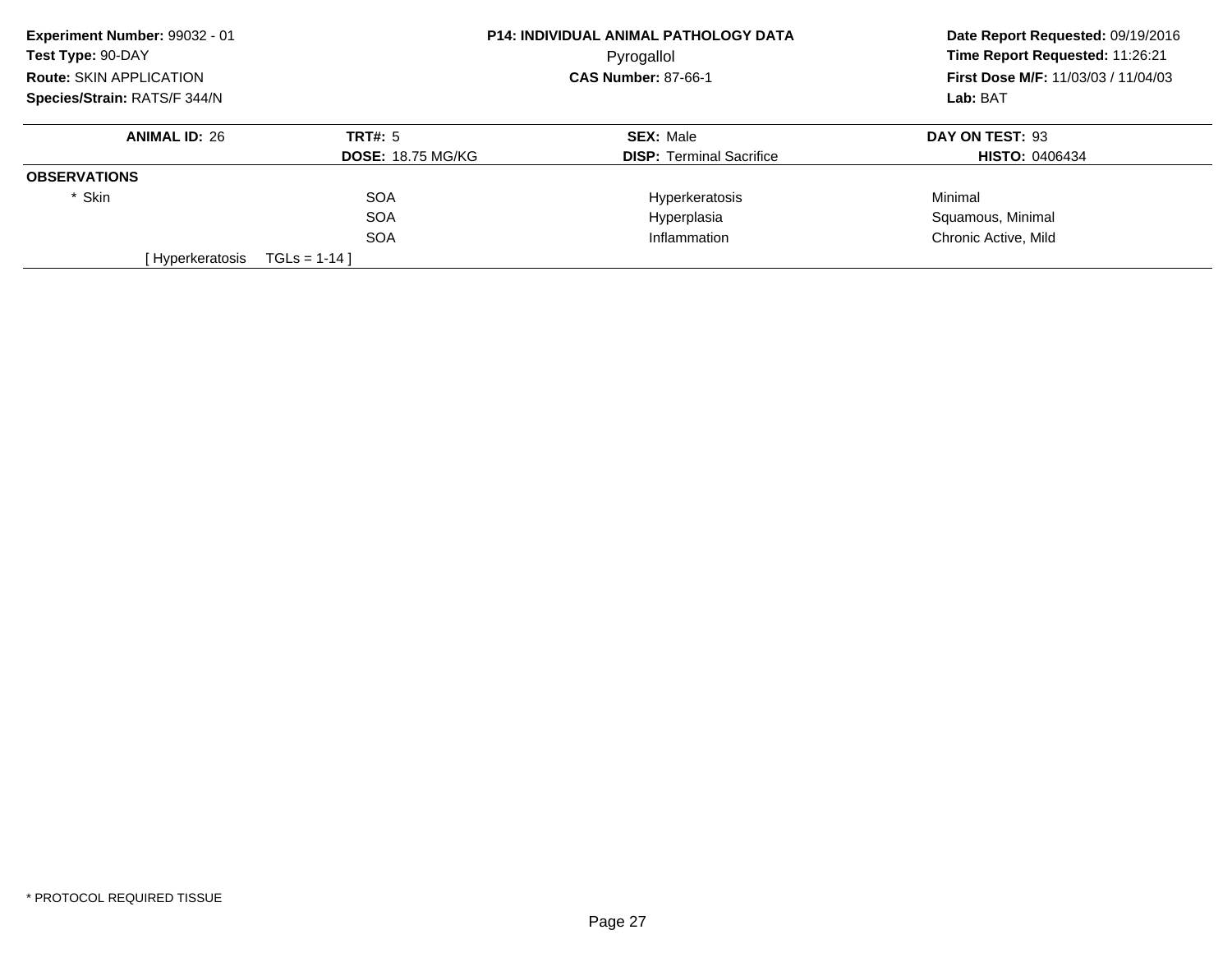**Experiment Number:** 99032 - 01
**Test Type:** 90-DAY
**Route:** SKIN APPLICATION
**Species/Strain:** RATS/F 344/N

**P14: INDIVIDUAL ANIMAL PATHOLOGY DATA**
Pyrogallol
**CAS Number:** 87-66-1

**Date Report Requested:** 09/19/2016
**Time Report Requested:** 11:26:21
**First Dose M/F:** 11/03/03 / 11/04/03
**Lab:** BAT

| **ANIMAL ID:** 26 | **TRT#:** 5 | **SEX:** Male | **DAY ON TEST:** 93 |
|---|---|---|---|
| | **DOSE:** 18.75 MG/KG | **DISP:** Terminal Sacrifice | **HISTO:** 0406434 |
| **OBSERVATIONS** | | | |
| * Skin | SOA | Hyperkeratosis | Minimal |
| | SOA | Hyperplasia | Squamous, Minimal |
| | SOA | Inflammation | Chronic Active, Mild |
| [ Hyperkeratosis | TGLs = 1-14 ] | | |

* PROTOCOL REQUIRED TISSUE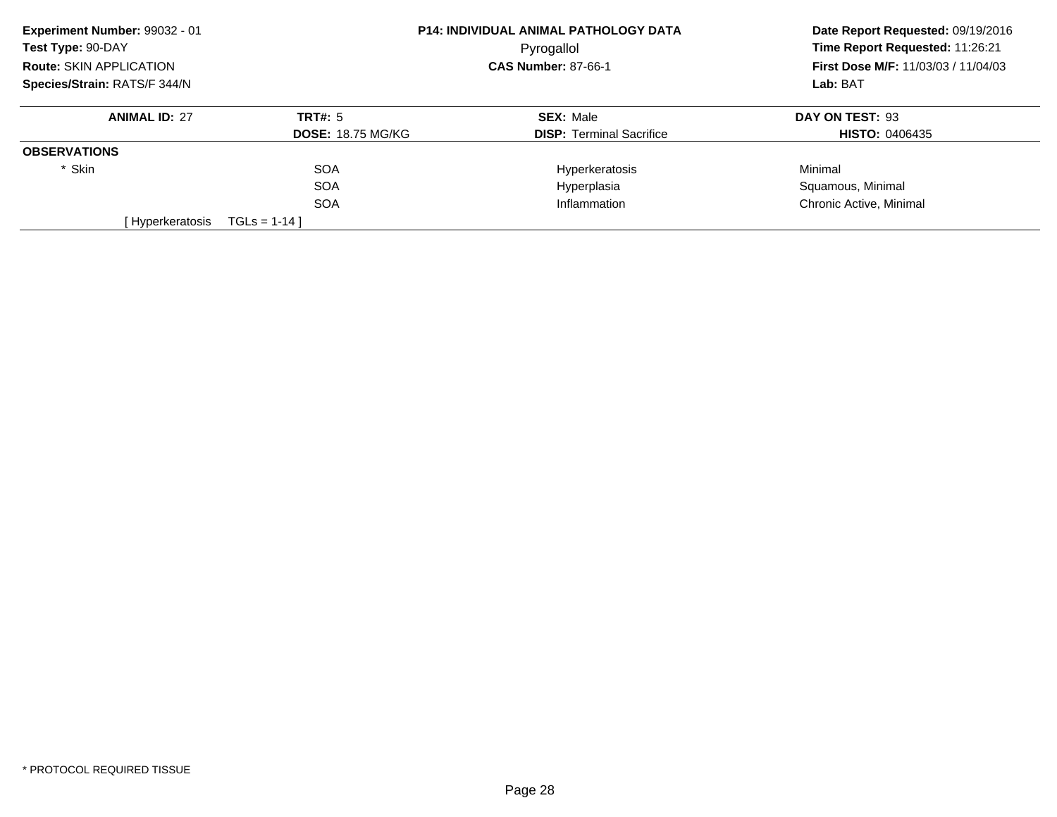**Experiment Number:** 99032 - 01
**Test Type:** 90-DAY
**Route:** SKIN APPLICATION
**Species/Strain:** RATS/F 344/N

**P14: INDIVIDUAL ANIMAL PATHOLOGY DATA**
Pyrogallol
**CAS Number:** 87-66-1

**Date Report Requested:** 09/19/2016
**Time Report Requested:** 11:26:21
**First Dose M/F:** 11/03/03 / 11/04/03
**Lab:** BAT

| **ANIMAL ID:** 27 | **TRT#:** 5 | **SEX:** Male | **DAY ON TEST:** 93 |
|---|---|---|---|
| | **DOSE:** 18.75 MG/KG | **DISP:** Terminal Sacrifice | **HISTO:** 0406435 |
| **OBSERVATIONS** | | | |
| * Skin | SOA | Hyperkeratosis | Minimal |
| | SOA | Hyperplasia | Squamous, Minimal |
| | SOA | Inflammation | Chronic Active, Minimal |
| [ Hyperkeratosis | TGLs = 1-14 ] | | |

* PROTOCOL REQUIRED TISSUE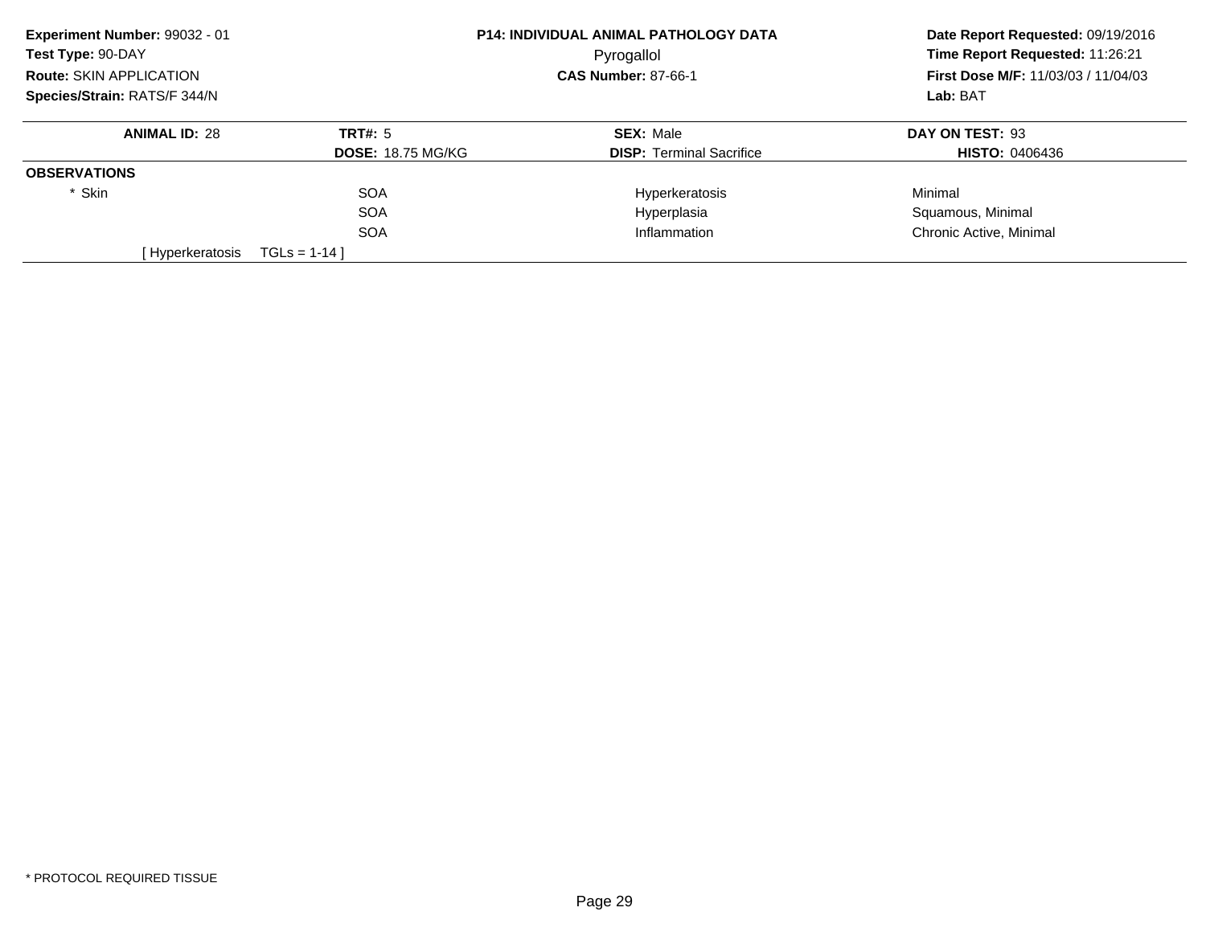**Experiment Number:** 99032 - 01
**Test Type:** 90-DAY
**Route:** SKIN APPLICATION
**Species/Strain:** RATS/F 344/N

**P14: INDIVIDUAL ANIMAL PATHOLOGY DATA**
Pyrogallol
**CAS Number:** 87-66-1

**Date Report Requested:** 09/19/2016
**Time Report Requested:** 11:26:21
**First Dose M/F:** 11/03/03 / 11/04/03
**Lab:** BAT

| **ANIMAL ID:** 28 | **TRT#:** 5 | **SEX:** Male | **DAY ON TEST:** 93 |
|---|---|---|---|
| | **DOSE:** 18.75 MG/KG | **DISP:** Terminal Sacrifice | **HISTO:** 0406436 |
| **OBSERVATIONS** | | | |
| * Skin | SOA | Hyperkeratosis | Minimal |
| | SOA | Hyperplasia | Squamous, Minimal |
| | SOA | Inflammation | Chronic Active, Minimal |
| [ Hyperkeratosis | TGLs = 1-14 ] | | |

* PROTOCOL REQUIRED TISSUE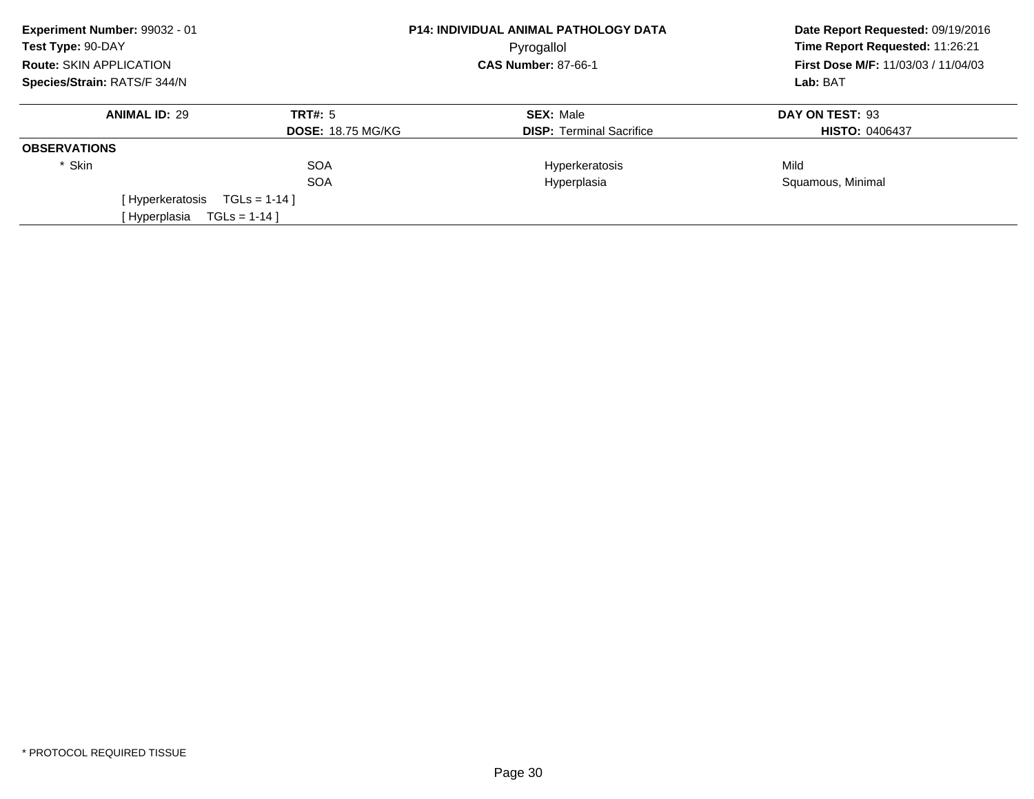**Experiment Number:** 99032 - 01
**Test Type:** 90-DAY
**Route:** SKIN APPLICATION
**Species/Strain:** RATS/F 344/N

**P14: INDIVIDUAL ANIMAL PATHOLOGY DATA**
Pyrogallol
**CAS Number:** 87-66-1

**Date Report Requested:** 09/19/2016
**Time Report Requested:** 11:26:21
**First Dose M/F:** 11/03/03 / 11/04/03
**Lab:** BAT

| **ANIMAL ID:** 29 | **TRT#:** 5 | **SEX:** Male | **DAY ON TEST:** 93 |
|---|---|---|---|
| | **DOSE:** 18.75 MG/KG | **DISP:** Terminal Sacrifice | **HISTO:** 0406437 |

**OBSERVATIONS**

| | | | |
|---|---|---|---|
| * Skin | SOA | Hyperkeratosis | Mild |
| | SOA | Hyperplasia | Squamous, Minimal |

[ Hyperkeratosis TGLs = 1-14 ]
[ Hyperplasia TGLs = 1-14 ]

* PROTOCOL REQUIRED TISSUE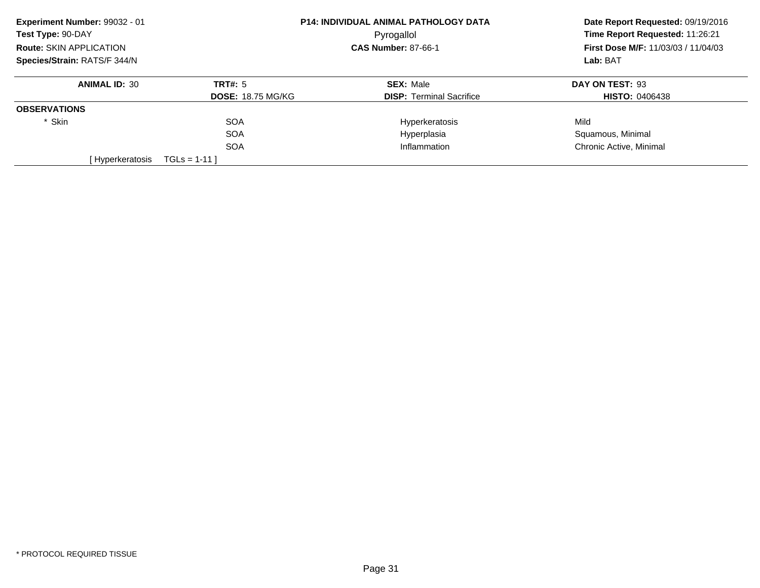**Experiment Number:** 99032 - 01
**Test Type:** 90-DAY
**Route:** SKIN APPLICATION
**Species/Strain:** RATS/F 344/N

**P14: INDIVIDUAL ANIMAL PATHOLOGY DATA**
Pyrogallol
**CAS Number:** 87-66-1

**Date Report Requested:** 09/19/2016
**Time Report Requested:** 11:26:21
**First Dose M/F:** 11/03/03 / 11/04/03
**Lab:** BAT

| **ANIMAL ID:** 30 | **TRT#:** 5 | **SEX:** Male | **DAY ON TEST:** 93 |
|---|---|---|---|
| | **DOSE:** 18.75 MG/KG | **DISP:** Terminal Sacrifice | **HISTO:** 0406438 |
| **OBSERVATIONS** | | | |
| * Skin | SOA | Hyperkeratosis | Mild |
| | SOA | Hyperplasia | Squamous, Minimal |
| | SOA | Inflammation | Chronic Active, Minimal |
| [ Hyperkeratosis | TGLs = 1-11 ] | | |

* PROTOCOL REQUIRED TISSUE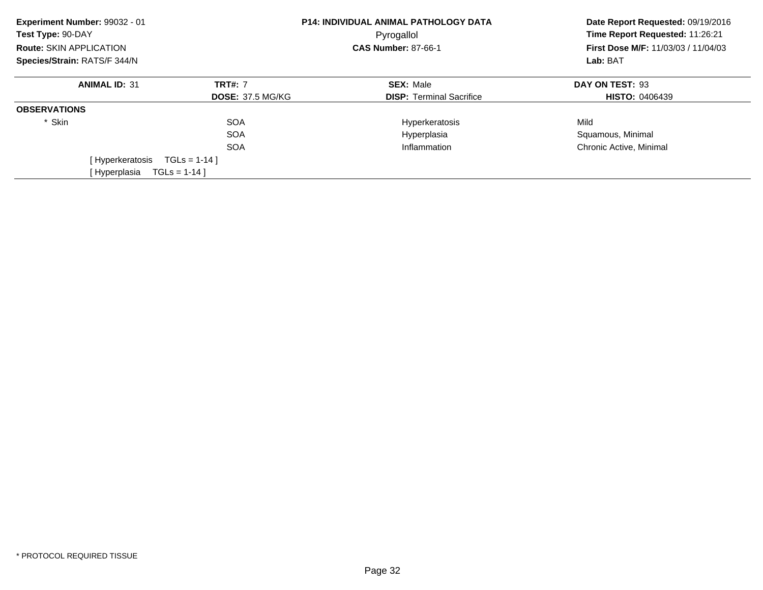**Experiment Number:** 99032 - 01
**Test Type:** 90-DAY
**Route:** SKIN APPLICATION
**Species/Strain:** RATS/F 344/N

**P14: INDIVIDUAL ANIMAL PATHOLOGY DATA**
Pyrogallol
**CAS Number:** 87-66-1

**Date Report Requested:** 09/19/2016
**Time Report Requested:** 11:26:21
**First Dose M/F:** 11/03/03 / 11/04/03
**Lab:** BAT

| **ANIMAL ID:** 31 | **TRT#:** 7 | **SEX:** Male | **DAY ON TEST:** 93 |
|---|---|---|---|
| | **DOSE:** 37.5 MG/KG | **DISP:** Terminal Sacrifice | **HISTO:** 0406439 |

**OBSERVATIONS**

| | | | |
|---|---|---|---|
| * Skin | SOA | Hyperkeratosis | Mild |
| | SOA | Hyperplasia | Squamous, Minimal |
| | SOA | Inflammation | Chronic Active, Minimal |

[ Hyperkeratosis TGLs = 1-14 ]
[ Hyperplasia TGLs = 1-14 ]

* PROTOCOL REQUIRED TISSUE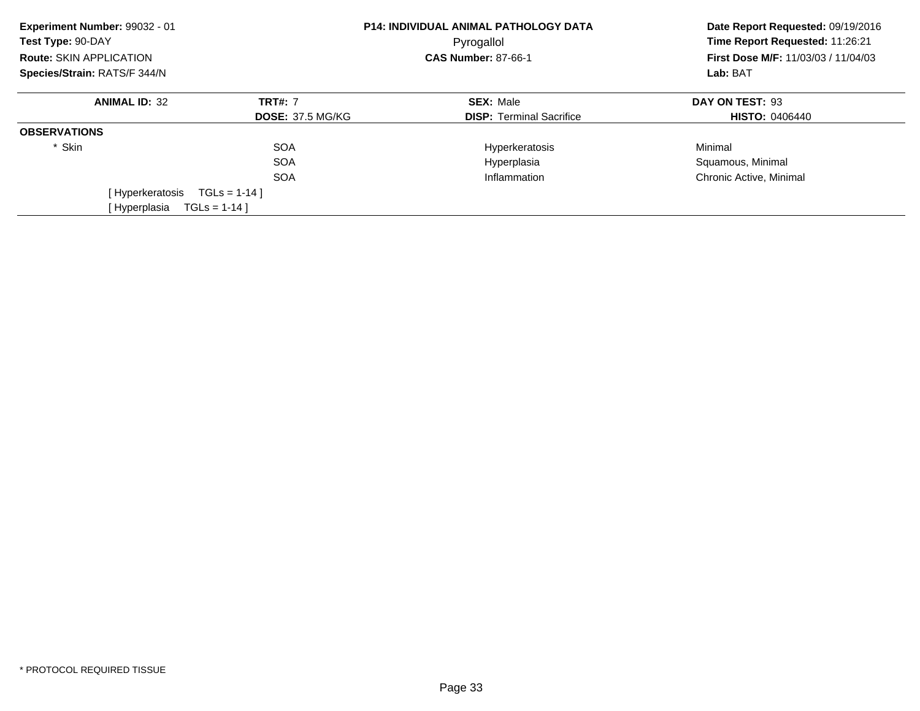**Experiment Number:** 99032 - 01
**Test Type:** 90-DAY
**Route:** SKIN APPLICATION
**Species/Strain:** RATS/F 344/N

**P14: INDIVIDUAL ANIMAL PATHOLOGY DATA**
Pyrogallol
**CAS Number:** 87-66-1

**Date Report Requested:** 09/19/2016
**Time Report Requested:** 11:26:21
**First Dose M/F:** 11/03/03 / 11/04/03
**Lab:** BAT

| **ANIMAL ID:** 32 | **TRT#:** 7 | **SEX:** Male | **DAY ON TEST:** 93 |
|---|---|---|---|
| | **DOSE:** 37.5 MG/KG | **DISP:** Terminal Sacrifice | **HISTO:** 0406440 |

**OBSERVATIONS**

| | | | |
|---|---|---|---|
| * Skin | SOA | Hyperkeratosis | Minimal |
| | SOA | Hyperplasia | Squamous, Minimal |
| | SOA | Inflammation | Chronic Active, Minimal |

[ Hyperkeratosis TGLs = 1-14 ]
[ Hyperplasia TGLs = 1-14 ]

* PROTOCOL REQUIRED TISSUE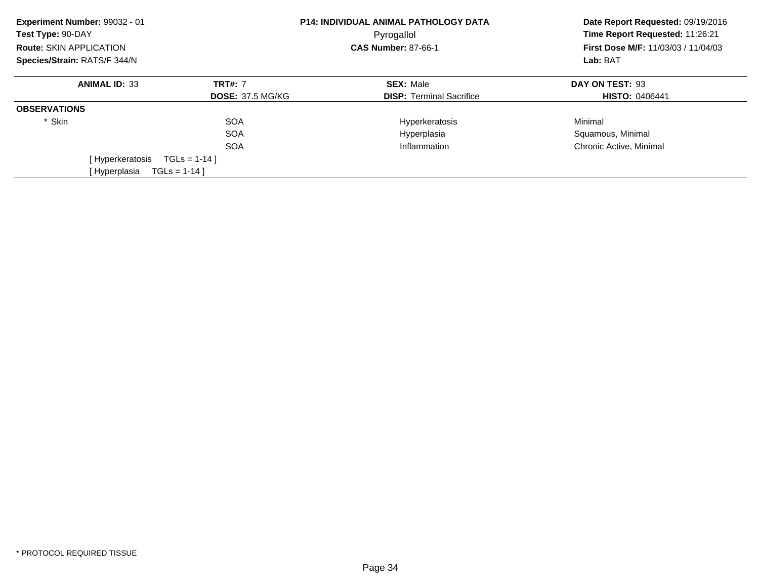**Experiment Number:** 99032 - 01
**Test Type:** 90-DAY
**Route:** SKIN APPLICATION
**Species/Strain:** RATS/F 344/N

**P14: INDIVIDUAL ANIMAL PATHOLOGY DATA**
Pyrogallol
**CAS Number:** 87-66-1

**Date Report Requested:** 09/19/2016
**Time Report Requested:** 11:26:21
**First Dose M/F:** 11/03/03 / 11/04/03
**Lab:** BAT

| **ANIMAL ID:** 33 | **TRT#:** 7 | **SEX:** Male | **DAY ON TEST:** 93 |
|---|---|---|---|
| | **DOSE:** 37.5 MG/KG | **DISP:** Terminal Sacrifice | **HISTO:** 0406441 |

**OBSERVATIONS**

| | | | |
|---|---|---|---|
| * Skin | SOA | Hyperkeratosis | Minimal |
| | SOA | Hyperplasia | Squamous, Minimal |
| | SOA | Inflammation | Chronic Active, Minimal |

[ Hyperkeratosis TGLs = 1-14 ]
[ Hyperplasia TGLs = 1-14 ]

* PROTOCOL REQUIRED TISSUE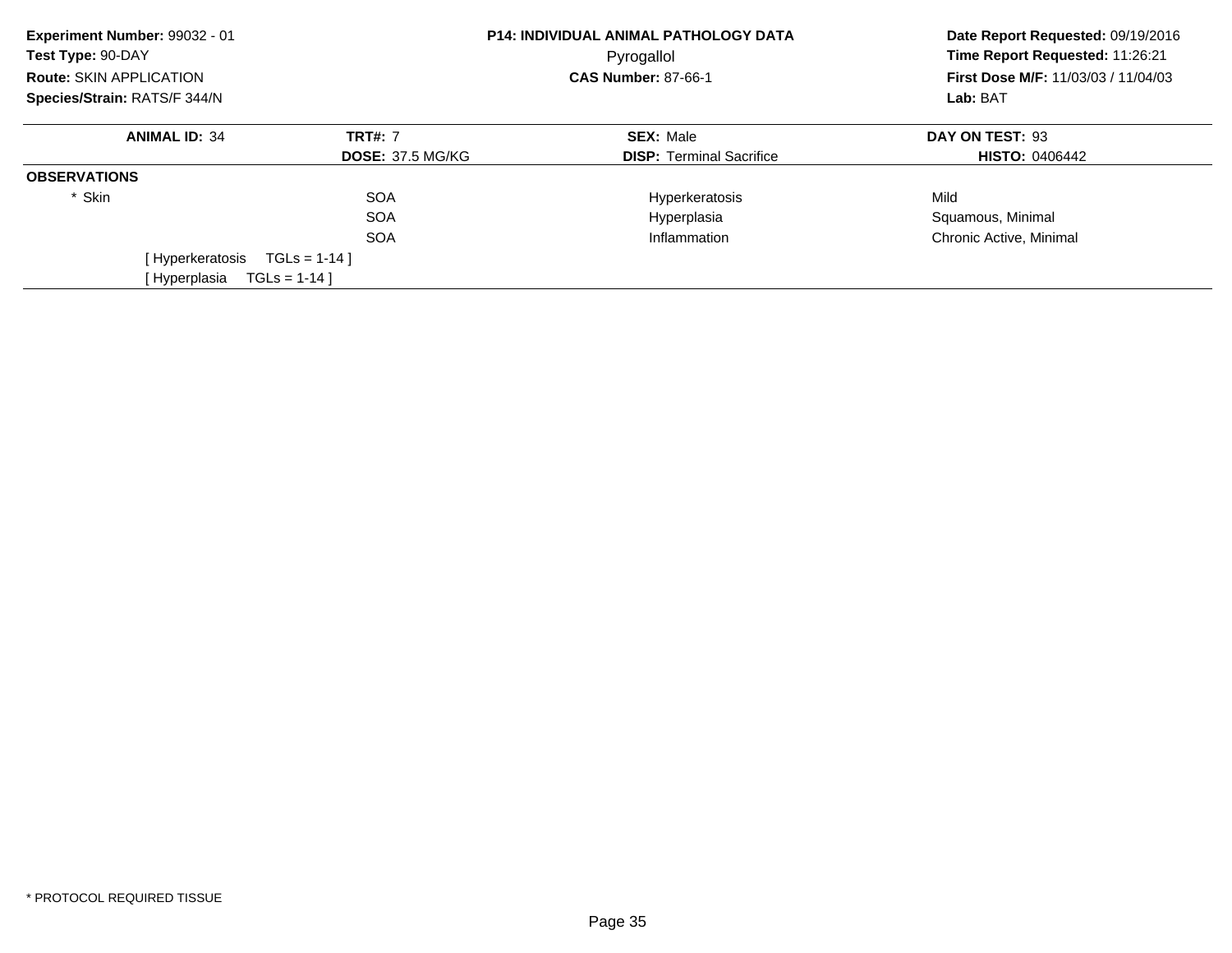**Experiment Number:** 99032 - 01
**Test Type:** 90-DAY
**Route:** SKIN APPLICATION
**Species/Strain:** RATS/F 344/N

**P14: INDIVIDUAL ANIMAL PATHOLOGY DATA**
Pyrogallol
**CAS Number:** 87-66-1

**Date Report Requested:** 09/19/2016
**Time Report Requested:** 11:26:21
**First Dose M/F:** 11/03/03 / 11/04/03
**Lab:** BAT

| **ANIMAL ID:** 34 | **TRT#:** 7 | **SEX:** Male | **DAY ON TEST:** 93 |
|---|---|---|---|
| | **DOSE:** 37.5 MG/KG | **DISP:** Terminal Sacrifice | **HISTO:** 0406442 |

**OBSERVATIONS**

| | | | |
|---|---|---|---|
| * Skin | SOA | Hyperkeratosis | Mild |
| | SOA | Hyperplasia | Squamous, Minimal |
| | SOA | Inflammation | Chronic Active, Minimal |

[ Hyperkeratosis TGLs = 1-14 ]
[ Hyperplasia TGLs = 1-14 ]

* PROTOCOL REQUIRED TISSUE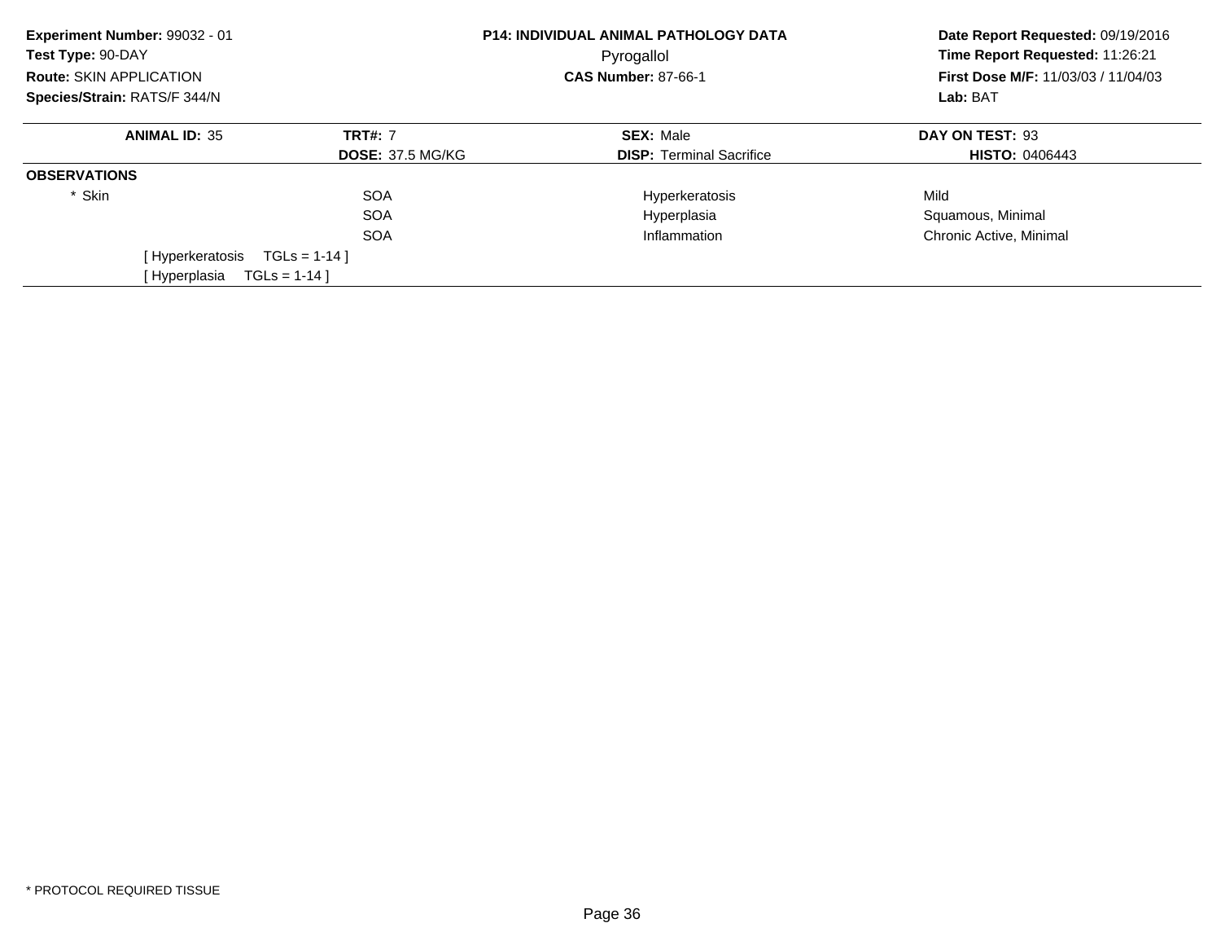**Experiment Number:** 99032 - 01
**Test Type:** 90-DAY
**Route:** SKIN APPLICATION
**Species/Strain:** RATS/F 344/N

**P14: INDIVIDUAL ANIMAL PATHOLOGY DATA**
Pyrogallol
**CAS Number:** 87-66-1

**Date Report Requested:** 09/19/2016
**Time Report Requested:** 11:26:21
**First Dose M/F:** 11/03/03 / 11/04/03
**Lab:** BAT

| **ANIMAL ID:** 35 | **TRT#:** 7 | **SEX:** Male | **DAY ON TEST:** 93 |
|---|---|---|---|
| | **DOSE:** 37.5 MG/KG | **DISP:** Terminal Sacrifice | **HISTO:** 0406443 |
| **OBSERVATIONS** | | | |
| * Skin | SOA | Hyperkeratosis | Mild |
| | SOA | Hyperplasia | Squamous, Minimal |
| | SOA | Inflammation | Chronic Active, Minimal |
| [ Hyperkeratosis TGLs = 1-14 ] | | | |
| [ Hyperplasia TGLs = 1-14 ] | | | |

* PROTOCOL REQUIRED TISSUE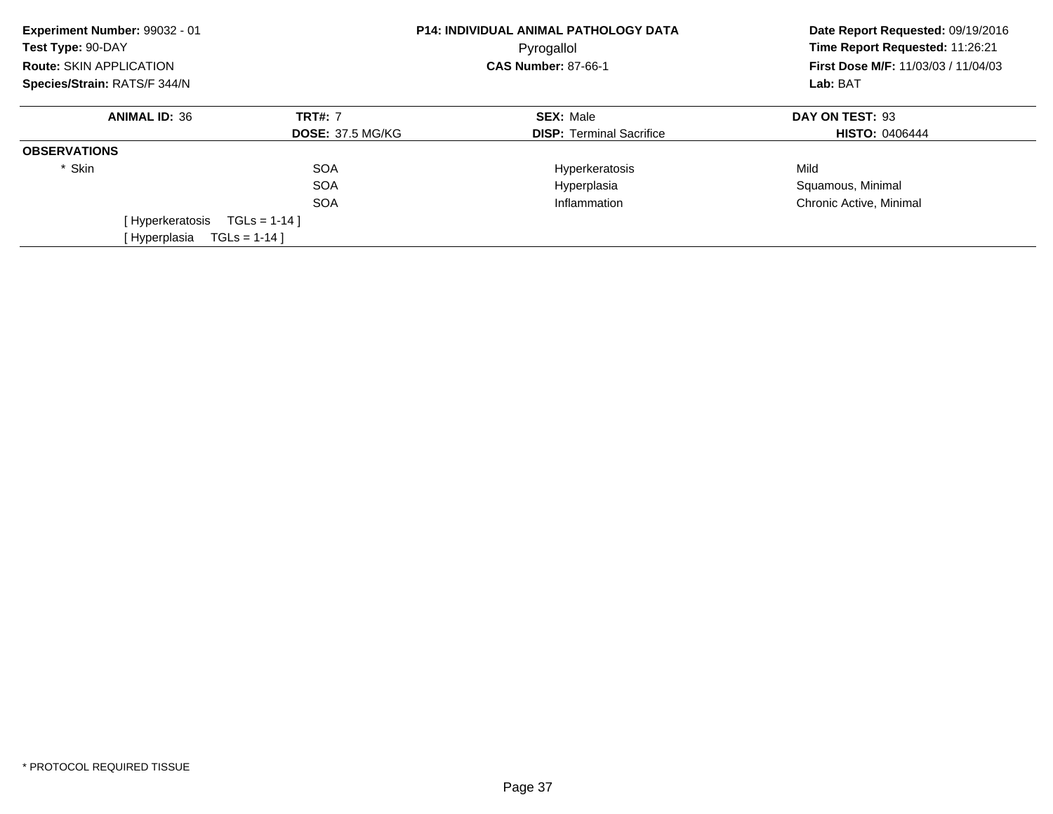**Experiment Number:** 99032 - 01
**Test Type:** 90-DAY
**Route:** SKIN APPLICATION
**Species/Strain:** RATS/F 344/N

**P14: INDIVIDUAL ANIMAL PATHOLOGY DATA**
Pyrogallol
**CAS Number:** 87-66-1

**Date Report Requested:** 09/19/2016
**Time Report Requested:** 11:26:21
**First Dose M/F:** 11/03/03 / 11/04/03
**Lab:** BAT

| **ANIMAL ID:** 36 | **TRT#:** 7 | **SEX:** Male | **DAY ON TEST:** 93 |
|---|---|---|---|
| | **DOSE:** 37.5 MG/KG | **DISP:** Terminal Sacrifice | **HISTO:** 0406444 |

**OBSERVATIONS**

| | | | |
|---|---|---|---|
| * Skin | SOA | Hyperkeratosis | Mild |
| | SOA | Hyperplasia | Squamous, Minimal |
| | SOA | Inflammation | Chronic Active, Minimal |

[ Hyperkeratosis TGLs = 1-14 ]
[ Hyperplasia TGLs = 1-14 ]

* PROTOCOL REQUIRED TISSUE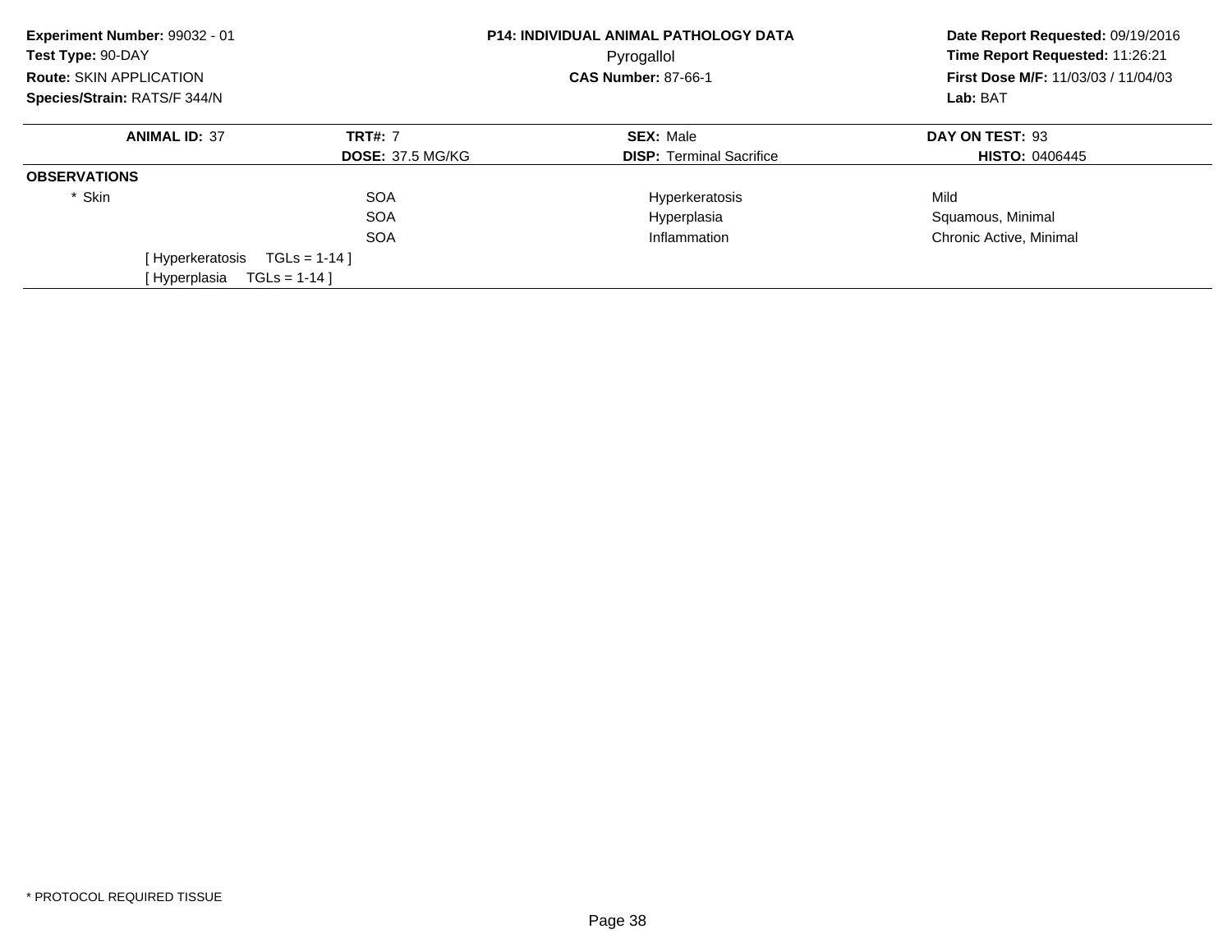**Experiment Number:** 99032 - 01
**Test Type:** 90-DAY
**Route:** SKIN APPLICATION
**Species/Strain:** RATS/F 344/N

**P14: INDIVIDUAL ANIMAL PATHOLOGY DATA**
Pyrogallol
**CAS Number:** 87-66-1

**Date Report Requested:** 09/19/2016
**Time Report Requested:** 11:26:21
**First Dose M/F:** 11/03/03 / 11/04/03
**Lab:** BAT

| **ANIMAL ID:** 37 | **TRT#:** 7 | **SEX:** Male | **DAY ON TEST:** 93 |
|---|---|---|---|
| | **DOSE:** 37.5 MG/KG | **DISP:** Terminal Sacrifice | **HISTO:** 0406445 |
| **OBSERVATIONS** | | | |
| * Skin | SOA | Hyperkeratosis | Mild |
| | SOA | Hyperplasia | Squamous, Minimal |
| | SOA | Inflammation | Chronic Active, Minimal |
| [ Hyperkeratosis TGLs = 1-14 ] | | | |
| [ Hyperplasia TGLs = 1-14 ] | | | |

* PROTOCOL REQUIRED TISSUE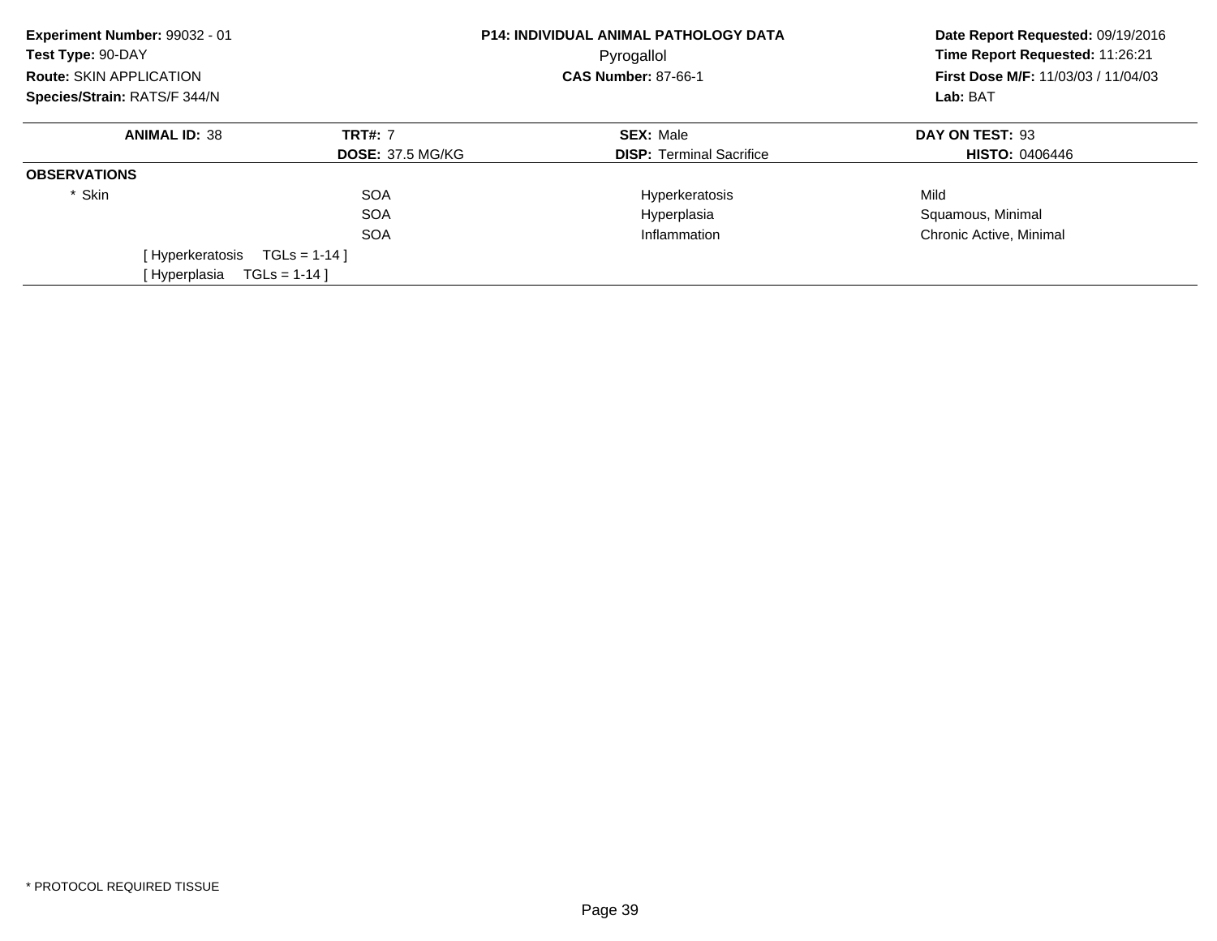**Experiment Number:** 99032 - 01
**Test Type:** 90-DAY
**Route:** SKIN APPLICATION
**Species/Strain:** RATS/F 344/N

**P14: INDIVIDUAL ANIMAL PATHOLOGY DATA**
Pyrogallol
**CAS Number:** 87-66-1

**Date Report Requested:** 09/19/2016
**Time Report Requested:** 11:26:21
**First Dose M/F:** 11/03/03 / 11/04/03
**Lab:** BAT

| **ANIMAL ID:** 38 | **TRT#:** 7 | **SEX:** Male | **DAY ON TEST:** 93 |
|---|---|---|---|
| | **DOSE:** 37.5 MG/KG | **DISP:** Terminal Sacrifice | **HISTO:** 0406446 |

**OBSERVATIONS**

| | | | |
|---|---|---|---|
| * Skin | SOA | Hyperkeratosis | Mild |
| | SOA | Hyperplasia | Squamous, Minimal |
| | SOA | Inflammation | Chronic Active, Minimal |

[ Hyperkeratosis TGLs = 1-14 ]
[ Hyperplasia TGLs = 1-14 ]

* PROTOCOL REQUIRED TISSUE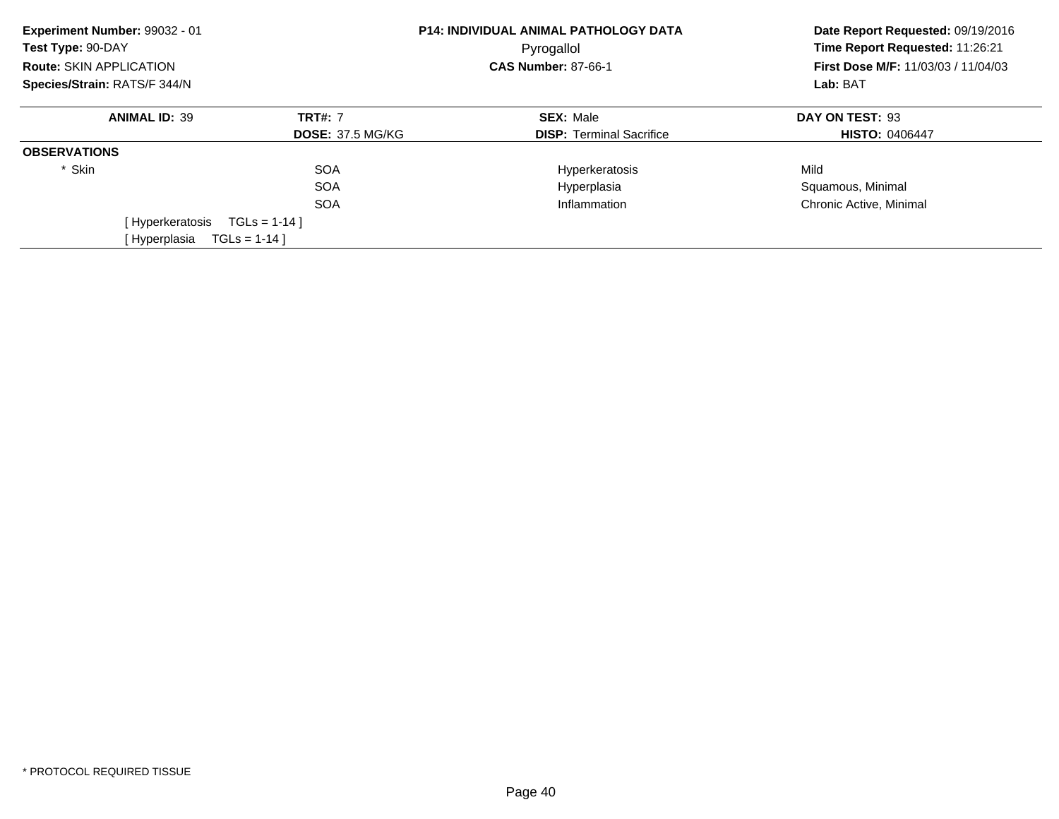**Experiment Number:** 99032 - 01
**Test Type:** 90-DAY
**Route:** SKIN APPLICATION
**Species/Strain:** RATS/F 344/N

**P14: INDIVIDUAL ANIMAL PATHOLOGY DATA**
Pyrogallol
**CAS Number:** 87-66-1

**Date Report Requested:** 09/19/2016
**Time Report Requested:** 11:26:21
**First Dose M/F:** 11/03/03 / 11/04/03
**Lab:** BAT

| **ANIMAL ID:** 39 | **TRT#:** 7 | **SEX:** Male | **DAY ON TEST:** 93 |
|---|---|---|---|
| | **DOSE:** 37.5 MG/KG | **DISP:** Terminal Sacrifice | **HISTO:** 0406447 |

**OBSERVATIONS**

| | | | |
|---|---|---|---|
| * Skin | SOA | Hyperkeratosis | Mild |
| | SOA | Hyperplasia | Squamous, Minimal |
| | SOA | Inflammation | Chronic Active, Minimal |

[ Hyperkeratosis TGLs = 1-14 ]
[ Hyperplasia TGLs = 1-14 ]

* PROTOCOL REQUIRED TISSUE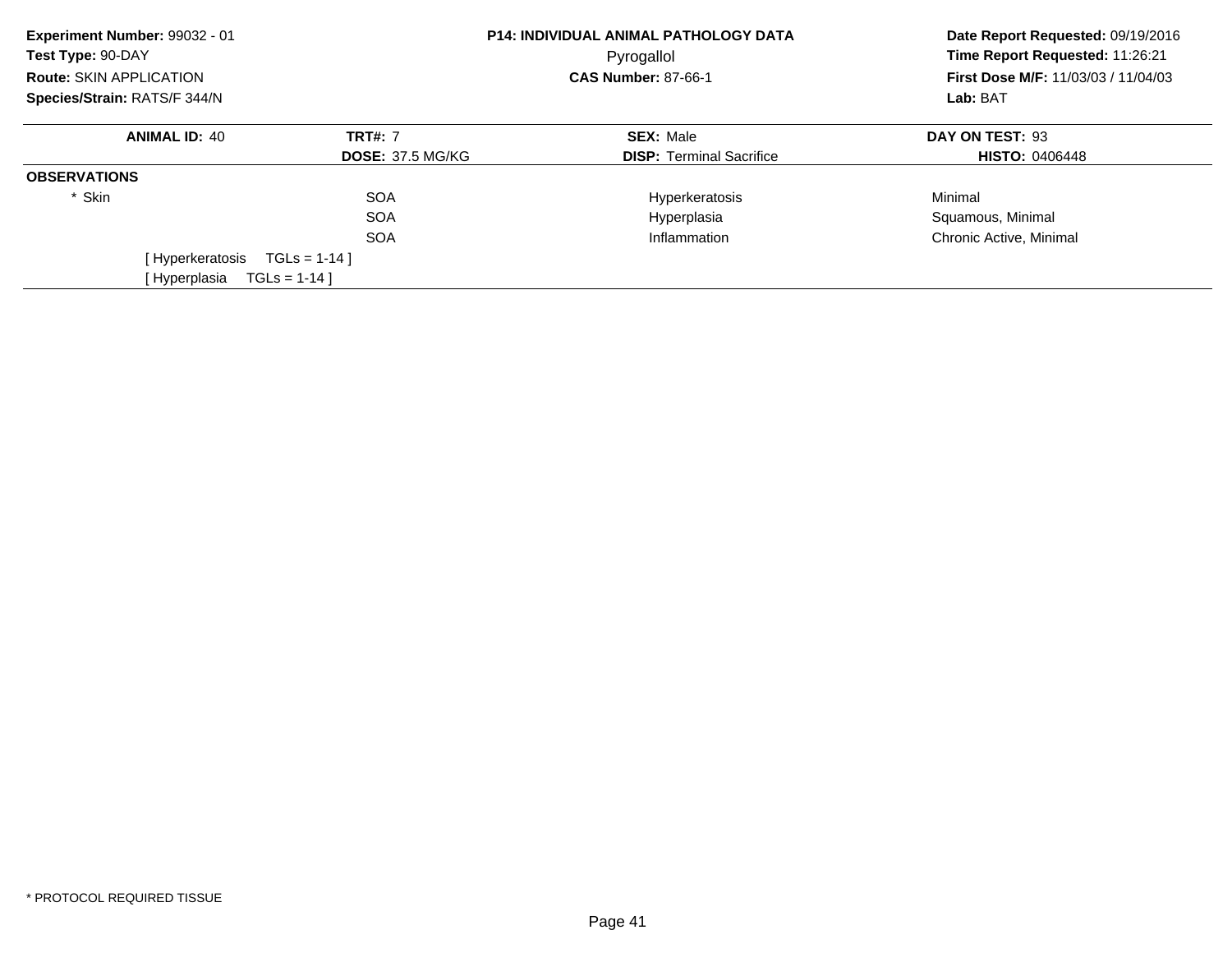**Experiment Number:** 99032 - 01
**Test Type:** 90-DAY
**Route:** SKIN APPLICATION
**Species/Strain:** RATS/F 344/N

**P14: INDIVIDUAL ANIMAL PATHOLOGY DATA**
Pyrogallol
**CAS Number:** 87-66-1

**Date Report Requested:** 09/19/2016
**Time Report Requested:** 11:26:21
**First Dose M/F:** 11/03/03 / 11/04/03
**Lab:** BAT

| **ANIMAL ID:** 40 | **TRT#:** 7 | **SEX:** Male | **DAY ON TEST:** 93 |
|---|---|---|---|
| | **DOSE:** 37.5 MG/KG | **DISP:** Terminal Sacrifice | **HISTO:** 0406448 |

**OBSERVATIONS**

| | | | |
|---|---|---|---|
| * Skin | SOA | Hyperkeratosis | Minimal |
| | SOA | Hyperplasia | Squamous, Minimal |
| | SOA | Inflammation | Chronic Active, Minimal |

[ Hyperkeratosis TGLs = 1-14 ]
[ Hyperplasia TGLs = 1-14 ]

* PROTOCOL REQUIRED TISSUE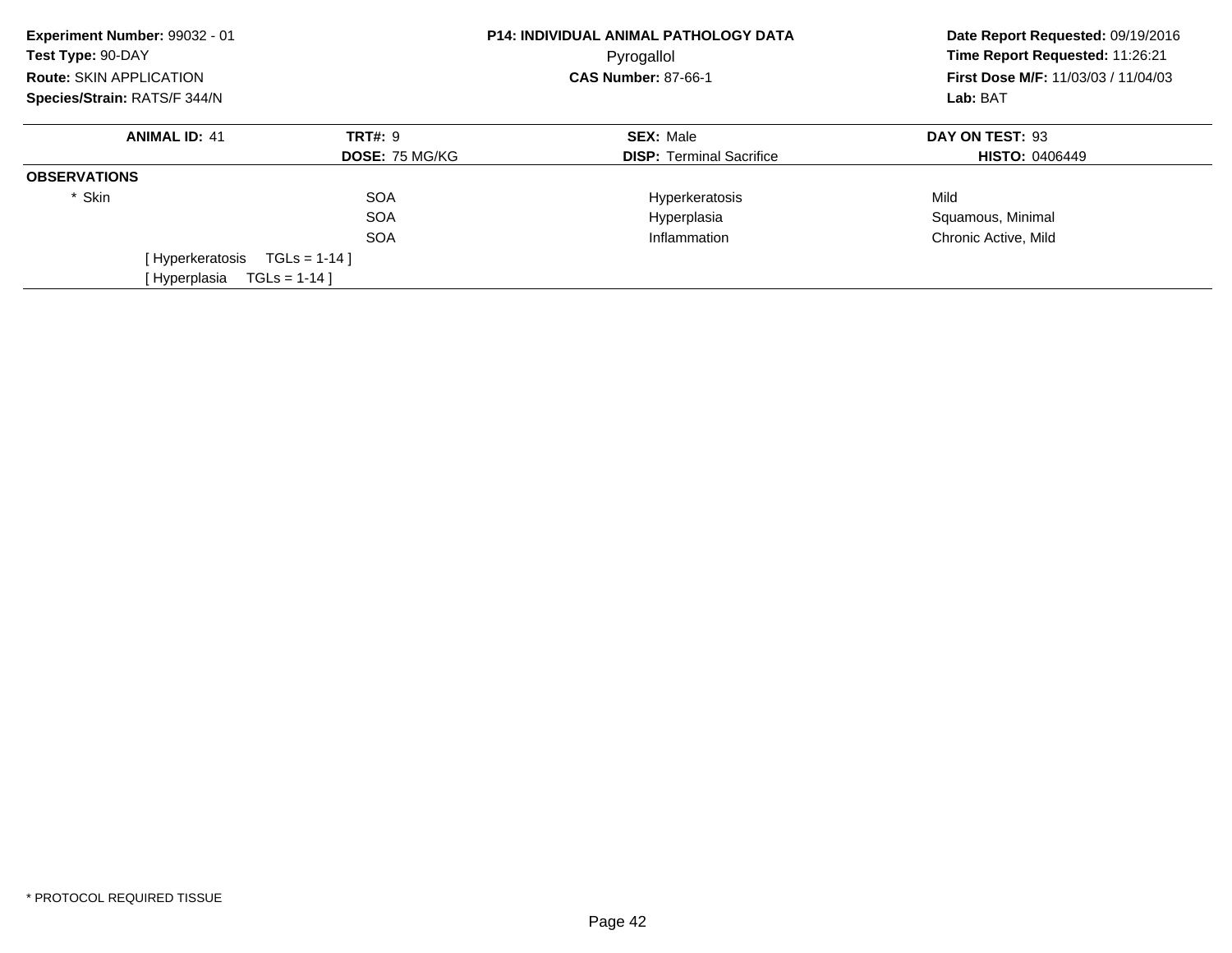**Experiment Number:** 99032 - 01
**Test Type:** 90-DAY
**Route:** SKIN APPLICATION
**Species/Strain:** RATS/F 344/N

**P14: INDIVIDUAL ANIMAL PATHOLOGY DATA**
Pyrogallol
**CAS Number:** 87-66-1

**Date Report Requested:** 09/19/2016
**Time Report Requested:** 11:26:21
**First Dose M/F:** 11/03/03 / 11/04/03
**Lab:** BAT

| **ANIMAL ID:** 41 | **TRT#:** 9 | **SEX:** Male | **DAY ON TEST:** 93 |
|---|---|---|---|
| | **DOSE:** 75 MG/KG | **DISP:** Terminal Sacrifice | **HISTO:** 0406449 |

**OBSERVATIONS**

| | | | |
|---|---|---|---|
| * Skin | SOA | Hyperkeratosis | Mild |
| | SOA | Hyperplasia | Squamous, Minimal |
| | SOA | Inflammation | Chronic Active, Mild |

[ Hyperkeratosis TGLs = 1-14 ]
[ Hyperplasia TGLs = 1-14 ]

* PROTOCOL REQUIRED TISSUE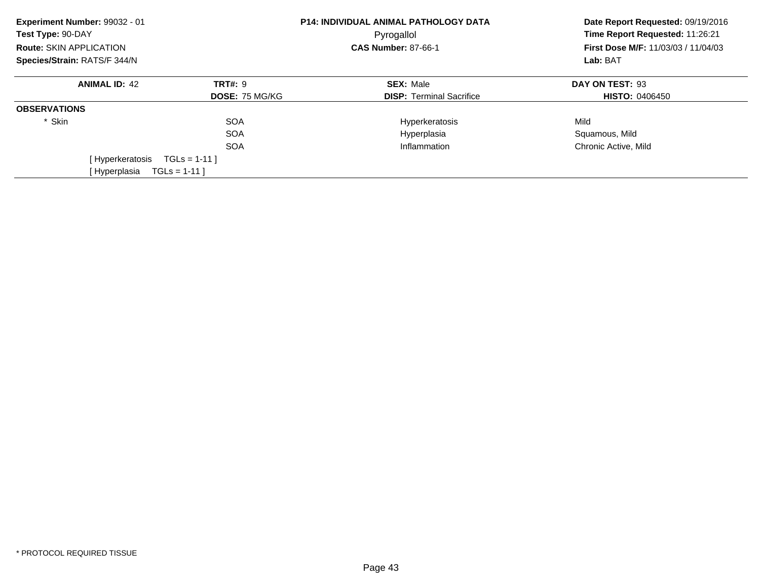**Experiment Number:** 99032 - 01
**Test Type:** 90-DAY
**Route:** SKIN APPLICATION
**Species/Strain:** RATS/F 344/N

**P14: INDIVIDUAL ANIMAL PATHOLOGY DATA**
Pyrogallol
**CAS Number:** 87-66-1

**Date Report Requested:** 09/19/2016
**Time Report Requested:** 11:26:21
**First Dose M/F:** 11/03/03 / 11/04/03
**Lab:** BAT

| **ANIMAL ID:** 42 | **TRT#:** 9 | **SEX:** Male | **DAY ON TEST:** 93 |
|---|---|---|---|
| | **DOSE:** 75 MG/KG | **DISP:** Terminal Sacrifice | **HISTO:** 0406450 |
| **OBSERVATIONS** | | | |
| * Skin | SOA | Hyperkeratosis | Mild |
| | SOA | Hyperplasia | Squamous, Mild |
| | SOA | Inflammation | Chronic Active, Mild |
| [ Hyperkeratosis TGLs = 1-11 ] | | | |
| [ Hyperplasia TGLs = 1-11 ] | | | |

* PROTOCOL REQUIRED TISSUE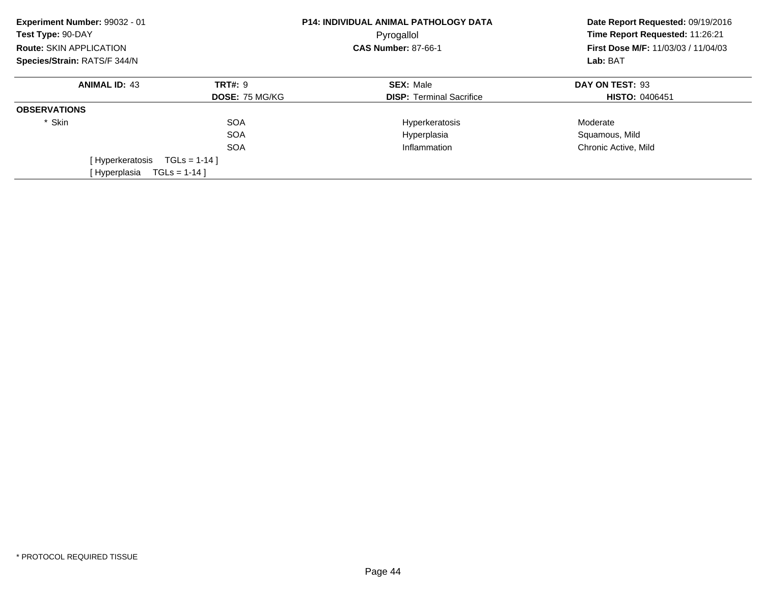**Experiment Number:** 99032 - 01
**Test Type:** 90-DAY
**Route:** SKIN APPLICATION
**Species/Strain:** RATS/F 344/N

**P14: INDIVIDUAL ANIMAL PATHOLOGY DATA**
Pyrogallol
**CAS Number:** 87-66-1

**Date Report Requested:** 09/19/2016
**Time Report Requested:** 11:26:21
**First Dose M/F:** 11/03/03 / 11/04/03
**Lab:** BAT

| **ANIMAL ID:** 43 | **TRT#:** 9 | **SEX:** Male | **DAY ON TEST:** 93 |
|---|---|---|---|
| | **DOSE:** 75 MG/KG | **DISP:** Terminal Sacrifice | **HISTO:** 0406451 |

**OBSERVATIONS**

| | | | |
|---|---|---|---|
| * Skin | SOA | Hyperkeratosis | Moderate |
| | SOA | Hyperplasia | Squamous, Mild |
| | SOA | Inflammation | Chronic Active, Mild |

[ Hyperkeratosis TGLs = 1-14 ]
[ Hyperplasia TGLs = 1-14 ]

* PROTOCOL REQUIRED TISSUE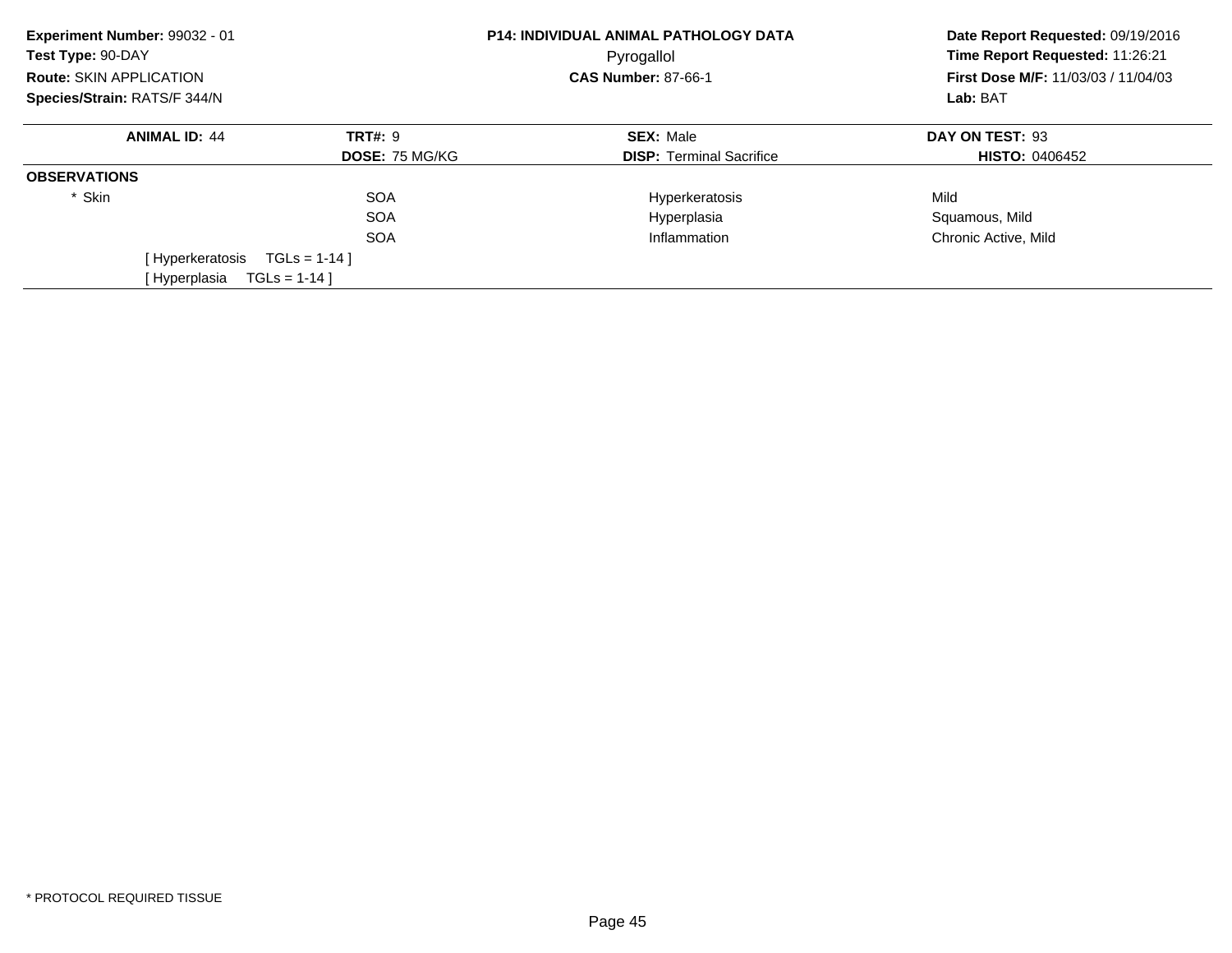**Experiment Number:** 99032 - 01
**Test Type:** 90-DAY
**Route:** SKIN APPLICATION
**Species/Strain:** RATS/F 344/N

**P14: INDIVIDUAL ANIMAL PATHOLOGY DATA**
Pyrogallol
**CAS Number:** 87-66-1

**Date Report Requested:** 09/19/2016
**Time Report Requested:** 11:26:21
**First Dose M/F:** 11/03/03 / 11/04/03
**Lab:** BAT

| **ANIMAL ID:** 44 | **TRT#:** 9 | **SEX:** Male | **DAY ON TEST:** 93 |
|---|---|---|---|
| | **DOSE:** 75 MG/KG | **DISP:** Terminal Sacrifice | **HISTO:** 0406452 |

**OBSERVATIONS**

| | | | |
|---|---|---|---|
| * Skin | SOA | Hyperkeratosis | Mild |
| | SOA | Hyperplasia | Squamous, Mild |
| | SOA | Inflammation | Chronic Active, Mild |

[ Hyperkeratosis TGLs = 1-14 ]
[ Hyperplasia TGLs = 1-14 ]

* PROTOCOL REQUIRED TISSUE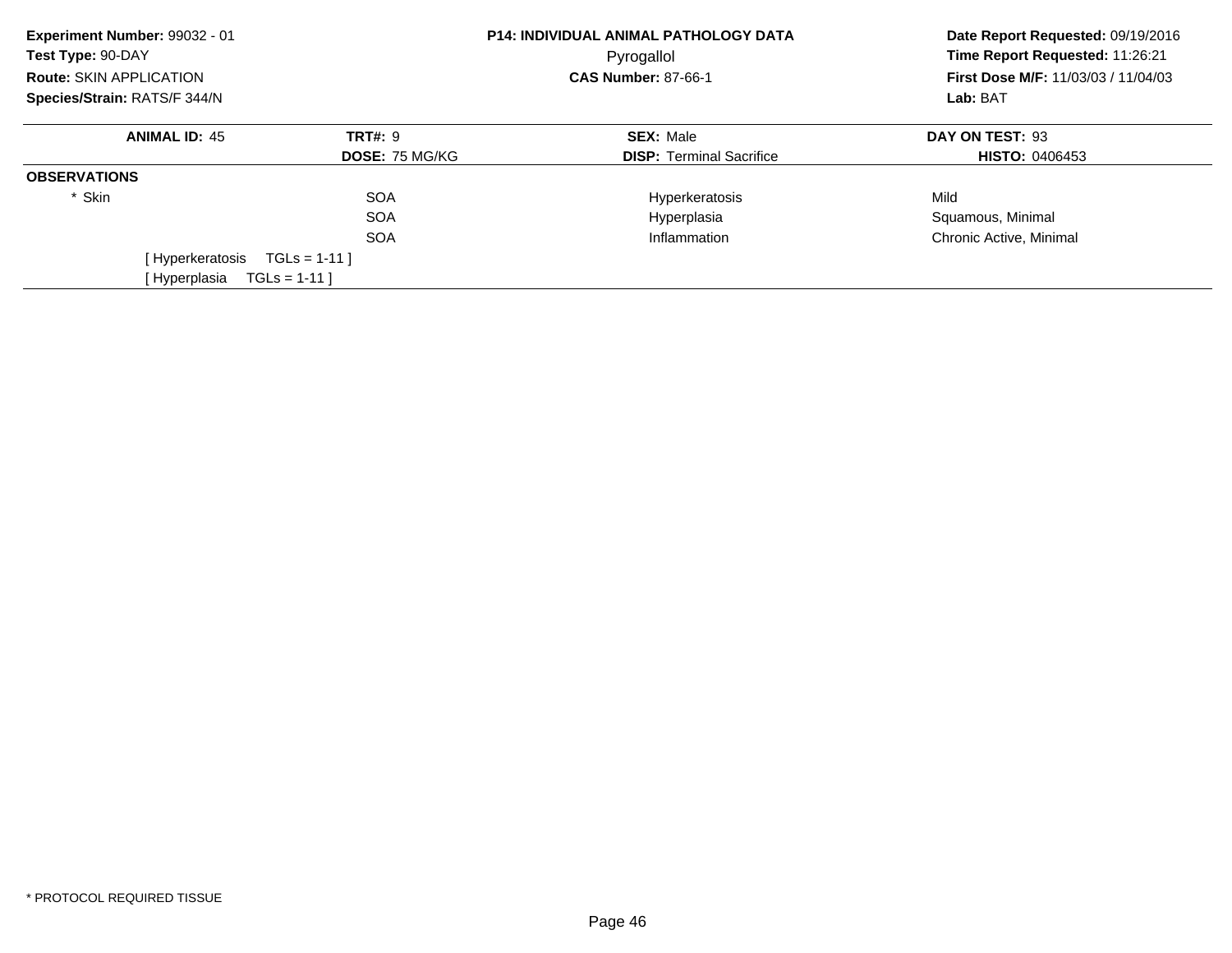**Experiment Number:** 99032 - 01
**Test Type:** 90-DAY
**Route:** SKIN APPLICATION
**Species/Strain:** RATS/F 344/N

**P14: INDIVIDUAL ANIMAL PATHOLOGY DATA**
Pyrogallol
**CAS Number:** 87-66-1

**Date Report Requested:** 09/19/2016
**Time Report Requested:** 11:26:21
**First Dose M/F:** 11/03/03 / 11/04/03
**Lab:** BAT

| **ANIMAL ID:** 45 | **TRT#:** 9 | **SEX:** Male | **DAY ON TEST:** 93 |
|---|---|---|---|
| | **DOSE:** 75 MG/KG | **DISP:** Terminal Sacrifice | **HISTO:** 0406453 |

**OBSERVATIONS**

| | | | |
|---|---|---|---|
| * Skin | SOA | Hyperkeratosis | Mild |
| | SOA | Hyperplasia | Squamous, Minimal |
| | SOA | Inflammation | Chronic Active, Minimal |

[ Hyperkeratosis TGLs = 1-11 ]
[ Hyperplasia TGLs = 1-11 ]

* PROTOCOL REQUIRED TISSUE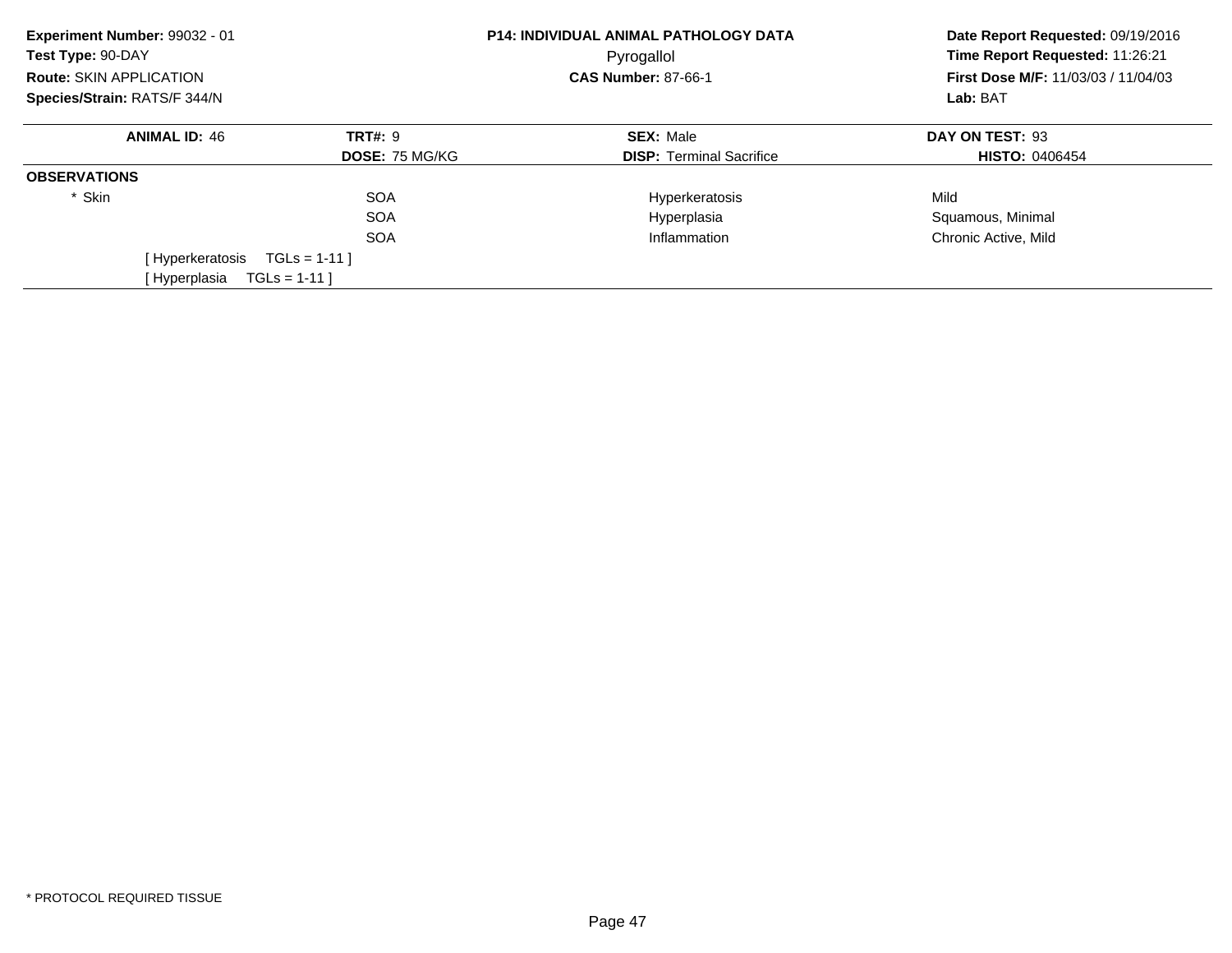**Experiment Number:** 99032 - 01
**Test Type:** 90-DAY
**Route:** SKIN APPLICATION
**Species/Strain:** RATS/F 344/N

**P14: INDIVIDUAL ANIMAL PATHOLOGY DATA**
Pyrogallol
**CAS Number:** 87-66-1

**Date Report Requested:** 09/19/2016
**Time Report Requested:** 11:26:21
**First Dose M/F:** 11/03/03 / 11/04/03
**Lab:** BAT

| **ANIMAL ID:** 46 | **TRT#:** 9 | **SEX:** Male | **DAY ON TEST:** 93 |
|---|---|---|---|
| | **DOSE:** 75 MG/KG | **DISP:** Terminal Sacrifice | **HISTO:** 0406454 |

**OBSERVATIONS**

| | | | |
|---|---|---|---|
| * Skin | SOA | Hyperkeratosis | Mild |
| | SOA | Hyperplasia | Squamous, Minimal |
| | SOA | Inflammation | Chronic Active, Mild |

[ Hyperkeratosis TGLs = 1-11 ]
[ Hyperplasia TGLs = 1-11 ]

* PROTOCOL REQUIRED TISSUE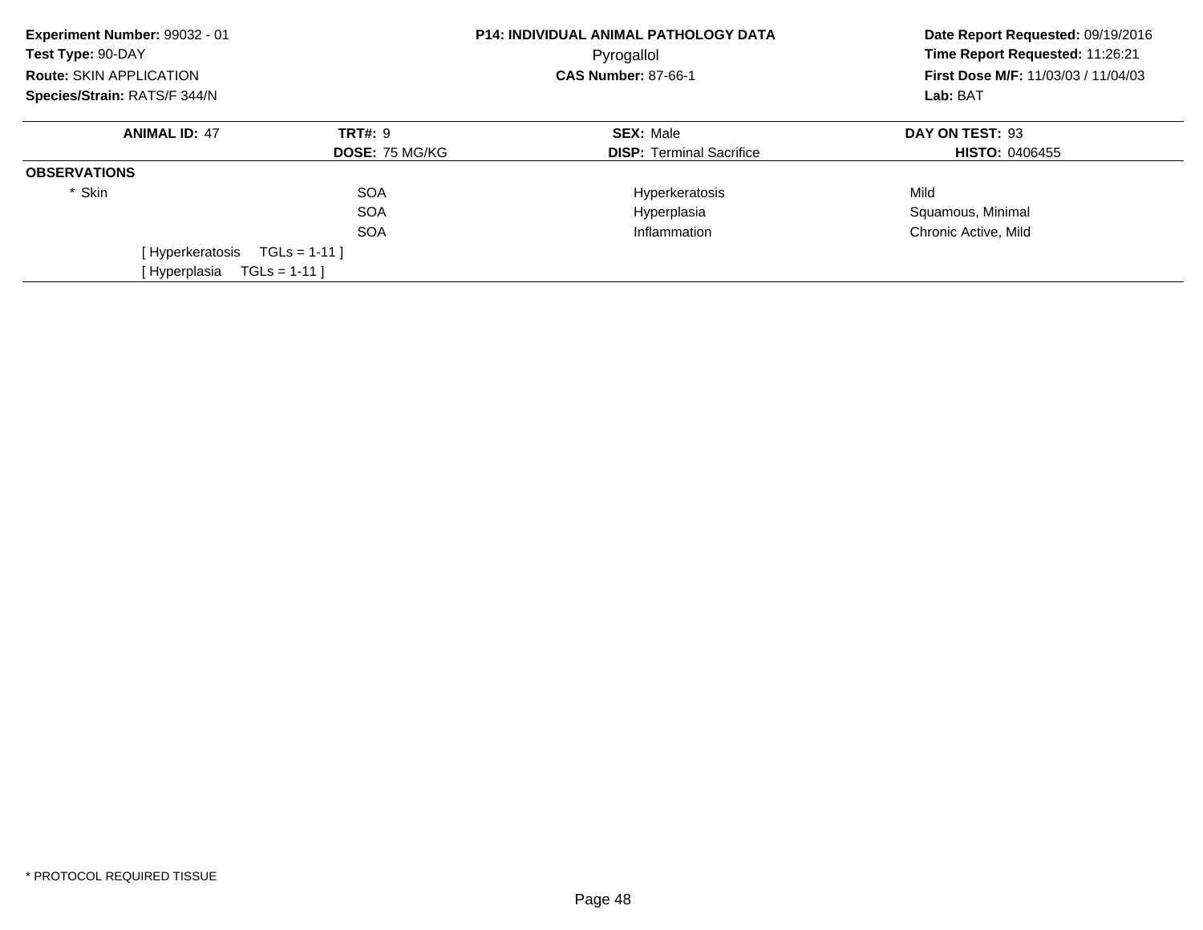**Experiment Number:** 99032 - 01
**Test Type:** 90-DAY
**Route:** SKIN APPLICATION
**Species/Strain:** RATS/F 344/N

**P14: INDIVIDUAL ANIMAL PATHOLOGY DATA**
Pyrogallol
**CAS Number:** 87-66-1

**Date Report Requested:** 09/19/2016
**Time Report Requested:** 11:26:21
**First Dose M/F:** 11/03/03 / 11/04/03
**Lab:** BAT

| **ANIMAL ID:** 47 | **TRT#:** 9 | **SEX:** Male | **DAY ON TEST:** 93 |
|---|---|---|---|
| | **DOSE:** 75 MG/KG | **DISP:** Terminal Sacrifice | **HISTO:** 0406455 |

**OBSERVATIONS**

| | | | |
|---|---|---|---|
| * Skin | SOA | Hyperkeratosis | Mild |
| | SOA | Hyperplasia | Squamous, Minimal |
| | SOA | Inflammation | Chronic Active, Mild |

[ Hyperkeratosis TGLs = 1-11 ]
[ Hyperplasia TGLs = 1-11 ]

* PROTOCOL REQUIRED TISSUE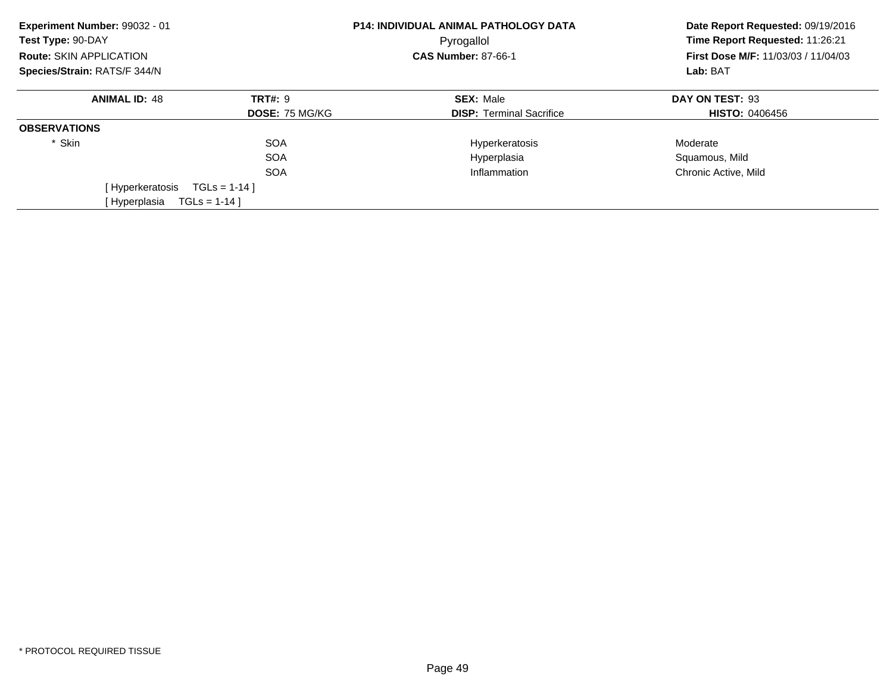**Experiment Number:** 99032 - 01
**Test Type:** 90-DAY
**Route:** SKIN APPLICATION
**Species/Strain:** RATS/F 344/N

**P14: INDIVIDUAL ANIMAL PATHOLOGY DATA**
Pyrogallol
**CAS Number:** 87-66-1

**Date Report Requested:** 09/19/2016
**Time Report Requested:** 11:26:21
**First Dose M/F:** 11/03/03 / 11/04/03
**Lab:** BAT

| **ANIMAL ID:** 48 | **TRT#:** 9 | **SEX:** Male | **DAY ON TEST:** 93 |
|---|---|---|---|
| | **DOSE:** 75 MG/KG | **DISP:** Terminal Sacrifice | **HISTO:** 0406456 |

**OBSERVATIONS**

| | | | |
|---|---|---|---|
| * Skin | SOA | Hyperkeratosis | Moderate |
| | SOA | Hyperplasia | Squamous, Mild |
| | SOA | Inflammation | Chronic Active, Mild |

[ Hyperkeratosis TGLs = 1-14 ]
[ Hyperplasia TGLs = 1-14 ]

* PROTOCOL REQUIRED TISSUE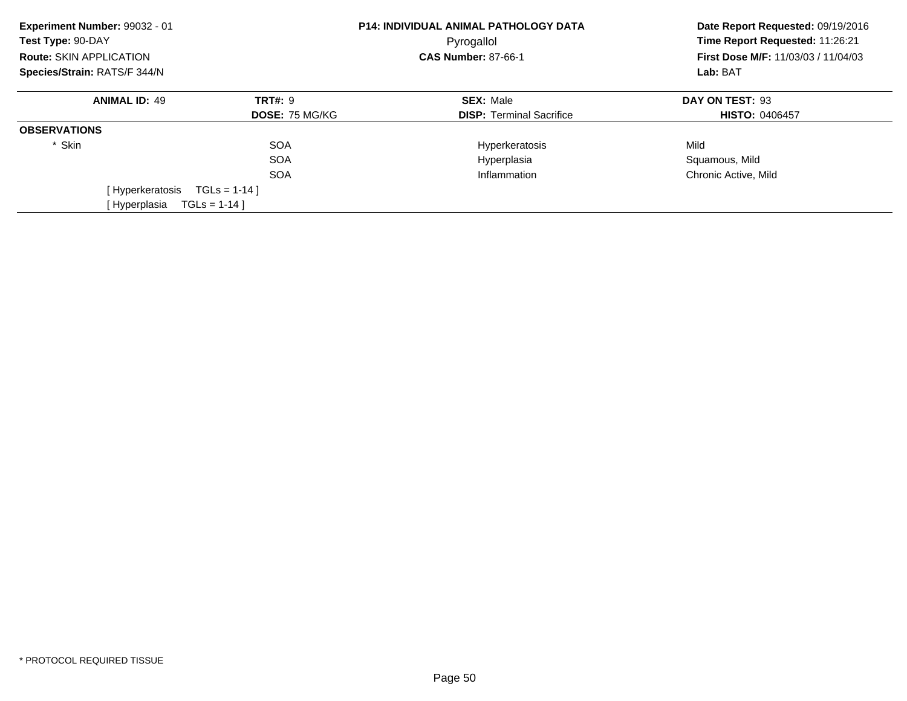**Experiment Number:** 99032 - 01
**Test Type:** 90-DAY
**Route:** SKIN APPLICATION
**Species/Strain:** RATS/F 344/N

**P14: INDIVIDUAL ANIMAL PATHOLOGY DATA**
Pyrogallol
**CAS Number:** 87-66-1

**Date Report Requested:** 09/19/2016
**Time Report Requested:** 11:26:21
**First Dose M/F:** 11/03/03 / 11/04/03
**Lab:** BAT

| **ANIMAL ID:** 49 | **TRT#:** 9 | **SEX:** Male | **DAY ON TEST:** 93 |
|---|---|---|---|
| | **DOSE:** 75 MG/KG | **DISP:** Terminal Sacrifice | **HISTO:** 0406457 |

**OBSERVATIONS**

| | | | |
|---|---|---|---|
| * Skin | SOA | Hyperkeratosis | Mild |
| | SOA | Hyperplasia | Squamous, Mild |
| | SOA | Inflammation | Chronic Active, Mild |

[ Hyperkeratosis TGLs = 1-14 ]
[ Hyperplasia TGLs = 1-14 ]

* PROTOCOL REQUIRED TISSUE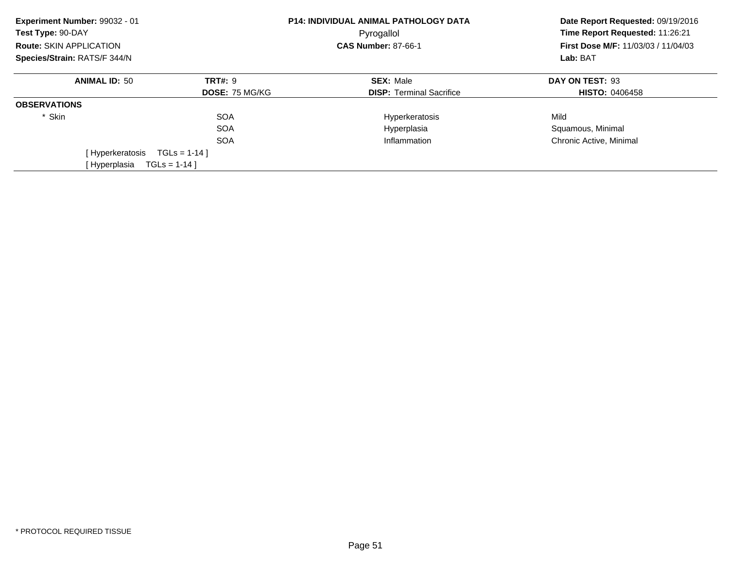**Experiment Number:** 99032 - 01
**Test Type:** 90-DAY
**Route:** SKIN APPLICATION
**Species/Strain:** RATS/F 344/N

**P14: INDIVIDUAL ANIMAL PATHOLOGY DATA**
Pyrogallol
**CAS Number:** 87-66-1

**Date Report Requested:** 09/19/2016
**Time Report Requested:** 11:26:21
**First Dose M/F:** 11/03/03 / 11/04/03
**Lab:** BAT

| **ANIMAL ID:** 50 | **TRT#:** 9 | **SEX:** Male | **DAY ON TEST:** 93 |
|---|---|---|---|
| | **DOSE:** 75 MG/KG | **DISP:** Terminal Sacrifice | **HISTO:** 0406458 |

**OBSERVATIONS**

| | | | |
|---|---|---|---|
| * Skin | SOA | Hyperkeratosis | Mild |
| | SOA | Hyperplasia | Squamous, Minimal |
| | SOA | Inflammation | Chronic Active, Minimal |

[ Hyperkeratosis TGLs = 1-14 ]
[ Hyperplasia TGLs = 1-14 ]

* PROTOCOL REQUIRED TISSUE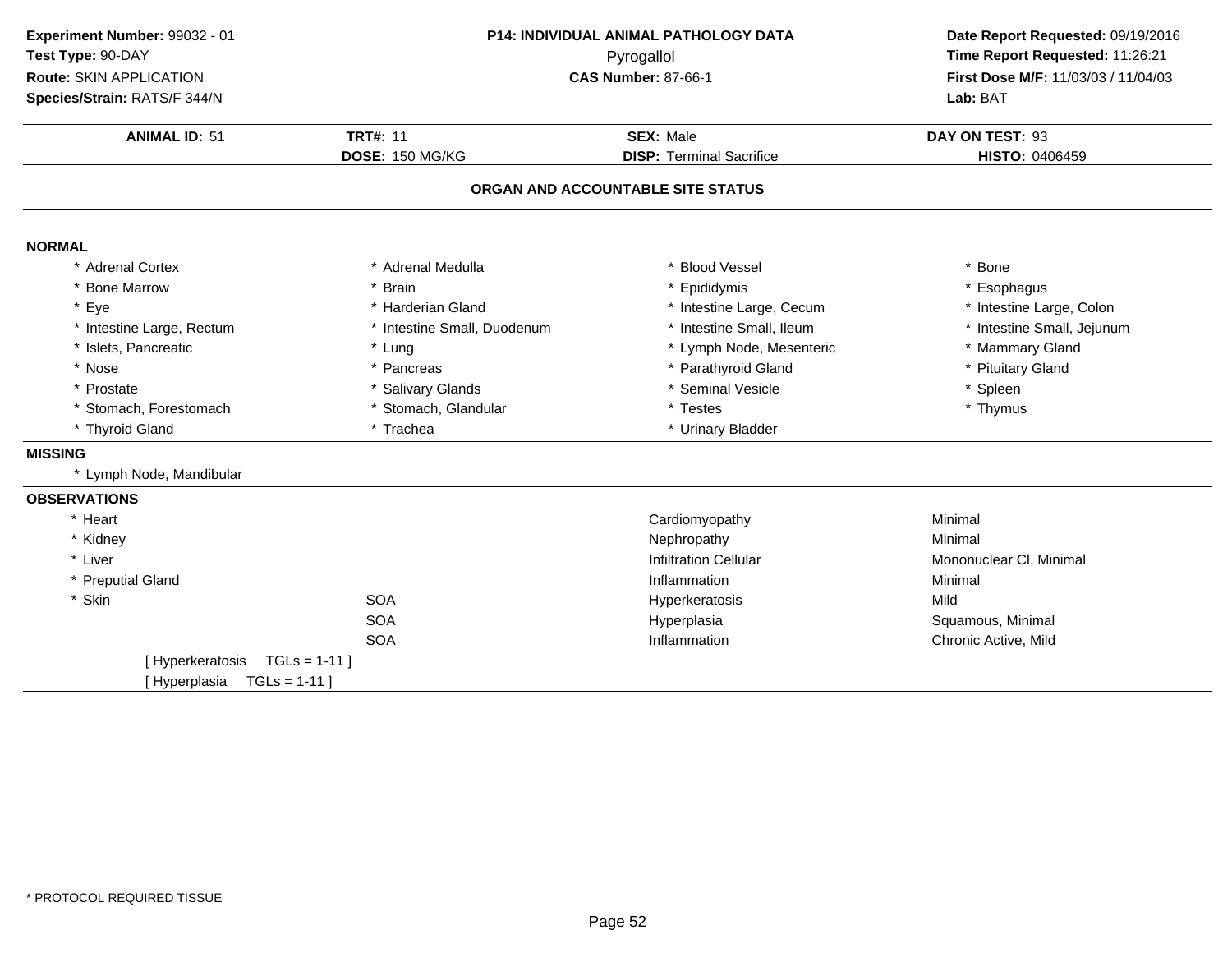**Experiment Number:** 99032 - 01
**Test Type:** 90-DAY
**Route:** SKIN APPLICATION
**Species/Strain:** RATS/F 344/N

**P14: INDIVIDUAL ANIMAL PATHOLOGY DATA**
Pyrogallol
**CAS Number:** 87-66-1

**Date Report Requested:** 09/19/2016
**Time Report Requested:** 11:26:21
**First Dose M/F:** 11/03/03 / 11/04/03
**Lab:** BAT

| **ANIMAL ID:** 51 | **TRT#:** 11 | **SEX:** Male | **DAY ON TEST:** 93 |
|---|---|---|---|
| | **DOSE:** 150 MG/KG | **DISP:** Terminal Sacrifice | **HISTO:** 0406459 |

## ORGAN AND ACCOUNTABLE SITE STATUS

**NORMAL**

| | | | |
|---|---|---|---|
| * Adrenal Cortex | * Adrenal Medulla | * Blood Vessel | * Bone |
| * Bone Marrow | * Brain | * Epididymis | * Esophagus |
| * Eye | * Harderian Gland | * Intestine Large, Cecum | * Intestine Large, Colon |
| * Intestine Large, Rectum | * Intestine Small, Duodenum | * Intestine Small, Ileum | * Intestine Small, Jejunum |
| * Islets, Pancreatic | * Lung | * Lymph Node, Mesenteric | * Mammary Gland |
| * Nose | * Pancreas | * Parathyroid Gland | * Pituitary Gland |
| * Prostate | * Salivary Glands | * Seminal Vesicle | * Spleen |
| * Stomach, Forestomach | * Stomach, Glandular | * Testes | * Thymus |
| * Thyroid Gland | * Trachea | * Urinary Bladder | |

**MISSING**

* Lymph Node, Mandibular

**OBSERVATIONS**

| | | | |
|---|---|---|---|
| * Heart | | Cardiomyopathy | Minimal |
| * Kidney | | Nephropathy | Minimal |
| * Liver | | Infiltration Cellular | Mononuclear Cl, Minimal |
| * Preputial Gland | | Inflammation | Minimal |
| * Skin | SOA | Hyperkeratosis | Mild |
| | SOA | Hyperplasia | Squamous, Minimal |
| | SOA | Inflammation | Chronic Active, Mild |

[ Hyperkeratosis TGLs = 1-11 ]
[ Hyperplasia TGLs = 1-11 ]

* PROTOCOL REQUIRED TISSUE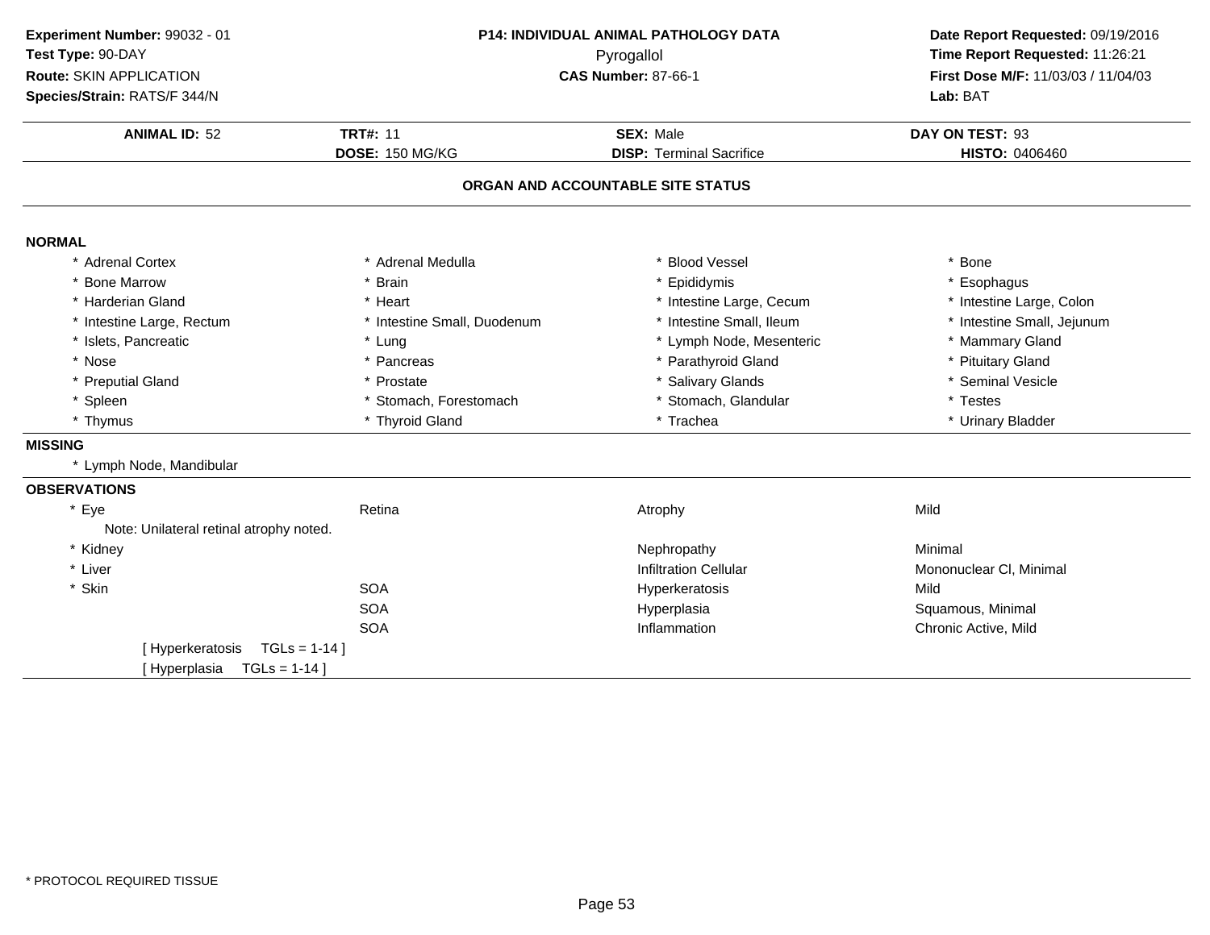**Experiment Number:** 99032 - 01
**Test Type:** 90-DAY
**Route:** SKIN APPLICATION
**Species/Strain:** RATS/F 344/N

**P14: INDIVIDUAL ANIMAL PATHOLOGY DATA**
Pyrogallol
**CAS Number:** 87-66-1

**Date Report Requested:** 09/19/2016
**Time Report Requested:** 11:26:21
**First Dose M/F:** 11/03/03 / 11/04/03
**Lab:** BAT

| **ANIMAL ID:** 52 | **TRT#:** 11 | **SEX:** Male | **DAY ON TEST:** 93 |
|---|---|---|---|
| | **DOSE:** 150 MG/KG | **DISP:** Terminal Sacrifice | **HISTO:** 0406460 |

## ORGAN AND ACCOUNTABLE SITE STATUS

**NORMAL**

| | | | |
|---|---|---|---|
| * Adrenal Cortex | * Adrenal Medulla | * Blood Vessel | * Bone |
| * Bone Marrow | * Brain | * Epididymis | * Esophagus |
| * Harderian Gland | * Heart | * Intestine Large, Cecum | * Intestine Large, Colon |
| * Intestine Large, Rectum | * Intestine Small, Duodenum | * Intestine Small, Ileum | * Intestine Small, Jejunum |
| * Islets, Pancreatic | * Lung | * Lymph Node, Mesenteric | * Mammary Gland |
| * Nose | * Pancreas | * Parathyroid Gland | * Pituitary Gland |
| * Preputial Gland | * Prostate | * Salivary Glands | * Seminal Vesicle |
| * Spleen | * Stomach, Forestomach | * Stomach, Glandular | * Testes |
| * Thymus | * Thyroid Gland | * Trachea | * Urinary Bladder |

**MISSING**

* Lymph Node, Mandibular

**OBSERVATIONS**

| | | | |
|---|---|---|---|
| * Eye | Retina | Atrophy | Mild |
| Note: Unilateral retinal atrophy noted. | | | |
| * Kidney | | Nephropathy | Minimal |
| * Liver | | Infiltration Cellular | Mononuclear Cl, Minimal |
| * Skin | SOA | Hyperkeratosis | Mild |
| | SOA | Hyperplasia | Squamous, Minimal |
| | SOA | Inflammation | Chronic Active, Mild |
| [ Hyperkeratosis TGLs = 1-14 ] | | | |
| [ Hyperplasia TGLs = 1-14 ] | | | |

* PROTOCOL REQUIRED TISSUE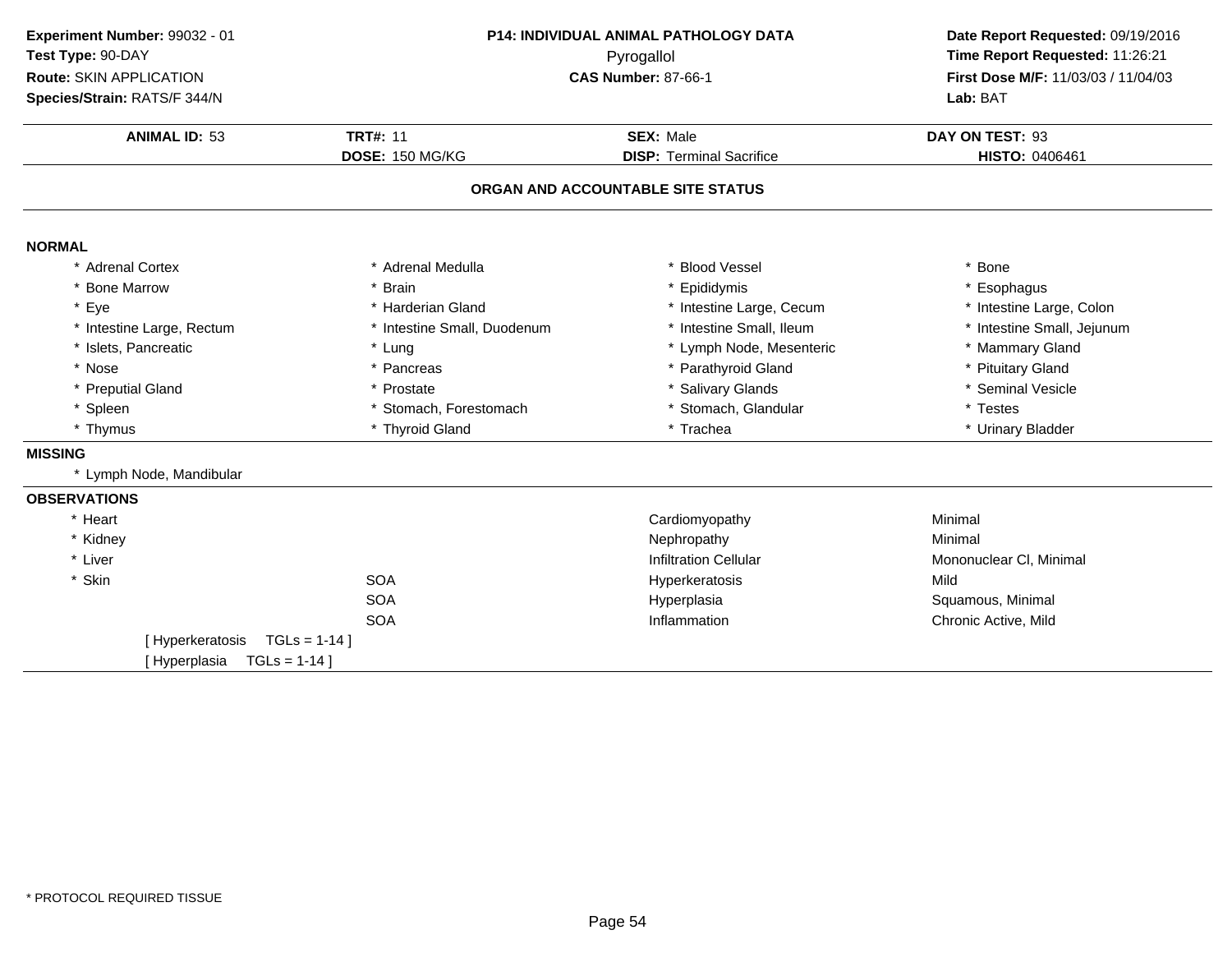**Experiment Number:** 99032 - 01
**Test Type:** 90-DAY
**Route:** SKIN APPLICATION
**Species/Strain:** RATS/F 344/N

**P14: INDIVIDUAL ANIMAL PATHOLOGY DATA**
Pyrogallol
**CAS Number:** 87-66-1

**Date Report Requested:** 09/19/2016
**Time Report Requested:** 11:26:21
**First Dose M/F:** 11/03/03 / 11/04/03
**Lab:** BAT

| **ANIMAL ID:** 53 | **TRT#:** 11 | **SEX:** Male | **DAY ON TEST:** 93 |
|---|---|---|---|
| | **DOSE:** 150 MG/KG | **DISP:** Terminal Sacrifice | **HISTO:** 0406461 |

## ORGAN AND ACCOUNTABLE SITE STATUS

### NORMAL

| | | | |
|---|---|---|---|
| * Adrenal Cortex | * Adrenal Medulla | * Blood Vessel | * Bone |
| * Bone Marrow | * Brain | * Epididymis | * Esophagus |
| * Eye | * Harderian Gland | * Intestine Large, Cecum | * Intestine Large, Colon |
| * Intestine Large, Rectum | * Intestine Small, Duodenum | * Intestine Small, Ileum | * Intestine Small, Jejunum |
| * Islets, Pancreatic | * Lung | * Lymph Node, Mesenteric | * Mammary Gland |
| * Nose | * Pancreas | * Parathyroid Gland | * Pituitary Gland |
| * Preputial Gland | * Prostate | * Salivary Glands | * Seminal Vesicle |
| * Spleen | * Stomach, Forestomach | * Stomach, Glandular | * Testes |
| * Thymus | * Thyroid Gland | * Trachea | * Urinary Bladder |

### MISSING

* Lymph Node, Mandibular

### OBSERVATIONS

| | | | |
|---|---|---|---|
| * Heart | | Cardiomyopathy | Minimal |
| * Kidney | | Nephropathy | Minimal |
| * Liver | | Infiltration Cellular | Mononuclear Cl, Minimal |
| * Skin | SOA | Hyperkeratosis | Mild |
| | SOA | Hyperplasia | Squamous, Minimal |
| | SOA | Inflammation | Chronic Active, Mild |

[ Hyperkeratosis TGLs = 1-14 ]
[ Hyperplasia TGLs = 1-14 ]

* PROTOCOL REQUIRED TISSUE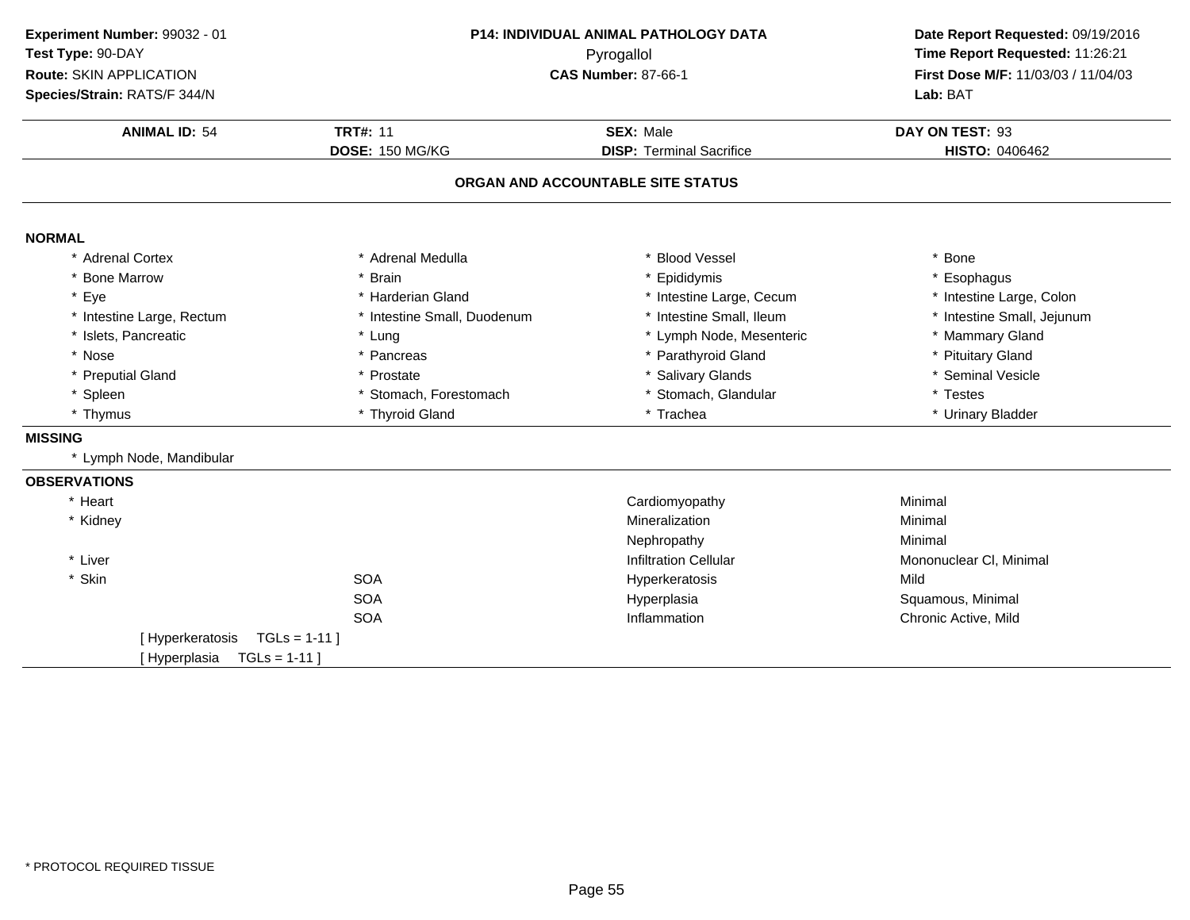**Experiment Number:** 99032 - 01
**Test Type:** 90-DAY
**Route:** SKIN APPLICATION
**Species/Strain:** RATS/F 344/N

**P14: INDIVIDUAL ANIMAL PATHOLOGY DATA**
Pyrogallol
**CAS Number:** 87-66-1

**Date Report Requested:** 09/19/2016
**Time Report Requested:** 11:26:21
**First Dose M/F:** 11/03/03 / 11/04/03
**Lab:** BAT

| **ANIMAL ID:** 54 | **TRT#:** 11 | **SEX:** Male | **DAY ON TEST:** 93 |
|---|---|---|---|
| | **DOSE:** 150 MG/KG | **DISP:** Terminal Sacrifice | **HISTO:** 0406462 |

## ORGAN AND ACCOUNTABLE SITE STATUS

**NORMAL**

| | | | |
|---|---|---|---|
| * Adrenal Cortex | * Adrenal Medulla | * Blood Vessel | * Bone |
| * Bone Marrow | * Brain | * Epididymis | * Esophagus |
| * Eye | * Harderian Gland | * Intestine Large, Cecum | * Intestine Large, Colon |
| * Intestine Large, Rectum | * Intestine Small, Duodenum | * Intestine Small, Ileum | * Intestine Small, Jejunum |
| * Islets, Pancreatic | * Lung | * Lymph Node, Mesenteric | * Mammary Gland |
| * Nose | * Pancreas | * Parathyroid Gland | * Pituitary Gland |
| * Preputial Gland | * Prostate | * Salivary Glands | * Seminal Vesicle |
| * Spleen | * Stomach, Forestomach | * Stomach, Glandular | * Testes |
| * Thymus | * Thyroid Gland | * Trachea | * Urinary Bladder |

**MISSING**

* Lymph Node, Mandibular

**OBSERVATIONS**

| | | | |
|---|---|---|---|
| * Heart | | Cardiomyopathy | Minimal |
| * Kidney | | Mineralization | Minimal |
| | | Nephropathy | Minimal |
| * Liver | | Infiltration Cellular | Mononuclear Cl, Minimal |
| * Skin | SOA | Hyperkeratosis | Mild |
| | SOA | Hyperplasia | Squamous, Minimal |
| | SOA | Inflammation | Chronic Active, Mild |

[ Hyperkeratosis TGLs = 1-11 ]
[ Hyperplasia TGLs = 1-11 ]

* PROTOCOL REQUIRED TISSUE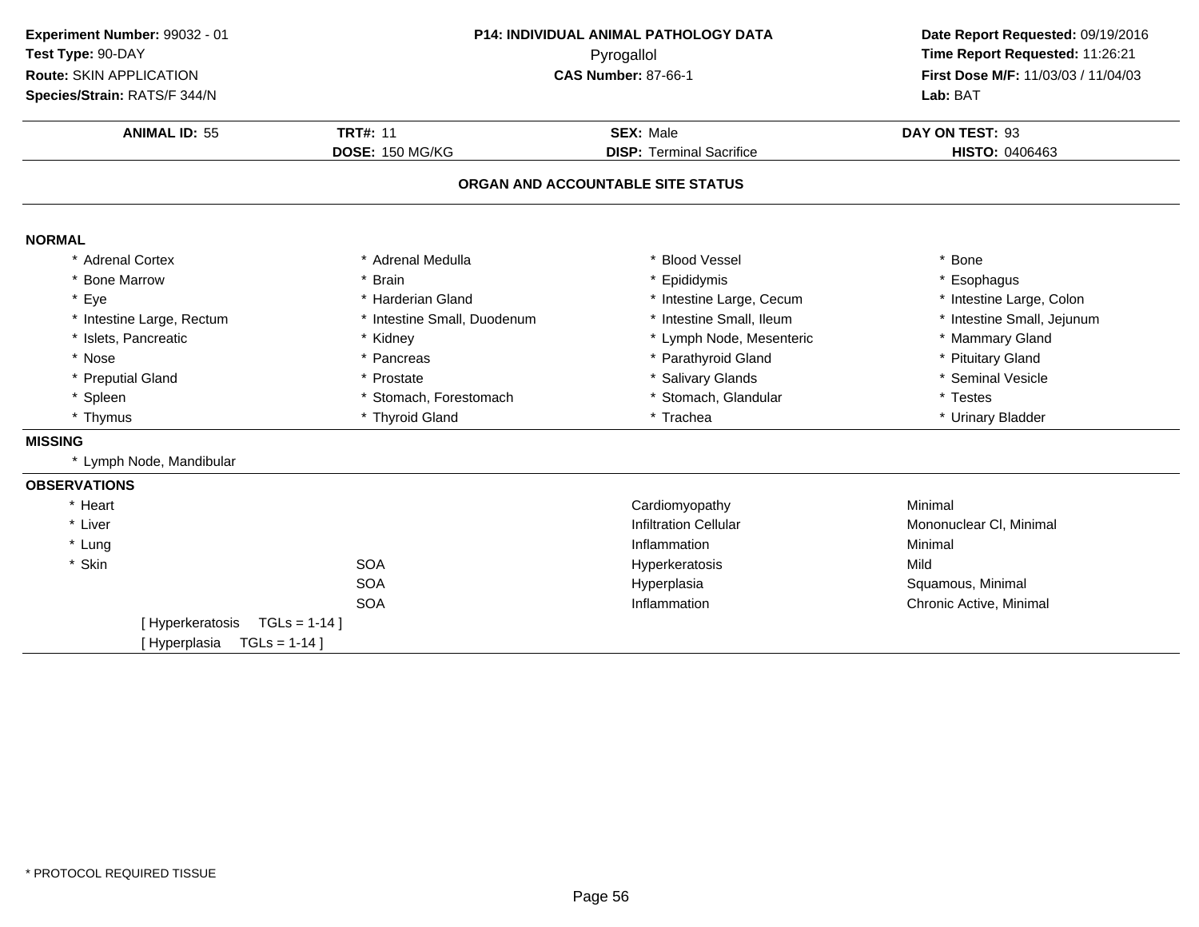**Experiment Number:** 99032 - 01
**Test Type:** 90-DAY
**Route:** SKIN APPLICATION
**Species/Strain:** RATS/F 344/N

**P14: INDIVIDUAL ANIMAL PATHOLOGY DATA**
Pyrogallol
**CAS Number:** 87-66-1

**Date Report Requested:** 09/19/2016
**Time Report Requested:** 11:26:21
**First Dose M/F:** 11/03/03 / 11/04/03
**Lab:** BAT

| **ANIMAL ID:** 55 | **TRT#:** 11 | **SEX:** Male | **DAY ON TEST:** 93 |
|---|---|---|---|
| | **DOSE:** 150 MG/KG | **DISP:** Terminal Sacrifice | **HISTO:** 0406463 |

## ORGAN AND ACCOUNTABLE SITE STATUS

**NORMAL**

| | | | |
|---|---|---|---|
| * Adrenal Cortex | * Adrenal Medulla | * Blood Vessel | * Bone |
| * Bone Marrow | * Brain | * Epididymis | * Esophagus |
| * Eye | * Harderian Gland | * Intestine Large, Cecum | * Intestine Large, Colon |
| * Intestine Large, Rectum | * Intestine Small, Duodenum | * Intestine Small, Ileum | * Intestine Small, Jejunum |
| * Islets, Pancreatic | * Kidney | * Lymph Node, Mesenteric | * Mammary Gland |
| * Nose | * Pancreas | * Parathyroid Gland | * Pituitary Gland |
| * Preputial Gland | * Prostate | * Salivary Glands | * Seminal Vesicle |
| * Spleen | * Stomach, Forestomach | * Stomach, Glandular | * Testes |
| * Thymus | * Thyroid Gland | * Trachea | * Urinary Bladder |

**MISSING**

* Lymph Node, Mandibular

**OBSERVATIONS**

| | | | |
|---|---|---|---|
| * Heart | | Cardiomyopathy | Minimal |
| * Liver | | Infiltration Cellular | Mononuclear Cl, Minimal |
| * Lung | | Inflammation | Minimal |
| * Skin | SOA | Hyperkeratosis | Mild |
| | SOA | Hyperplasia | Squamous, Minimal |
| | SOA | Inflammation | Chronic Active, Minimal |

[ Hyperkeratosis TGLs = 1-14 ]
[ Hyperplasia TGLs = 1-14 ]

* PROTOCOL REQUIRED TISSUE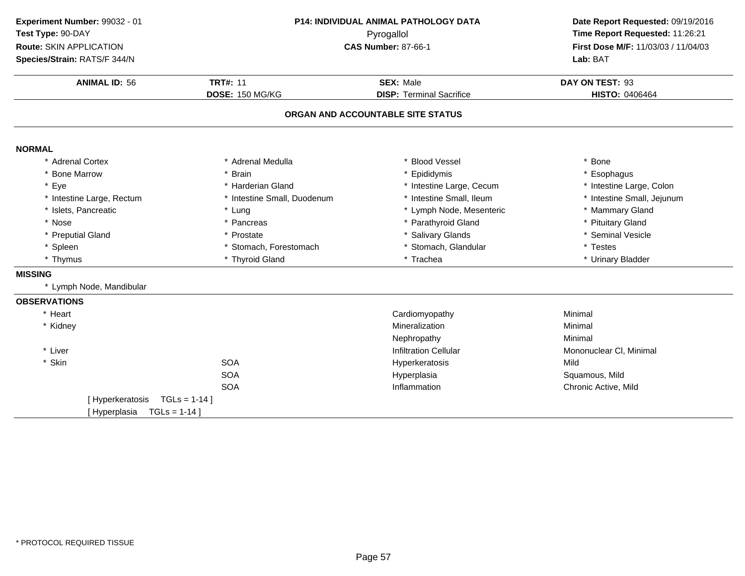**Experiment Number:** 99032 - 01
**Test Type:** 90-DAY
**Route:** SKIN APPLICATION
**Species/Strain:** RATS/F 344/N

**P14: INDIVIDUAL ANIMAL PATHOLOGY DATA**
Pyrogallol
**CAS Number:** 87-66-1

**Date Report Requested:** 09/19/2016
**Time Report Requested:** 11:26:21
**First Dose M/F:** 11/03/03 / 11/04/03
**Lab:** BAT

| **ANIMAL ID:** 56 | **TRT#:** 11 | **SEX:** Male | **DAY ON TEST:** 93 |
|---|---|---|---|
| | **DOSE:** 150 MG/KG | **DISP:** Terminal Sacrifice | **HISTO:** 0406464 |

## ORGAN AND ACCOUNTABLE SITE STATUS

**NORMAL**

| | | | |
|---|---|---|---|
| * Adrenal Cortex | * Adrenal Medulla | * Blood Vessel | * Bone |
| * Bone Marrow | * Brain | * Epididymis | * Esophagus |
| * Eye | * Harderian Gland | * Intestine Large, Cecum | * Intestine Large, Colon |
| * Intestine Large, Rectum | * Intestine Small, Duodenum | * Intestine Small, Ileum | * Intestine Small, Jejunum |
| * Islets, Pancreatic | * Lung | * Lymph Node, Mesenteric | * Mammary Gland |
| * Nose | * Pancreas | * Parathyroid Gland | * Pituitary Gland |
| * Preputial Gland | * Prostate | * Salivary Glands | * Seminal Vesicle |
| * Spleen | * Stomach, Forestomach | * Stomach, Glandular | * Testes |
| * Thymus | * Thyroid Gland | * Trachea | * Urinary Bladder |

**MISSING**

* Lymph Node, Mandibular

**OBSERVATIONS**

| | | | |
|---|---|---|---|
| * Heart | | Cardiomyopathy | Minimal |
| * Kidney | | Mineralization | Minimal |
| | | Nephropathy | Minimal |
| * Liver | | Infiltration Cellular | Mononuclear Cl, Minimal |
| * Skin | SOA | Hyperkeratosis | Mild |
| | SOA | Hyperplasia | Squamous, Mild |
| | SOA | Inflammation | Chronic Active, Mild |

[ Hyperkeratosis TGLs = 1-14 ]
[ Hyperplasia TGLs = 1-14 ]

* PROTOCOL REQUIRED TISSUE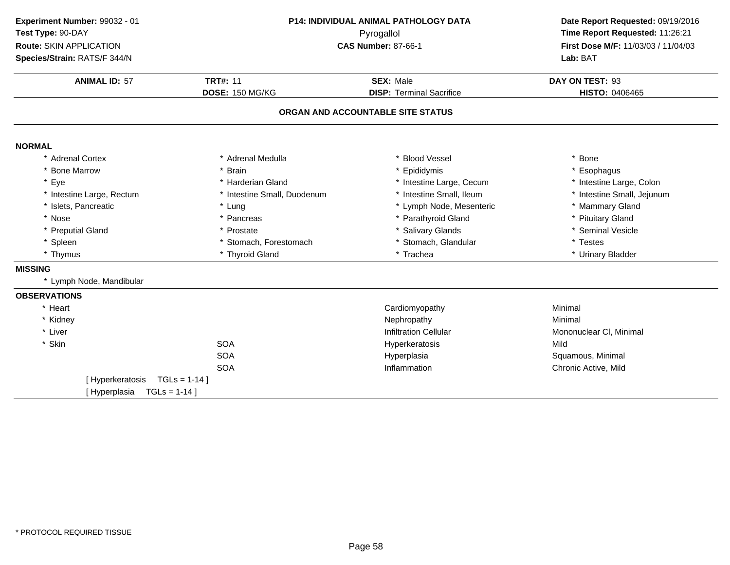**Experiment Number:** 99032 - 01
**Test Type:** 90-DAY
**Route:** SKIN APPLICATION
**Species/Strain:** RATS/F 344/N

**P14: INDIVIDUAL ANIMAL PATHOLOGY DATA**
Pyrogallol
**CAS Number:** 87-66-1

**Date Report Requested:** 09/19/2016
**Time Report Requested:** 11:26:21
**First Dose M/F:** 11/03/03 / 11/04/03
**Lab:** BAT

| **ANIMAL ID:** 57 | **TRT#:** 11 | **SEX:** Male | **DAY ON TEST:** 93 |
|---|---|---|---|
| | **DOSE:** 150 MG/KG | **DISP:** Terminal Sacrifice | **HISTO:** 0406465 |

## ORGAN AND ACCOUNTABLE SITE STATUS

### NORMAL

| | | | |
|---|---|---|---|
| * Adrenal Cortex | * Adrenal Medulla | * Blood Vessel | * Bone |
| * Bone Marrow | * Brain | * Epididymis | * Esophagus |
| * Eye | * Harderian Gland | * Intestine Large, Cecum | * Intestine Large, Colon |
| * Intestine Large, Rectum | * Intestine Small, Duodenum | * Intestine Small, Ileum | * Intestine Small, Jejunum |
| * Islets, Pancreatic | * Lung | * Lymph Node, Mesenteric | * Mammary Gland |
| * Nose | * Pancreas | * Parathyroid Gland | * Pituitary Gland |
| * Preputial Gland | * Prostate | * Salivary Glands | * Seminal Vesicle |
| * Spleen | * Stomach, Forestomach | * Stomach, Glandular | * Testes |
| * Thymus | * Thyroid Gland | * Trachea | * Urinary Bladder |

### MISSING

* Lymph Node, Mandibular

### OBSERVATIONS

| | | | |
|---|---|---|---|
| * Heart | | Cardiomyopathy | Minimal |
| * Kidney | | Nephropathy | Minimal |
| * Liver | | Infiltration Cellular | Mononuclear Cl, Minimal |
| * Skin | SOA | Hyperkeratosis | Mild |
| | SOA | Hyperplasia | Squamous, Minimal |
| | SOA | Inflammation | Chronic Active, Mild |

[ Hyperkeratosis TGLs = 1-14 ]
[ Hyperplasia TGLs = 1-14 ]

* PROTOCOL REQUIRED TISSUE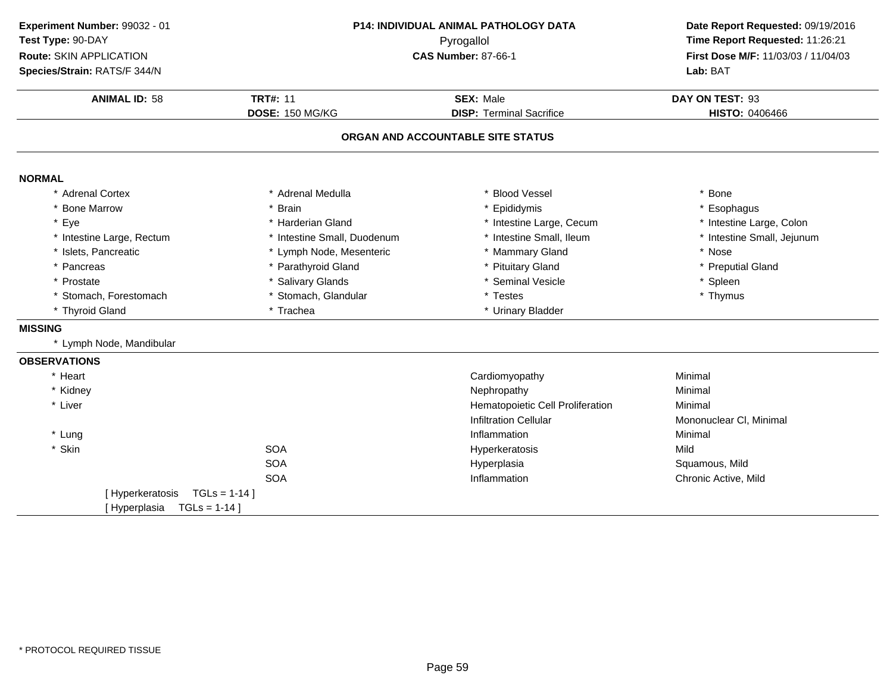**Experiment Number:** 99032 - 01
**Test Type:** 90-DAY
**Route:** SKIN APPLICATION
**Species/Strain:** RATS/F 344/N

**P14: INDIVIDUAL ANIMAL PATHOLOGY DATA**
Pyrogallol
**CAS Number:** 87-66-1

**Date Report Requested:** 09/19/2016
**Time Report Requested:** 11:26:21
**First Dose M/F:** 11/03/03 / 11/04/03
**Lab:** BAT

| **ANIMAL ID:** 58 | **TRT#:** 11 | **SEX:** Male | **DAY ON TEST:** 93 |
|---|---|---|---|
| | **DOSE:** 150 MG/KG | **DISP:** Terminal Sacrifice | **HISTO:** 0406466 |

**ORGAN AND ACCOUNTABLE SITE STATUS**

**NORMAL**

| | | | |
|---|---|---|---|
| * Adrenal Cortex | * Adrenal Medulla | * Blood Vessel | * Bone |
| * Bone Marrow | * Brain | * Epididymis | * Esophagus |
| * Eye | * Harderian Gland | * Intestine Large, Cecum | * Intestine Large, Colon |
| * Intestine Large, Rectum | * Intestine Small, Duodenum | * Intestine Small, Ileum | * Intestine Small, Jejunum |
| * Islets, Pancreatic | * Lymph Node, Mesenteric | * Mammary Gland | * Nose |
| * Pancreas | * Parathyroid Gland | * Pituitary Gland | * Preputial Gland |
| * Prostate | * Salivary Glands | * Seminal Vesicle | * Spleen |
| * Stomach, Forestomach | * Stomach, Glandular | * Testes | * Thymus |
| * Thyroid Gland | * Trachea | * Urinary Bladder | |

**MISSING**

* Lymph Node, Mandibular

**OBSERVATIONS**

| | | | |
|---|---|---|---|
| * Heart | | Cardiomyopathy | Minimal |
| * Kidney | | Nephropathy | Minimal |
| * Liver | | Hematopoietic Cell Proliferation | Minimal |
| | | Infiltration Cellular | Mononuclear Cl, Minimal |
| * Lung | | Inflammation | Minimal |
| * Skin | SOA | Hyperkeratosis | Mild |
| | SOA | Hyperplasia | Squamous, Mild |
| | SOA | Inflammation | Chronic Active, Mild |

[ Hyperkeratosis TGLs = 1-14 ]
[ Hyperplasia TGLs = 1-14 ]

* PROTOCOL REQUIRED TISSUE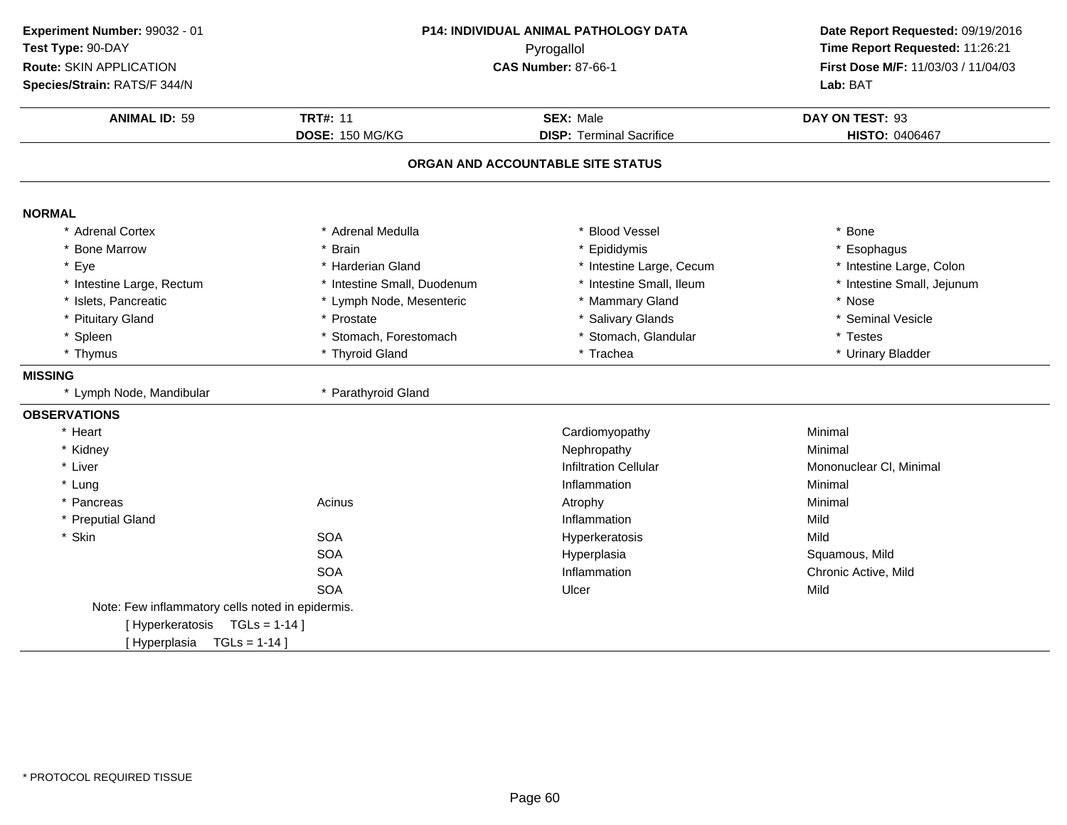**Experiment Number:** 99032 - 01
**Test Type:** 90-DAY
**Route:** SKIN APPLICATION
**Species/Strain:** RATS/F 344/N

**P14: INDIVIDUAL ANIMAL PATHOLOGY DATA**
Pyrogallol
**CAS Number:** 87-66-1

**Date Report Requested:** 09/19/2016
**Time Report Requested:** 11:26:21
**First Dose M/F:** 11/03/03 / 11/04/03
**Lab:** BAT

| **ANIMAL ID:** 59 | **TRT#:** 11 | **SEX:** Male | **DAY ON TEST:** 93 |
|---|---|---|---|
| | **DOSE:** 150 MG/KG | **DISP:** Terminal Sacrifice | **HISTO:** 0406467 |

### ORGAN AND ACCOUNTABLE SITE STATUS

**NORMAL**

| | | | |
|---|---|---|---|
| * Adrenal Cortex | * Adrenal Medulla | * Blood Vessel | * Bone |
| * Bone Marrow | * Brain | * Epididymis | * Esophagus |
| * Eye | * Harderian Gland | * Intestine Large, Cecum | * Intestine Large, Colon |
| * Intestine Large, Rectum | * Intestine Small, Duodenum | * Intestine Small, Ileum | * Intestine Small, Jejunum |
| * Islets, Pancreatic | * Lymph Node, Mesenteric | * Mammary Gland | * Nose |
| * Pituitary Gland | * Prostate | * Salivary Glands | * Seminal Vesicle |
| * Spleen | * Stomach, Forestomach | * Stomach, Glandular | * Testes |
| * Thymus | * Thyroid Gland | * Trachea | * Urinary Bladder |

**MISSING**

* Lymph Node, Mandibular
* Parathyroid Gland

**OBSERVATIONS**

| | | | |
|---|---|---|---|
| * Heart | | Cardiomyopathy | Minimal |
| * Kidney | | Nephropathy | Minimal |
| * Liver | | Infiltration Cellular | Mononuclear Cl, Minimal |
| * Lung | | Inflammation | Minimal |
| * Pancreas | Acinus | Atrophy | Minimal |
| * Preputial Gland | | Inflammation | Mild |
| * Skin | SOA | Hyperkeratosis | Mild |
| | SOA | Hyperplasia | Squamous, Mild |
| | SOA | Inflammation | Chronic Active, Mild |
| | SOA | Ulcer | Mild |

Note: Few inflammatory cells noted in epidermis.
[ Hyperkeratosis TGLs = 1-14 ]
[ Hyperplasia TGLs = 1-14 ]

* PROTOCOL REQUIRED TISSUE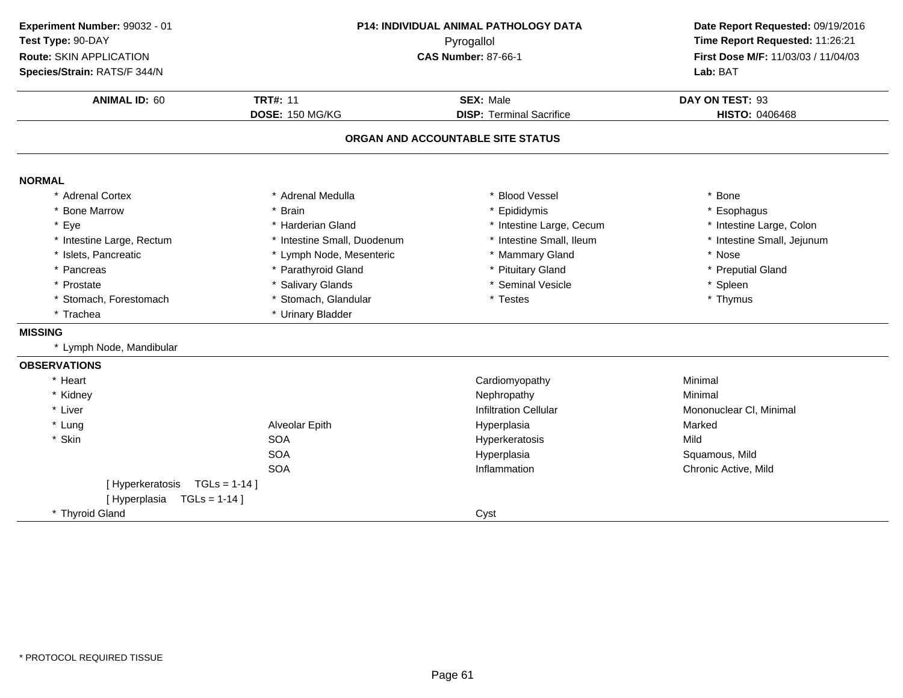**Experiment Number:** 99032 - 01
**Test Type:** 90-DAY
**Route:** SKIN APPLICATION
**Species/Strain:** RATS/F 344/N

**P14: INDIVIDUAL ANIMAL PATHOLOGY DATA**
Pyrogallol
**CAS Number:** 87-66-1

**Date Report Requested:** 09/19/2016
**Time Report Requested:** 11:26:21
**First Dose M/F:** 11/03/03 / 11/04/03
**Lab:** BAT

| **ANIMAL ID:** 60 | **TRT#:** 11 | **SEX:** Male | **DAY ON TEST:** 93 |
|---|---|---|---|
| | **DOSE:** 150 MG/KG | **DISP:** Terminal Sacrifice | **HISTO:** 0406468 |

## ORGAN AND ACCOUNTABLE SITE STATUS

### NORMAL

| | | | |
|---|---|---|---|
| * Adrenal Cortex | * Adrenal Medulla | * Blood Vessel | * Bone |
| * Bone Marrow | * Brain | * Epididymis | * Esophagus |
| * Eye | * Harderian Gland | * Intestine Large, Cecum | * Intestine Large, Colon |
| * Intestine Large, Rectum | * Intestine Small, Duodenum | * Intestine Small, Ileum | * Intestine Small, Jejunum |
| * Islets, Pancreatic | * Lymph Node, Mesenteric | * Mammary Gland | * Nose |
| * Pancreas | * Parathyroid Gland | * Pituitary Gland | * Preputial Gland |
| * Prostate | * Salivary Glands | * Seminal Vesicle | * Spleen |
| * Stomach, Forestomach | * Stomach, Glandular | * Testes | * Thymus |
| * Trachea | * Urinary Bladder | | |

### MISSING

* Lymph Node, Mandibular

### OBSERVATIONS

| | | | |
|---|---|---|---|
| * Heart | | Cardiomyopathy | Minimal |
| * Kidney | | Nephropathy | Minimal |
| * Liver | | Infiltration Cellular | Mononuclear Cl, Minimal |
| * Lung | Alveolar Epith | Hyperplasia | Marked |
| * Skin | SOA | Hyperkeratosis | Mild |
| | SOA | Hyperplasia | Squamous, Mild |
| | SOA | Inflammation | Chronic Active, Mild |
| [ Hyperkeratosis TGLs = 1-14 ] | | | |
| [ Hyperplasia TGLs = 1-14 ] | | | |
| * Thyroid Gland | | Cyst | |

* PROTOCOL REQUIRED TISSUE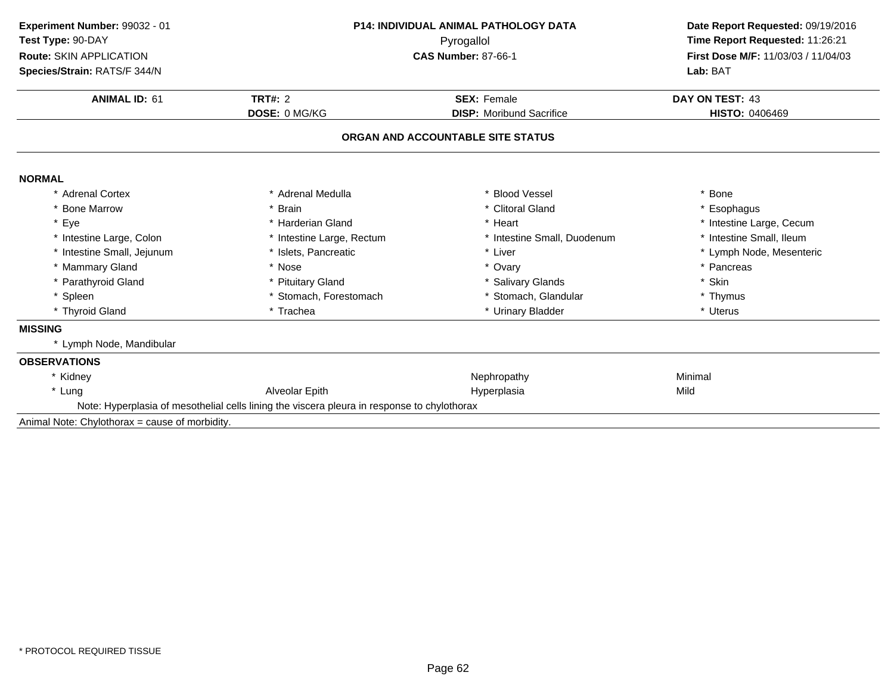**Experiment Number:** 99032 - 01
**Test Type:** 90-DAY
**Route:** SKIN APPLICATION
**Species/Strain:** RATS/F 344/N

**P14: INDIVIDUAL ANIMAL PATHOLOGY DATA**
Pyrogallol
**CAS Number:** 87-66-1

**Date Report Requested:** 09/19/2016
**Time Report Requested:** 11:26:21
**First Dose M/F:** 11/03/03 / 11/04/03
**Lab:** BAT

| **ANIMAL ID:** 61 | **TRT#:** 2 | **SEX:** Female | **DAY ON TEST:** 43 |
|---|---|---|---|
| | **DOSE:** 0 MG/KG | **DISP:** Moribund Sacrifice | **HISTO:** 0406469 |

## ORGAN AND ACCOUNTABLE SITE STATUS

**NORMAL**

| | | | |
|---|---|---|---|
| * Adrenal Cortex | * Adrenal Medulla | * Blood Vessel | * Bone |
| * Bone Marrow | * Brain | * Clitoral Gland | * Esophagus |
| * Eye | * Harderian Gland | * Heart | * Intestine Large, Cecum |
| * Intestine Large, Colon | * Intestine Large, Rectum | * Intestine Small, Duodenum | * Intestine Small, Ileum |
| * Intestine Small, Jejunum | * Islets, Pancreatic | * Liver | * Lymph Node, Mesenteric |
| * Mammary Gland | * Nose | * Ovary | * Pancreas |
| * Parathyroid Gland | * Pituitary Gland | * Salivary Glands | * Skin |
| * Spleen | * Stomach, Forestomach | * Stomach, Glandular | * Thymus |
| * Thyroid Gland | * Trachea | * Urinary Bladder | * Uterus |

**MISSING**

* Lymph Node, Mandibular

**OBSERVATIONS**

| | | | |
|---|---|---|---|
| * Kidney | | Nephropathy | Minimal |
| * Lung | Alveolar Epith | Hyperplasia | Mild |

Note: Hyperplasia of mesothelial cells lining the viscera pleura in response to chylothorax

Animal Note: Chylothorax = cause of morbidity.

* PROTOCOL REQUIRED TISSUE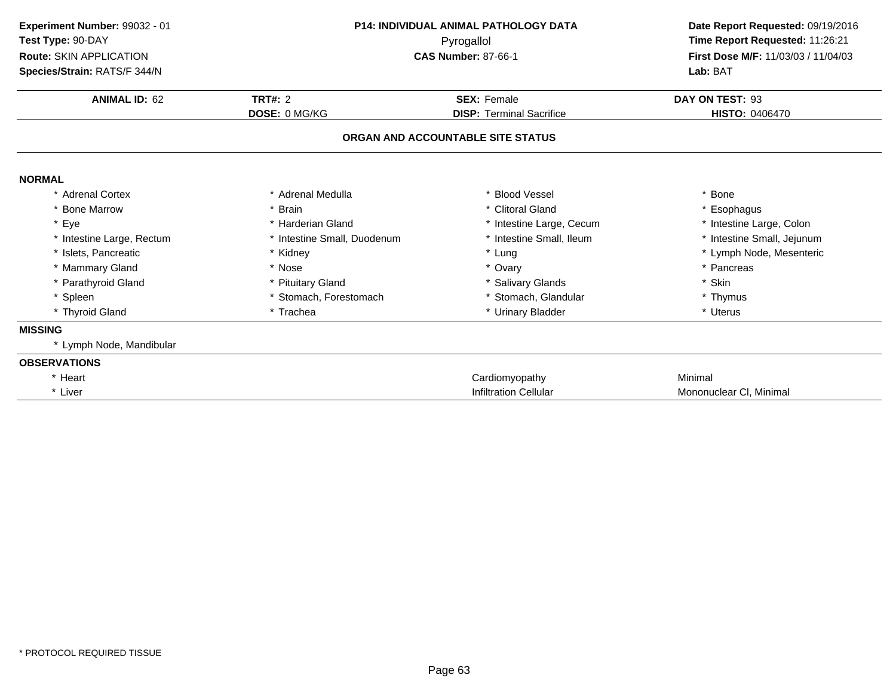**Experiment Number:** 99032 - 01
**Test Type:** 90-DAY
**Route:** SKIN APPLICATION
**Species/Strain:** RATS/F 344/N

**P14: INDIVIDUAL ANIMAL PATHOLOGY DATA**
Pyrogallol
**CAS Number:** 87-66-1

**Date Report Requested:** 09/19/2016
**Time Report Requested:** 11:26:21
**First Dose M/F:** 11/03/03 / 11/04/03
**Lab:** BAT

| **ANIMAL ID:** 62 | **TRT#:** 2 | **SEX:** Female | **DAY ON TEST:** 93 |
|---|---|---|---|
| | **DOSE:** 0 MG/KG | **DISP:** Terminal Sacrifice | **HISTO:** 0406470 |

## ORGAN AND ACCOUNTABLE SITE STATUS

### NORMAL

| | | | |
|---|---|---|---|
| * Adrenal Cortex | * Adrenal Medulla | * Blood Vessel | * Bone |
| * Bone Marrow | * Brain | * Clitoral Gland | * Esophagus |
| * Eye | * Harderian Gland | * Intestine Large, Cecum | * Intestine Large, Colon |
| * Intestine Large, Rectum | * Intestine Small, Duodenum | * Intestine Small, Ileum | * Intestine Small, Jejunum |
| * Islets, Pancreatic | * Kidney | * Lung | * Lymph Node, Mesenteric |
| * Mammary Gland | * Nose | * Ovary | * Pancreas |
| * Parathyroid Gland | * Pituitary Gland | * Salivary Glands | * Skin |
| * Spleen | * Stomach, Forestomach | * Stomach, Glandular | * Thymus |
| * Thyroid Gland | * Trachea | * Urinary Bladder | * Uterus |

### MISSING

* Lymph Node, Mandibular

### OBSERVATIONS

| | | |
|---|---|---|
| * Heart | Cardiomyopathy | Minimal |
| * Liver | Infiltration Cellular | Mononuclear Cl, Minimal |

* PROTOCOL REQUIRED TISSUE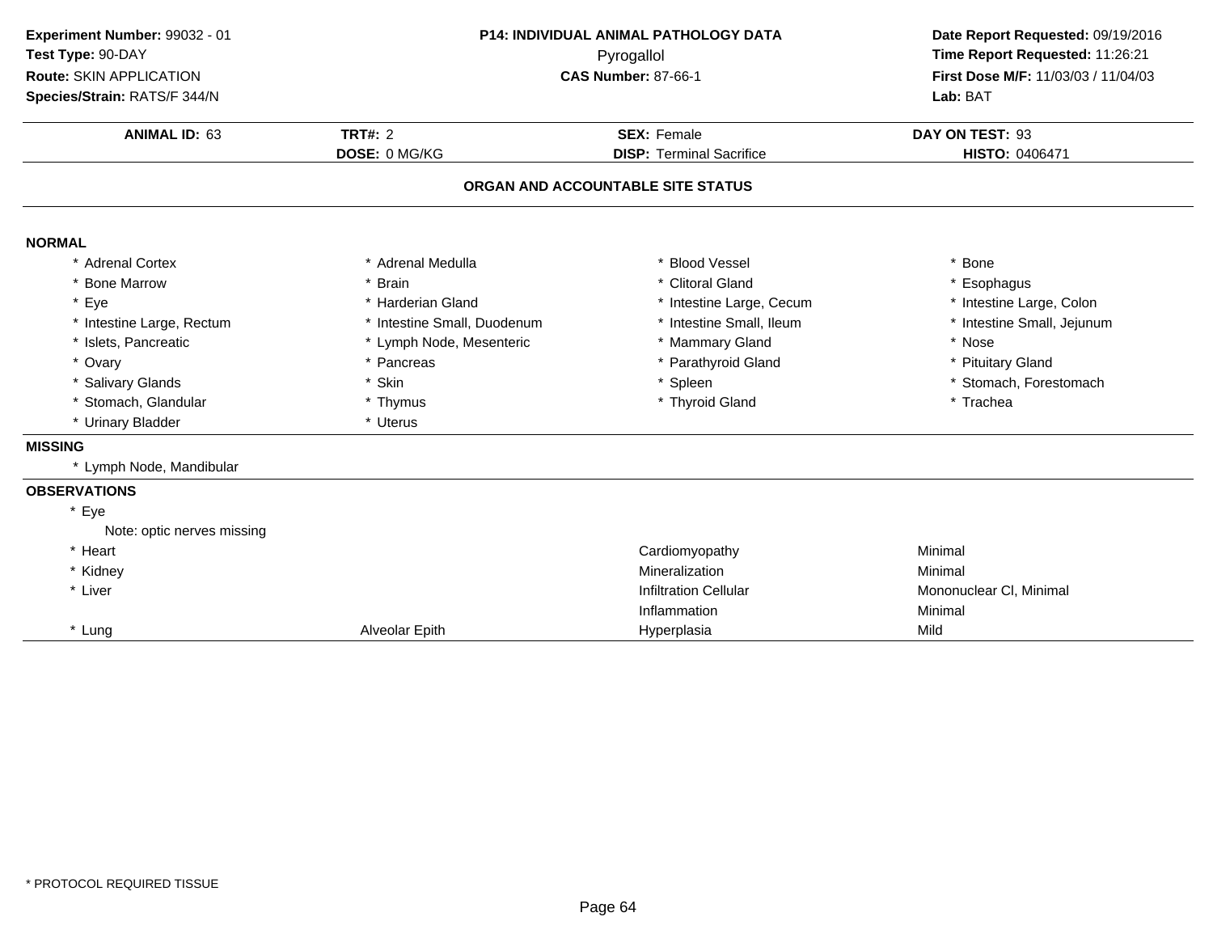**Experiment Number:** 99032 - 01
**Test Type:** 90-DAY
**Route:** SKIN APPLICATION
**Species/Strain:** RATS/F 344/N

**P14: INDIVIDUAL ANIMAL PATHOLOGY DATA**
Pyrogallol
**CAS Number:** 87-66-1

**Date Report Requested:** 09/19/2016
**Time Report Requested:** 11:26:21
**First Dose M/F:** 11/03/03 / 11/04/03
**Lab:** BAT

| **ANIMAL ID:** 63 | **TRT#:** 2 | **SEX:** Female | **DAY ON TEST:** 93 |
|---|---|---|---|
| | **DOSE:** 0 MG/KG | **DISP:** Terminal Sacrifice | **HISTO:** 0406471 |

## ORGAN AND ACCOUNTABLE SITE STATUS

### NORMAL

| | | | |
|---|---|---|---|
| * Adrenal Cortex | * Adrenal Medulla | * Blood Vessel | * Bone |
| * Bone Marrow | * Brain | * Clitoral Gland | * Esophagus |
| * Eye | * Harderian Gland | * Intestine Large, Cecum | * Intestine Large, Colon |
| * Intestine Large, Rectum | * Intestine Small, Duodenum | * Intestine Small, Ileum | * Intestine Small, Jejunum |
| * Islets, Pancreatic | * Lymph Node, Mesenteric | * Mammary Gland | * Nose |
| * Ovary | * Pancreas | * Parathyroid Gland | * Pituitary Gland |
| * Salivary Glands | * Skin | * Spleen | * Stomach, Forestomach |
| * Stomach, Glandular | * Thymus | * Thyroid Gland | * Trachea |
| * Urinary Bladder | * Uterus | | |

### MISSING

* Lymph Node, Mandibular

### OBSERVATIONS

| | | | |
|---|---|---|---|
| * Eye | | | |
| Note: optic nerves missing | | | |
| * Heart | | Cardiomyopathy | Minimal |
| * Kidney | | Mineralization | Minimal |
| * Liver | | Infiltration Cellular | Mononuclear Cl, Minimal |
| | | Inflammation | Minimal |
| * Lung | Alveolar Epith | Hyperplasia | Mild |

* PROTOCOL REQUIRED TISSUE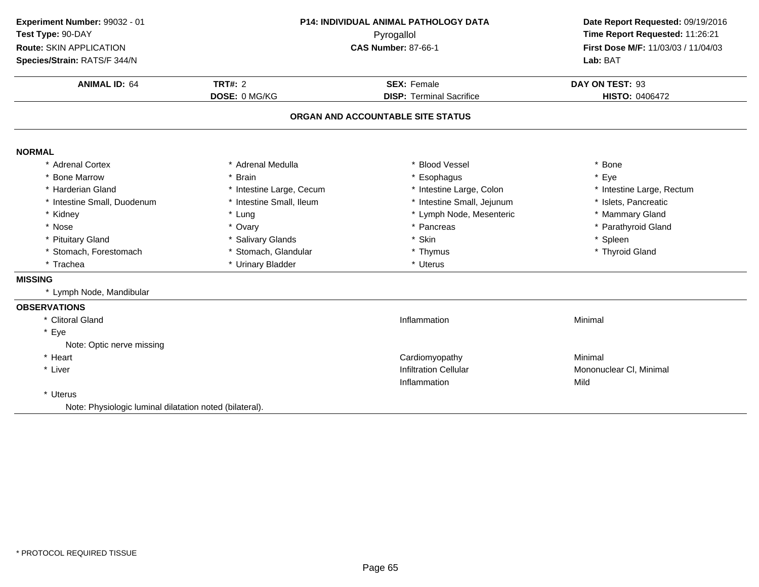**Experiment Number:** 99032 - 01
**Test Type:** 90-DAY
**Route:** SKIN APPLICATION
**Species/Strain:** RATS/F 344/N

**P14: INDIVIDUAL ANIMAL PATHOLOGY DATA**
Pyrogallol
**CAS Number:** 87-66-1

**Date Report Requested:** 09/19/2016
**Time Report Requested:** 11:26:21
**First Dose M/F:** 11/03/03 / 11/04/03
**Lab:** BAT

| **ANIMAL ID:** 64 | **TRT#:** 2 | **SEX:** Female | **DAY ON TEST:** 93 |
|---|---|---|---|
| | **DOSE:** 0 MG/KG | **DISP:** Terminal Sacrifice | **HISTO:** 0406472 |

## ORGAN AND ACCOUNTABLE SITE STATUS

### NORMAL

| | | | |
|---|---|---|---|
| * Adrenal Cortex | * Adrenal Medulla | * Blood Vessel | * Bone |
| * Bone Marrow | * Brain | * Esophagus | * Eye |
| * Harderian Gland | * Intestine Large, Cecum | * Intestine Large, Colon | * Intestine Large, Rectum |
| * Intestine Small, Duodenum | * Intestine Small, Ileum | * Intestine Small, Jejunum | * Islets, Pancreatic |
| * Kidney | * Lung | * Lymph Node, Mesenteric | * Mammary Gland |
| * Nose | * Ovary | * Pancreas | * Parathyroid Gland |
| * Pituitary Gland | * Salivary Glands | * Skin | * Spleen |
| * Stomach, Forestomach | * Stomach, Glandular | * Thymus | * Thyroid Gland |
| * Trachea | * Urinary Bladder | * Uterus | |

### MISSING

* Lymph Node, Mandibular

### OBSERVATIONS

| | | |
|---|---|---|
| * Clitoral Gland | Inflammation | Minimal |
| * Eye | | |
| Note: Optic nerve missing | | |
| * Heart | Cardiomyopathy | Minimal |
| * Liver | Infiltration Cellular | Mononuclear Cl, Minimal |
| | Inflammation | Mild |
| * Uterus | | |
| Note: Physiologic luminal dilatation noted (bilateral). | | |

\* PROTOCOL REQUIRED TISSUE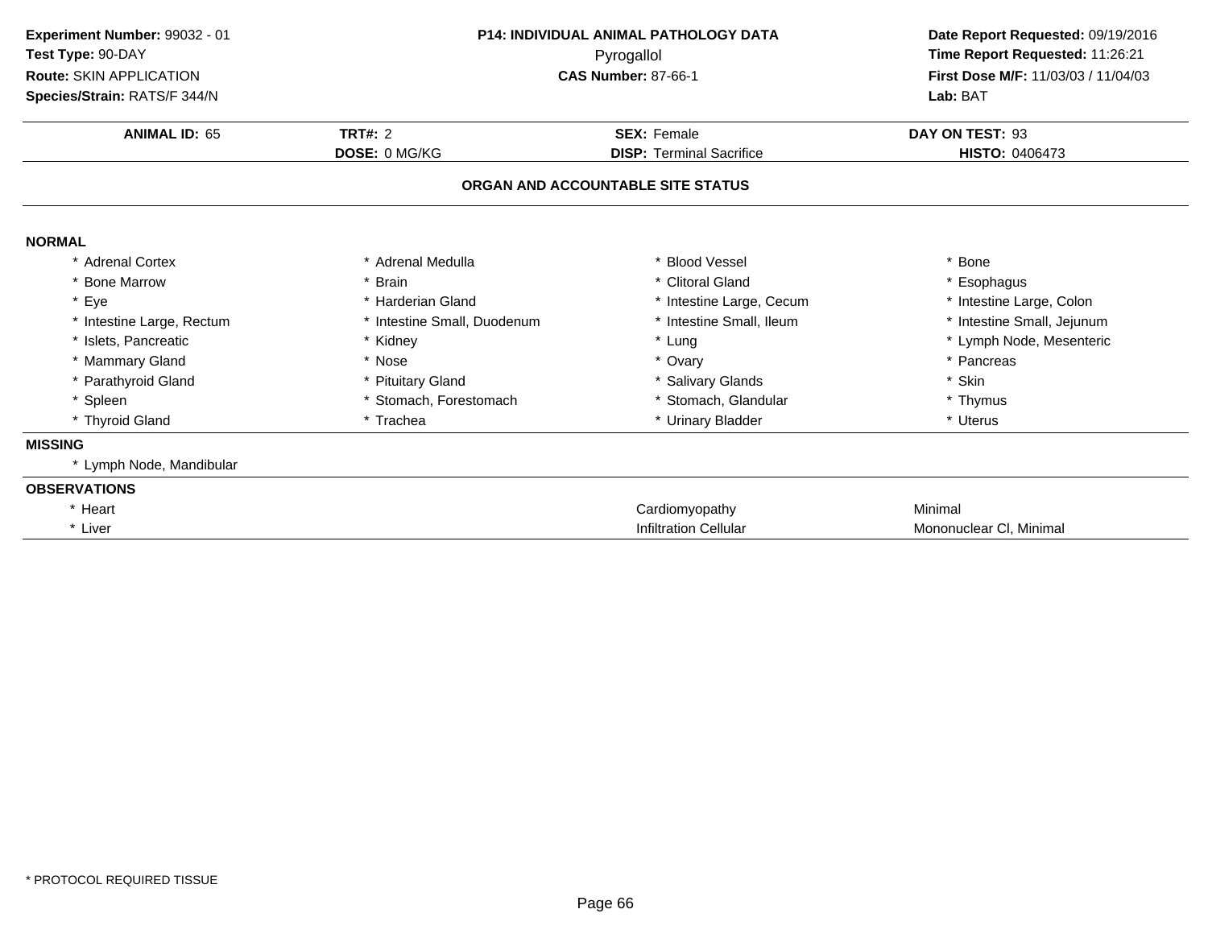**Experiment Number:** 99032 - 01
**Test Type:** 90-DAY
**Route:** SKIN APPLICATION
**Species/Strain:** RATS/F 344/N

**P14: INDIVIDUAL ANIMAL PATHOLOGY DATA**
Pyrogallol
**CAS Number:** 87-66-1

**Date Report Requested:** 09/19/2016
**Time Report Requested:** 11:26:21
**First Dose M/F:** 11/03/03 / 11/04/03
**Lab:** BAT

| **ANIMAL ID:** 65 | **TRT#:** 2 | **SEX:** Female | **DAY ON TEST:** 93 |
|---|---|---|---|
| | **DOSE:** 0 MG/KG | **DISP:** Terminal Sacrifice | **HISTO:** 0406473 |

## ORGAN AND ACCOUNTABLE SITE STATUS

### NORMAL

| | | | |
|---|---|---|---|
| * Adrenal Cortex | * Adrenal Medulla | * Blood Vessel | * Bone |
| * Bone Marrow | * Brain | * Clitoral Gland | * Esophagus |
| * Eye | * Harderian Gland | * Intestine Large, Cecum | * Intestine Large, Colon |
| * Intestine Large, Rectum | * Intestine Small, Duodenum | * Intestine Small, Ileum | * Intestine Small, Jejunum |
| * Islets, Pancreatic | * Kidney | * Lung | * Lymph Node, Mesenteric |
| * Mammary Gland | * Nose | * Ovary | * Pancreas |
| * Parathyroid Gland | * Pituitary Gland | * Salivary Glands | * Skin |
| * Spleen | * Stomach, Forestomach | * Stomach, Glandular | * Thymus |
| * Thyroid Gland | * Trachea | * Urinary Bladder | * Uterus |

### MISSING

* Lymph Node, Mandibular

### OBSERVATIONS

| | | |
|---|---|---|
| * Heart | Cardiomyopathy | Minimal |
| * Liver | Infiltration Cellular | Mononuclear Cl, Minimal |

* PROTOCOL REQUIRED TISSUE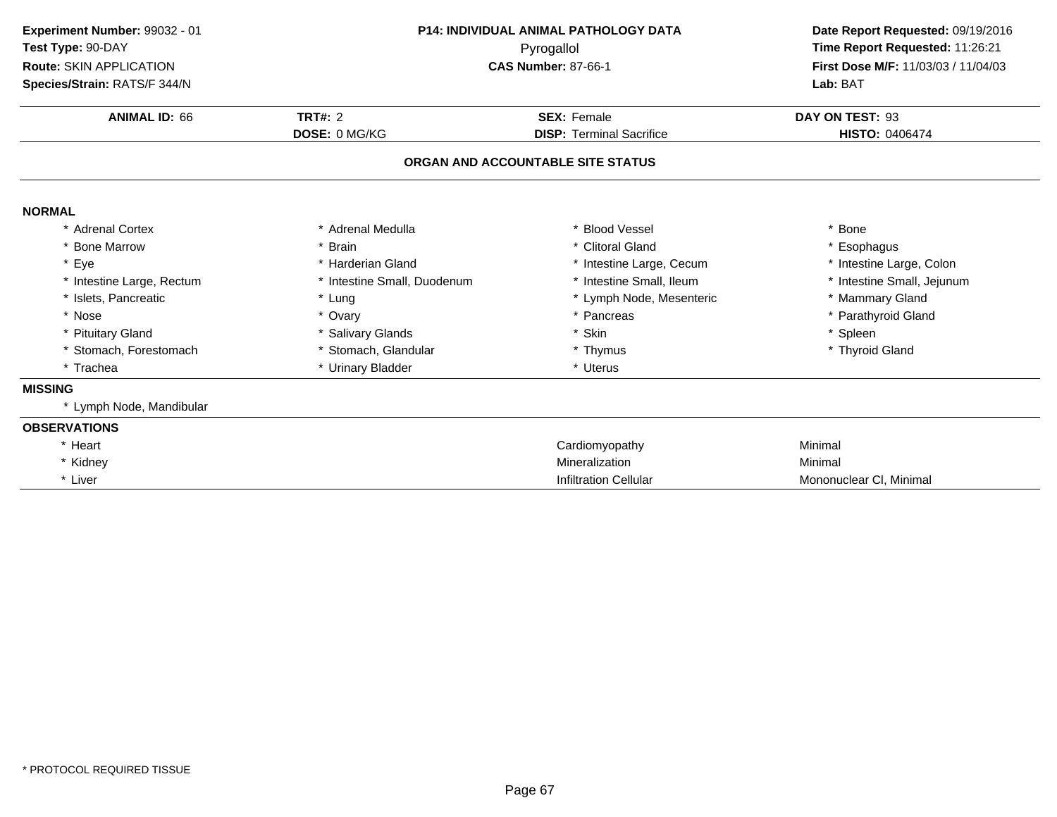**Experiment Number:** 99032 - 01
**Test Type:** 90-DAY
**Route:** SKIN APPLICATION
**Species/Strain:** RATS/F 344/N

**P14: INDIVIDUAL ANIMAL PATHOLOGY DATA**
Pyrogallol
**CAS Number:** 87-66-1

**Date Report Requested:** 09/19/2016
**Time Report Requested:** 11:26:21
**First Dose M/F:** 11/03/03 / 11/04/03
**Lab:** BAT

| **ANIMAL ID:** 66 | **TRT#:** 2 | **SEX:** Female | **DAY ON TEST:** 93 |
|---|---|---|---|
| | **DOSE:** 0 MG/KG | **DISP:** Terminal Sacrifice | **HISTO:** 0406474 |

## ORGAN AND ACCOUNTABLE SITE STATUS

**NORMAL**

| | | | |
|---|---|---|---|
| * Adrenal Cortex | * Adrenal Medulla | * Blood Vessel | * Bone |
| * Bone Marrow | * Brain | * Clitoral Gland | * Esophagus |
| * Eye | * Harderian Gland | * Intestine Large, Cecum | * Intestine Large, Colon |
| * Intestine Large, Rectum | * Intestine Small, Duodenum | * Intestine Small, Ileum | * Intestine Small, Jejunum |
| * Islets, Pancreatic | * Lung | * Lymph Node, Mesenteric | * Mammary Gland |
| * Nose | * Ovary | * Pancreas | * Parathyroid Gland |
| * Pituitary Gland | * Salivary Glands | * Skin | * Spleen |
| * Stomach, Forestomach | * Stomach, Glandular | * Thymus | * Thyroid Gland |
| * Trachea | * Urinary Bladder | * Uterus | |

**MISSING**

* Lymph Node, Mandibular

**OBSERVATIONS**

| | | |
|---|---|---|
| * Heart | Cardiomyopathy | Minimal |
| * Kidney | Mineralization | Minimal |
| * Liver | Infiltration Cellular | Mononuclear Cl, Minimal |

* PROTOCOL REQUIRED TISSUE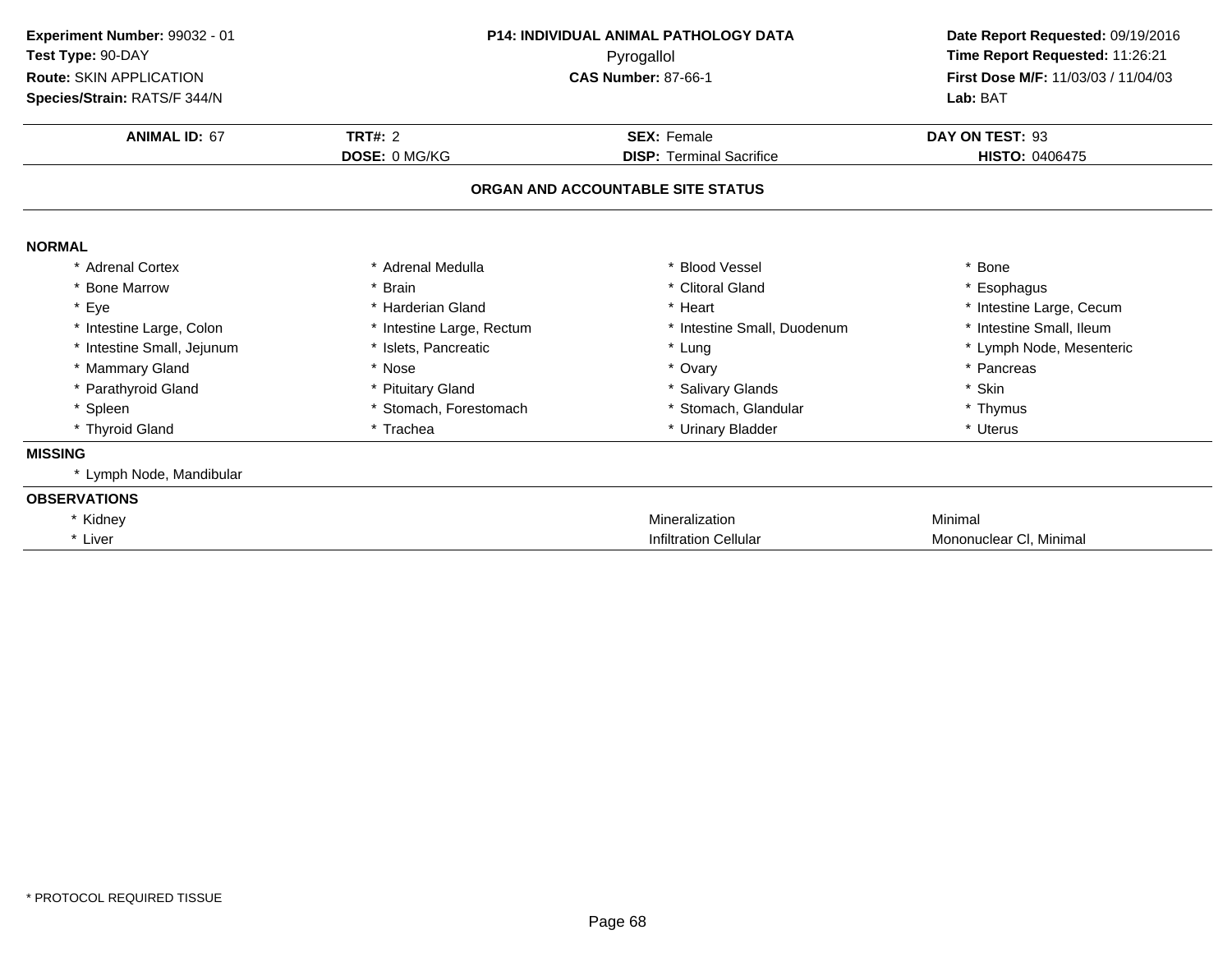**Experiment Number:** 99032 - 01
**Test Type:** 90-DAY
**Route:** SKIN APPLICATION
**Species/Strain:** RATS/F 344/N

**P14: INDIVIDUAL ANIMAL PATHOLOGY DATA**
Pyrogallol
**CAS Number:** 87-66-1

**Date Report Requested:** 09/19/2016
**Time Report Requested:** 11:26:21
**First Dose M/F:** 11/03/03 / 11/04/03
**Lab:** BAT

| **ANIMAL ID:** 67 | **TRT#:** 2 | **SEX:** Female | **DAY ON TEST:** 93 |
|---|---|---|---|
| | **DOSE:** 0 MG/KG | **DISP:** Terminal Sacrifice | **HISTO:** 0406475 |

**ORGAN AND ACCOUNTABLE SITE STATUS**

**NORMAL**

| | | | |
|---|---|---|---|
| * Adrenal Cortex | * Adrenal Medulla | * Blood Vessel | * Bone |
| * Bone Marrow | * Brain | * Clitoral Gland | * Esophagus |
| * Eye | * Harderian Gland | * Heart | * Intestine Large, Cecum |
| * Intestine Large, Colon | * Intestine Large, Rectum | * Intestine Small, Duodenum | * Intestine Small, Ileum |
| * Intestine Small, Jejunum | * Islets, Pancreatic | * Lung | * Lymph Node, Mesenteric |
| * Mammary Gland | * Nose | * Ovary | * Pancreas |
| * Parathyroid Gland | * Pituitary Gland | * Salivary Glands | * Skin |
| * Spleen | * Stomach, Forestomach | * Stomach, Glandular | * Thymus |
| * Thyroid Gland | * Trachea | * Urinary Bladder | * Uterus |

**MISSING**

* Lymph Node, Mandibular

**OBSERVATIONS**

| | | |
|---|---|---|
| * Kidney | Mineralization | Minimal |
| * Liver | Infiltration Cellular | Mononuclear Cl, Minimal |

* PROTOCOL REQUIRED TISSUE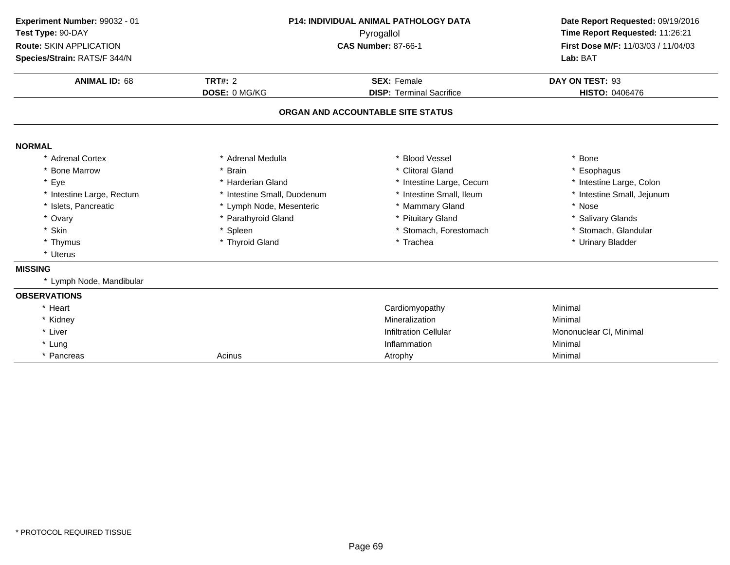**Experiment Number:** 99032 - 01
**Test Type:** 90-DAY
**Route:** SKIN APPLICATION
**Species/Strain:** RATS/F 344/N

**P14: INDIVIDUAL ANIMAL PATHOLOGY DATA**
Pyrogallol
**CAS Number:** 87-66-1

**Date Report Requested:** 09/19/2016
**Time Report Requested:** 11:26:21
**First Dose M/F:** 11/03/03 / 11/04/03
**Lab:** BAT

| **ANIMAL ID:** 68 | **TRT#:** 2 | **SEX:** Female | **DAY ON TEST:** 93 |
|---|---|---|---|
| | **DOSE:** 0 MG/KG | **DISP:** Terminal Sacrifice | **HISTO:** 0406476 |

## ORGAN AND ACCOUNTABLE SITE STATUS

### NORMAL

| | | | |
|---|---|---|---|
| * Adrenal Cortex | * Adrenal Medulla | * Blood Vessel | * Bone |
| * Bone Marrow | * Brain | * Clitoral Gland | * Esophagus |
| * Eye | * Harderian Gland | * Intestine Large, Cecum | * Intestine Large, Colon |
| * Intestine Large, Rectum | * Intestine Small, Duodenum | * Intestine Small, Ileum | * Intestine Small, Jejunum |
| * Islets, Pancreatic | * Lymph Node, Mesenteric | * Mammary Gland | * Nose |
| * Ovary | * Parathyroid Gland | * Pituitary Gland | * Salivary Glands |
| * Skin | * Spleen | * Stomach, Forestomach | * Stomach, Glandular |
| * Thymus | * Thyroid Gland | * Trachea | * Urinary Bladder |
| * Uterus | | | |

### MISSING

* Lymph Node, Mandibular

### OBSERVATIONS

| | | | |
|---|---|---|---|
| * Heart | | Cardiomyopathy | Minimal |
| * Kidney | | Mineralization | Minimal |
| * Liver | | Infiltration Cellular | Mononuclear Cl, Minimal |
| * Lung | | Inflammation | Minimal |
| * Pancreas | Acinus | Atrophy | Minimal |

* PROTOCOL REQUIRED TISSUE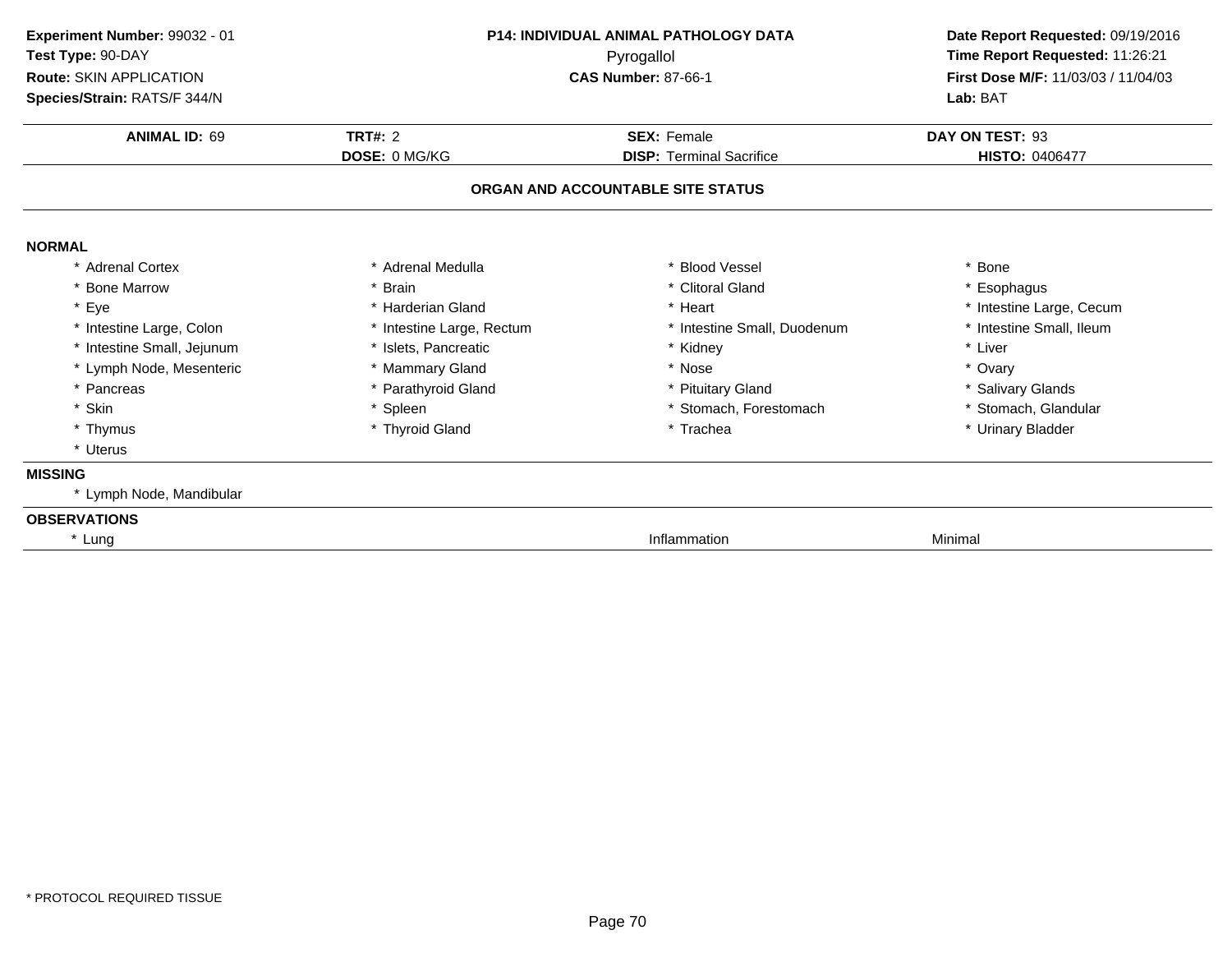**Experiment Number:** 99032 - 01
**Test Type:** 90-DAY
**Route:** SKIN APPLICATION
**Species/Strain:** RATS/F 344/N

**P14: INDIVIDUAL ANIMAL PATHOLOGY DATA**
Pyrogallol
**CAS Number:** 87-66-1

**Date Report Requested:** 09/19/2016
**Time Report Requested:** 11:26:21
**First Dose M/F:** 11/03/03 / 11/04/03
**Lab:** BAT

| **ANIMAL ID:** 69 | **TRT#:** 2 | **SEX:** Female | **DAY ON TEST:** 93 |
|---|---|---|---|
| | **DOSE:** 0 MG/KG | **DISP:** Terminal Sacrifice | **HISTO:** 0406477 |

## ORGAN AND ACCOUNTABLE SITE STATUS

**NORMAL**

| | | | |
|---|---|---|---|
| * Adrenal Cortex | * Adrenal Medulla | * Blood Vessel | * Bone |
| * Bone Marrow | * Brain | * Clitoral Gland | * Esophagus |
| * Eye | * Harderian Gland | * Heart | * Intestine Large, Cecum |
| * Intestine Large, Colon | * Intestine Large, Rectum | * Intestine Small, Duodenum | * Intestine Small, Ileum |
| * Intestine Small, Jejunum | * Islets, Pancreatic | * Kidney | * Liver |
| * Lymph Node, Mesenteric | * Mammary Gland | * Nose | * Ovary |
| * Pancreas | * Parathyroid Gland | * Pituitary Gland | * Salivary Glands |
| * Skin | * Spleen | * Stomach, Forestomach | * Stomach, Glandular |
| * Thymus | * Thyroid Gland | * Trachea | * Urinary Bladder |
| * Uterus | | | |

**MISSING**

* Lymph Node, Mandibular

**OBSERVATIONS**

| | | |
|---|---|---|
| * Lung | Inflammation | Minimal |

* PROTOCOL REQUIRED TISSUE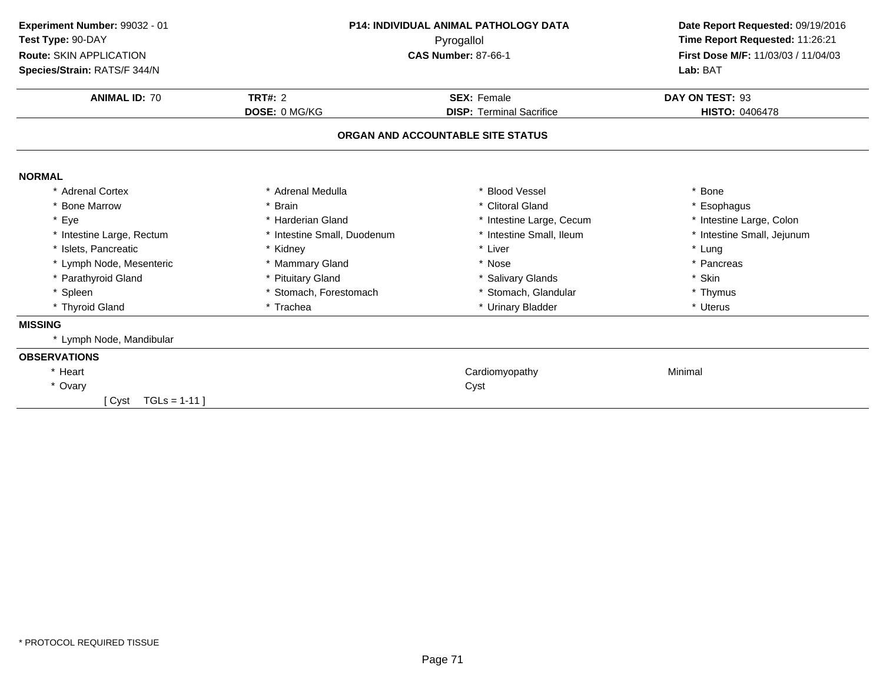**Experiment Number:** 99032 - 01
**Test Type:** 90-DAY
**Route:** SKIN APPLICATION
**Species/Strain:** RATS/F 344/N

**P14: INDIVIDUAL ANIMAL PATHOLOGY DATA**
Pyrogallol
**CAS Number:** 87-66-1

**Date Report Requested:** 09/19/2016
**Time Report Requested:** 11:26:21
**First Dose M/F:** 11/03/03 / 11/04/03
**Lab:** BAT

| **ANIMAL ID:** 70 | **TRT#:** 2 | **SEX:** Female | **DAY ON TEST:** 93 |
|---|---|---|---|
| | **DOSE:** 0 MG/KG | **DISP:** Terminal Sacrifice | **HISTO:** 0406478 |

## ORGAN AND ACCOUNTABLE SITE STATUS

### NORMAL

| | | | |
|---|---|---|---|
| * Adrenal Cortex | * Adrenal Medulla | * Blood Vessel | * Bone |
| * Bone Marrow | * Brain | * Clitoral Gland | * Esophagus |
| * Eye | * Harderian Gland | * Intestine Large, Cecum | * Intestine Large, Colon |
| * Intestine Large, Rectum | * Intestine Small, Duodenum | * Intestine Small, Ileum | * Intestine Small, Jejunum |
| * Islets, Pancreatic | * Kidney | * Liver | * Lung |
| * Lymph Node, Mesenteric | * Mammary Gland | * Nose | * Pancreas |
| * Parathyroid Gland | * Pituitary Gland | * Salivary Glands | * Skin |
| * Spleen | * Stomach, Forestomach | * Stomach, Glandular | * Thymus |
| * Thyroid Gland | * Trachea | * Urinary Bladder | * Uterus |

### MISSING

* Lymph Node, Mandibular

### OBSERVATIONS

| | | |
|---|---|---|
| * Heart | Cardiomyopathy | Minimal |
| * Ovary | Cyst | |
| [ Cyst TGLs = 1-11 ] | | |

* PROTOCOL REQUIRED TISSUE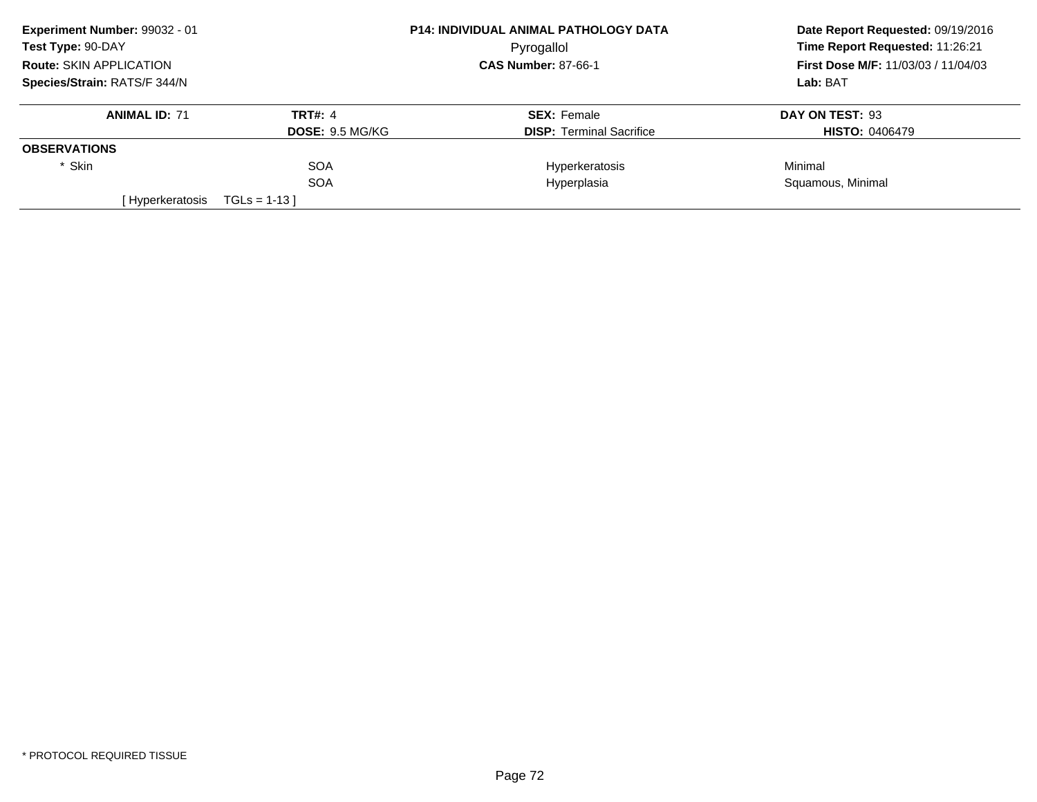**Experiment Number:** 99032 - 01
**Test Type:** 90-DAY
**Route:** SKIN APPLICATION
**Species/Strain:** RATS/F 344/N

**P14: INDIVIDUAL ANIMAL PATHOLOGY DATA**
Pyrogallol
**CAS Number:** 87-66-1

**Date Report Requested:** 09/19/2016
**Time Report Requested:** 11:26:21
**First Dose M/F:** 11/03/03 / 11/04/03
**Lab:** BAT

| **ANIMAL ID:** 71 | **TRT#:** 4 | **SEX:** Female | **DAY ON TEST:** 93 |
|---|---|---|---|
| | **DOSE:** 9.5 MG/KG | **DISP:** Terminal Sacrifice | **HISTO:** 0406479 |
| **OBSERVATIONS** | | | |
| * Skin | SOA | Hyperkeratosis | Minimal |
| | SOA | Hyperplasia | Squamous, Minimal |
| [ Hyperkeratosis | TGLs = 1-13 ] | | |

* PROTOCOL REQUIRED TISSUE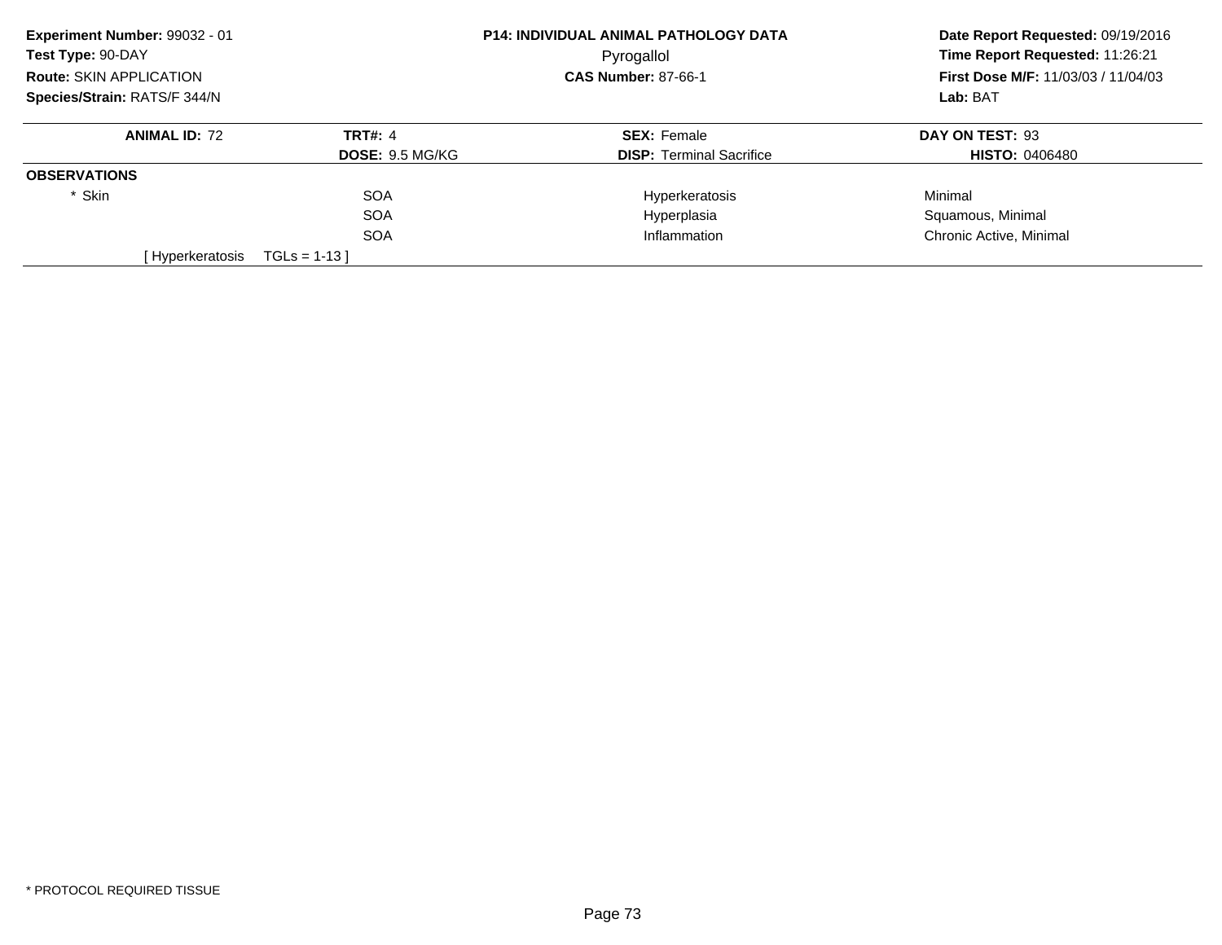**Experiment Number:** 99032 - 01
**Test Type:** 90-DAY
**Route:** SKIN APPLICATION
**Species/Strain:** RATS/F 344/N

**P14: INDIVIDUAL ANIMAL PATHOLOGY DATA**
Pyrogallol
**CAS Number:** 87-66-1

**Date Report Requested:** 09/19/2016
**Time Report Requested:** 11:26:21
**First Dose M/F:** 11/03/03 / 11/04/03
**Lab:** BAT

| **ANIMAL ID:** 72 | **TRT#:** 4 | **SEX:** Female | **DAY ON TEST:** 93 |
|---|---|---|---|
| | **DOSE:** 9.5 MG/KG | **DISP:** Terminal Sacrifice | **HISTO:** 0406480 |
| **OBSERVATIONS** | | | |
| * Skin | SOA | Hyperkeratosis | Minimal |
| | SOA | Hyperplasia | Squamous, Minimal |
| | SOA | Inflammation | Chronic Active, Minimal |
| [ Hyperkeratosis TGLs = 1-13 ] | | | |

* PROTOCOL REQUIRED TISSUE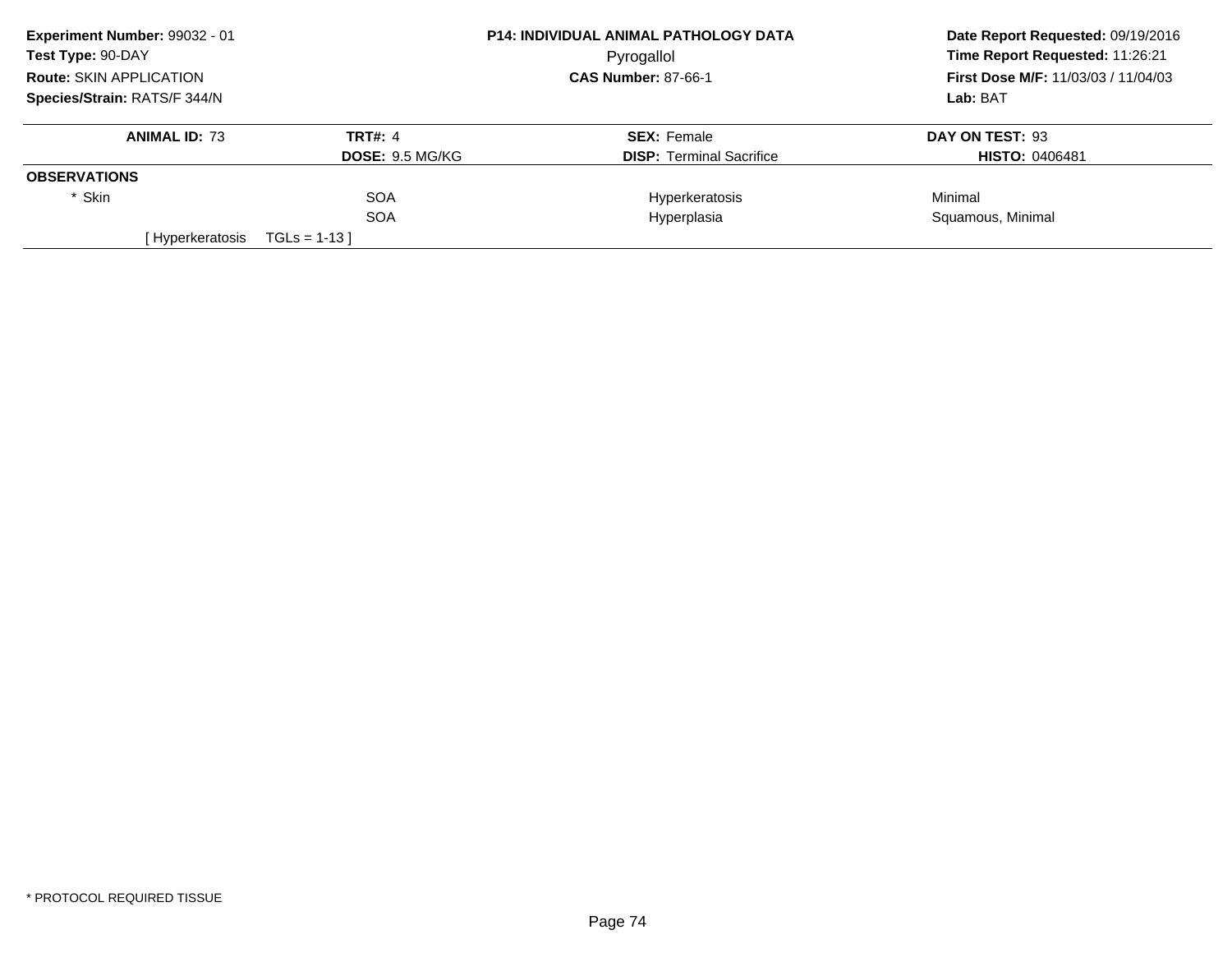**Experiment Number:** 99032 - 01
**Test Type:** 90-DAY
**Route:** SKIN APPLICATION
**Species/Strain:** RATS/F 344/N

**P14: INDIVIDUAL ANIMAL PATHOLOGY DATA**
Pyrogallol
**CAS Number:** 87-66-1

**Date Report Requested:** 09/19/2016
**Time Report Requested:** 11:26:21
**First Dose M/F:** 11/03/03 / 11/04/03
**Lab:** BAT

| **ANIMAL ID:** 73 | **TRT#:** 4 | **SEX:** Female | **DAY ON TEST:** 93 |
|---|---|---|---|
| | **DOSE:** 9.5 MG/KG | **DISP:** Terminal Sacrifice | **HISTO:** 0406481 |
| **OBSERVATIONS** | | | |
| * Skin | SOA | Hyperkeratosis | Minimal |
| | SOA | Hyperplasia | Squamous, Minimal |
| [ Hyperkeratosis | TGLs = 1-13 ] | | |

* PROTOCOL REQUIRED TISSUE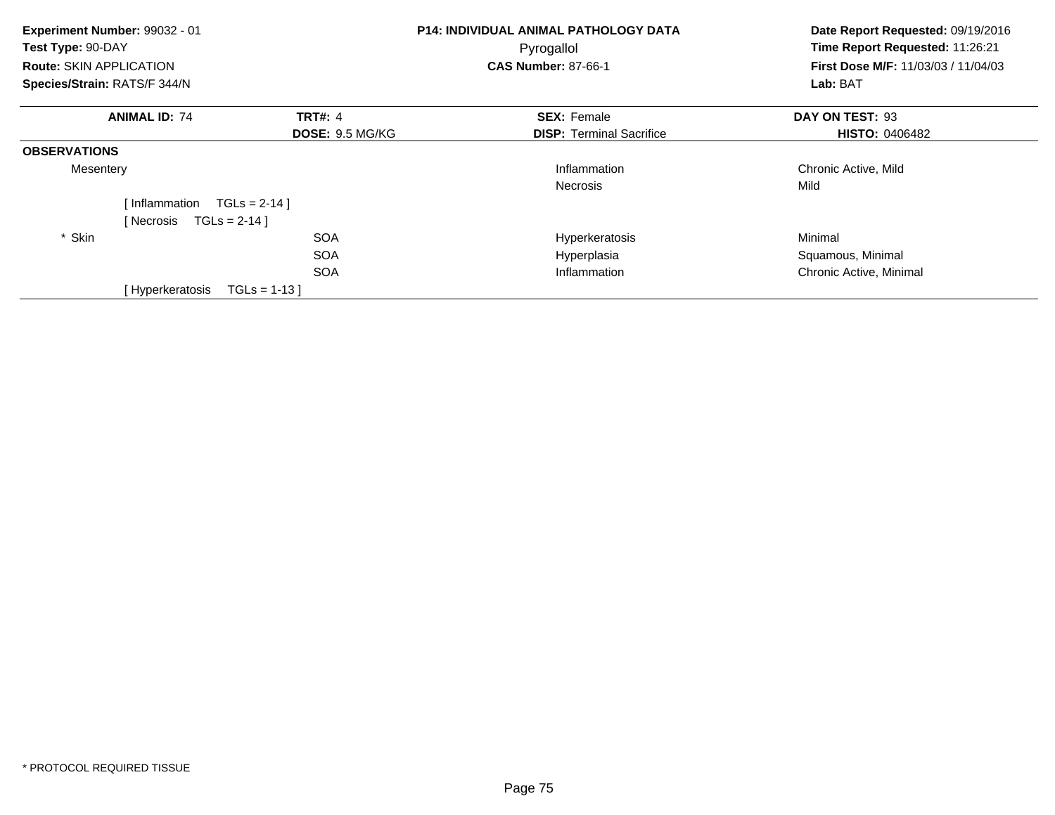**Experiment Number:** 99032 - 01
**Test Type:** 90-DAY
**Route:** SKIN APPLICATION
**Species/Strain:** RATS/F 344/N

**P14: INDIVIDUAL ANIMAL PATHOLOGY DATA**
Pyrogallol
**CAS Number:** 87-66-1

**Date Report Requested:** 09/19/2016
**Time Report Requested:** 11:26:21
**First Dose M/F:** 11/03/03 / 11/04/03
**Lab:** BAT

| **ANIMAL ID:** 74 | **TRT#:** 4 | **SEX:** Female | **DAY ON TEST:** 93 |
|---|---|---|---|
| | **DOSE:** 9.5 MG/KG | **DISP:** Terminal Sacrifice | **HISTO:** 0406482 |

**OBSERVATIONS**

| Tissue | Location | Observation | Severity |
|---|---|---|---|
| Mesentery | | Inflammation | Chronic Active, Mild |
| | | Necrosis | Mild |
| [ Inflammation TGLs = 2-14 ] | | | |
| [ Necrosis TGLs = 2-14 ] | | | |
| * Skin | SOA | Hyperkeratosis | Minimal |
| | SOA | Hyperplasia | Squamous, Minimal |
| | SOA | Inflammation | Chronic Active, Minimal |
| [ Hyperkeratosis TGLs = 1-13 ] | | | |

* PROTOCOL REQUIRED TISSUE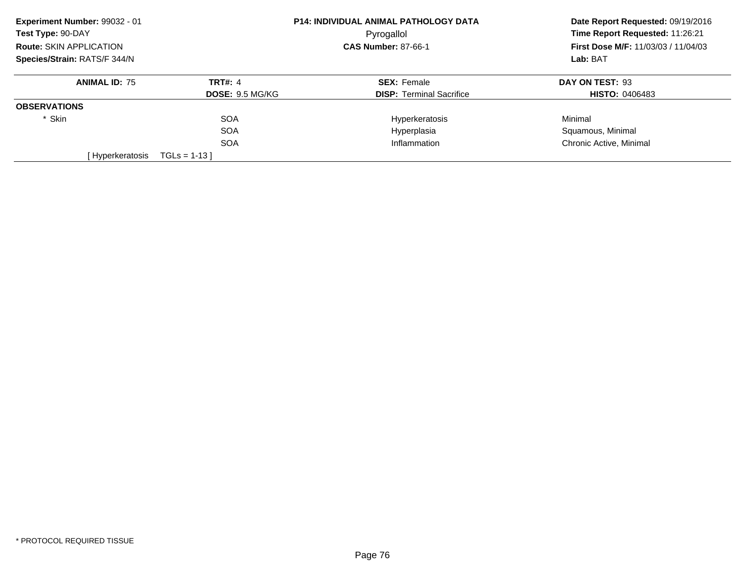**Experiment Number:** 99032 - 01
**Test Type:** 90-DAY
**Route:** SKIN APPLICATION
**Species/Strain:** RATS/F 344/N

**P14: INDIVIDUAL ANIMAL PATHOLOGY DATA**
Pyrogallol
**CAS Number:** 87-66-1

**Date Report Requested:** 09/19/2016
**Time Report Requested:** 11:26:21
**First Dose M/F:** 11/03/03 / 11/04/03
**Lab:** BAT

| **ANIMAL ID:** 75 | **TRT#:** 4 | **SEX:** Female | **DAY ON TEST:** 93 |
|---|---|---|---|
| | **DOSE:** 9.5 MG/KG | **DISP:** Terminal Sacrifice | **HISTO:** 0406483 |
| **OBSERVATIONS** | | | |
| * Skin | SOA | Hyperkeratosis | Minimal |
| | SOA | Hyperplasia | Squamous, Minimal |
| | SOA | Inflammation | Chronic Active, Minimal |
| [ Hyperkeratosis | TGLs = 1-13 ] | | |

* PROTOCOL REQUIRED TISSUE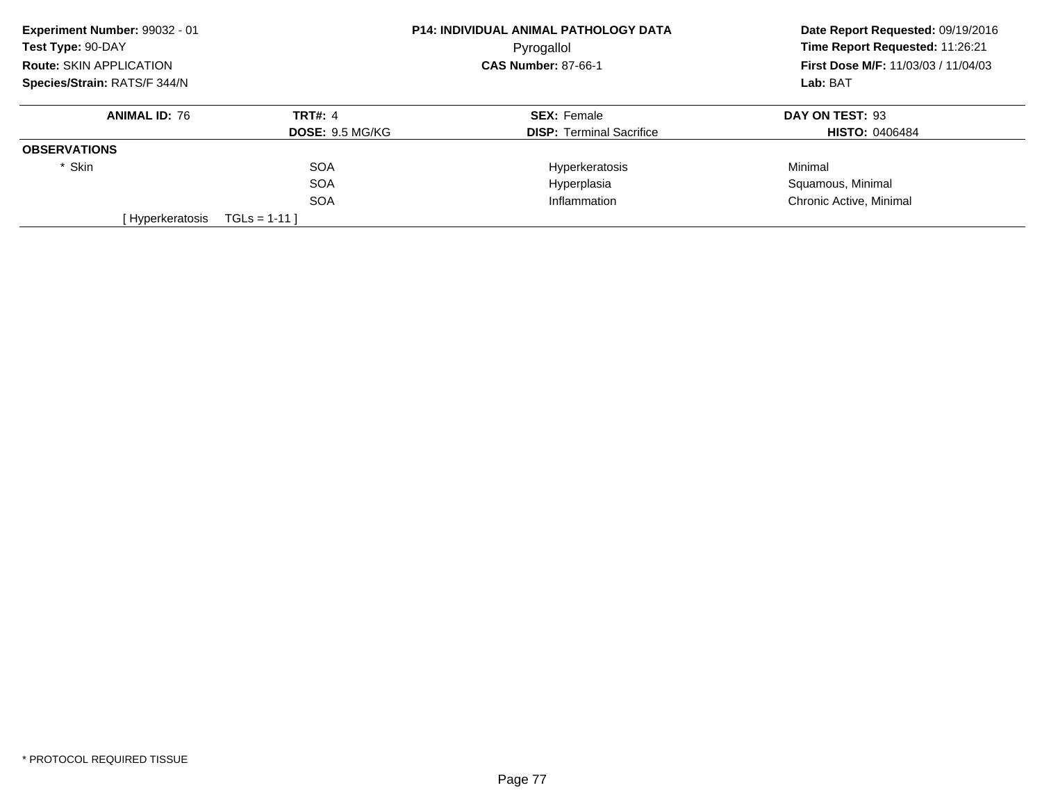**Experiment Number:** 99032 - 01
**Test Type:** 90-DAY
**Route:** SKIN APPLICATION
**Species/Strain:** RATS/F 344/N

**P14: INDIVIDUAL ANIMAL PATHOLOGY DATA**
Pyrogallol
**CAS Number:** 87-66-1

**Date Report Requested:** 09/19/2016
**Time Report Requested:** 11:26:21
**First Dose M/F:** 11/03/03 / 11/04/03
**Lab:** BAT

| **ANIMAL ID:** 76 | **TRT#:** 4 | **SEX:** Female | **DAY ON TEST:** 93 |
|---|---|---|---|
| | **DOSE:** 9.5 MG/KG | **DISP:** Terminal Sacrifice | **HISTO:** 0406484 |
| **OBSERVATIONS** | | | |
| * Skin | SOA | Hyperkeratosis | Minimal |
| | SOA | Hyperplasia | Squamous, Minimal |
| | SOA | Inflammation | Chronic Active, Minimal |
| [ Hyperkeratosis | TGLs = 1-11 ] | | |

* PROTOCOL REQUIRED TISSUE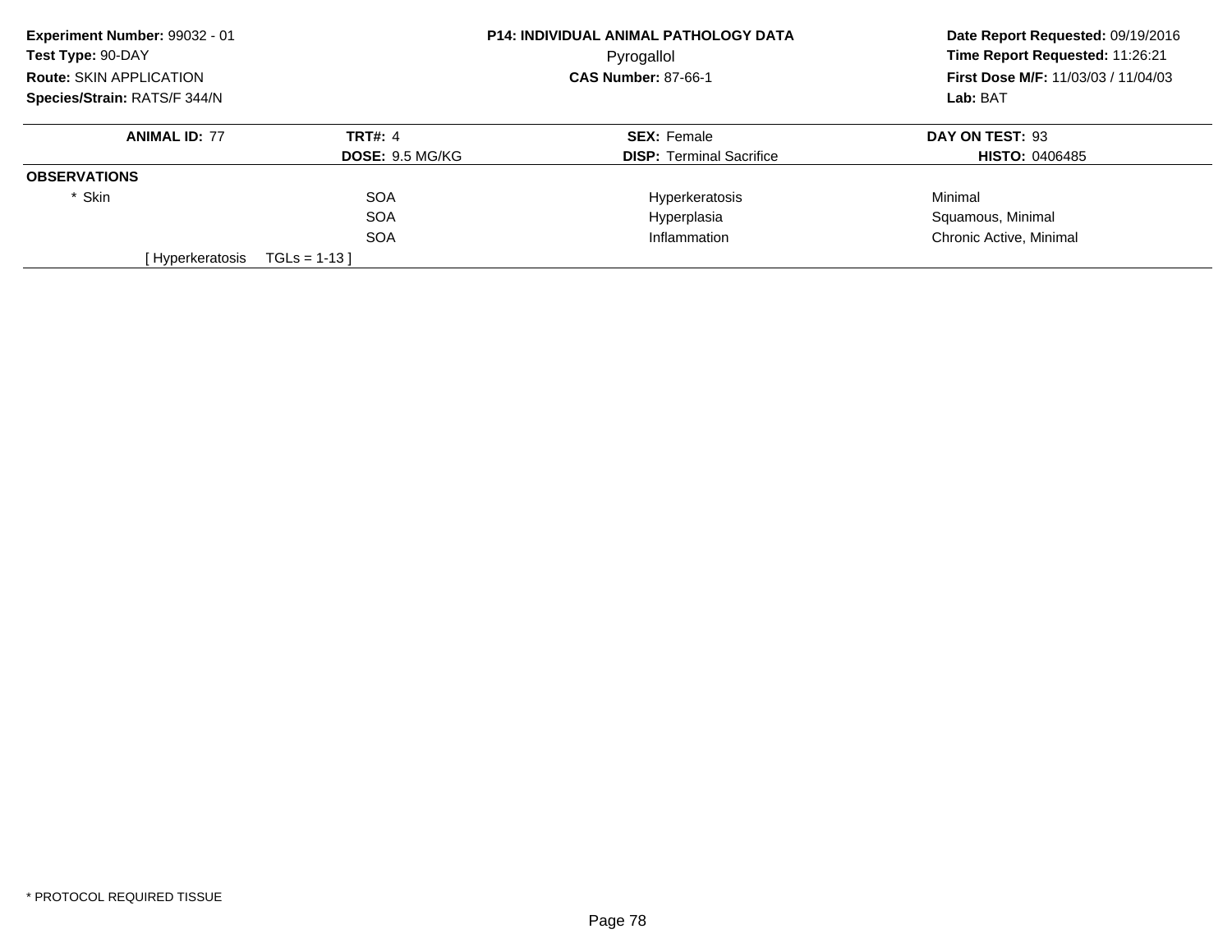**Experiment Number:** 99032 - 01
**Test Type:** 90-DAY
**Route:** SKIN APPLICATION
**Species/Strain:** RATS/F 344/N

**P14: INDIVIDUAL ANIMAL PATHOLOGY DATA**
Pyrogallol
**CAS Number:** 87-66-1

**Date Report Requested:** 09/19/2016
**Time Report Requested:** 11:26:21
**First Dose M/F:** 11/03/03 / 11/04/03
**Lab:** BAT

| **ANIMAL ID:** 77 | **TRT#:** 4 | **SEX:** Female | **DAY ON TEST:** 93 |
|---|---|---|---|
| | **DOSE:** 9.5 MG/KG | **DISP:** Terminal Sacrifice | **HISTO:** 0406485 |
| **OBSERVATIONS** | | | |
| * Skin | SOA | Hyperkeratosis | Minimal |
| | SOA | Hyperplasia | Squamous, Minimal |
| | SOA | Inflammation | Chronic Active, Minimal |
| [ Hyperkeratosis | TGLs = 1-13 ] | | |

* PROTOCOL REQUIRED TISSUE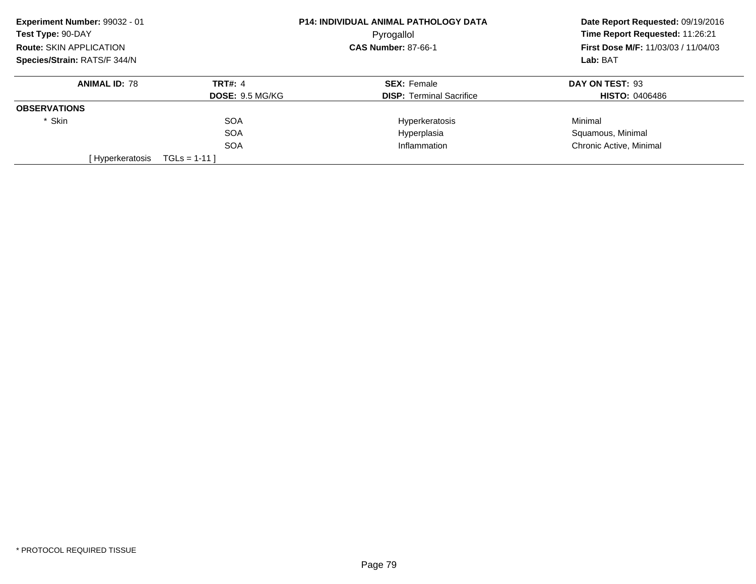**Experiment Number:** 99032 - 01
**Test Type:** 90-DAY
**Route:** SKIN APPLICATION
**Species/Strain:** RATS/F 344/N

**P14: INDIVIDUAL ANIMAL PATHOLOGY DATA**
Pyrogallol
**CAS Number:** 87-66-1

**Date Report Requested:** 09/19/2016
**Time Report Requested:** 11:26:21
**First Dose M/F:** 11/03/03 / 11/04/03
**Lab:** BAT

| **ANIMAL ID:** 78 | **TRT#:** 4 | **SEX:** Female | **DAY ON TEST:** 93 |
|---|---|---|---|
| | **DOSE:** 9.5 MG/KG | **DISP:** Terminal Sacrifice | **HISTO:** 0406486 |
| **OBSERVATIONS** | | | |
| * Skin | SOA | Hyperkeratosis | Minimal |
| | SOA | Hyperplasia | Squamous, Minimal |
| | SOA | Inflammation | Chronic Active, Minimal |
| [ Hyperkeratosis | TGLs = 1-11 ] | | |

* PROTOCOL REQUIRED TISSUE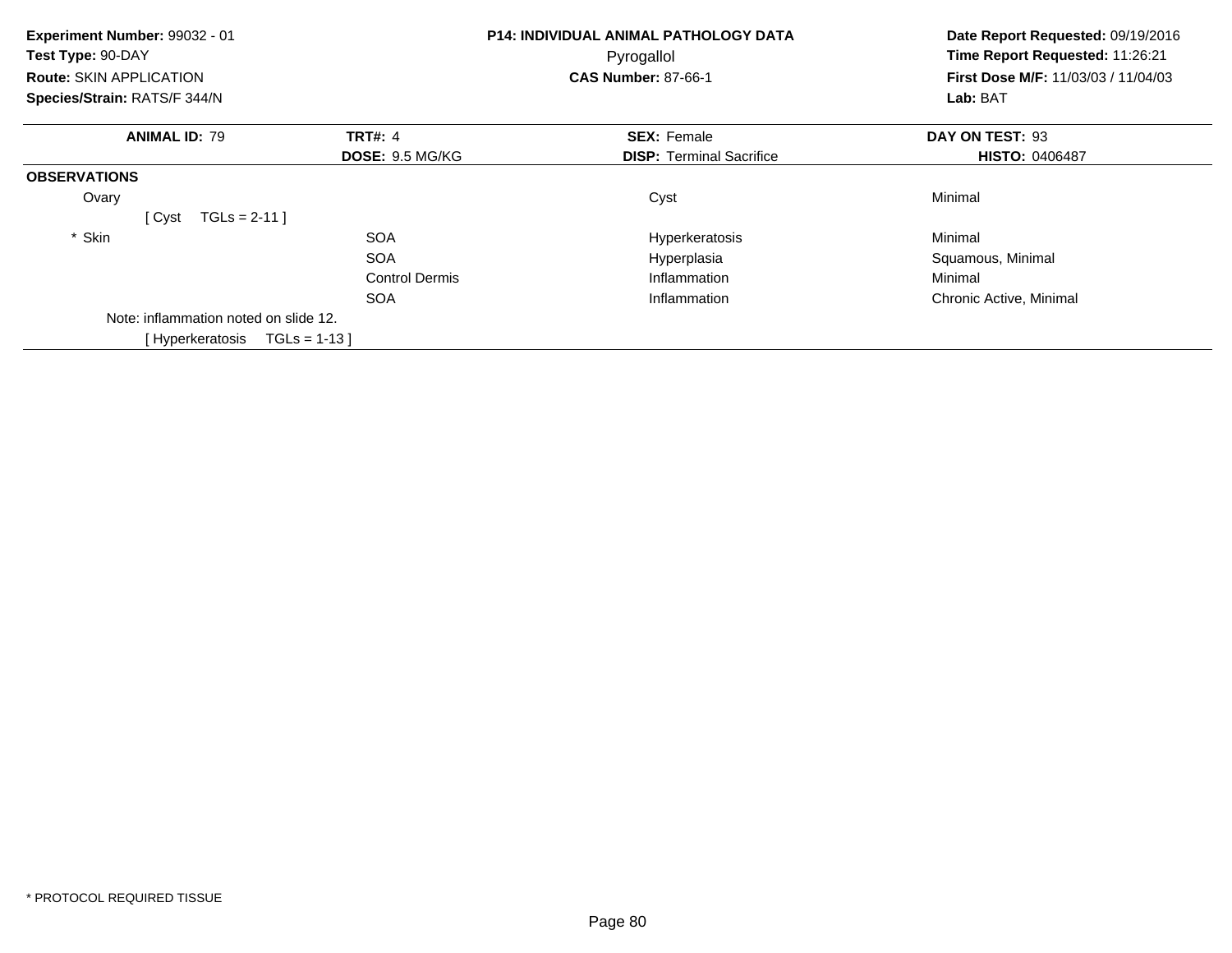**Experiment Number:** 99032 - 01
**Test Type:** 90-DAY
**Route:** SKIN APPLICATION
**Species/Strain:** RATS/F 344/N

**P14: INDIVIDUAL ANIMAL PATHOLOGY DATA**
Pyrogallol
**CAS Number:** 87-66-1

**Date Report Requested:** 09/19/2016
**Time Report Requested:** 11:26:21
**First Dose M/F:** 11/03/03 / 11/04/03
**Lab:** BAT

| **ANIMAL ID:** 79 | **TRT#:** 4 | **SEX:** Female | **DAY ON TEST:** 93 |
|---|---|---|---|
| | **DOSE:** 9.5 MG/KG | **DISP:** Terminal Sacrifice | **HISTO:** 0406487 |

**OBSERVATIONS**

| | | | |
|---|---|---|---|
| Ovary | | Cyst | Minimal |
| [ Cyst TGLs = 2-11 ] | | | |
| * Skin | SOA | Hyperkeratosis | Minimal |
| | SOA | Hyperplasia | Squamous, Minimal |
| | Control Dermis | Inflammation | Minimal |
| | SOA | Inflammation | Chronic Active, Minimal |
| Note: inflammation noted on slide 12. | | | |
| [ Hyperkeratosis TGLs = 1-13 ] | | | |

* PROTOCOL REQUIRED TISSUE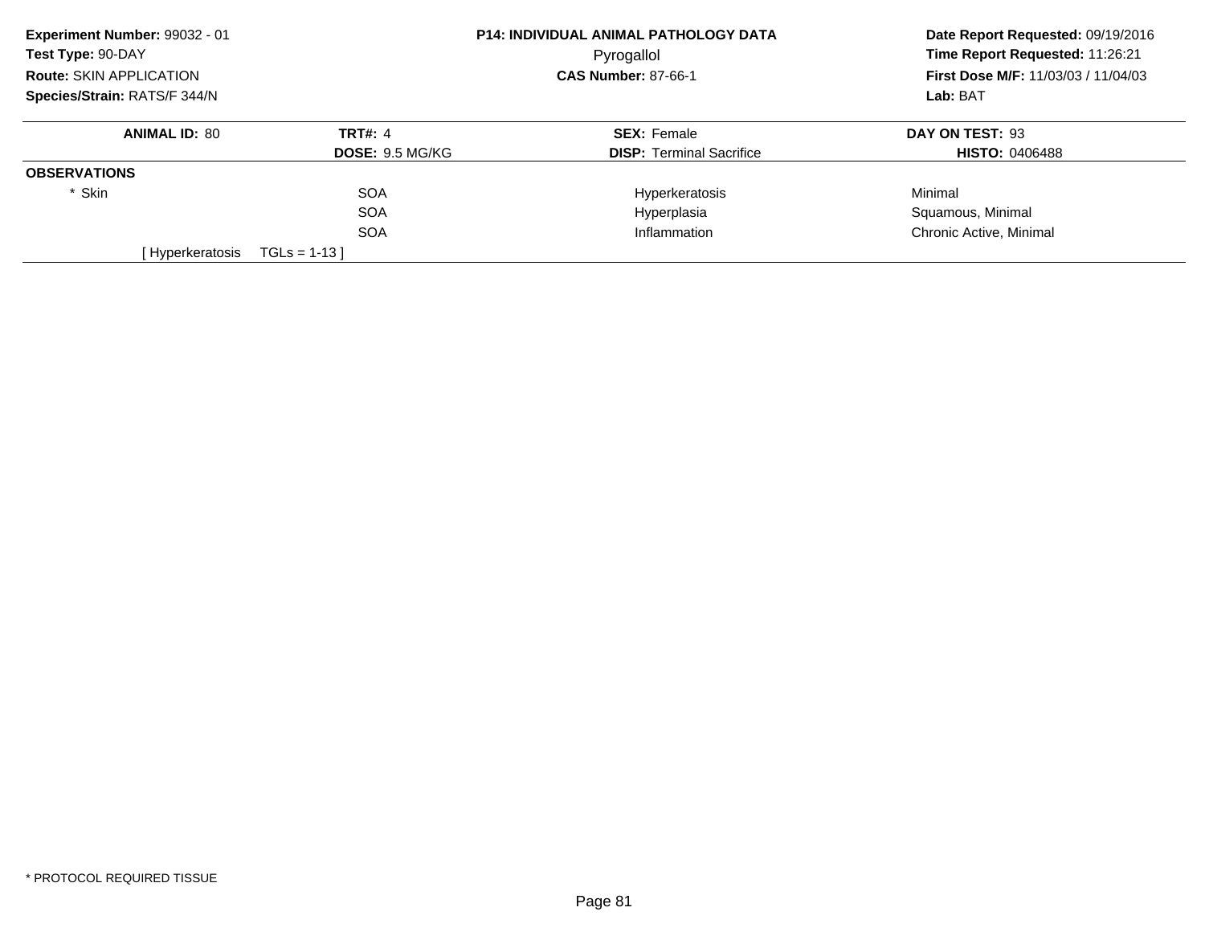**Experiment Number:** 99032 - 01
**Test Type:** 90-DAY
**Route:** SKIN APPLICATION
**Species/Strain:** RATS/F 344/N

**P14: INDIVIDUAL ANIMAL PATHOLOGY DATA**
Pyrogallol
**CAS Number:** 87-66-1

**Date Report Requested:** 09/19/2016
**Time Report Requested:** 11:26:21
**First Dose M/F:** 11/03/03 / 11/04/03
**Lab:** BAT

| **ANIMAL ID:** 80 | **TRT#:** 4 | **SEX:** Female | **DAY ON TEST:** 93 |
|---|---|---|---|
| | **DOSE:** 9.5 MG/KG | **DISP:** Terminal Sacrifice | **HISTO:** 0406488 |
| **OBSERVATIONS** | | | |
| * Skin | SOA | Hyperkeratosis | Minimal |
| | SOA | Hyperplasia | Squamous, Minimal |
| | SOA | Inflammation | Chronic Active, Minimal |
| [ Hyperkeratosis | TGLs = 1-13 ] | | |

* PROTOCOL REQUIRED TISSUE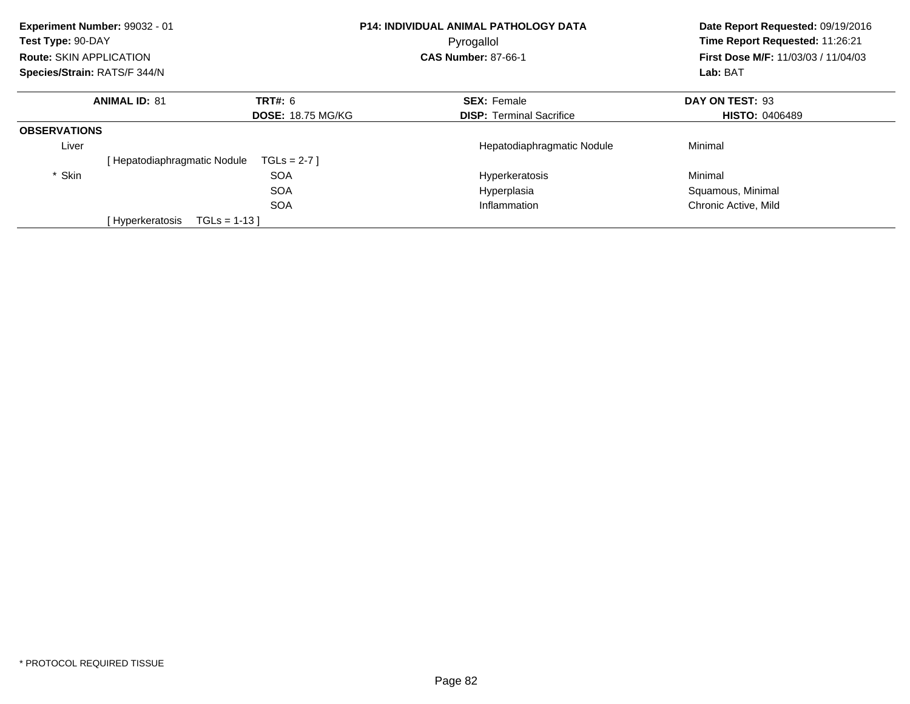**Experiment Number:** 99032 - 01
**Test Type:** 90-DAY
**Route:** SKIN APPLICATION
**Species/Strain:** RATS/F 344/N

**P14: INDIVIDUAL ANIMAL PATHOLOGY DATA**
Pyrogallol
**CAS Number:** 87-66-1

**Date Report Requested:** 09/19/2016
**Time Report Requested:** 11:26:21
**First Dose M/F:** 11/03/03 / 11/04/03
**Lab:** BAT

| **ANIMAL ID:** 81 | **TRT#:** 6 | **SEX:** Female | **DAY ON TEST:** 93 |
|---|---|---|---|
| | **DOSE:** 18.75 MG/KG | **DISP:** Terminal Sacrifice | **HISTO:** 0406489 |

**OBSERVATIONS**

| Tissue | Location | Observation | Severity |
|---|---|---|---|
| Liver | | Hepatodiaphragmatic Nodule | Minimal |
| [ Hepatodiaphragmatic Nodule TGLs = 2-7 ] | | | |
| * Skin | SOA | Hyperkeratosis | Minimal |
| | SOA | Hyperplasia | Squamous, Minimal |
| | SOA | Inflammation | Chronic Active, Mild |
| [ Hyperkeratosis TGLs = 1-13 ] | | | |

* PROTOCOL REQUIRED TISSUE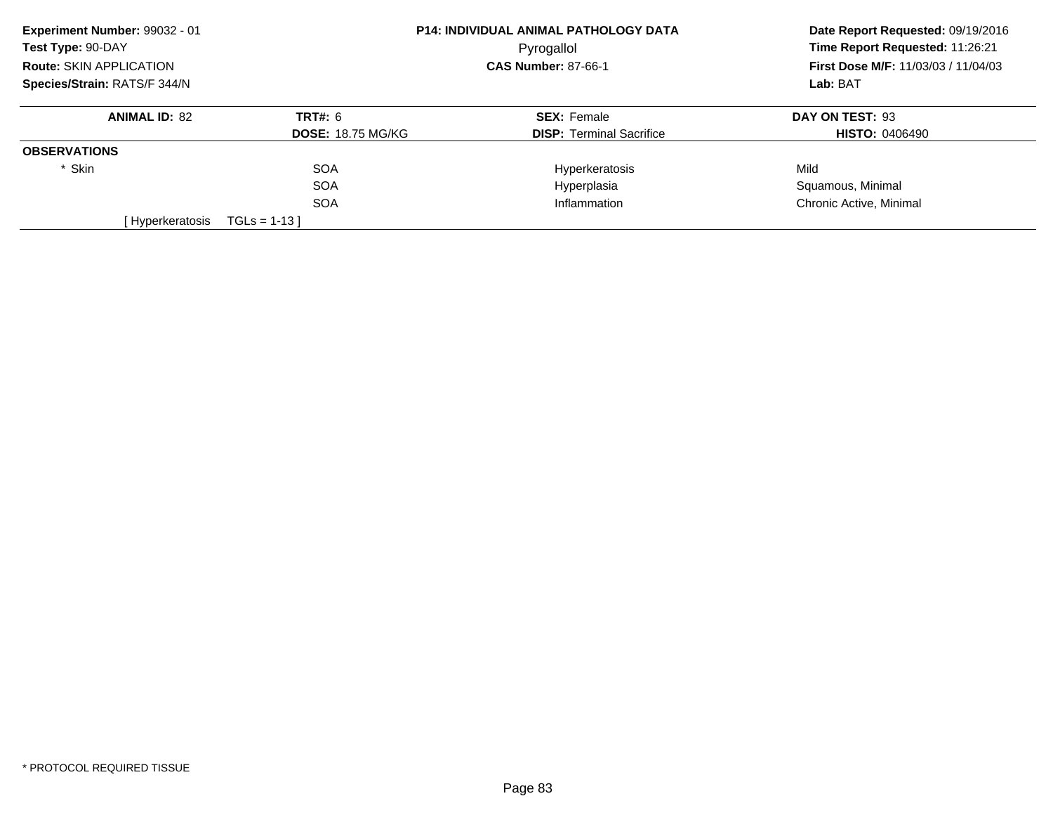**Experiment Number:** 99032 - 01
**Test Type:** 90-DAY
**Route:** SKIN APPLICATION
**Species/Strain:** RATS/F 344/N

**P14: INDIVIDUAL ANIMAL PATHOLOGY DATA**
Pyrogallol
**CAS Number:** 87-66-1

**Date Report Requested:** 09/19/2016
**Time Report Requested:** 11:26:21
**First Dose M/F:** 11/03/03 / 11/04/03
**Lab:** BAT

| **ANIMAL ID:** 82 | **TRT#:** 6 | **SEX:** Female | **DAY ON TEST:** 93 |
|---|---|---|---|
| | **DOSE:** 18.75 MG/KG | **DISP:** Terminal Sacrifice | **HISTO:** 0406490 |
| **OBSERVATIONS** | | | |
| * Skin | SOA | Hyperkeratosis | Mild |
| | SOA | Hyperplasia | Squamous, Minimal |
| | SOA | Inflammation | Chronic Active, Minimal |
| [ Hyperkeratosis | TGLs = 1-13 ] | | |

* PROTOCOL REQUIRED TISSUE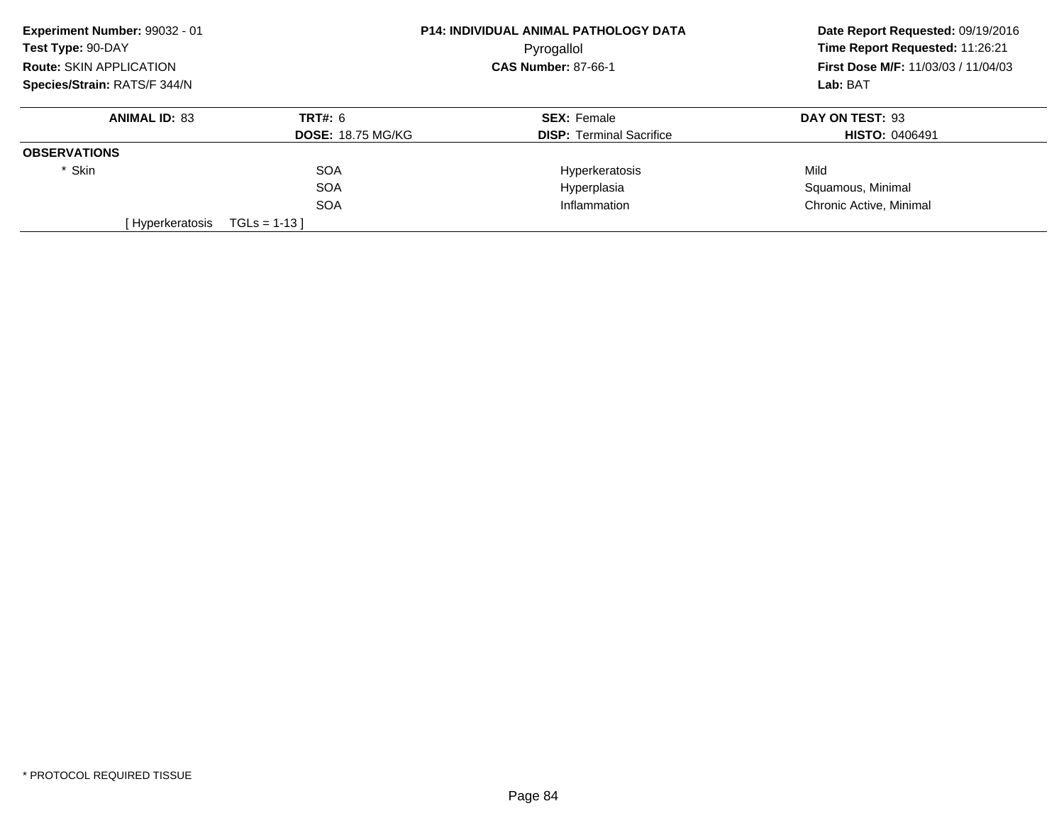**Experiment Number:** 99032 - 01
**Test Type:** 90-DAY
**Route:** SKIN APPLICATION
**Species/Strain:** RATS/F 344/N

**P14: INDIVIDUAL ANIMAL PATHOLOGY DATA**
Pyrogallol
**CAS Number:** 87-66-1

**Date Report Requested:** 09/19/2016
**Time Report Requested:** 11:26:21
**First Dose M/F:** 11/03/03 / 11/04/03
**Lab:** BAT

| **ANIMAL ID:** 83 | **TRT#:** 6 | **SEX:** Female | **DAY ON TEST:** 93 |
|---|---|---|---|
| | **DOSE:** 18.75 MG/KG | **DISP:** Terminal Sacrifice | **HISTO:** 0406491 |
| **OBSERVATIONS** | | | |
| * Skin | SOA | Hyperkeratosis | Mild |
| | SOA | Hyperplasia | Squamous, Minimal |
| | SOA | Inflammation | Chronic Active, Minimal |
| [ Hyperkeratosis TGLs = 1-13 ] | | | |

* PROTOCOL REQUIRED TISSUE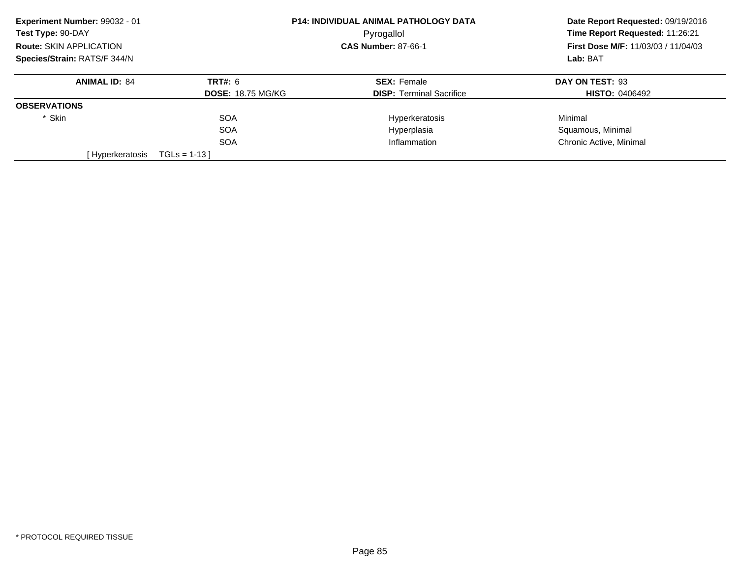**Experiment Number:** 99032 - 01
**Test Type:** 90-DAY
**Route:** SKIN APPLICATION
**Species/Strain:** RATS/F 344/N

**P14: INDIVIDUAL ANIMAL PATHOLOGY DATA**
Pyrogallol
**CAS Number:** 87-66-1

**Date Report Requested:** 09/19/2016
**Time Report Requested:** 11:26:21
**First Dose M/F:** 11/03/03 / 11/04/03
**Lab:** BAT

| **ANIMAL ID:** 84 | **TRT#:** 6 | **SEX:** Female | **DAY ON TEST:** 93 |
|---|---|---|---|
| | **DOSE:** 18.75 MG/KG | **DISP:** Terminal Sacrifice | **HISTO:** 0406492 |
| **OBSERVATIONS** | | | |
| * Skin | SOA | Hyperkeratosis | Minimal |
| | SOA | Hyperplasia | Squamous, Minimal |
| | SOA | Inflammation | Chronic Active, Minimal |
| [ Hyperkeratosis | TGLs = 1-13 ] | | |

* PROTOCOL REQUIRED TISSUE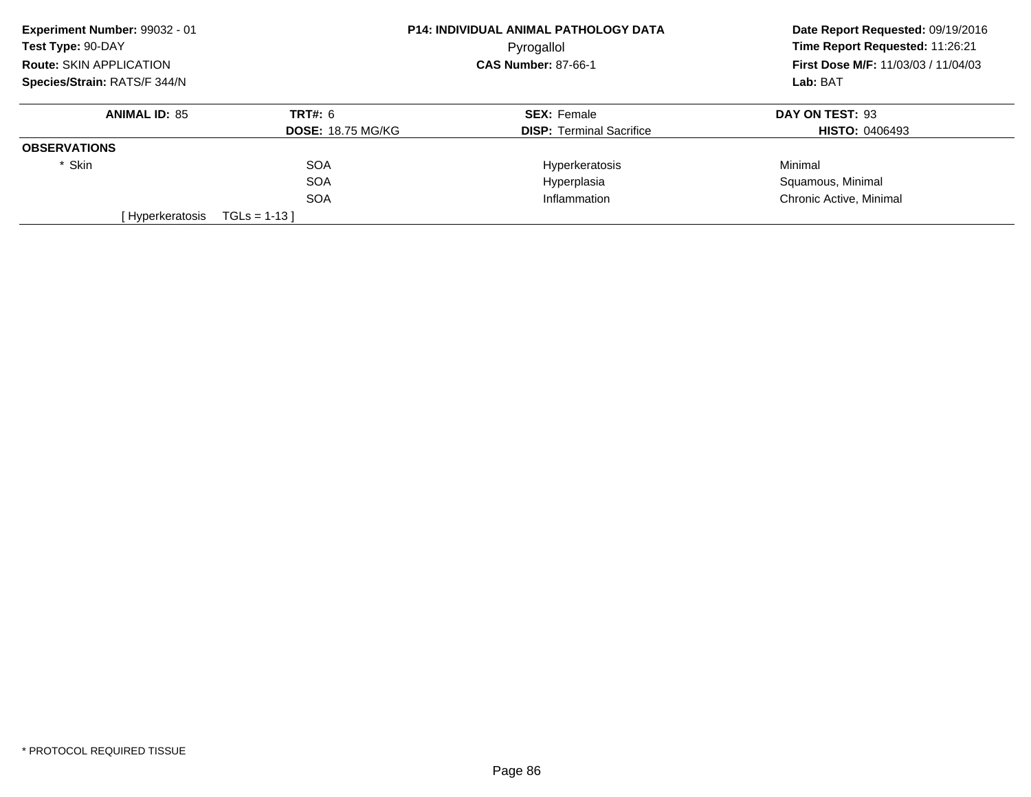**Experiment Number:** 99032 - 01
**Test Type:** 90-DAY
**Route:** SKIN APPLICATION
**Species/Strain:** RATS/F 344/N

**P14: INDIVIDUAL ANIMAL PATHOLOGY DATA**
Pyrogallol
**CAS Number:** 87-66-1

**Date Report Requested:** 09/19/2016
**Time Report Requested:** 11:26:21
**First Dose M/F:** 11/03/03 / 11/04/03
**Lab:** BAT

| **ANIMAL ID:** 85 | **TRT#:** 6 | **SEX:** Female | **DAY ON TEST:** 93 |
|---|---|---|---|
| | **DOSE:** 18.75 MG/KG | **DISP:** Terminal Sacrifice | **HISTO:** 0406493 |
| **OBSERVATIONS** | | | |
| * Skin | SOA | Hyperkeratosis | Minimal |
| | SOA | Hyperplasia | Squamous, Minimal |
| | SOA | Inflammation | Chronic Active, Minimal |
| [ Hyperkeratosis | TGLs = 1-13 ] | | |

* PROTOCOL REQUIRED TISSUE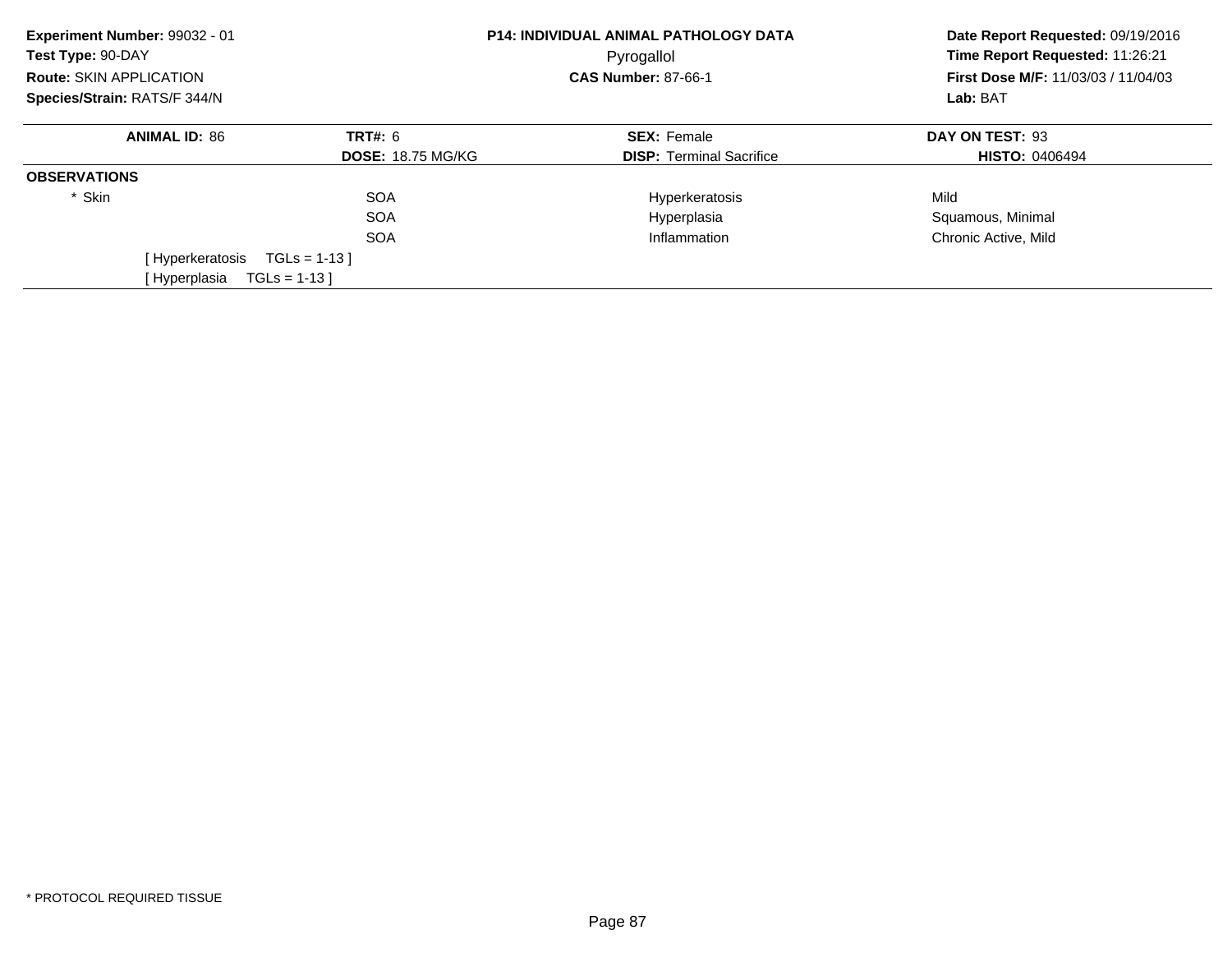**Experiment Number:** 99032 - 01
**Test Type:** 90-DAY
**Route:** SKIN APPLICATION
**Species/Strain:** RATS/F 344/N

**P14: INDIVIDUAL ANIMAL PATHOLOGY DATA**
Pyrogallol
**CAS Number:** 87-66-1

**Date Report Requested:** 09/19/2016
**Time Report Requested:** 11:26:21
**First Dose M/F:** 11/03/03 / 11/04/03
**Lab:** BAT

| **ANIMAL ID:** 86 | **TRT#:** 6 | **SEX:** Female | **DAY ON TEST:** 93 |
|---|---|---|---|
| | **DOSE:** 18.75 MG/KG | **DISP:** Terminal Sacrifice | **HISTO:** 0406494 |

**OBSERVATIONS**

| | | | |
|---|---|---|---|
| * Skin | SOA | Hyperkeratosis | Mild |
| | SOA | Hyperplasia | Squamous, Minimal |
| | SOA | Inflammation | Chronic Active, Mild |

[ Hyperkeratosis TGLs = 1-13 ]
[ Hyperplasia TGLs = 1-13 ]

* PROTOCOL REQUIRED TISSUE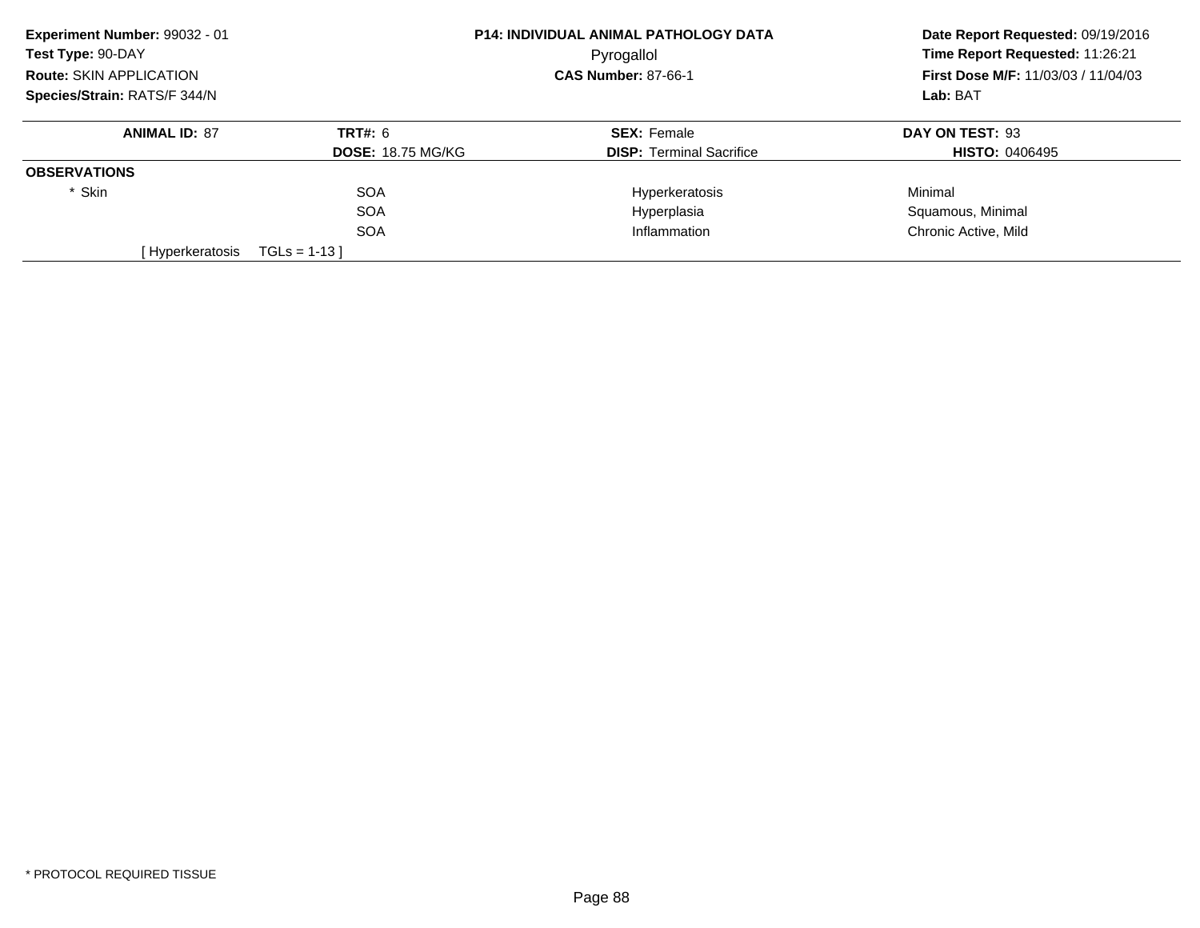**Experiment Number:** 99032 - 01
**Test Type:** 90-DAY
**Route:** SKIN APPLICATION
**Species/Strain:** RATS/F 344/N

**P14: INDIVIDUAL ANIMAL PATHOLOGY DATA**
Pyrogallol
**CAS Number:** 87-66-1

**Date Report Requested:** 09/19/2016
**Time Report Requested:** 11:26:21
**First Dose M/F:** 11/03/03 / 11/04/03
**Lab:** BAT

| **ANIMAL ID:** 87 | **TRT#:** 6 | **SEX:** Female | **DAY ON TEST:** 93 |
|---|---|---|---|
| | **DOSE:** 18.75 MG/KG | **DISP:** Terminal Sacrifice | **HISTO:** 0406495 |
| **OBSERVATIONS** | | | |
| * Skin | SOA | Hyperkeratosis | Minimal |
| | SOA | Hyperplasia | Squamous, Minimal |
| | SOA | Inflammation | Chronic Active, Mild |
| [ Hyperkeratosis | TGLs = 1-13 ] | | |

* PROTOCOL REQUIRED TISSUE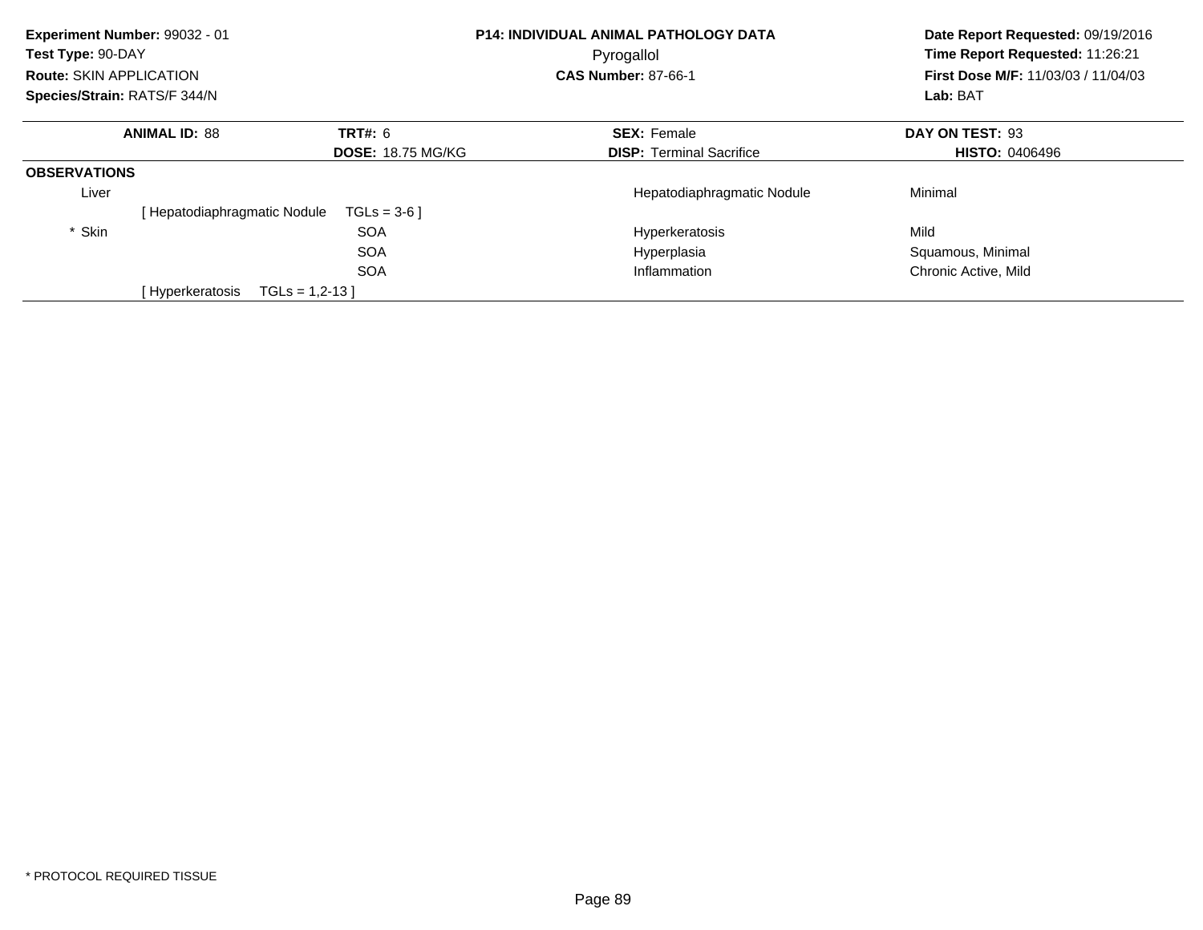**Experiment Number:** 99032 - 01
**Test Type:** 90-DAY
**Route:** SKIN APPLICATION
**Species/Strain:** RATS/F 344/N

**P14: INDIVIDUAL ANIMAL PATHOLOGY DATA**
Pyrogallol
**CAS Number:** 87-66-1

**Date Report Requested:** 09/19/2016
**Time Report Requested:** 11:26:21
**First Dose M/F:** 11/03/03 / 11/04/03
**Lab:** BAT

| **ANIMAL ID:** 88 | **TRT#:** 6 | **SEX:** Female | **DAY ON TEST:** 93 |
|---|---|---|---|
| | **DOSE:** 18.75 MG/KG | **DISP:** Terminal Sacrifice | **HISTO:** 0406496 |

**OBSERVATIONS**

| Tissue | Location | Observation | Severity |
|---|---|---|---|
| Liver | | Hepatodiaphragmatic Nodule | Minimal |
| [ Hepatodiaphragmatic Nodule TGLs = 3-6 ] | | | |
| * Skin | SOA | Hyperkeratosis | Mild |
| | SOA | Hyperplasia | Squamous, Minimal |
| | SOA | Inflammation | Chronic Active, Mild |
| [ Hyperkeratosis TGLs = 1,2-13 ] | | | |

* PROTOCOL REQUIRED TISSUE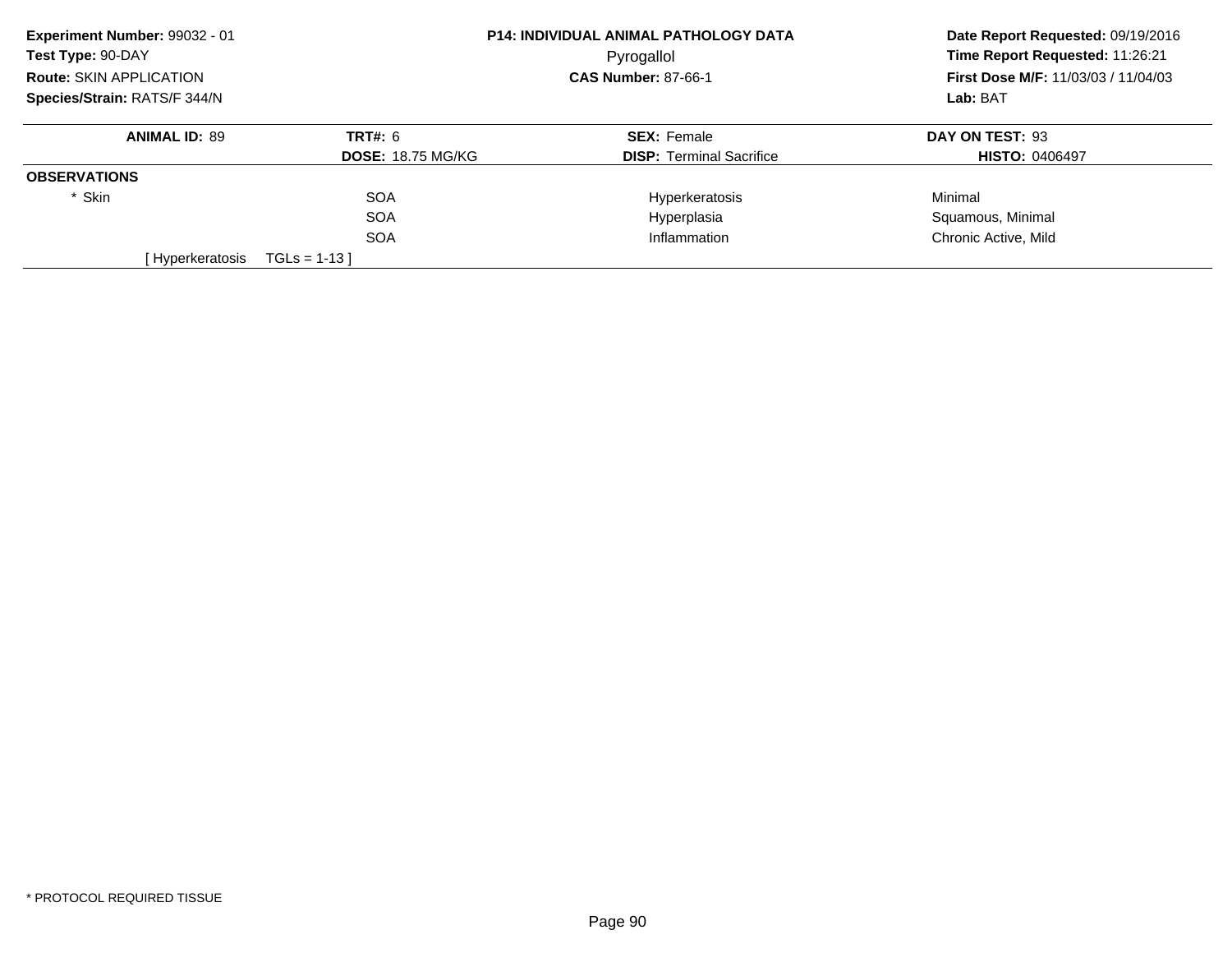**Experiment Number:** 99032 - 01
**Test Type:** 90-DAY
**Route:** SKIN APPLICATION
**Species/Strain:** RATS/F 344/N

**P14: INDIVIDUAL ANIMAL PATHOLOGY DATA**
Pyrogallol
**CAS Number:** 87-66-1

**Date Report Requested:** 09/19/2016
**Time Report Requested:** 11:26:21
**First Dose M/F:** 11/03/03 / 11/04/03
**Lab:** BAT

| **ANIMAL ID:** 89 | **TRT#:** 6 | **SEX:** Female | **DAY ON TEST:** 93 |
|---|---|---|---|
| | **DOSE:** 18.75 MG/KG | **DISP:** Terminal Sacrifice | **HISTO:** 0406497 |
| **OBSERVATIONS** | | | |
| * Skin | SOA | Hyperkeratosis | Minimal |
| | SOA | Hyperplasia | Squamous, Minimal |
| | SOA | Inflammation | Chronic Active, Mild |
| [ Hyperkeratosis | TGLs = 1-13 ] | | |

* PROTOCOL REQUIRED TISSUE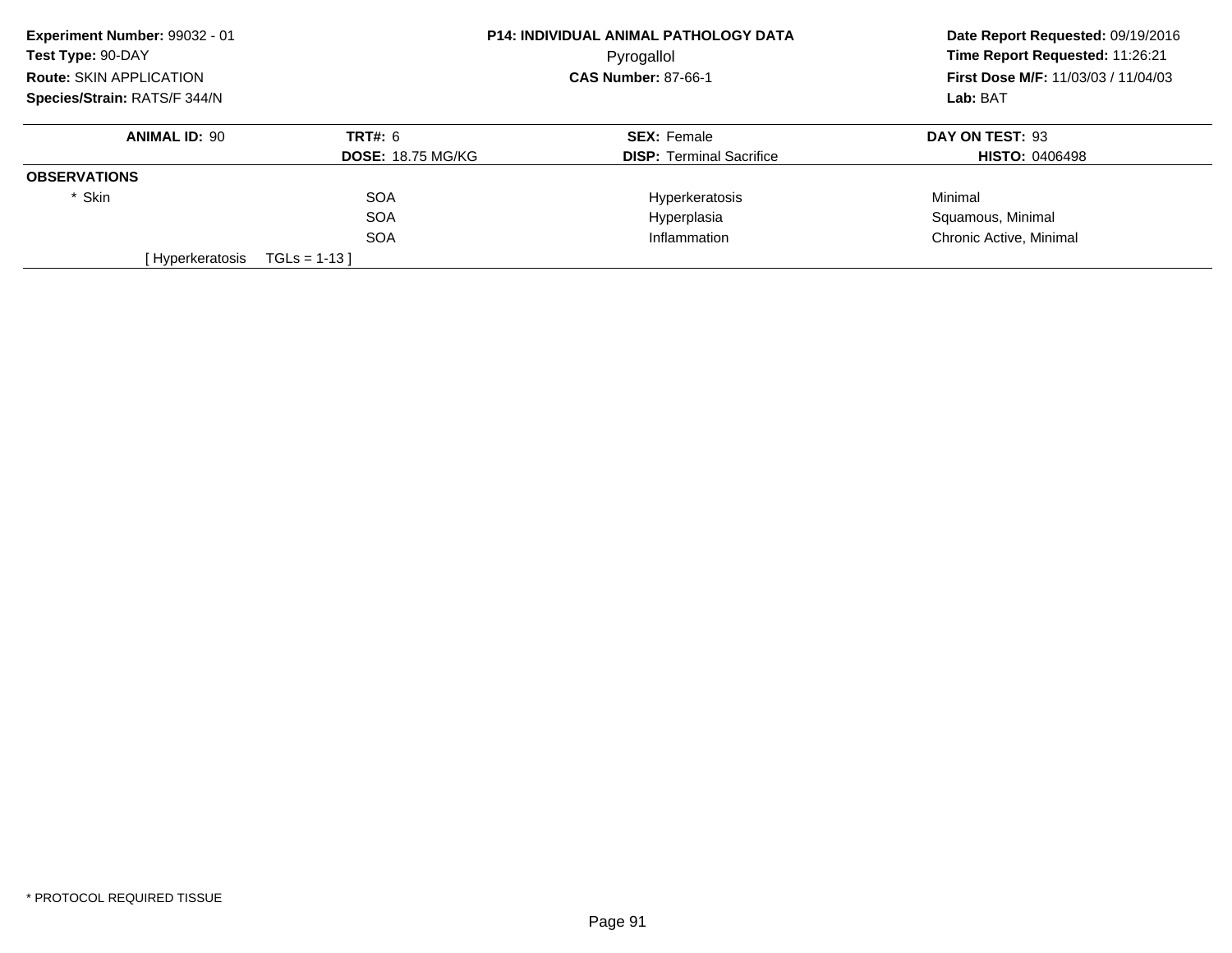**Experiment Number:** 99032 - 01
**Test Type:** 90-DAY
**Route:** SKIN APPLICATION
**Species/Strain:** RATS/F 344/N

**P14: INDIVIDUAL ANIMAL PATHOLOGY DATA**
Pyrogallol
**CAS Number:** 87-66-1

**Date Report Requested:** 09/19/2016
**Time Report Requested:** 11:26:21
**First Dose M/F:** 11/03/03 / 11/04/03
**Lab:** BAT

| **ANIMAL ID:** 90 | **TRT#:** 6 | **SEX:** Female | **DAY ON TEST:** 93 |
|---|---|---|---|
| | **DOSE:** 18.75 MG/KG | **DISP:** Terminal Sacrifice | **HISTO:** 0406498 |
| **OBSERVATIONS** | | | |
| * Skin | SOA | Hyperkeratosis | Minimal |
| | SOA | Hyperplasia | Squamous, Minimal |
| | SOA | Inflammation | Chronic Active, Minimal |
| [ Hyperkeratosis | TGLs = 1-13 ] | | |

* PROTOCOL REQUIRED TISSUE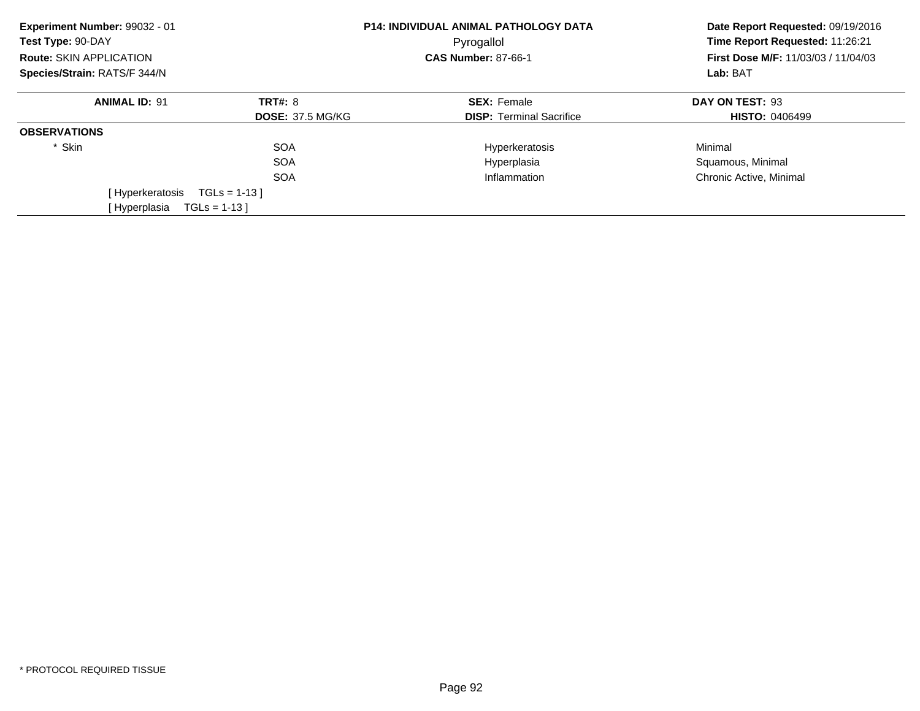**Experiment Number:** 99032 - 01
**Test Type:** 90-DAY
**Route:** SKIN APPLICATION
**Species/Strain:** RATS/F 344/N

**P14: INDIVIDUAL ANIMAL PATHOLOGY DATA**
Pyrogallol
**CAS Number:** 87-66-1

**Date Report Requested:** 09/19/2016
**Time Report Requested:** 11:26:21
**First Dose M/F:** 11/03/03 / 11/04/03
**Lab:** BAT

| **ANIMAL ID:** 91 | **TRT#:** 8 | **SEX:** Female | **DAY ON TEST:** 93 |
|---|---|---|---|
| | **DOSE:** 37.5 MG/KG | **DISP:** Terminal Sacrifice | **HISTO:** 0406499 |

**OBSERVATIONS**

| | | | |
|---|---|---|---|
| * Skin | SOA | Hyperkeratosis | Minimal |
| | SOA | Hyperplasia | Squamous, Minimal |
| | SOA | Inflammation | Chronic Active, Minimal |

[ Hyperkeratosis TGLs = 1-13 ]
[ Hyperplasia TGLs = 1-13 ]

* PROTOCOL REQUIRED TISSUE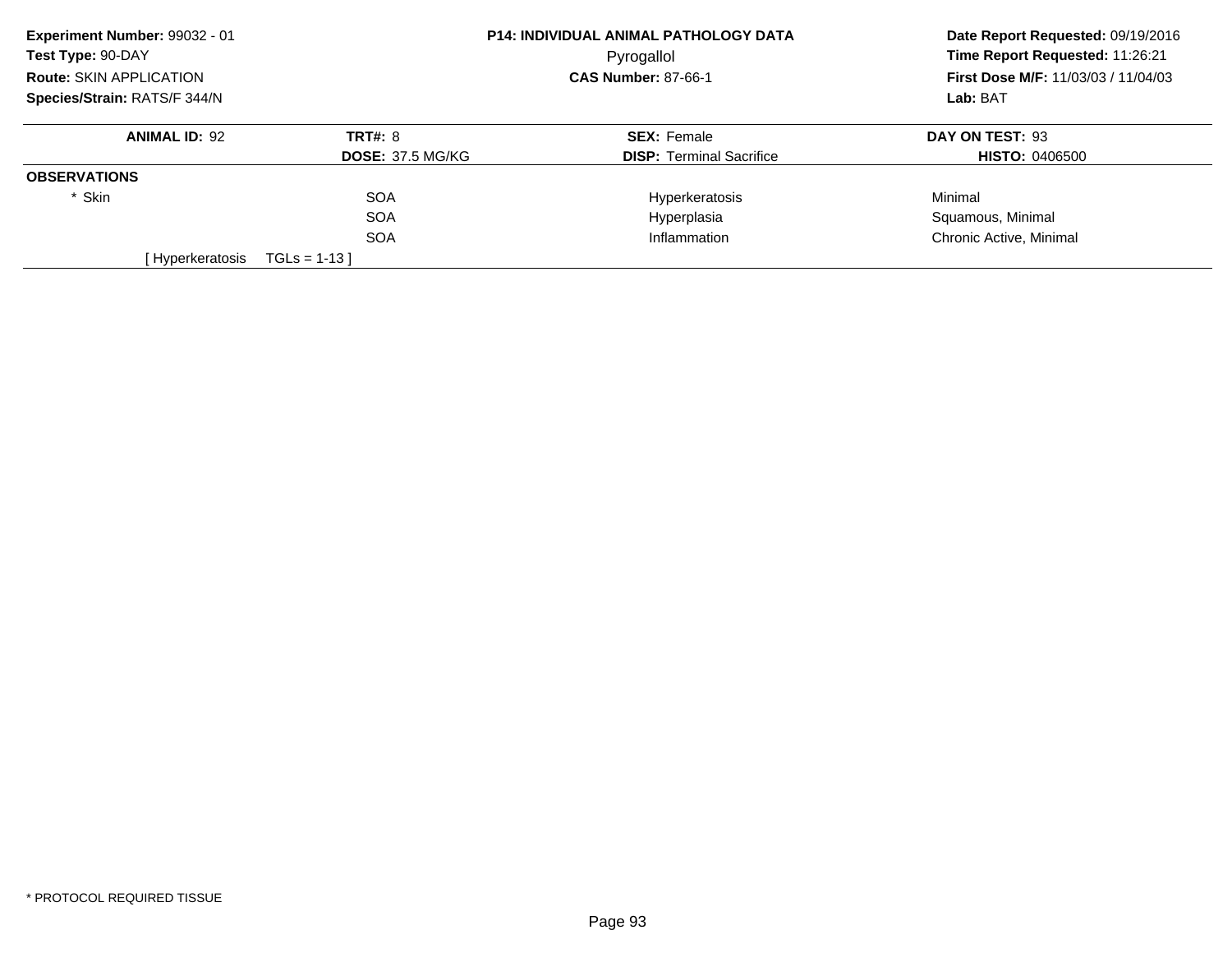**Experiment Number:** 99032 - 01
**Test Type:** 90-DAY
**Route:** SKIN APPLICATION
**Species/Strain:** RATS/F 344/N

**P14: INDIVIDUAL ANIMAL PATHOLOGY DATA**
Pyrogallol
**CAS Number:** 87-66-1

**Date Report Requested:** 09/19/2016
**Time Report Requested:** 11:26:21
**First Dose M/F:** 11/03/03 / 11/04/03
**Lab:** BAT

| **ANIMAL ID:** 92 | **TRT#:** 8 | **SEX:** Female | **DAY ON TEST:** 93 |
|---|---|---|---|
| | **DOSE:** 37.5 MG/KG | **DISP:** Terminal Sacrifice | **HISTO:** 0406500 |
| **OBSERVATIONS** | | | |
| * Skin | SOA | Hyperkeratosis | Minimal |
| | SOA | Hyperplasia | Squamous, Minimal |
| | SOA | Inflammation | Chronic Active, Minimal |
| [ Hyperkeratosis TGLs = 1-13 ] | | | |

* PROTOCOL REQUIRED TISSUE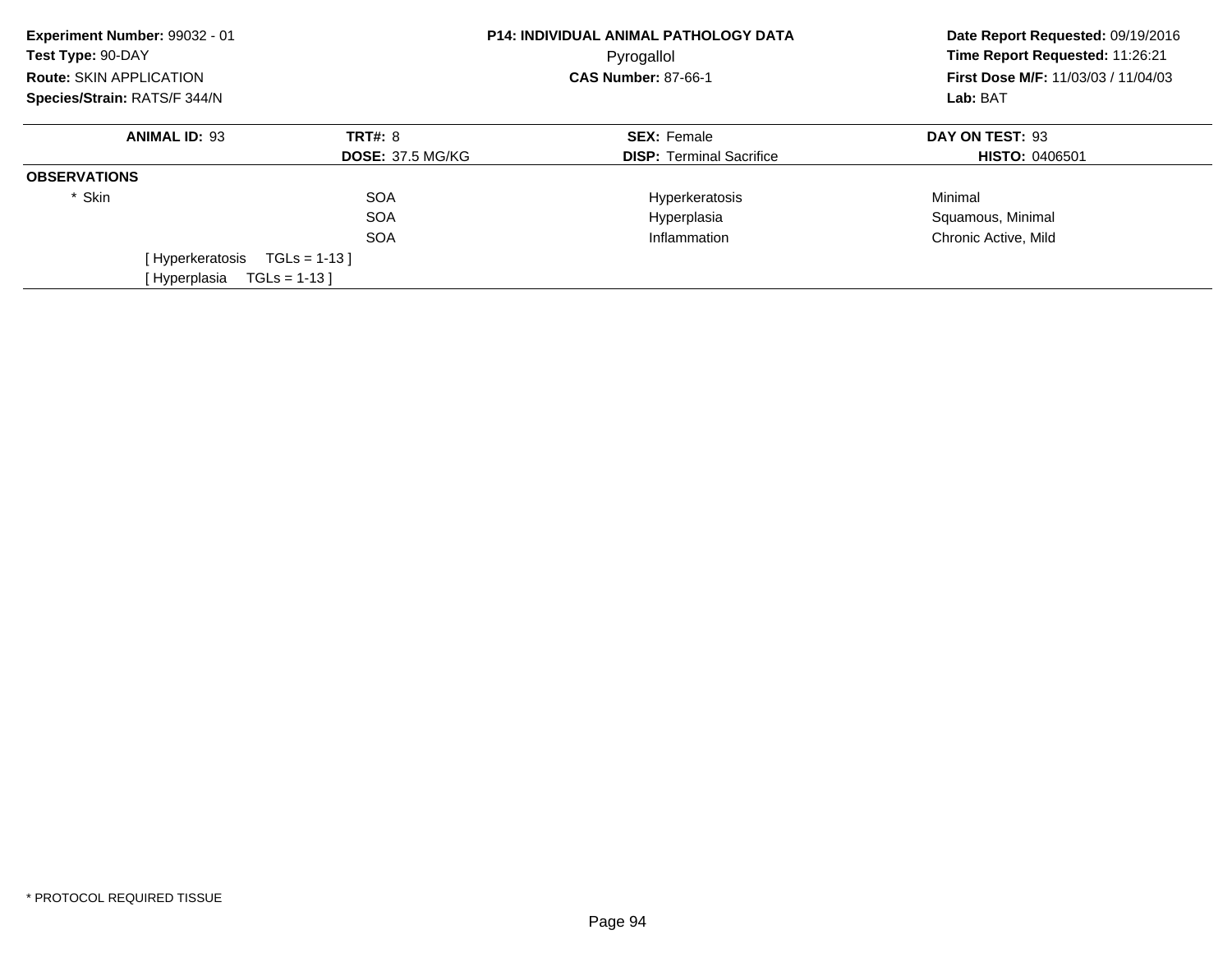**Experiment Number:** 99032 - 01
**Test Type:** 90-DAY
**Route:** SKIN APPLICATION
**Species/Strain:** RATS/F 344/N

**P14: INDIVIDUAL ANIMAL PATHOLOGY DATA**
Pyrogallol
**CAS Number:** 87-66-1

**Date Report Requested:** 09/19/2016
**Time Report Requested:** 11:26:21
**First Dose M/F:** 11/03/03 / 11/04/03
**Lab:** BAT

| **ANIMAL ID:** 93 | **TRT#:** 8 | **SEX:** Female | **DAY ON TEST:** 93 |
|---|---|---|---|
| | **DOSE:** 37.5 MG/KG | **DISP:** Terminal Sacrifice | **HISTO:** 0406501 |
| **OBSERVATIONS** | | | |
| * Skin | SOA | Hyperkeratosis | Minimal |
| | SOA | Hyperplasia | Squamous, Minimal |
| | SOA | Inflammation | Chronic Active, Mild |

[ Hyperkeratosis TGLs = 1-13 ]
[ Hyperplasia TGLs = 1-13 ]

* PROTOCOL REQUIRED TISSUE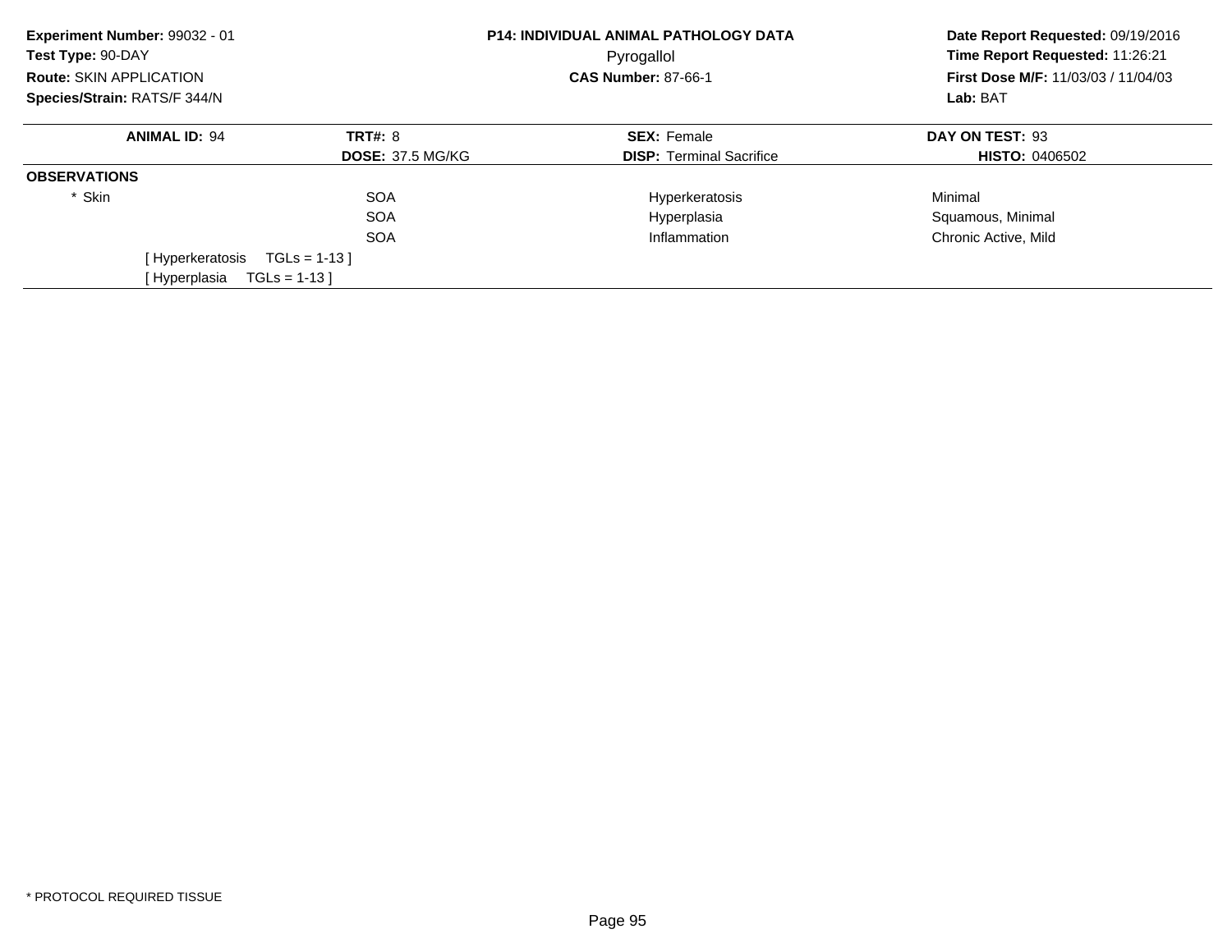**Experiment Number:** 99032 - 01
**Test Type:** 90-DAY
**Route:** SKIN APPLICATION
**Species/Strain:** RATS/F 344/N

**P14: INDIVIDUAL ANIMAL PATHOLOGY DATA**
Pyrogallol
**CAS Number:** 87-66-1

**Date Report Requested:** 09/19/2016
**Time Report Requested:** 11:26:21
**First Dose M/F:** 11/03/03 / 11/04/03
**Lab:** BAT

| **ANIMAL ID:** 94 | **TRT#:** 8 | **SEX:** Female | **DAY ON TEST:** 93 |
|---|---|---|---|
| | **DOSE:** 37.5 MG/KG | **DISP:** Terminal Sacrifice | **HISTO:** 0406502 |

**OBSERVATIONS**

| | | | |
|---|---|---|---|
| * Skin | SOA | Hyperkeratosis | Minimal |
| | SOA | Hyperplasia | Squamous, Minimal |
| | SOA | Inflammation | Chronic Active, Mild |

[ Hyperkeratosis TGLs = 1-13 ]
[ Hyperplasia TGLs = 1-13 ]

* PROTOCOL REQUIRED TISSUE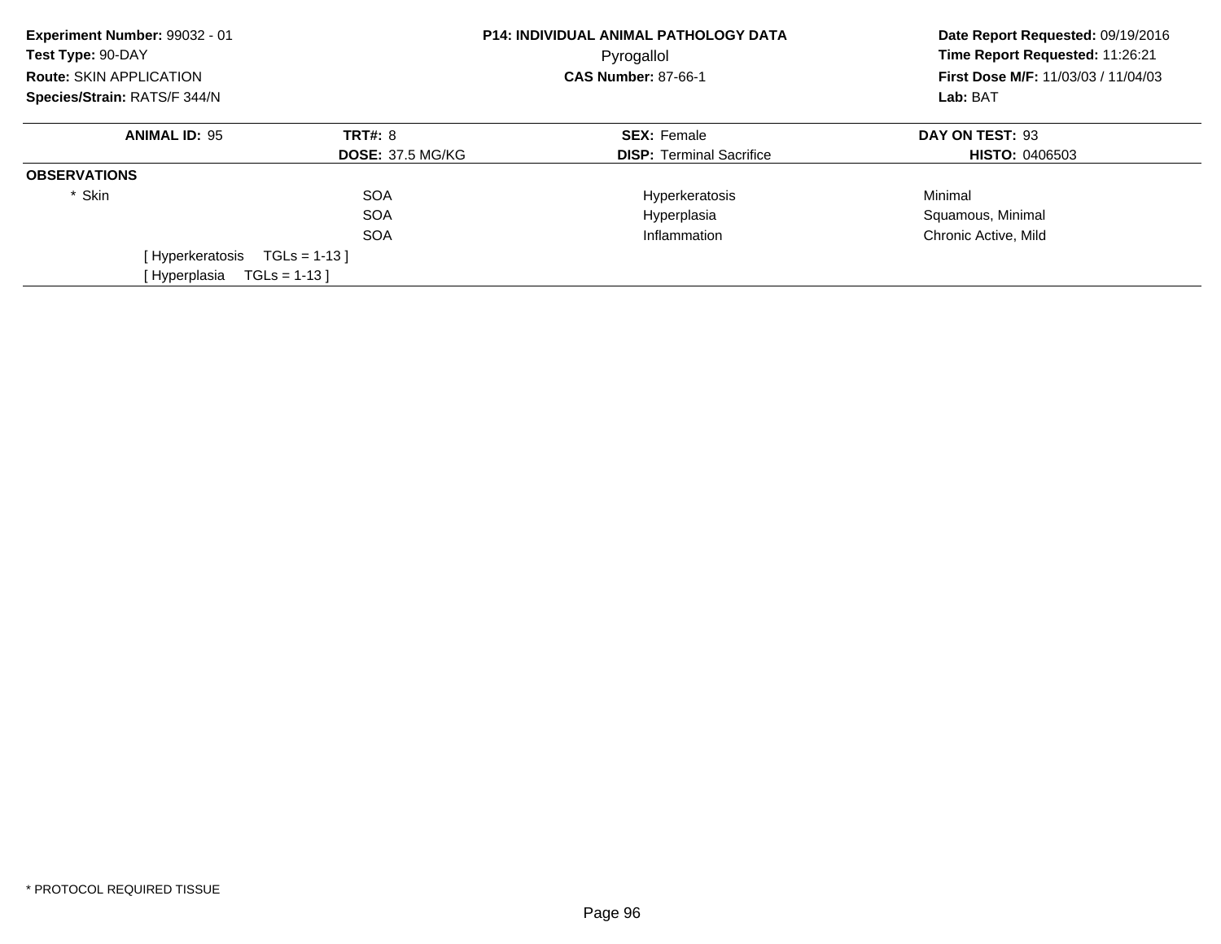**Experiment Number:** 99032 - 01
**Test Type:** 90-DAY
**Route:** SKIN APPLICATION
**Species/Strain:** RATS/F 344/N

**P14: INDIVIDUAL ANIMAL PATHOLOGY DATA**
Pyrogallol
**CAS Number:** 87-66-1

**Date Report Requested:** 09/19/2016
**Time Report Requested:** 11:26:21
**First Dose M/F:** 11/03/03 / 11/04/03
**Lab:** BAT

| **ANIMAL ID:** 95 | **TRT#:** 8 | **SEX:** Female | **DAY ON TEST:** 93 |
|---|---|---|---|
| | **DOSE:** 37.5 MG/KG | **DISP:** Terminal Sacrifice | **HISTO:** 0406503 |

**OBSERVATIONS**

| | | | |
|---|---|---|---|
| * Skin | SOA | Hyperkeratosis | Minimal |
| | SOA | Hyperplasia | Squamous, Minimal |
| | SOA | Inflammation | Chronic Active, Mild |

[ Hyperkeratosis TGLs = 1-13 ]
[ Hyperplasia TGLs = 1-13 ]

* PROTOCOL REQUIRED TISSUE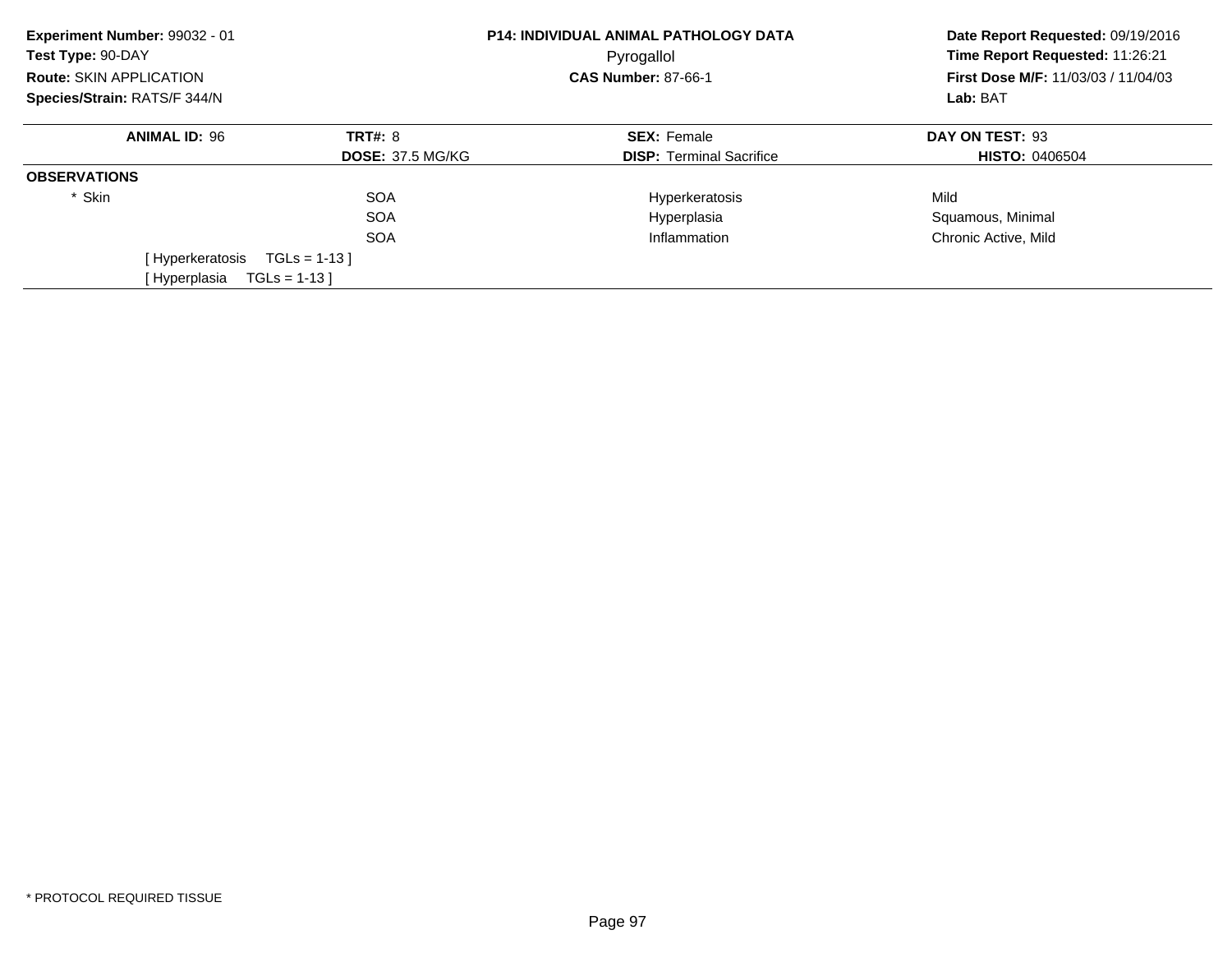**Experiment Number:** 99032 - 01
**Test Type:** 90-DAY
**Route:** SKIN APPLICATION
**Species/Strain:** RATS/F 344/N

**P14: INDIVIDUAL ANIMAL PATHOLOGY DATA**
Pyrogallol
**CAS Number:** 87-66-1

**Date Report Requested:** 09/19/2016
**Time Report Requested:** 11:26:21
**First Dose M/F:** 11/03/03 / 11/04/03
**Lab:** BAT

| **ANIMAL ID:** 96 | **TRT#:** 8 | **SEX:** Female | **DAY ON TEST:** 93 |
|---|---|---|---|
| | **DOSE:** 37.5 MG/KG | **DISP:** Terminal Sacrifice | **HISTO:** 0406504 |

**OBSERVATIONS**

| | | | |
|---|---|---|---|
| * Skin | SOA | Hyperkeratosis | Mild |
| | SOA | Hyperplasia | Squamous, Minimal |
| | SOA | Inflammation | Chronic Active, Mild |

[ Hyperkeratosis TGLs = 1-13 ]
[ Hyperplasia TGLs = 1-13 ]

* PROTOCOL REQUIRED TISSUE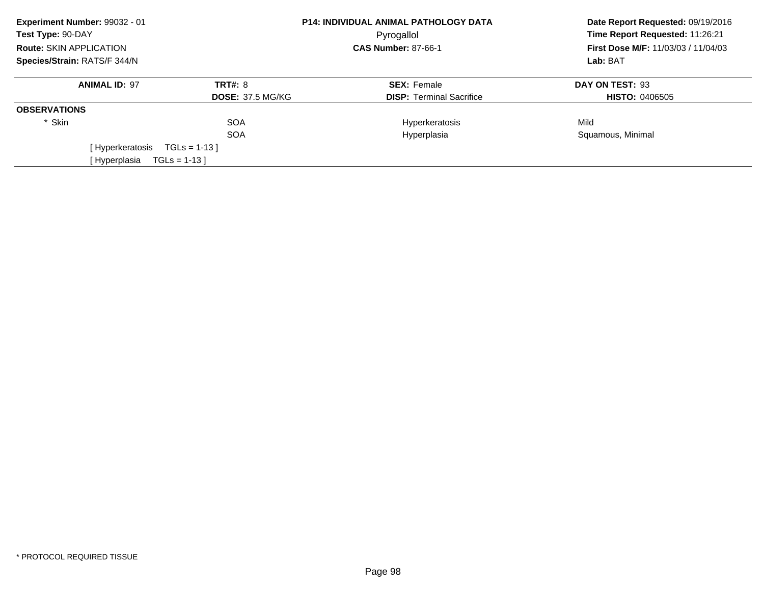**Experiment Number:** 99032 - 01
**Test Type:** 90-DAY
**Route:** SKIN APPLICATION
**Species/Strain:** RATS/F 344/N

**P14: INDIVIDUAL ANIMAL PATHOLOGY DATA**
Pyrogallol
**CAS Number:** 87-66-1

**Date Report Requested:** 09/19/2016
**Time Report Requested:** 11:26:21
**First Dose M/F:** 11/03/03 / 11/04/03
**Lab:** BAT

| **ANIMAL ID:** 97 | **TRT#:** 8 | **SEX:** Female | **DAY ON TEST:** 93 |
|---|---|---|---|
| | **DOSE:** 37.5 MG/KG | **DISP:** Terminal Sacrifice | **HISTO:** 0406505 |

**OBSERVATIONS**

| | | | |
|---|---|---|---|
| * Skin | SOA | Hyperkeratosis | Mild |
| | SOA | Hyperplasia | Squamous, Minimal |

[ Hyperkeratosis TGLs = 1-13 ]
[ Hyperplasia TGLs = 1-13 ]

* PROTOCOL REQUIRED TISSUE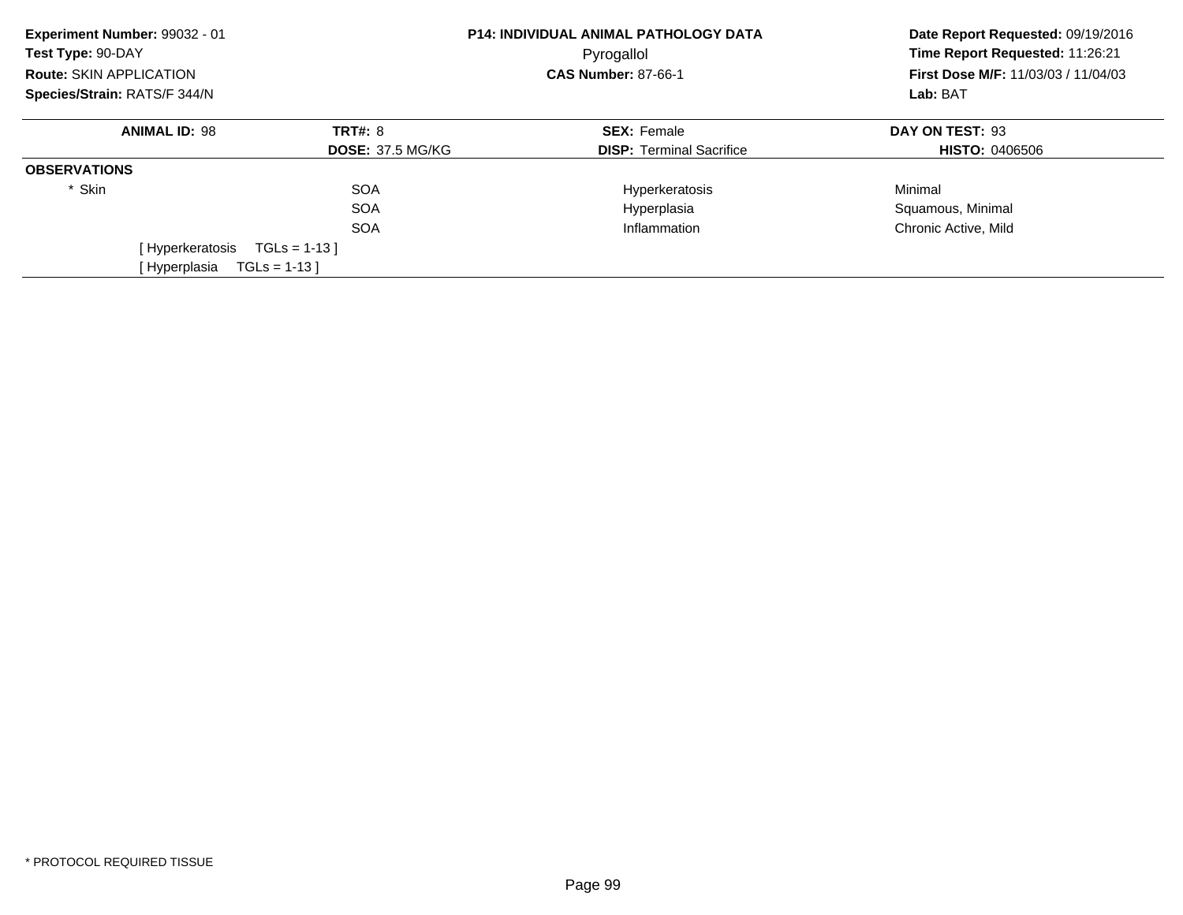**Experiment Number:** 99032 - 01
**Test Type:** 90-DAY
**Route:** SKIN APPLICATION
**Species/Strain:** RATS/F 344/N

**P14: INDIVIDUAL ANIMAL PATHOLOGY DATA**
Pyrogallol
**CAS Number:** 87-66-1

**Date Report Requested:** 09/19/2016
**Time Report Requested:** 11:26:21
**First Dose M/F:** 11/03/03 / 11/04/03
**Lab:** BAT

| **ANIMAL ID:** 98 | **TRT#:** 8 | **SEX:** Female | **DAY ON TEST:** 93 |
|---|---|---|---|
| | **DOSE:** 37.5 MG/KG | **DISP:** Terminal Sacrifice | **HISTO:** 0406506 |

**OBSERVATIONS**

| | | | |
|---|---|---|---|
| * Skin | SOA | Hyperkeratosis | Minimal |
| | SOA | Hyperplasia | Squamous, Minimal |
| | SOA | Inflammation | Chronic Active, Mild |

[ Hyperkeratosis TGLs = 1-13 ]
[ Hyperplasia TGLs = 1-13 ]

* PROTOCOL REQUIRED TISSUE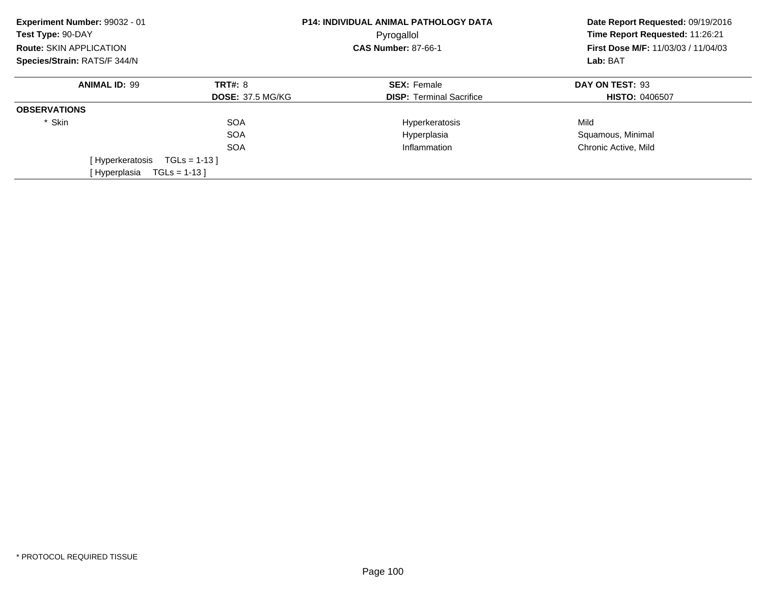**Experiment Number:** 99032 - 01
**Test Type:** 90-DAY
**Route:** SKIN APPLICATION
**Species/Strain:** RATS/F 344/N

**P14: INDIVIDUAL ANIMAL PATHOLOGY DATA**
Pyrogallol
**CAS Number:** 87-66-1

**Date Report Requested:** 09/19/2016
**Time Report Requested:** 11:26:21
**First Dose M/F:** 11/03/03 / 11/04/03
**Lab:** BAT

| **ANIMAL ID:** 99 | **TRT#:** 8 | **SEX:** Female | **DAY ON TEST:** 93 |
|---|---|---|---|
| | **DOSE:** 37.5 MG/KG | **DISP:** Terminal Sacrifice | **HISTO:** 0406507 |

**OBSERVATIONS**

| | | | |
|---|---|---|---|
| * Skin | SOA | Hyperkeratosis | Mild |
| | SOA | Hyperplasia | Squamous, Minimal |
| | SOA | Inflammation | Chronic Active, Mild |

[ Hyperkeratosis TGLs = 1-13 ]
[ Hyperplasia TGLs = 1-13 ]

* PROTOCOL REQUIRED TISSUE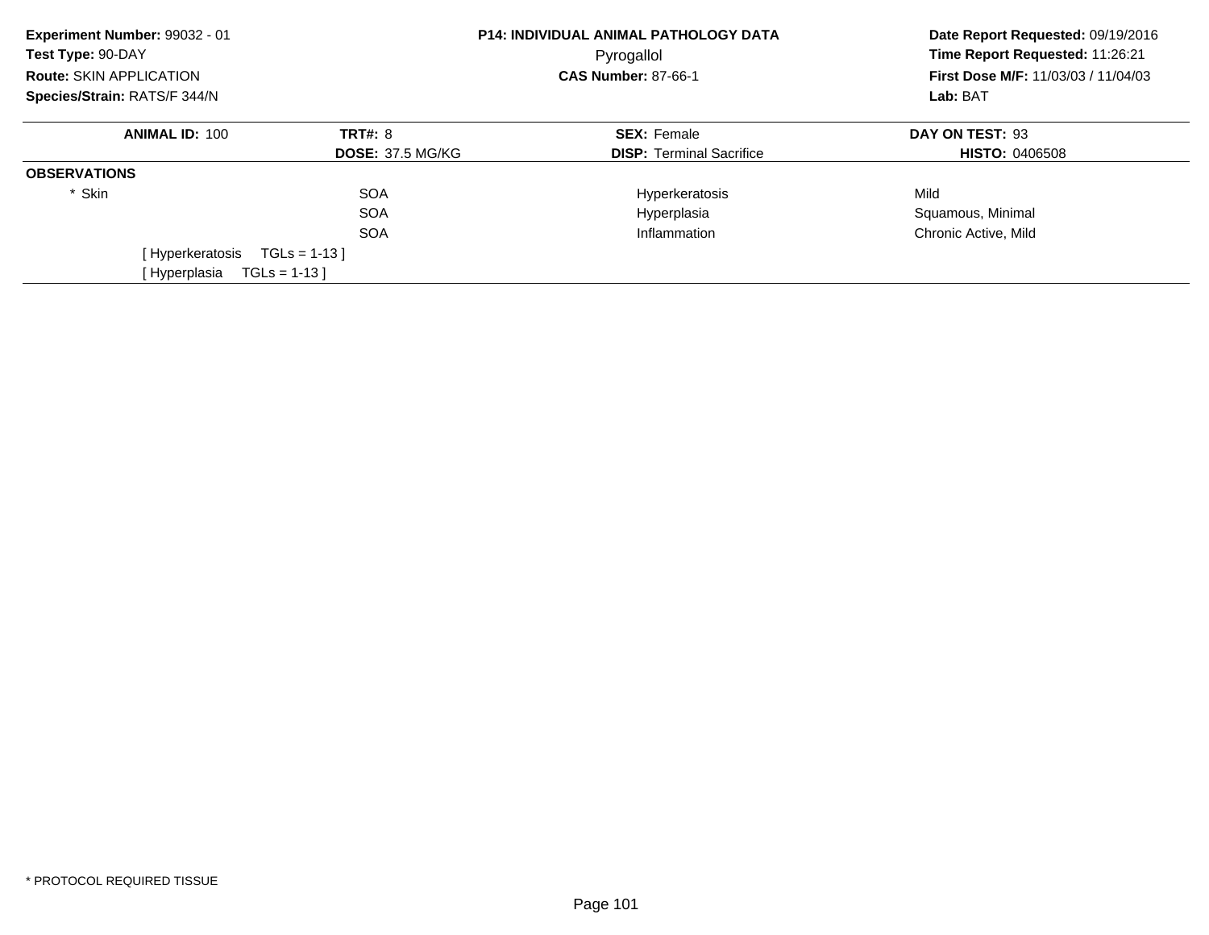**Experiment Number:** 99032 - 01
**Test Type:** 90-DAY
**Route:** SKIN APPLICATION
**Species/Strain:** RATS/F 344/N

**P14: INDIVIDUAL ANIMAL PATHOLOGY DATA**
Pyrogallol
**CAS Number:** 87-66-1

**Date Report Requested:** 09/19/2016
**Time Report Requested:** 11:26:21
**First Dose M/F:** 11/03/03 / 11/04/03
**Lab:** BAT

| **ANIMAL ID:** 100 | **TRT#:** 8 | **SEX:** Female | **DAY ON TEST:** 93 |
|---|---|---|---|
| | **DOSE:** 37.5 MG/KG | **DISP:** Terminal Sacrifice | **HISTO:** 0406508 |

**OBSERVATIONS**

| | | | |
|---|---|---|---|
| * Skin | SOA | Hyperkeratosis | Mild |
| | SOA | Hyperplasia | Squamous, Minimal |
| | SOA | Inflammation | Chronic Active, Mild |

[ Hyperkeratosis TGLs = 1-13 ]
[ Hyperplasia TGLs = 1-13 ]

* PROTOCOL REQUIRED TISSUE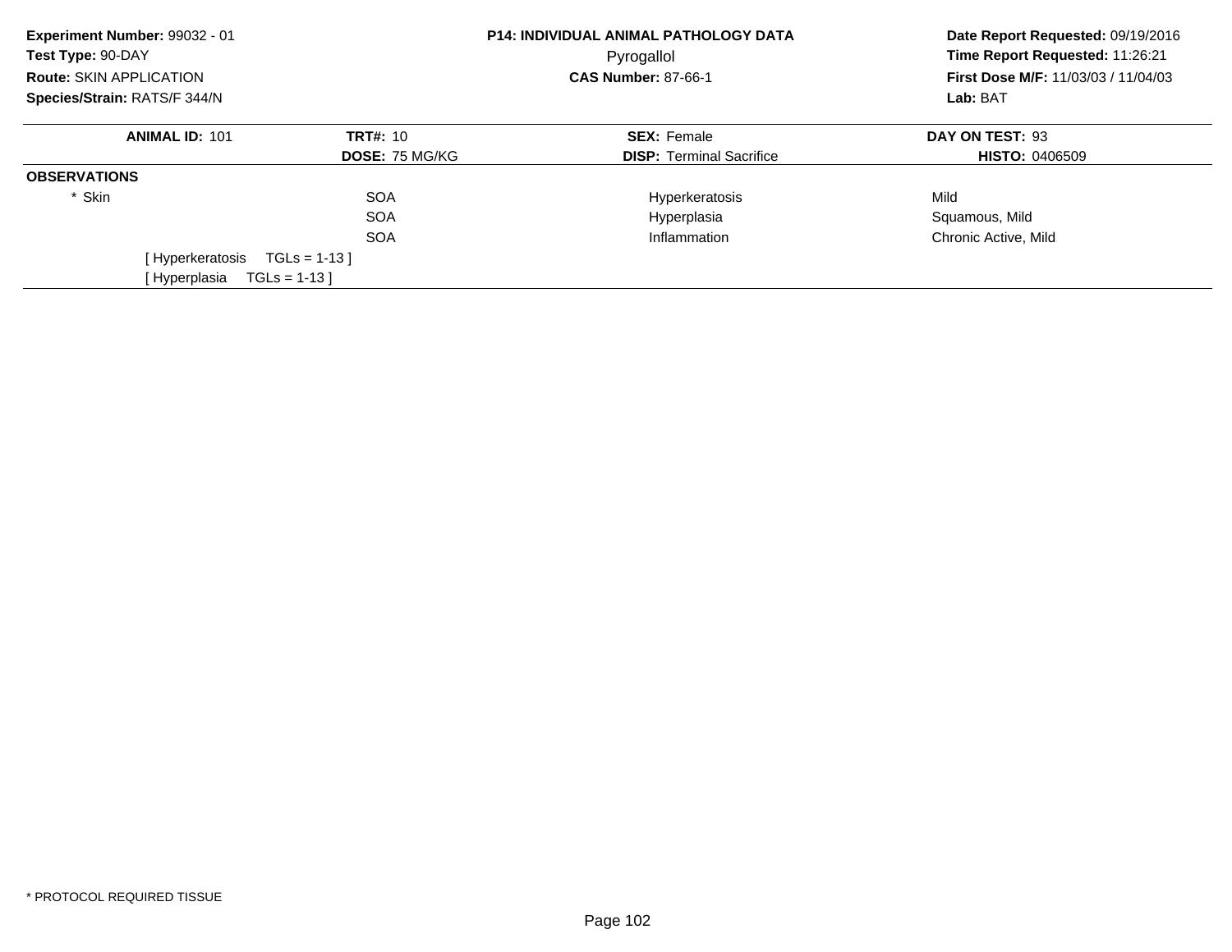**Experiment Number:** 99032 - 01
**Test Type:** 90-DAY
**Route:** SKIN APPLICATION
**Species/Strain:** RATS/F 344/N

**P14: INDIVIDUAL ANIMAL PATHOLOGY DATA**
Pyrogallol
**CAS Number:** 87-66-1

**Date Report Requested:** 09/19/2016
**Time Report Requested:** 11:26:21
**First Dose M/F:** 11/03/03 / 11/04/03
**Lab:** BAT

| **ANIMAL ID:** 101 | **TRT#:** 10 | **SEX:** Female | **DAY ON TEST:** 93 |
|---|---|---|---|
| | **DOSE:** 75 MG/KG | **DISP:** Terminal Sacrifice | **HISTO:** 0406509 |

**OBSERVATIONS**

| | | | |
|---|---|---|---|
| * Skin | SOA | Hyperkeratosis | Mild |
| | SOA | Hyperplasia | Squamous, Mild |
| | SOA | Inflammation | Chronic Active, Mild |

[ Hyperkeratosis TGLs = 1-13 ]
[ Hyperplasia TGLs = 1-13 ]

* PROTOCOL REQUIRED TISSUE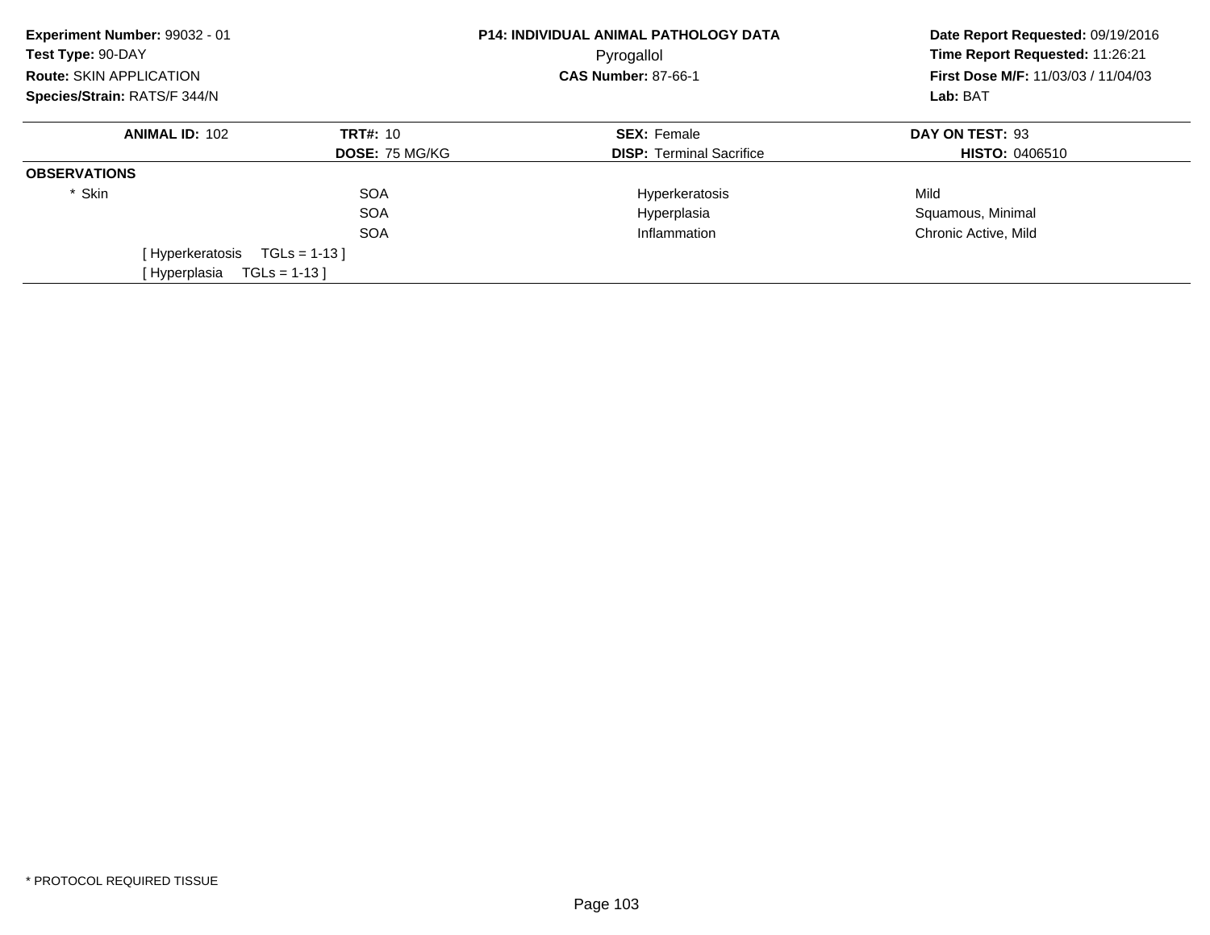**Experiment Number:** 99032 - 01
**Test Type:** 90-DAY
**Route:** SKIN APPLICATION
**Species/Strain:** RATS/F 344/N

**P14: INDIVIDUAL ANIMAL PATHOLOGY DATA**
Pyrogallol
**CAS Number:** 87-66-1

**Date Report Requested:** 09/19/2016
**Time Report Requested:** 11:26:21
**First Dose M/F:** 11/03/03 / 11/04/03
**Lab:** BAT

| **ANIMAL ID:** 102 | **TRT#:** 10 | **SEX:** Female | **DAY ON TEST:** 93 |
|---|---|---|---|
| | **DOSE:** 75 MG/KG | **DISP:** Terminal Sacrifice | **HISTO:** 0406510 |

**OBSERVATIONS**

| | | | |
|---|---|---|---|
| * Skin | SOA | Hyperkeratosis | Mild |
| | SOA | Hyperplasia | Squamous, Minimal |
| | SOA | Inflammation | Chronic Active, Mild |

[ Hyperkeratosis TGLs = 1-13 ]
[ Hyperplasia TGLs = 1-13 ]

* PROTOCOL REQUIRED TISSUE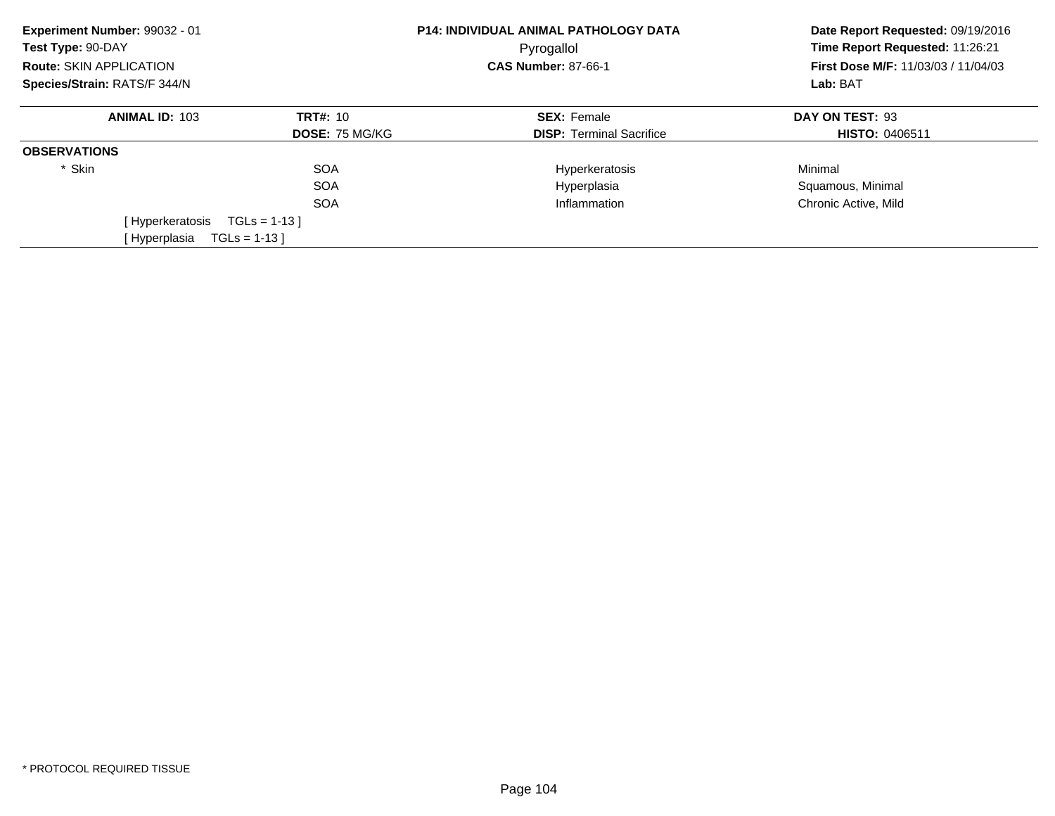**Experiment Number:** 99032 - 01
**Test Type:** 90-DAY
**Route:** SKIN APPLICATION
**Species/Strain:** RATS/F 344/N

**P14: INDIVIDUAL ANIMAL PATHOLOGY DATA**
Pyrogallol
**CAS Number:** 87-66-1

**Date Report Requested:** 09/19/2016
**Time Report Requested:** 11:26:21
**First Dose M/F:** 11/03/03 / 11/04/03
**Lab:** BAT

| **ANIMAL ID:** 103 | **TRT#:** 10 | **SEX:** Female | **DAY ON TEST:** 93 |
|---|---|---|---|
| | **DOSE:** 75 MG/KG | **DISP:** Terminal Sacrifice | **HISTO:** 0406511 |

**OBSERVATIONS**

| | | | |
|---|---|---|---|
| * Skin | SOA | Hyperkeratosis | Minimal |
| | SOA | Hyperplasia | Squamous, Minimal |
| | SOA | Inflammation | Chronic Active, Mild |

[ Hyperkeratosis TGLs = 1-13 ]
[ Hyperplasia TGLs = 1-13 ]

* PROTOCOL REQUIRED TISSUE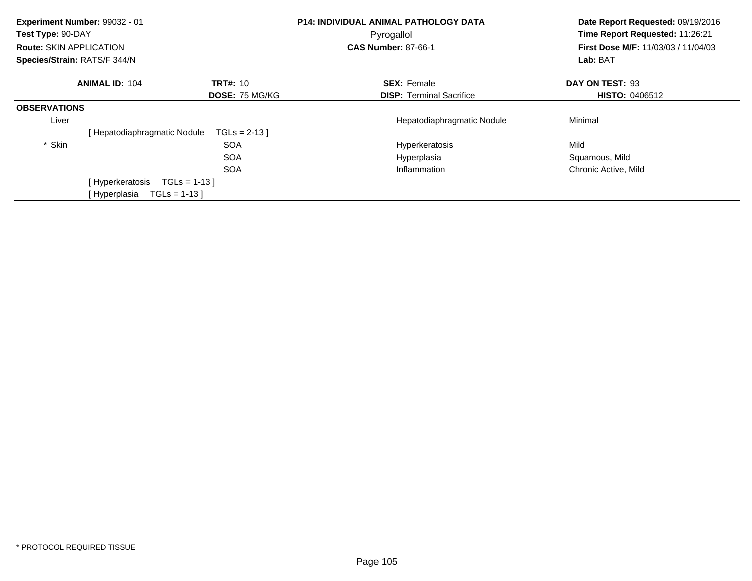**Experiment Number:** 99032 - 01
**Test Type:** 90-DAY
**Route:** SKIN APPLICATION
**Species/Strain:** RATS/F 344/N

**P14: INDIVIDUAL ANIMAL PATHOLOGY DATA**
Pyrogallol
**CAS Number:** 87-66-1

**Date Report Requested:** 09/19/2016
**Time Report Requested:** 11:26:21
**First Dose M/F:** 11/03/03 / 11/04/03
**Lab:** BAT

| **ANIMAL ID:** 104 | **TRT#:** 10 | **SEX:** Female | **DAY ON TEST:** 93 |
|---|---|---|---|
| | **DOSE:** 75 MG/KG | **DISP:** Terminal Sacrifice | **HISTO:** 0406512 |

**OBSERVATIONS**

| Tissue | | Observation | Severity |
|---|---|---|---|
| Liver | | Hepatodiaphragmatic Nodule | Minimal |
| [ Hepatodiaphragmatic Nodule TGLs = 2-13 ] | | | |
| * Skin | SOA | Hyperkeratosis | Mild |
| | SOA | Hyperplasia | Squamous, Mild |
| | SOA | Inflammation | Chronic Active, Mild |
| [ Hyperkeratosis TGLs = 1-13 ] | | | |
| [ Hyperplasia TGLs = 1-13 ] | | | |

* PROTOCOL REQUIRED TISSUE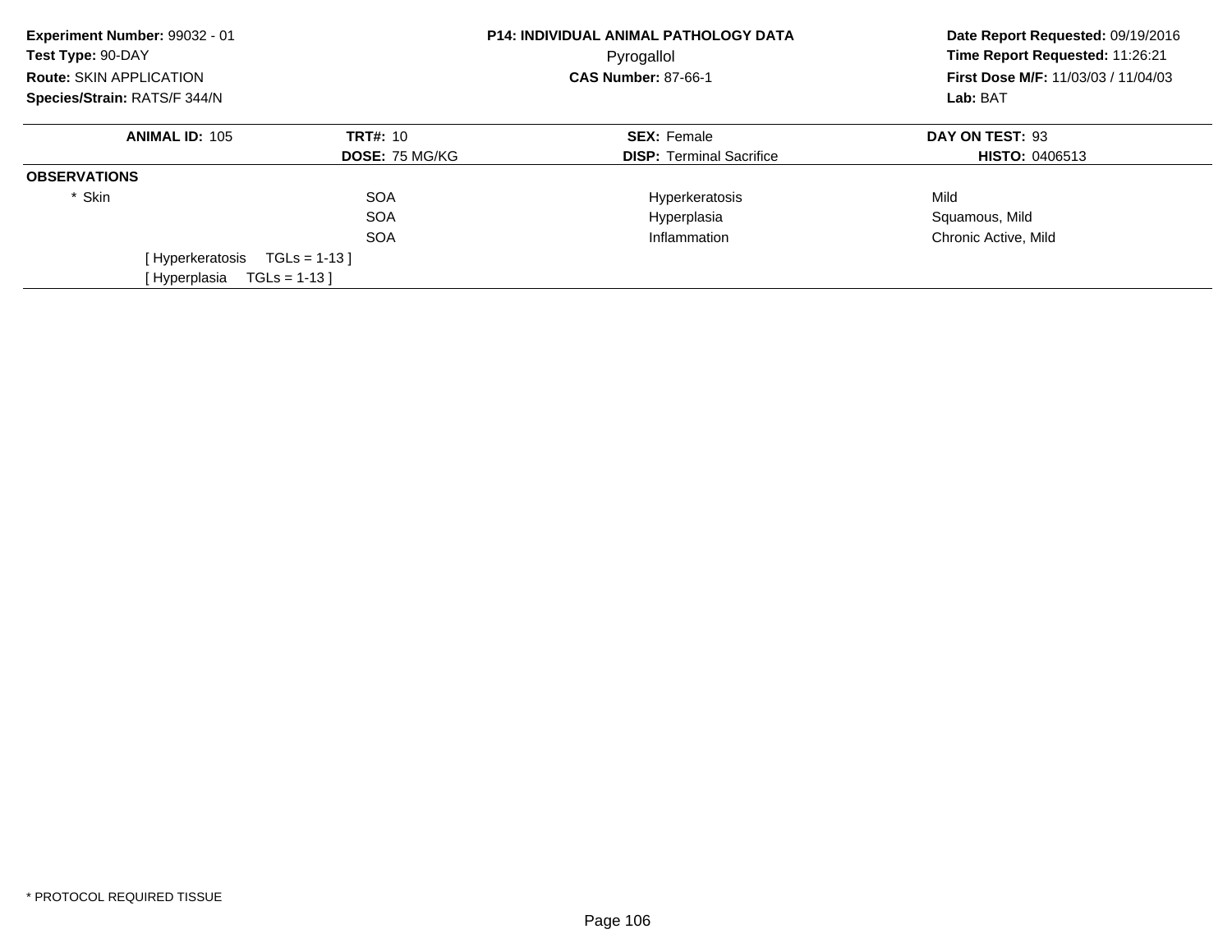**Experiment Number:** 99032 - 01
**Test Type:** 90-DAY
**Route:** SKIN APPLICATION
**Species/Strain:** RATS/F 344/N

**P14: INDIVIDUAL ANIMAL PATHOLOGY DATA**
Pyrogallol
**CAS Number:** 87-66-1

**Date Report Requested:** 09/19/2016
**Time Report Requested:** 11:26:21
**First Dose M/F:** 11/03/03 / 11/04/03
**Lab:** BAT

| **ANIMAL ID:** 105 | **TRT#:** 10 | **SEX:** Female | **DAY ON TEST:** 93 |
|---|---|---|---|
| | **DOSE:** 75 MG/KG | **DISP:** Terminal Sacrifice | **HISTO:** 0406513 |

**OBSERVATIONS**

| | | | |
|---|---|---|---|
| * Skin | SOA | Hyperkeratosis | Mild |
| | SOA | Hyperplasia | Squamous, Mild |
| | SOA | Inflammation | Chronic Active, Mild |

[ Hyperkeratosis TGLs = 1-13 ]
[ Hyperplasia TGLs = 1-13 ]

* PROTOCOL REQUIRED TISSUE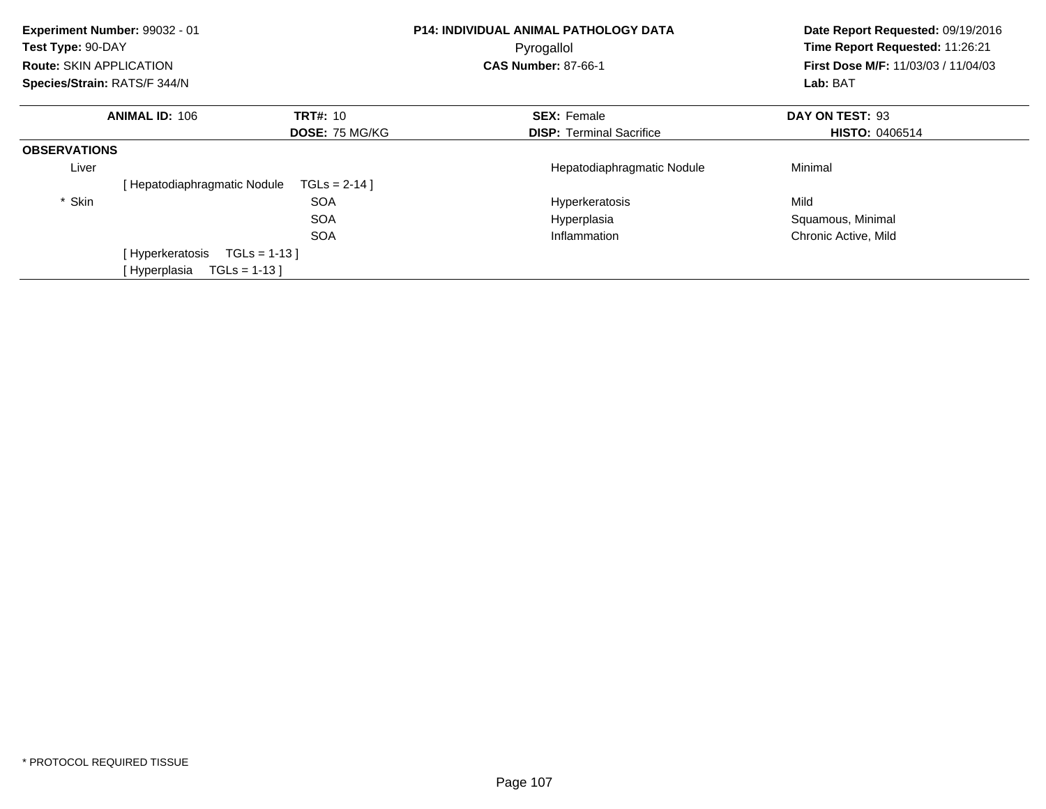**Experiment Number:** 99032 - 01
**Test Type:** 90-DAY
**Route:** SKIN APPLICATION
**Species/Strain:** RATS/F 344/N

**P14: INDIVIDUAL ANIMAL PATHOLOGY DATA**
Pyrogallol
**CAS Number:** 87-66-1

**Date Report Requested:** 09/19/2016
**Time Report Requested:** 11:26:21
**First Dose M/F:** 11/03/03 / 11/04/03
**Lab:** BAT

| **ANIMAL ID:** 106 | **TRT#:** 10 | **SEX:** Female | **DAY ON TEST:** 93 |
|---|---|---|---|
| | **DOSE:** 75 MG/KG | **DISP:** Terminal Sacrifice | **HISTO:** 0406514 |

**OBSERVATIONS**

| Tissue | | Observation | Severity |
|---|---|---|---|
| Liver | | Hepatodiaphragmatic Nodule | Minimal |
| [ Hepatodiaphragmatic Nodule TGLs = 2-14 ] | | | |
| * Skin | SOA | Hyperkeratosis | Mild |
| | SOA | Hyperplasia | Squamous, Minimal |
| | SOA | Inflammation | Chronic Active, Mild |
| [ Hyperkeratosis TGLs = 1-13 ] | | | |
| [ Hyperplasia TGLs = 1-13 ] | | | |

* PROTOCOL REQUIRED TISSUE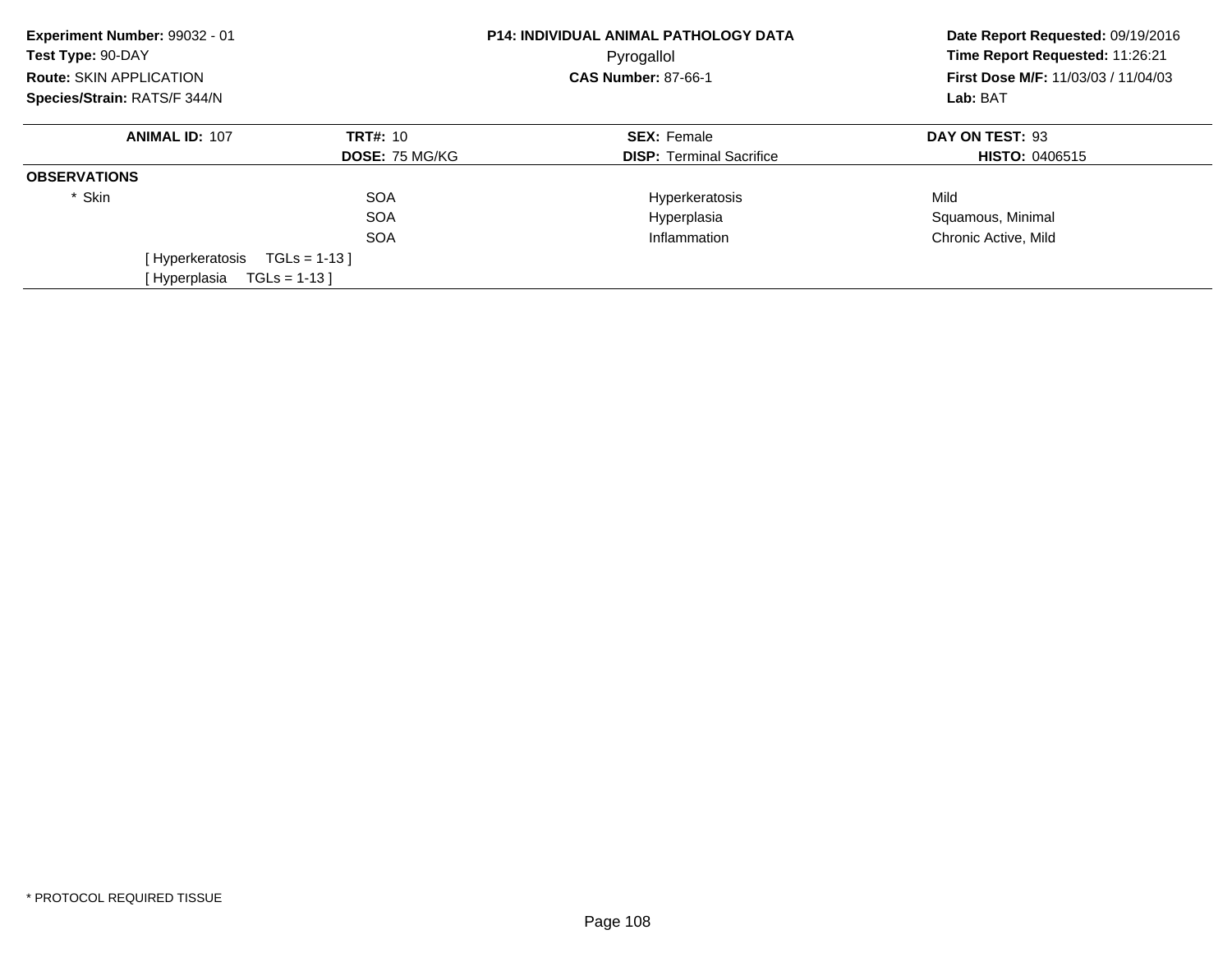**Experiment Number:** 99032 - 01
**Test Type:** 90-DAY
**Route:** SKIN APPLICATION
**Species/Strain:** RATS/F 344/N

**P14: INDIVIDUAL ANIMAL PATHOLOGY DATA**
Pyrogallol
**CAS Number:** 87-66-1

**Date Report Requested:** 09/19/2016
**Time Report Requested:** 11:26:21
**First Dose M/F:** 11/03/03 / 11/04/03
**Lab:** BAT

| **ANIMAL ID:** 107 | **TRT#:** 10 | **SEX:** Female | **DAY ON TEST:** 93 |
|---|---|---|---|
| | **DOSE:** 75 MG/KG | **DISP:** Terminal Sacrifice | **HISTO:** 0406515 |

**OBSERVATIONS**

| | | | |
|---|---|---|---|
| * Skin | SOA | Hyperkeratosis | Mild |
| | SOA | Hyperplasia | Squamous, Minimal |
| | SOA | Inflammation | Chronic Active, Mild |

[ Hyperkeratosis TGLs = 1-13 ]
[ Hyperplasia TGLs = 1-13 ]

* PROTOCOL REQUIRED TISSUE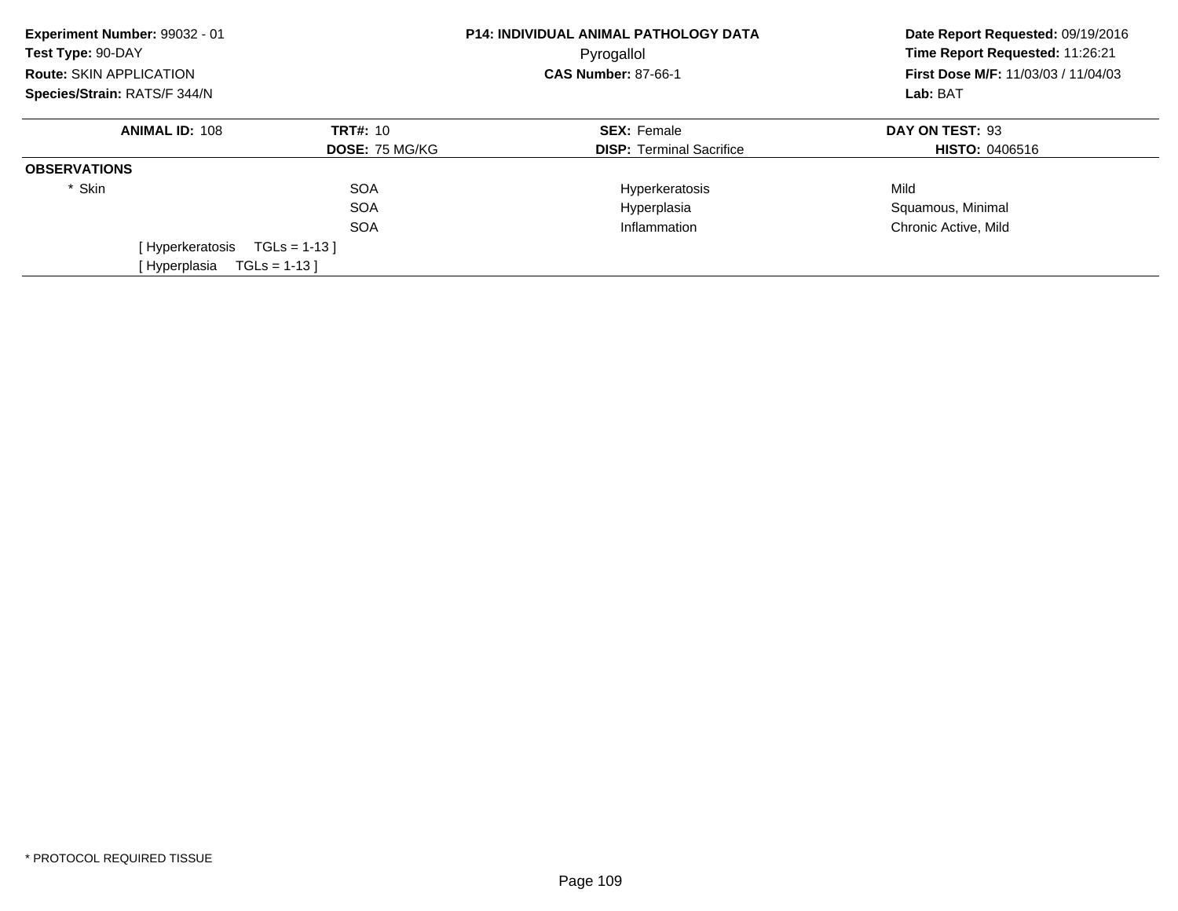**Experiment Number:** 99032 - 01
**Test Type:** 90-DAY
**Route:** SKIN APPLICATION
**Species/Strain:** RATS/F 344/N

**P14: INDIVIDUAL ANIMAL PATHOLOGY DATA**
Pyrogallol
**CAS Number:** 87-66-1

**Date Report Requested:** 09/19/2016
**Time Report Requested:** 11:26:21
**First Dose M/F:** 11/03/03 / 11/04/03
**Lab:** BAT

| **ANIMAL ID:** 108 | **TRT#:** 10 | **SEX:** Female | **DAY ON TEST:** 93 |
|---|---|---|---|
| | **DOSE:** 75 MG/KG | **DISP:** Terminal Sacrifice | **HISTO:** 0406516 |

**OBSERVATIONS**

| | | | |
|---|---|---|---|
| * Skin | SOA | Hyperkeratosis | Mild |
| | SOA | Hyperplasia | Squamous, Minimal |
| | SOA | Inflammation | Chronic Active, Mild |

[ Hyperkeratosis TGLs = 1-13 ]
[ Hyperplasia TGLs = 1-13 ]

* PROTOCOL REQUIRED TISSUE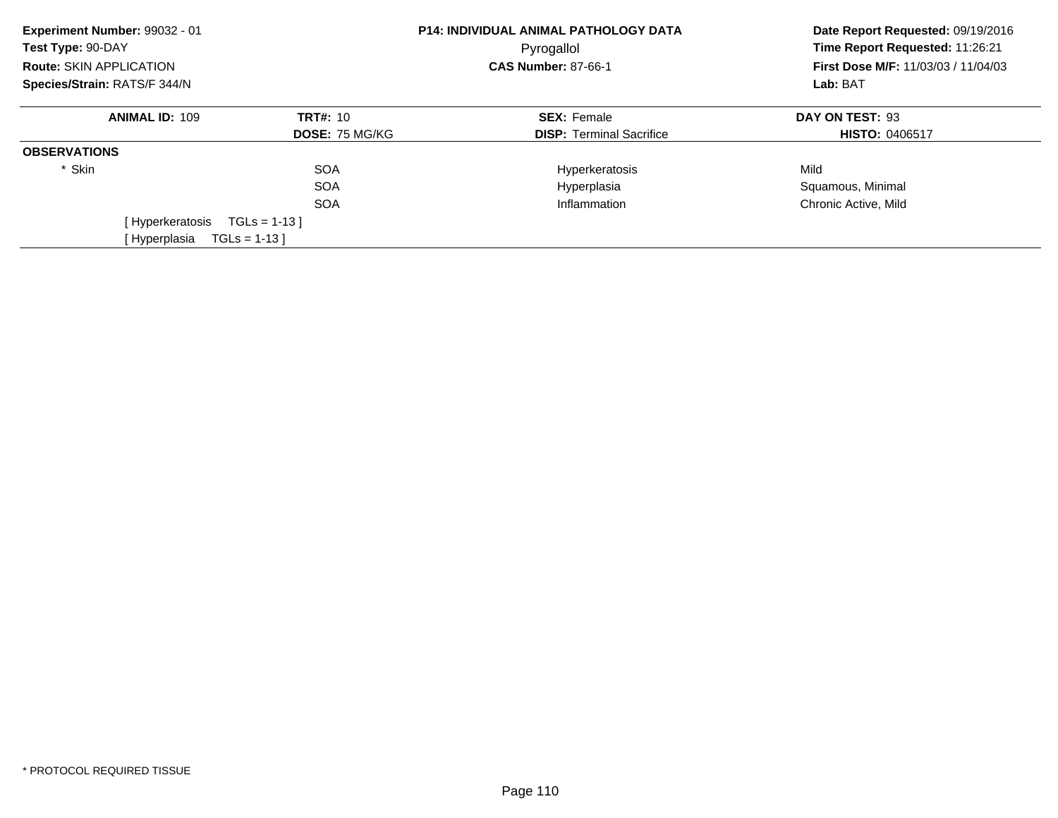**Experiment Number:** 99032 - 01
**Test Type:** 90-DAY
**Route:** SKIN APPLICATION
**Species/Strain:** RATS/F 344/N

**P14: INDIVIDUAL ANIMAL PATHOLOGY DATA**
Pyrogallol
**CAS Number:** 87-66-1

**Date Report Requested:** 09/19/2016
**Time Report Requested:** 11:26:21
**First Dose M/F:** 11/03/03 / 11/04/03
**Lab:** BAT

| **ANIMAL ID:** 109 | **TRT#:** 10 | **SEX:** Female | **DAY ON TEST:** 93 |
|---|---|---|---|
| | **DOSE:** 75 MG/KG | **DISP:** Terminal Sacrifice | **HISTO:** 0406517 |

**OBSERVATIONS**

| | | | |
|---|---|---|---|
| * Skin | SOA | Hyperkeratosis | Mild |
| | SOA | Hyperplasia | Squamous, Minimal |
| | SOA | Inflammation | Chronic Active, Mild |

[ Hyperkeratosis TGLs = 1-13 ]
[ Hyperplasia TGLs = 1-13 ]

* PROTOCOL REQUIRED TISSUE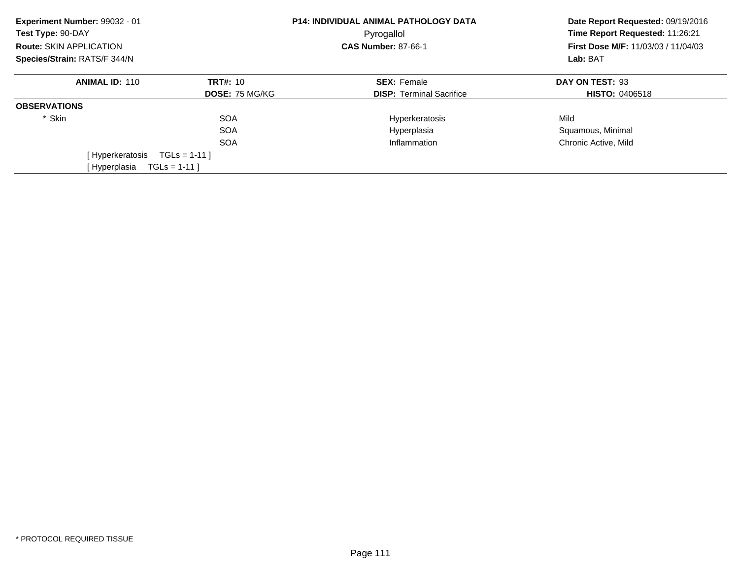**Experiment Number:** 99032 - 01
**Test Type:** 90-DAY
**Route:** SKIN APPLICATION
**Species/Strain:** RATS/F 344/N

**P14: INDIVIDUAL ANIMAL PATHOLOGY DATA**
Pyrogallol
**CAS Number:** 87-66-1

**Date Report Requested:** 09/19/2016
**Time Report Requested:** 11:26:21
**First Dose M/F:** 11/03/03 / 11/04/03
**Lab:** BAT

| **ANIMAL ID:** 110 | **TRT#:** 10 | **SEX:** Female | **DAY ON TEST:** 93 |
|---|---|---|---|
| | **DOSE:** 75 MG/KG | **DISP:** Terminal Sacrifice | **HISTO:** 0406518 |

**OBSERVATIONS**

| | | | |
|---|---|---|---|
| * Skin | SOA | Hyperkeratosis | Mild |
| | SOA | Hyperplasia | Squamous, Minimal |
| | SOA | Inflammation | Chronic Active, Mild |

[ Hyperkeratosis TGLs = 1-11 ]
[ Hyperplasia TGLs = 1-11 ]

* PROTOCOL REQUIRED TISSUE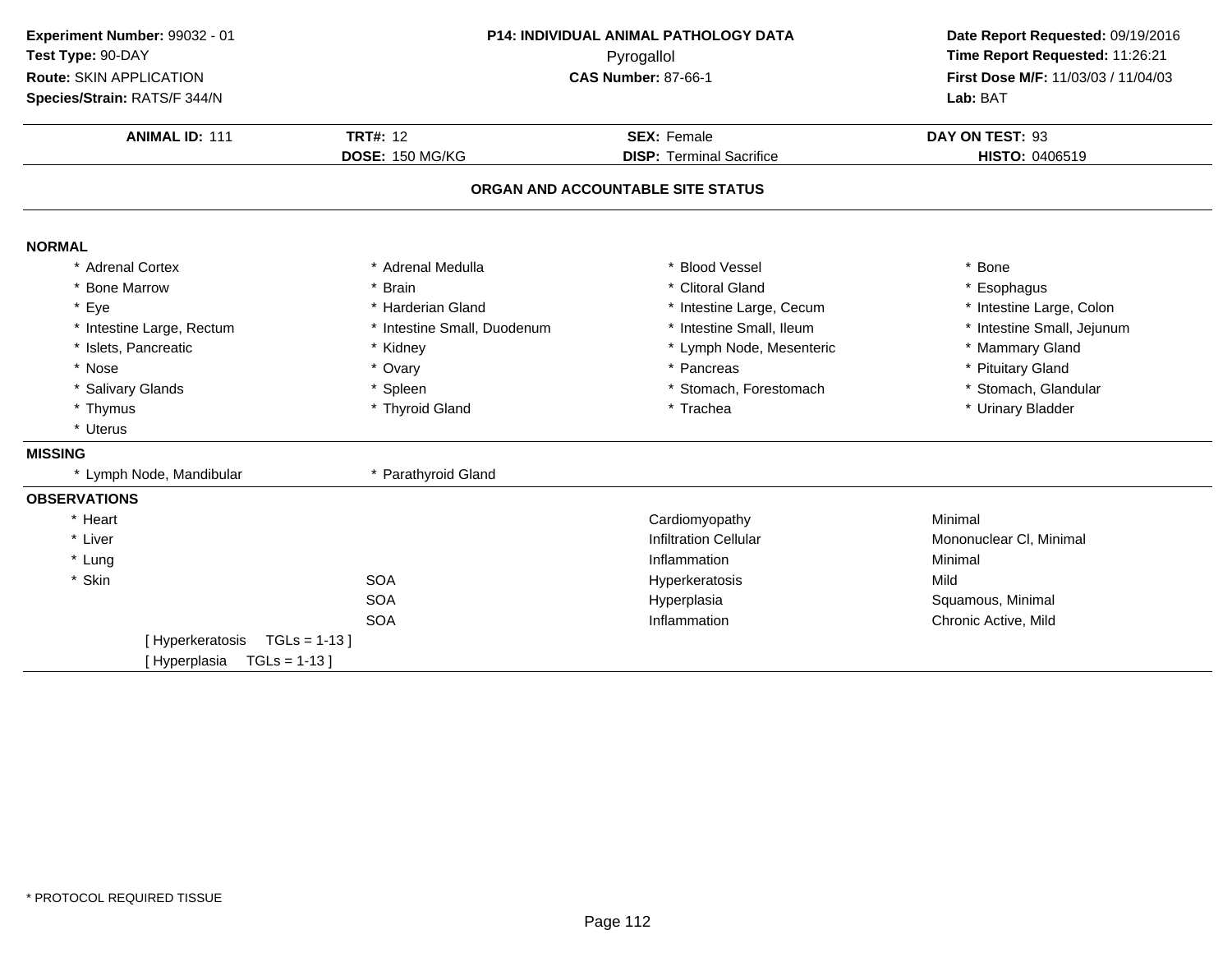**Experiment Number:** 99032 - 01
**Test Type:** 90-DAY
**Route:** SKIN APPLICATION
**Species/Strain:** RATS/F 344/N

**P14: INDIVIDUAL ANIMAL PATHOLOGY DATA**
Pyrogallol
**CAS Number:** 87-66-1

**Date Report Requested:** 09/19/2016
**Time Report Requested:** 11:26:21
**First Dose M/F:** 11/03/03 / 11/04/03
**Lab:** BAT

| **ANIMAL ID:** 111 | **TRT#:** 12 | **SEX:** Female | **DAY ON TEST:** 93 |
|---|---|---|---|
| | **DOSE:** 150 MG/KG | **DISP:** Terminal Sacrifice | **HISTO:** 0406519 |

## ORGAN AND ACCOUNTABLE SITE STATUS

**NORMAL**

| | | | |
|---|---|---|---|
| * Adrenal Cortex | * Adrenal Medulla | * Blood Vessel | * Bone |
| * Bone Marrow | * Brain | * Clitoral Gland | * Esophagus |
| * Eye | * Harderian Gland | * Intestine Large, Cecum | * Intestine Large, Colon |
| * Intestine Large, Rectum | * Intestine Small, Duodenum | * Intestine Small, Ileum | * Intestine Small, Jejunum |
| * Islets, Pancreatic | * Kidney | * Lymph Node, Mesenteric | * Mammary Gland |
| * Nose | * Ovary | * Pancreas | * Pituitary Gland |
| * Salivary Glands | * Spleen | * Stomach, Forestomach | * Stomach, Glandular |
| * Thymus | * Thyroid Gland | * Trachea | * Urinary Bladder |
| * Uterus | | | |

**MISSING**

| | |
|---|---|
| * Lymph Node, Mandibular | * Parathyroid Gland |

**OBSERVATIONS**

| | | | |
|---|---|---|---|
| * Heart | | Cardiomyopathy | Minimal |
| * Liver | | Infiltration Cellular | Mononuclear Cl, Minimal |
| * Lung | | Inflammation | Minimal |
| * Skin | SOA | Hyperkeratosis | Mild |
| | SOA | Hyperplasia | Squamous, Minimal |
| | SOA | Inflammation | Chronic Active, Mild |

[ Hyperkeratosis TGLs = 1-13 ]
[ Hyperplasia TGLs = 1-13 ]

* PROTOCOL REQUIRED TISSUE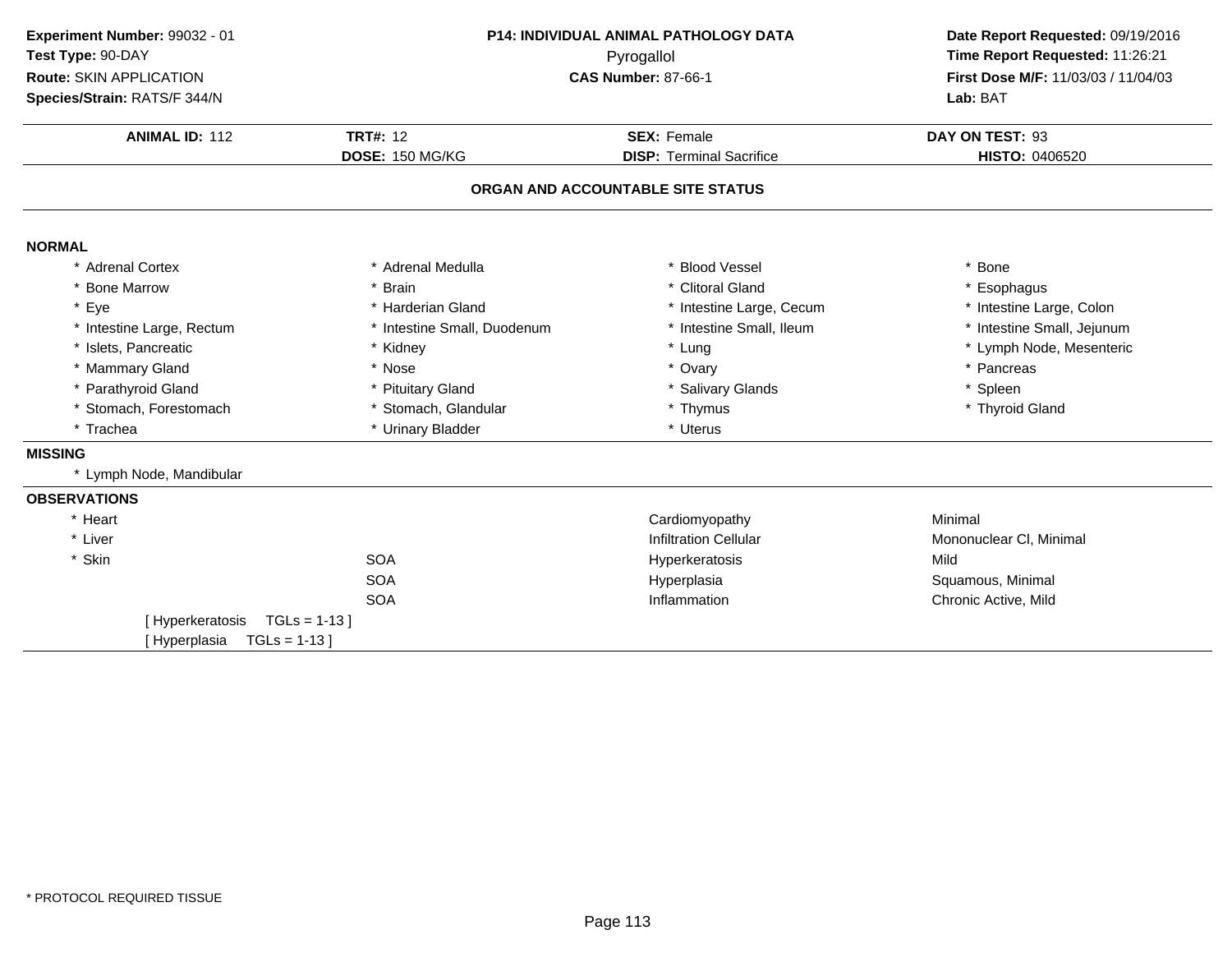**Experiment Number:** 99032 - 01
**Test Type:** 90-DAY
**Route:** SKIN APPLICATION
**Species/Strain:** RATS/F 344/N

**P14: INDIVIDUAL ANIMAL PATHOLOGY DATA**
Pyrogallol
**CAS Number:** 87-66-1

**Date Report Requested:** 09/19/2016
**Time Report Requested:** 11:26:21
**First Dose M/F:** 11/03/03 / 11/04/03
**Lab:** BAT

| **ANIMAL ID:** 112 | **TRT#:** 12 | **SEX:** Female | **DAY ON TEST:** 93 |
|---|---|---|---|
| | **DOSE:** 150 MG/KG | **DISP:** Terminal Sacrifice | **HISTO:** 0406520 |

## ORGAN AND ACCOUNTABLE SITE STATUS

**NORMAL**

| | | | |
|---|---|---|---|
| * Adrenal Cortex | * Adrenal Medulla | * Blood Vessel | * Bone |
| * Bone Marrow | * Brain | * Clitoral Gland | * Esophagus |
| * Eye | * Harderian Gland | * Intestine Large, Cecum | * Intestine Large, Colon |
| * Intestine Large, Rectum | * Intestine Small, Duodenum | * Intestine Small, Ileum | * Intestine Small, Jejunum |
| * Islets, Pancreatic | * Kidney | * Lung | * Lymph Node, Mesenteric |
| * Mammary Gland | * Nose | * Ovary | * Pancreas |
| * Parathyroid Gland | * Pituitary Gland | * Salivary Glands | * Spleen |
| * Stomach, Forestomach | * Stomach, Glandular | * Thymus | * Thyroid Gland |
| * Trachea | * Urinary Bladder | * Uterus | |

**MISSING**

* Lymph Node, Mandibular

**OBSERVATIONS**

| | | | |
|---|---|---|---|
| * Heart | | Cardiomyopathy | Minimal |
| * Liver | | Infiltration Cellular | Mononuclear Cl, Minimal |
| * Skin | SOA | Hyperkeratosis | Mild |
| | SOA | Hyperplasia | Squamous, Minimal |
| | SOA | Inflammation | Chronic Active, Mild |

[ Hyperkeratosis TGLs = 1-13 ]
[ Hyperplasia TGLs = 1-13 ]

* PROTOCOL REQUIRED TISSUE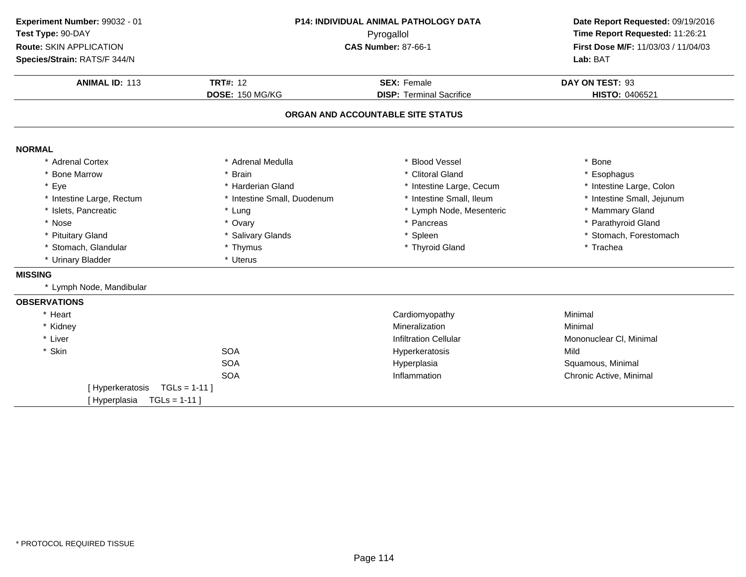**Experiment Number:** 99032 - 01
**Test Type:** 90-DAY
**Route:** SKIN APPLICATION
**Species/Strain:** RATS/F 344/N

**P14: INDIVIDUAL ANIMAL PATHOLOGY DATA**
Pyrogallol
**CAS Number:** 87-66-1

**Date Report Requested:** 09/19/2016
**Time Report Requested:** 11:26:21
**First Dose M/F:** 11/03/03 / 11/04/03
**Lab:** BAT

| **ANIMAL ID:** 113 | **TRT#:** 12 | **SEX:** Female | **DAY ON TEST:** 93 |
|---|---|---|---|
| | **DOSE:** 150 MG/KG | **DISP:** Terminal Sacrifice | **HISTO:** 0406521 |

## ORGAN AND ACCOUNTABLE SITE STATUS

**NORMAL**

| | | | |
|---|---|---|---|
| * Adrenal Cortex | * Adrenal Medulla | * Blood Vessel | * Bone |
| * Bone Marrow | * Brain | * Clitoral Gland | * Esophagus |
| * Eye | * Harderian Gland | * Intestine Large, Cecum | * Intestine Large, Colon |
| * Intestine Large, Rectum | * Intestine Small, Duodenum | * Intestine Small, Ileum | * Intestine Small, Jejunum |
| * Islets, Pancreatic | * Lung | * Lymph Node, Mesenteric | * Mammary Gland |
| * Nose | * Ovary | * Pancreas | * Parathyroid Gland |
| * Pituitary Gland | * Salivary Glands | * Spleen | * Stomach, Forestomach |
| * Stomach, Glandular | * Thymus | * Thyroid Gland | * Trachea |
| * Urinary Bladder | * Uterus | | |

**MISSING**

* Lymph Node, Mandibular

**OBSERVATIONS**

| | | | |
|---|---|---|---|
| * Heart | | Cardiomyopathy | Minimal |
| * Kidney | | Mineralization | Minimal |
| * Liver | | Infiltration Cellular | Mononuclear Cl, Minimal |
| * Skin | SOA | Hyperkeratosis | Mild |
| | SOA | Hyperplasia | Squamous, Minimal |
| | SOA | Inflammation | Chronic Active, Minimal |

[ Hyperkeratosis TGLs = 1-11 ]
[ Hyperplasia TGLs = 1-11 ]

* PROTOCOL REQUIRED TISSUE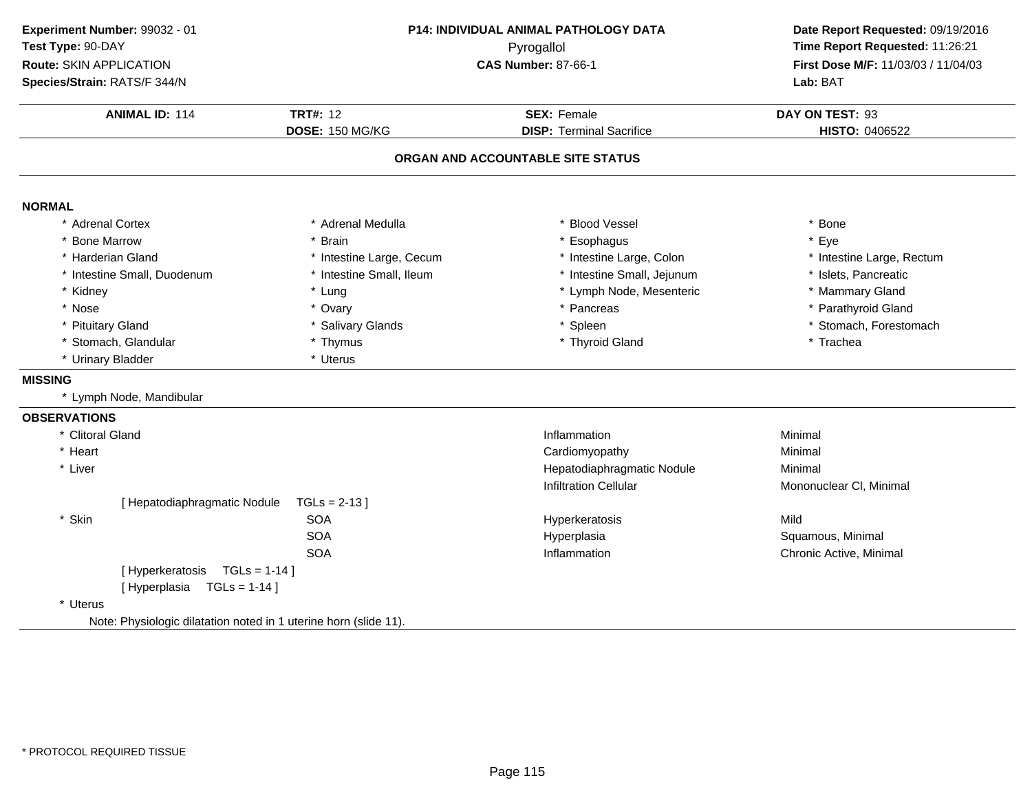**Experiment Number:** 99032 - 01
**Test Type:** 90-DAY
**Route:** SKIN APPLICATION
**Species/Strain:** RATS/F 344/N

**P14: INDIVIDUAL ANIMAL PATHOLOGY DATA**
Pyrogallol
**CAS Number:** 87-66-1

**Date Report Requested:** 09/19/2016
**Time Report Requested:** 11:26:21
**First Dose M/F:** 11/03/03 / 11/04/03
**Lab:** BAT

| **ANIMAL ID:** 114 | **TRT#:** 12 | **SEX:** Female | **DAY ON TEST:** 93 |
|---|---|---|---|
| | **DOSE:** 150 MG/KG | **DISP:** Terminal Sacrifice | **HISTO:** 0406522 |

## ORGAN AND ACCOUNTABLE SITE STATUS

### NORMAL

| | | | |
|---|---|---|---|
| * Adrenal Cortex | * Adrenal Medulla | * Blood Vessel | * Bone |
| * Bone Marrow | * Brain | * Esophagus | * Eye |
| * Harderian Gland | * Intestine Large, Cecum | * Intestine Large, Colon | * Intestine Large, Rectum |
| * Intestine Small, Duodenum | * Intestine Small, Ileum | * Intestine Small, Jejunum | * Islets, Pancreatic |
| * Kidney | * Lung | * Lymph Node, Mesenteric | * Mammary Gland |
| * Nose | * Ovary | * Pancreas | * Parathyroid Gland |
| * Pituitary Gland | * Salivary Glands | * Spleen | * Stomach, Forestomach |
| * Stomach, Glandular | * Thymus | * Thyroid Gland | * Trachea |
| * Urinary Bladder | * Uterus | | |

### MISSING

* Lymph Node, Mandibular

### OBSERVATIONS

| | | | |
|---|---|---|---|
| * Clitoral Gland | | Inflammation | Minimal |
| * Heart | | Cardiomyopathy | Minimal |
| * Liver | | Hepatodiaphragmatic Nodule | Minimal |
| | | Infiltration Cellular | Mononuclear Cl, Minimal |
| [ Hepatodiaphragmatic Nodule TGLs = 2-13 ] | | | |
| * Skin | SOA | Hyperkeratosis | Mild |
| | SOA | Hyperplasia | Squamous, Minimal |
| | SOA | Inflammation | Chronic Active, Minimal |
| [ Hyperkeratosis TGLs = 1-14 ] | | | |
| [ Hyperplasia TGLs = 1-14 ] | | | |
| * Uterus | | | |

Note: Physiologic dilatation noted in 1 uterine horn (slide 11).

* PROTOCOL REQUIRED TISSUE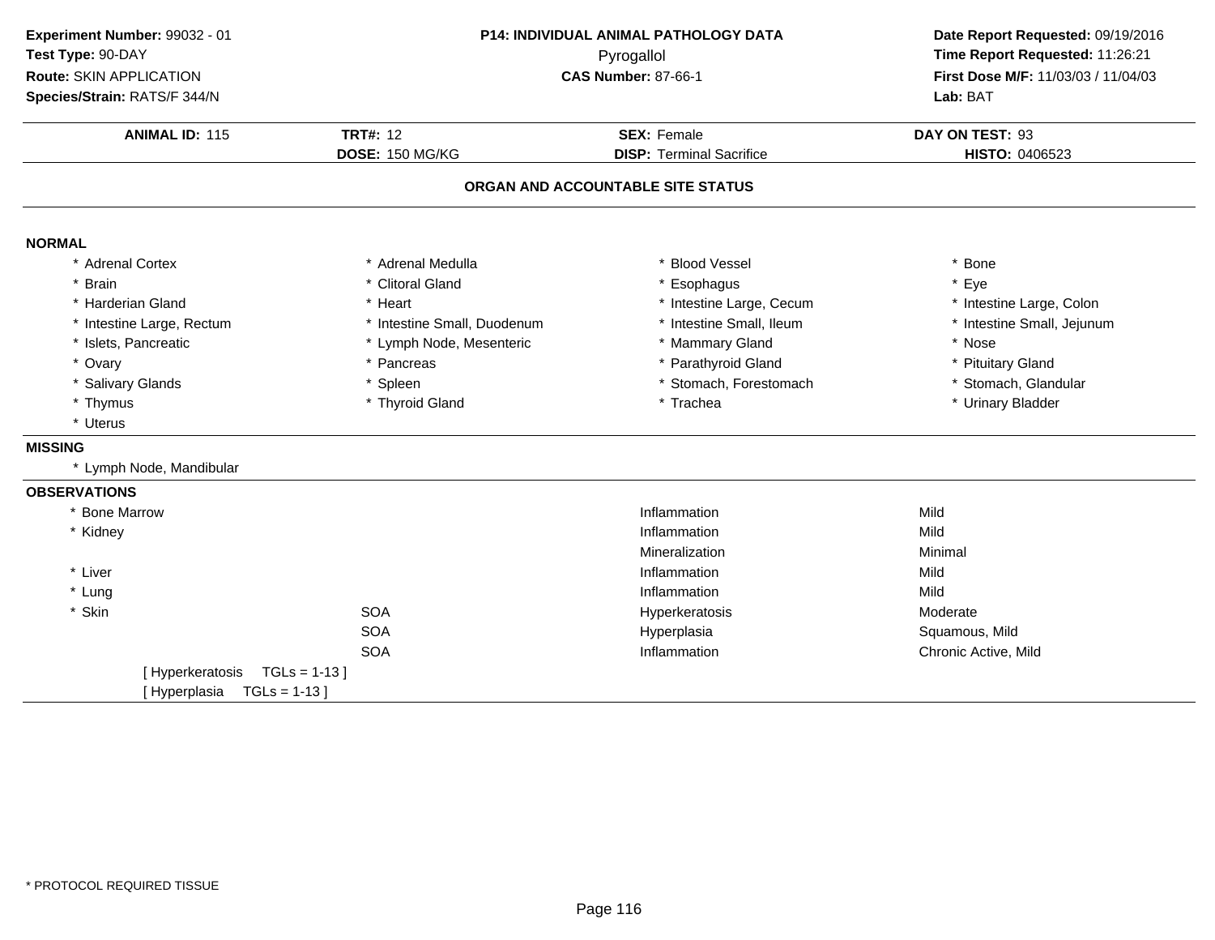**Experiment Number:** 99032 - 01
**Test Type:** 90-DAY
**Route:** SKIN APPLICATION
**Species/Strain:** RATS/F 344/N

**P14: INDIVIDUAL ANIMAL PATHOLOGY DATA**
Pyrogallol
**CAS Number:** 87-66-1

**Date Report Requested:** 09/19/2016
**Time Report Requested:** 11:26:21
**First Dose M/F:** 11/03/03 / 11/04/03
**Lab:** BAT

| **ANIMAL ID:** 115 | **TRT#:** 12 | **SEX:** Female | **DAY ON TEST:** 93 |
|---|---|---|---|
| | **DOSE:** 150 MG/KG | **DISP:** Terminal Sacrifice | **HISTO:** 0406523 |

## ORGAN AND ACCOUNTABLE SITE STATUS

### NORMAL

| | | | |
|---|---|---|---|
| * Adrenal Cortex | * Adrenal Medulla | * Blood Vessel | * Bone |
| * Brain | * Clitoral Gland | * Esophagus | * Eye |
| * Harderian Gland | * Heart | * Intestine Large, Cecum | * Intestine Large, Colon |
| * Intestine Large, Rectum | * Intestine Small, Duodenum | * Intestine Small, Ileum | * Intestine Small, Jejunum |
| * Islets, Pancreatic | * Lymph Node, Mesenteric | * Mammary Gland | * Nose |
| * Ovary | * Pancreas | * Parathyroid Gland | * Pituitary Gland |
| * Salivary Glands | * Spleen | * Stomach, Forestomach | * Stomach, Glandular |
| * Thymus | * Thyroid Gland | * Trachea | * Urinary Bladder |
| * Uterus | | | |

### MISSING

* Lymph Node, Mandibular

### OBSERVATIONS

| | | | |
|---|---|---|---|
| * Bone Marrow | | Inflammation | Mild |
| * Kidney | | Inflammation | Mild |
| | | Mineralization | Minimal |
| * Liver | | Inflammation | Mild |
| * Lung | | Inflammation | Mild |
| * Skin | SOA | Hyperkeratosis | Moderate |
| | SOA | Hyperplasia | Squamous, Mild |
| | SOA | Inflammation | Chronic Active, Mild |

[ Hyperkeratosis TGLs = 1-13 ]
[ Hyperplasia TGLs = 1-13 ]

* PROTOCOL REQUIRED TISSUE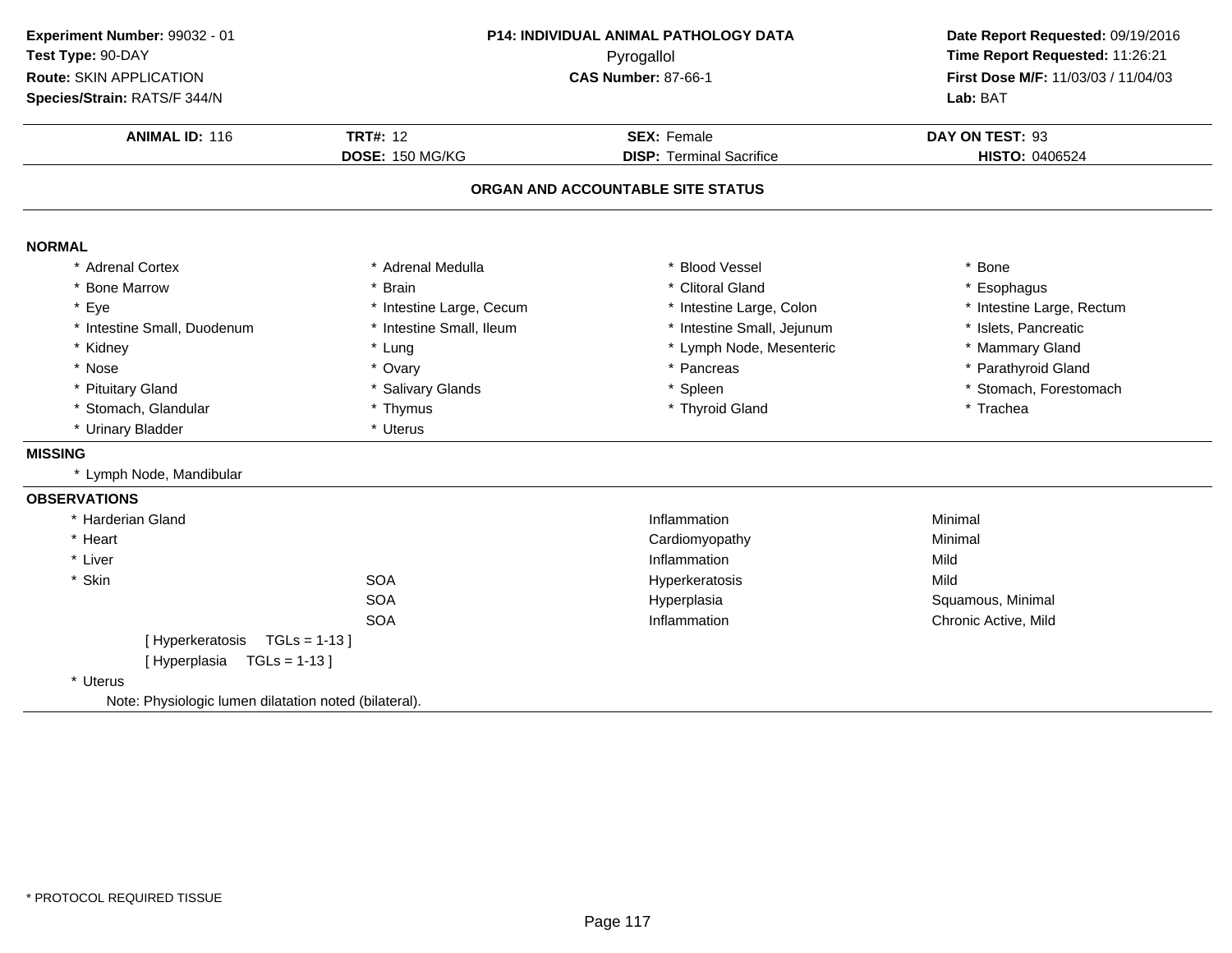**Experiment Number:** 99032 - 01
**Test Type:** 90-DAY
**Route:** SKIN APPLICATION
**Species/Strain:** RATS/F 344/N

**P14: INDIVIDUAL ANIMAL PATHOLOGY DATA**
Pyrogallol
**CAS Number:** 87-66-1

**Date Report Requested:** 09/19/2016
**Time Report Requested:** 11:26:21
**First Dose M/F:** 11/03/03 / 11/04/03
**Lab:** BAT

| **ANIMAL ID:** 116 | **TRT#:** 12 | **SEX:** Female | **DAY ON TEST:** 93 |
|---|---|---|---|
| | **DOSE:** 150 MG/KG | **DISP:** Terminal Sacrifice | **HISTO:** 0406524 |

## ORGAN AND ACCOUNTABLE SITE STATUS

### NORMAL

| | | | |
|---|---|---|---|
| * Adrenal Cortex | * Adrenal Medulla | * Blood Vessel | * Bone |
| * Bone Marrow | * Brain | * Clitoral Gland | * Esophagus |
| * Eye | * Intestine Large, Cecum | * Intestine Large, Colon | * Intestine Large, Rectum |
| * Intestine Small, Duodenum | * Intestine Small, Ileum | * Intestine Small, Jejunum | * Islets, Pancreatic |
| * Kidney | * Lung | * Lymph Node, Mesenteric | * Mammary Gland |
| * Nose | * Ovary | * Pancreas | * Parathyroid Gland |
| * Pituitary Gland | * Salivary Glands | * Spleen | * Stomach, Forestomach |
| * Stomach, Glandular | * Thymus | * Thyroid Gland | * Trachea |
| * Urinary Bladder | * Uterus | | |

### MISSING

* Lymph Node, Mandibular

### OBSERVATIONS

| | | | |
|---|---|---|---|
| * Harderian Gland | | Inflammation | Minimal |
| * Heart | | Cardiomyopathy | Minimal |
| * Liver | | Inflammation | Mild |
| * Skin | SOA | Hyperkeratosis | Mild |
| | SOA | Hyperplasia | Squamous, Minimal |
| | SOA | Inflammation | Chronic Active, Mild |

[ Hyperkeratosis TGLs = 1-13 ]
[ Hyperplasia TGLs = 1-13 ]

* Uterus

Note: Physiologic lumen dilatation noted (bilateral).

* PROTOCOL REQUIRED TISSUE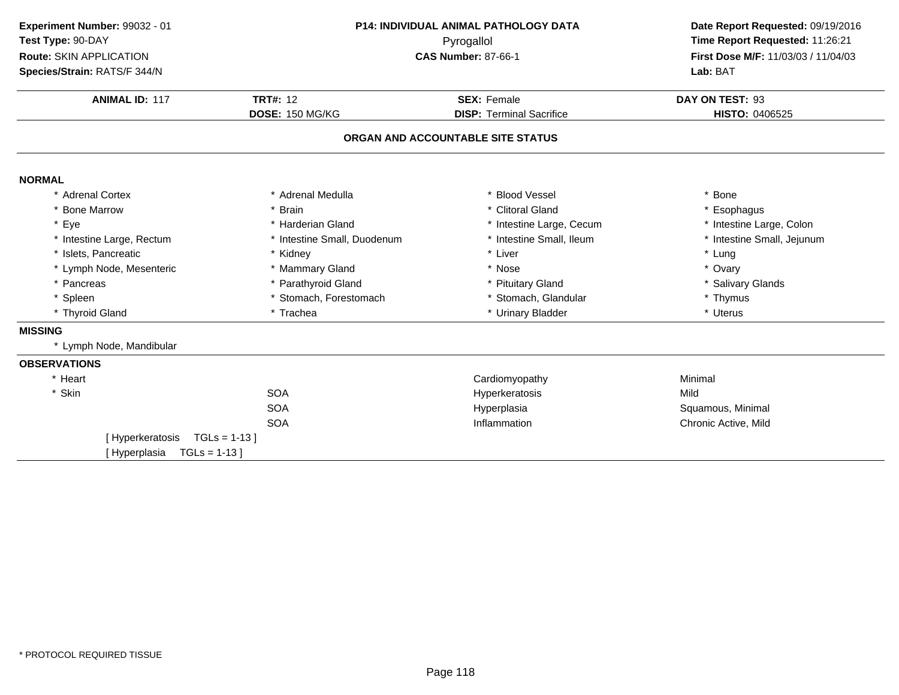**Experiment Number:** 99032 - 01
**Test Type:** 90-DAY
**Route:** SKIN APPLICATION
**Species/Strain:** RATS/F 344/N

**P14: INDIVIDUAL ANIMAL PATHOLOGY DATA**
Pyrogallol
**CAS Number:** 87-66-1

**Date Report Requested:** 09/19/2016
**Time Report Requested:** 11:26:21
**First Dose M/F:** 11/03/03 / 11/04/03
**Lab:** BAT

| **ANIMAL ID:** 117 | **TRT#:** 12 | **SEX:** Female | **DAY ON TEST:** 93 |
|---|---|---|---|
| | **DOSE:** 150 MG/KG | **DISP:** Terminal Sacrifice | **HISTO:** 0406525 |

## ORGAN AND ACCOUNTABLE SITE STATUS

### NORMAL

| | | | |
|---|---|---|---|
| * Adrenal Cortex | * Adrenal Medulla | * Blood Vessel | * Bone |
| * Bone Marrow | * Brain | * Clitoral Gland | * Esophagus |
| * Eye | * Harderian Gland | * Intestine Large, Cecum | * Intestine Large, Colon |
| * Intestine Large, Rectum | * Intestine Small, Duodenum | * Intestine Small, Ileum | * Intestine Small, Jejunum |
| * Islets, Pancreatic | * Kidney | * Liver | * Lung |
| * Lymph Node, Mesenteric | * Mammary Gland | * Nose | * Ovary |
| * Pancreas | * Parathyroid Gland | * Pituitary Gland | * Salivary Glands |
| * Spleen | * Stomach, Forestomach | * Stomach, Glandular | * Thymus |
| * Thyroid Gland | * Trachea | * Urinary Bladder | * Uterus |

### MISSING

* Lymph Node, Mandibular

### OBSERVATIONS

| | | | |
|---|---|---|---|
| * Heart | | Cardiomyopathy | Minimal |
| * Skin | SOA | Hyperkeratosis | Mild |
| | SOA | Hyperplasia | Squamous, Minimal |
| | SOA | Inflammation | Chronic Active, Mild |

[ Hyperkeratosis TGLs = 1-13 ]
[ Hyperplasia TGLs = 1-13 ]

* PROTOCOL REQUIRED TISSUE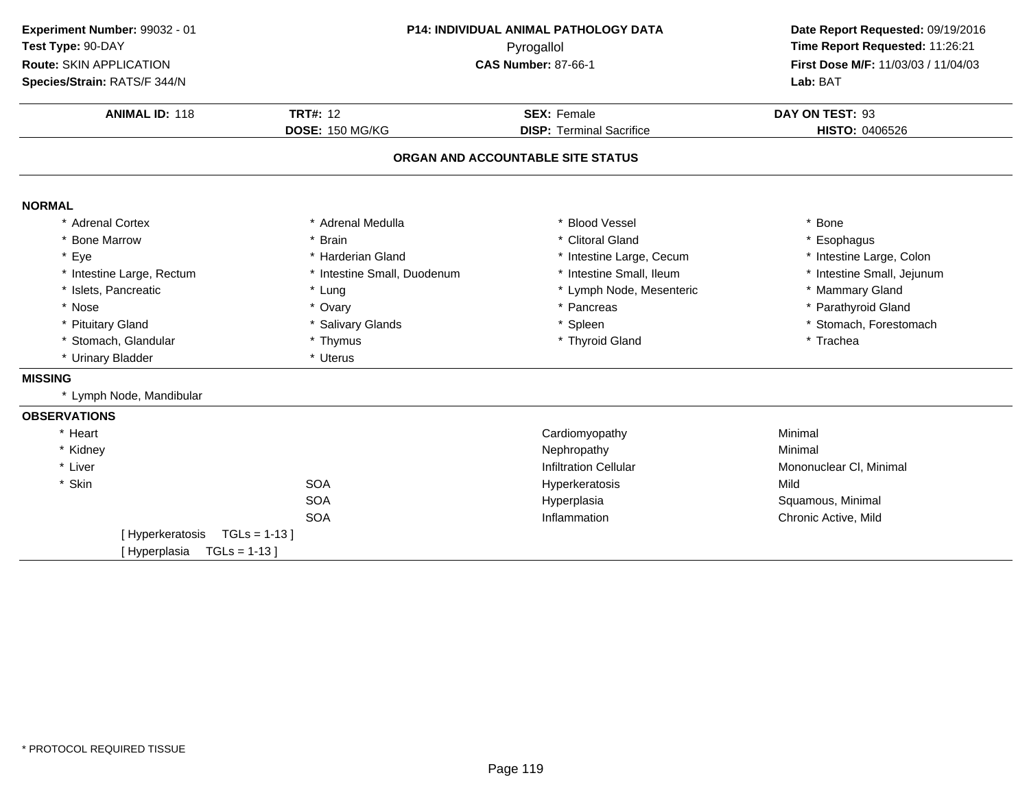**Experiment Number:** 99032 - 01
**Test Type:** 90-DAY
**Route:** SKIN APPLICATION
**Species/Strain:** RATS/F 344/N

**P14: INDIVIDUAL ANIMAL PATHOLOGY DATA**
Pyrogallol
**CAS Number:** 87-66-1

**Date Report Requested:** 09/19/2016
**Time Report Requested:** 11:26:21
**First Dose M/F:** 11/03/03 / 11/04/03
**Lab:** BAT

| **ANIMAL ID:** 118 | **TRT#:** 12 | **SEX:** Female | **DAY ON TEST:** 93 |
|---|---|---|---|
| | **DOSE:** 150 MG/KG | **DISP:** Terminal Sacrifice | **HISTO:** 0406526 |

## ORGAN AND ACCOUNTABLE SITE STATUS

**NORMAL**

| | | | |
|---|---|---|---|
| * Adrenal Cortex | * Adrenal Medulla | * Blood Vessel | * Bone |
| * Bone Marrow | * Brain | * Clitoral Gland | * Esophagus |
| * Eye | * Harderian Gland | * Intestine Large, Cecum | * Intestine Large, Colon |
| * Intestine Large, Rectum | * Intestine Small, Duodenum | * Intestine Small, Ileum | * Intestine Small, Jejunum |
| * Islets, Pancreatic | * Lung | * Lymph Node, Mesenteric | * Mammary Gland |
| * Nose | * Ovary | * Pancreas | * Parathyroid Gland |
| * Pituitary Gland | * Salivary Glands | * Spleen | * Stomach, Forestomach |
| * Stomach, Glandular | * Thymus | * Thyroid Gland | * Trachea |
| * Urinary Bladder | * Uterus | | |

**MISSING**

* Lymph Node, Mandibular

**OBSERVATIONS**

| | | | |
|---|---|---|---|
| * Heart | | Cardiomyopathy | Minimal |
| * Kidney | | Nephropathy | Minimal |
| * Liver | | Infiltration Cellular | Mononuclear Cl, Minimal |
| * Skin | SOA | Hyperkeratosis | Mild |
| | SOA | Hyperplasia | Squamous, Minimal |
| | SOA | Inflammation | Chronic Active, Mild |

[ Hyperkeratosis TGLs = 1-13 ]
[ Hyperplasia TGLs = 1-13 ]

* PROTOCOL REQUIRED TISSUE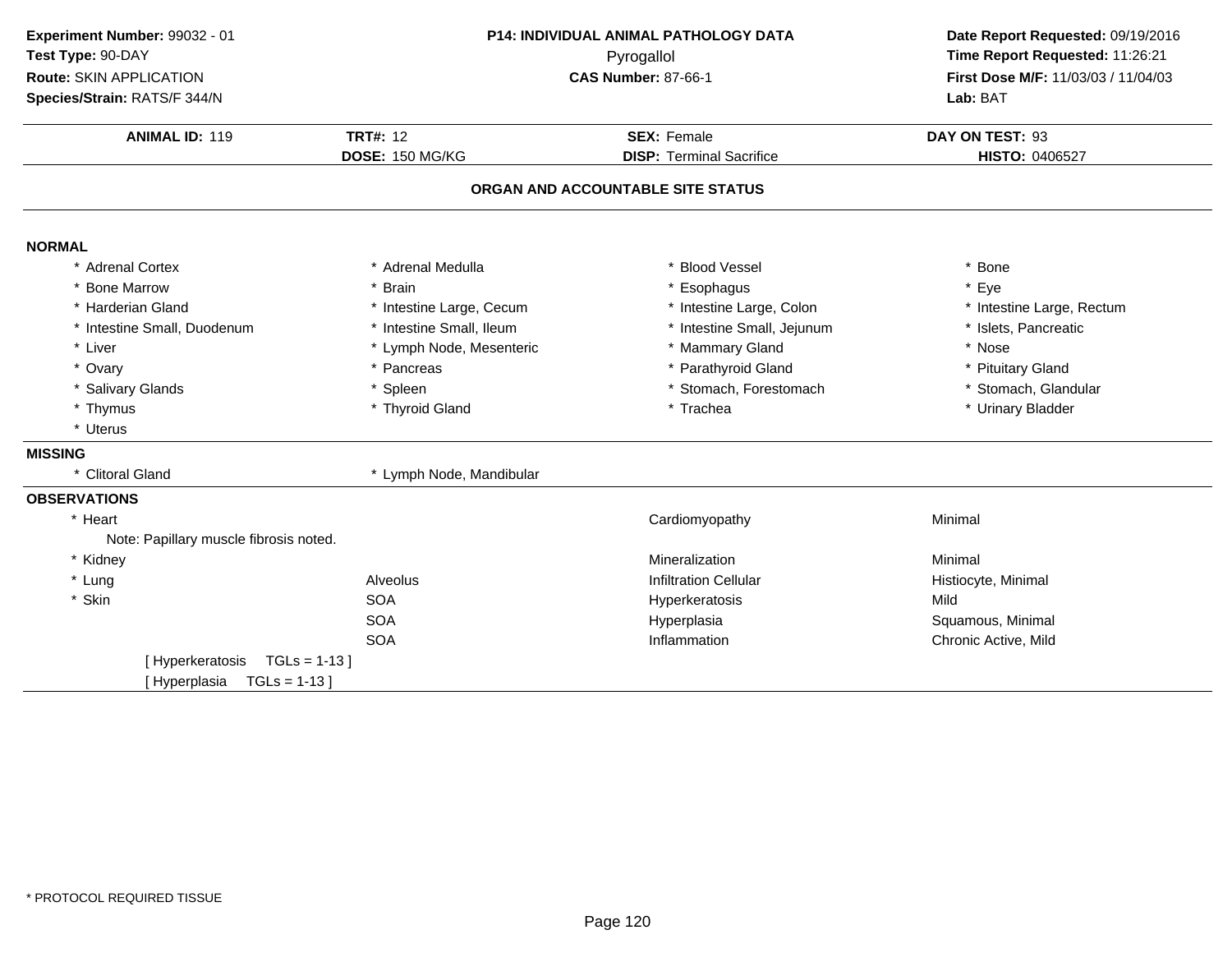**Experiment Number:** 99032 - 01
**Test Type:** 90-DAY
**Route:** SKIN APPLICATION
**Species/Strain:** RATS/F 344/N

**P14: INDIVIDUAL ANIMAL PATHOLOGY DATA**
Pyrogallol
**CAS Number:** 87-66-1

**Date Report Requested:** 09/19/2016
**Time Report Requested:** 11:26:21
**First Dose M/F:** 11/03/03 / 11/04/03
**Lab:** BAT

| **ANIMAL ID:** 119 | **TRT#:** 12 | **SEX:** Female | **DAY ON TEST:** 93 |
|---|---|---|---|
| | **DOSE:** 150 MG/KG | **DISP:** Terminal Sacrifice | **HISTO:** 0406527 |

## ORGAN AND ACCOUNTABLE SITE STATUS

**NORMAL**

| | | | |
|---|---|---|---|
| * Adrenal Cortex | * Adrenal Medulla | * Blood Vessel | * Bone |
| * Bone Marrow | * Brain | * Esophagus | * Eye |
| * Harderian Gland | * Intestine Large, Cecum | * Intestine Large, Colon | * Intestine Large, Rectum |
| * Intestine Small, Duodenum | * Intestine Small, Ileum | * Intestine Small, Jejunum | * Islets, Pancreatic |
| * Liver | * Lymph Node, Mesenteric | * Mammary Gland | * Nose |
| * Ovary | * Pancreas | * Parathyroid Gland | * Pituitary Gland |
| * Salivary Glands | * Spleen | * Stomach, Forestomach | * Stomach, Glandular |
| * Thymus | * Thyroid Gland | * Trachea | * Urinary Bladder |
| * Uterus | | | |

**MISSING**

| | |
|---|---|
| * Clitoral Gland | * Lymph Node, Mandibular |

**OBSERVATIONS**

| | | | |
|---|---|---|---|
| * Heart | | Cardiomyopathy | Minimal |
| Note: Papillary muscle fibrosis noted. | | | |
| * Kidney | | Mineralization | Minimal |
| * Lung | Alveolus | Infiltration Cellular | Histiocyte, Minimal |
| * Skin | SOA | Hyperkeratosis | Mild |
| | SOA | Hyperplasia | Squamous, Minimal |
| | SOA | Inflammation | Chronic Active, Mild |
| [ Hyperkeratosis TGLs = 1-13 ] | | | |
| [ Hyperplasia TGLs = 1-13 ] | | | |

* PROTOCOL REQUIRED TISSUE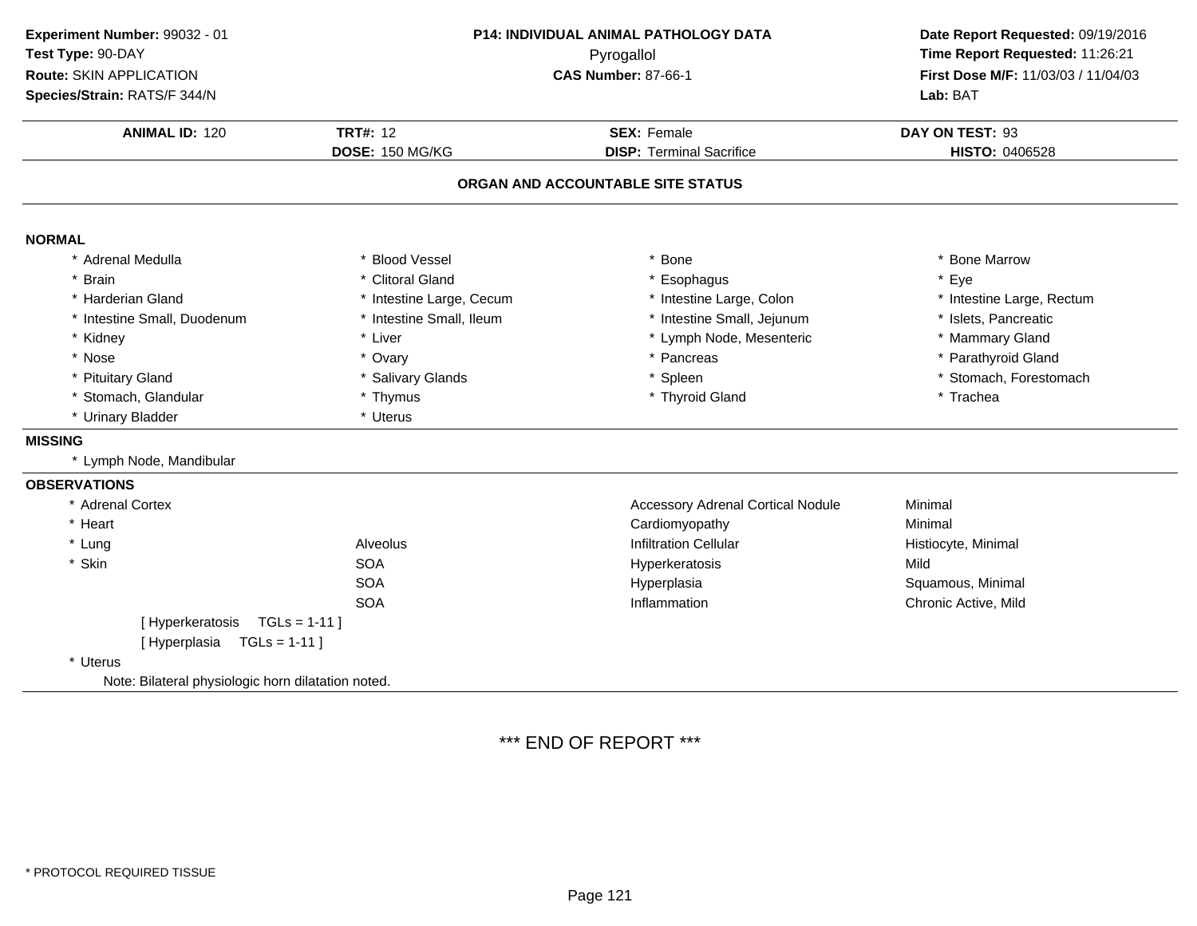**Experiment Number:** 99032 - 01
**Test Type:** 90-DAY
**Route:** SKIN APPLICATION
**Species/Strain:** RATS/F 344/N

**P14: INDIVIDUAL ANIMAL PATHOLOGY DATA**
Pyrogallol
**CAS Number:** 87-66-1

**Date Report Requested:** 09/19/2016
**Time Report Requested:** 11:26:21
**First Dose M/F:** 11/03/03 / 11/04/03
**Lab:** BAT

| | | | |
|---|---|---|---|
| **ANIMAL ID:** 120 | **TRT#:** 12 | **SEX:** Female | **DAY ON TEST:** 93 |
| | **DOSE:** 150 MG/KG | **DISP:** Terminal Sacrifice | **HISTO:** 0406528 |

## ORGAN AND ACCOUNTABLE SITE STATUS

### NORMAL

| | | | |
|---|---|---|---|
| * Adrenal Medulla | * Blood Vessel | * Bone | * Bone Marrow |
| * Brain | * Clitoral Gland | * Esophagus | * Eye |
| * Harderian Gland | * Intestine Large, Cecum | * Intestine Large, Colon | * Intestine Large, Rectum |
| * Intestine Small, Duodenum | * Intestine Small, Ileum | * Intestine Small, Jejunum | * Islets, Pancreatic |
| * Kidney | * Liver | * Lymph Node, Mesenteric | * Mammary Gland |
| * Nose | * Ovary | * Pancreas | * Parathyroid Gland |
| * Pituitary Gland | * Salivary Glands | * Spleen | * Stomach, Forestomach |
| * Stomach, Glandular | * Thymus | * Thyroid Gland | * Trachea |
| * Urinary Bladder | * Uterus | | |

### MISSING

* Lymph Node, Mandibular

### OBSERVATIONS

| | | | |
|---|---|---|---|
| * Adrenal Cortex | | Accessory Adrenal Cortical Nodule | Minimal |
| * Heart | | Cardiomyopathy | Minimal |
| * Lung | Alveolus | Infiltration Cellular | Histiocyte, Minimal |
| * Skin | SOA | Hyperkeratosis | Mild |
| | SOA | Hyperplasia | Squamous, Minimal |
| | SOA | Inflammation | Chronic Active, Mild |

[ Hyperkeratosis TGLs = 1-11 ]
[ Hyperplasia TGLs = 1-11 ]

* Uterus

Note: Bilateral physiologic horn dilatation noted.

*** END OF REPORT ***

* PROTOCOL REQUIRED TISSUE